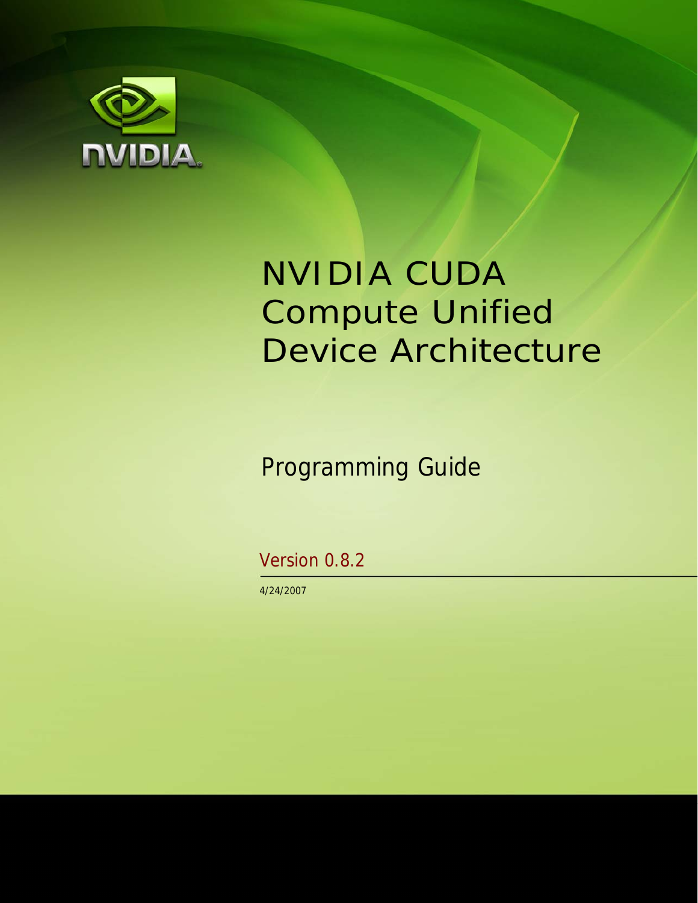# NVIDIA CUDA Compute Unified Device Architecture

## Programming Guide

Version 0.8.2

4/24/2007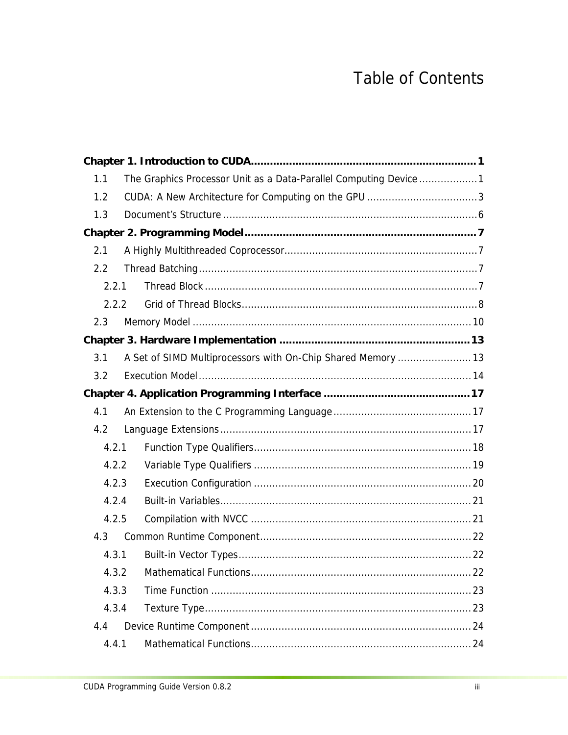# Table of Contents

**Chapter 1. Introduction to CUDA....................................................................... 1**

1.1 The Graphics Processor Unit as a Data-Parallel Computing Device ................... 1

1.2 CUDA: A New Architecture for Computing on the GPU .................................... 3

1.3 Document's Structure .................................................................................. 6

**Chapter 2. Programming Model......................................................................... 7**

2.1 A Highly Multithreaded Coprocessor............................................................... 7

2.2 Thread Batching........................................................................................... 7

2.2.1 Thread Block ......................................................................................... 7

2.2.2 Grid of Thread Blocks............................................................................. 8

2.3 Memory Model ........................................................................................... 10

**Chapter 3. Hardware Implementation ............................................................ 13**

3.1 A Set of SIMD Multiprocessors with On-Chip Shared Memory ......................... 13

3.2 Execution Model......................................................................................... 14

**Chapter 4. Application Programming Interface .............................................. 17**

4.1 An Extension to the C Programming Language ............................................. 17

4.2 Language Extensions .................................................................................. 17

4.2.1 Function Type Qualifiers....................................................................... 18

4.2.2 Variable Type Qualifiers ....................................................................... 19

4.2.3 Execution Configuration ....................................................................... 20

4.2.4 Built-in Variables.................................................................................. 21

4.2.5 Compilation with NVCC ........................................................................ 21

4.3 Common Runtime Component..................................................................... 22

4.3.1 Built-in Vector Types............................................................................ 22

4.3.2 Mathematical Functions........................................................................ 22

4.3.3 Time Function ..................................................................................... 23

4.3.4 Texture Type....................................................................................... 23

4.4 Device Runtime Component ........................................................................ 24

4.4.1 Mathematical Functions........................................................................ 24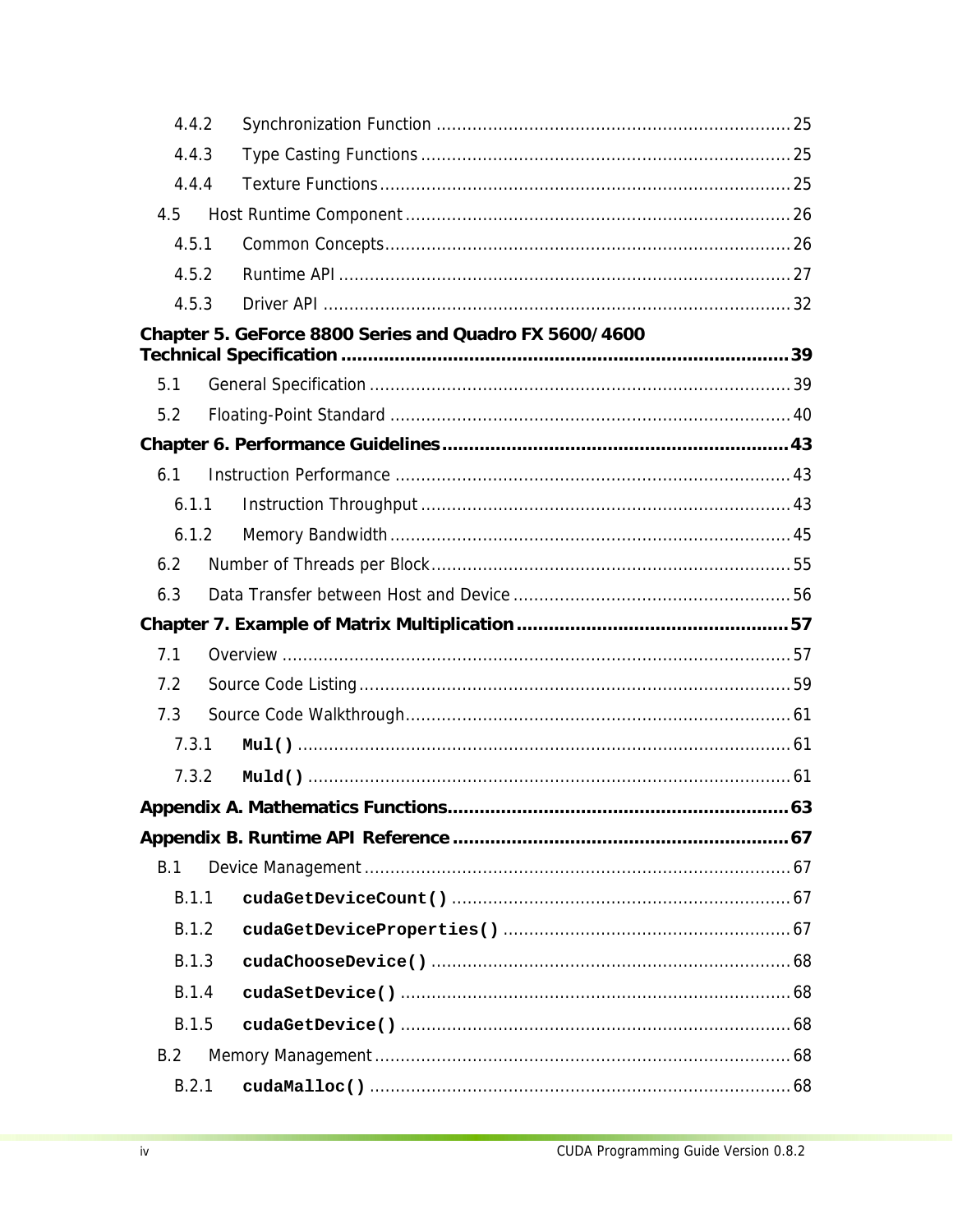4.4.2 Synchronization Function ..... 25

4.4.3 Type Casting Functions ..... 25

4.4.4 Texture Functions ..... 25

4.5 Host Runtime Component ..... 26

4.5.1 Common Concepts ..... 26

4.5.2 Runtime API ..... 27

4.5.3 Driver API ..... 32

**Chapter 5. GeForce 8800 Series and Quadro FX 5600/4600 Technical Specification ..... 39**

5.1 General Specification ..... 39

5.2 Floating-Point Standard ..... 40

**Chapter 6. Performance Guidelines ..... 43**

6.1 Instruction Performance ..... 43

6.1.1 Instruction Throughput ..... 43

6.1.2 Memory Bandwidth ..... 45

6.2 Number of Threads per Block ..... 55

6.3 Data Transfer between Host and Device ..... 56

**Chapter 7. Example of Matrix Multiplication ..... 57**

7.1 Overview ..... 57

7.2 Source Code Listing ..... 59

7.3 Source Code Walkthrough ..... 61

7.3.1 `Mul()` ..... 61

7.3.2 `Muld()` ..... 61

**Appendix A. Mathematics Functions ..... 63**

**Appendix B. Runtime API Reference ..... 67**

B.1 Device Management ..... 67

B.1.1 `cudaGetDeviceCount()` ..... 67

B.1.2 `cudaGetDeviceProperties()` ..... 67

B.1.3 `cudaChooseDevice()` ..... 68

B.1.4 `cudaSetDevice()` ..... 68

B.1.5 `cudaGetDevice()` ..... 68

B.2 Memory Management ..... 68

B.2.1 `cudaMalloc()` ..... 68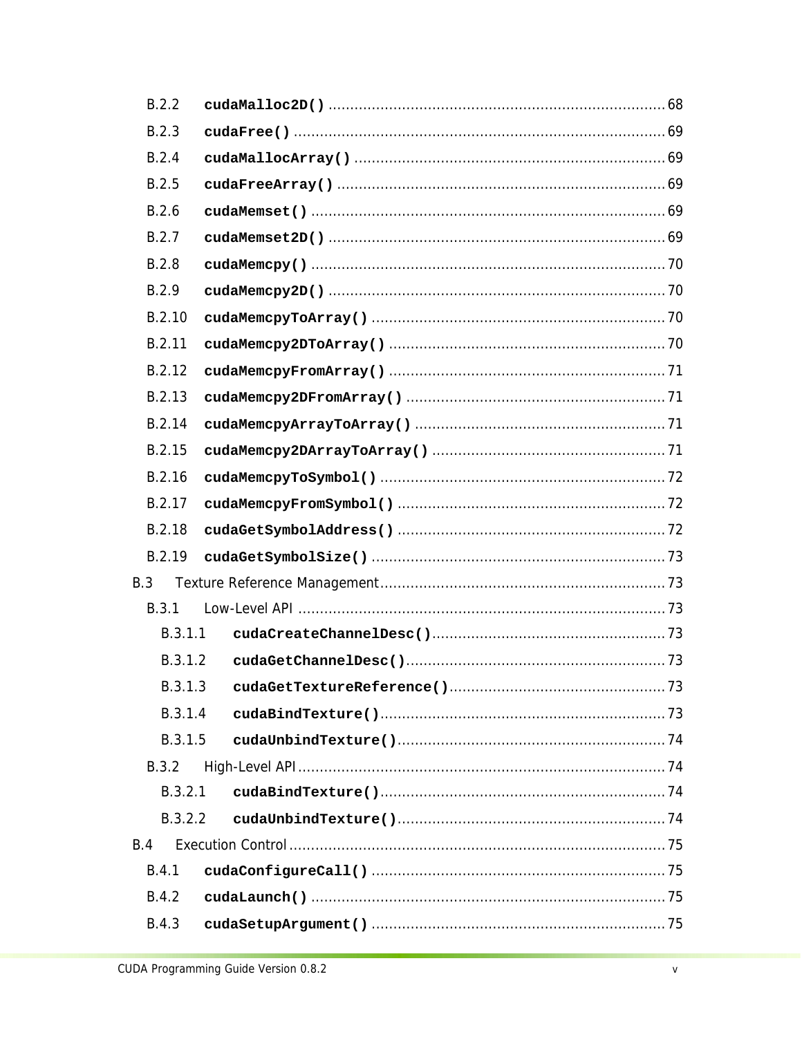B.2.2 **`cudaMalloc2D()`** ........ 68

B.2.3 **`cudaFree()`** ........ 69

B.2.4 **`cudaMallocArray()`** ........ 69

B.2.5 **`cudaFreeArray()`** ........ 69

B.2.6 **`cudaMemset()`** ........ 69

B.2.7 **`cudaMemset2D()`** ........ 69

B.2.8 **`cudaMemcpy()`** ........ 70

B.2.9 **`cudaMemcpy2D()`** ........ 70

B.2.10 **`cudaMemcpyToArray()`** ........ 70

B.2.11 **`cudaMemcpy2DToArray()`** ........ 70

B.2.12 **`cudaMemcpyFromArray()`** ........ 71

B.2.13 **`cudaMemcpy2DFromArray()`** ........ 71

B.2.14 **`cudaMemcpyArrayToArray()`** ........ 71

B.2.15 **`cudaMemcpy2DArrayToArray()`** ........ 71

B.2.16 **`cudaMemcpyToSymbol()`** ........ 72

B.2.17 **`cudaMemcpyFromSymbol()`** ........ 72

B.2.18 **`cudaGetSymbolAddress()`** ........ 72

B.2.19 **`cudaGetSymbolSize()`** ........ 73

B.3 Texture Reference Management ........ 73

B.3.1 Low-Level API ........ 73

B.3.1.1 **`cudaCreateChannelDesc()`** ........ 73

B.3.1.2 **`cudaGetChannelDesc()`** ........ 73

B.3.1.3 **`cudaGetTextureReference()`** ........ 73

B.3.1.4 **`cudaBindTexture()`** ........ 73

B.3.1.5 **`cudaUnbindTexture()`** ........ 74

B.3.2 High-Level API ........ 74

B.3.2.1 **`cudaBindTexture()`** ........ 74

B.3.2.2 **`cudaUnbindTexture()`** ........ 74

B.4 Execution Control ........ 75

B.4.1 **`cudaConfigureCall()`** ........ 75

B.4.2 **`cudaLaunch()`** ........ 75

B.4.3 **`cudaSetupArgument()`** ........ 75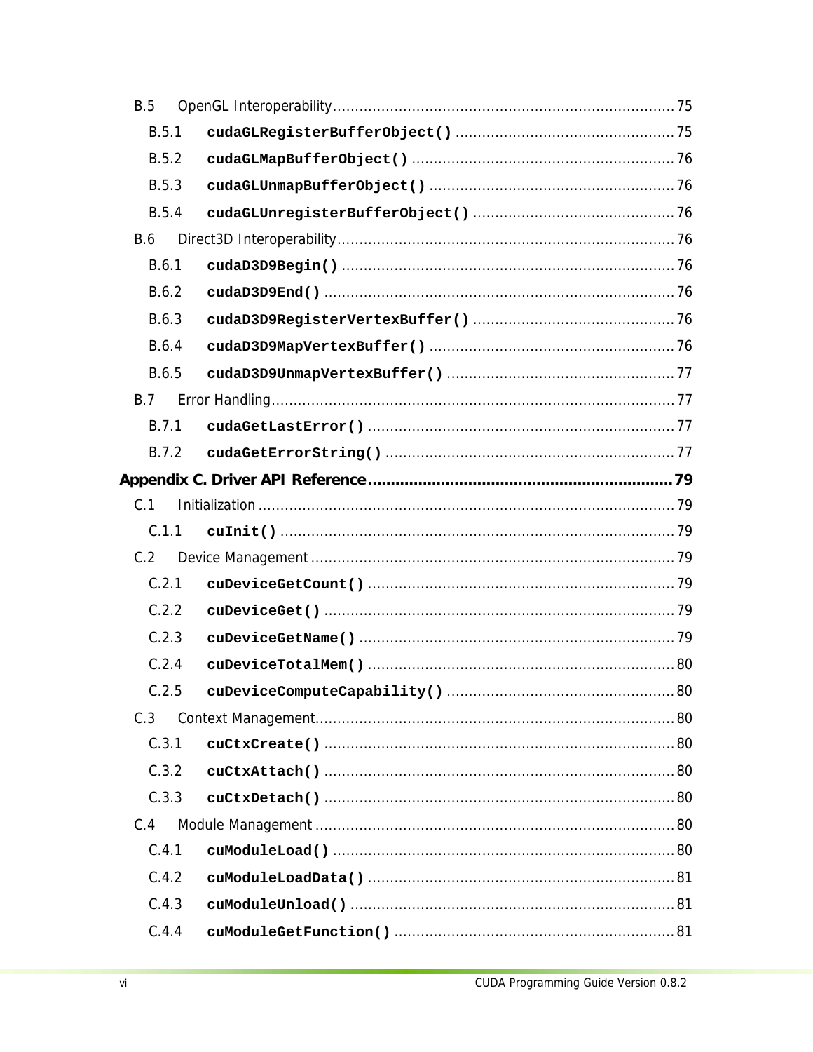B.5 OpenGL Interoperability ............................................................................ 75

B.5.1 **`cudaGLRegisterBufferObject()`** .................................................. 75

B.5.2 **`cudaGLMapBufferObject()`** ............................................................ 76

B.5.3 **`cudaGLUnmapBufferObject()`** ........................................................ 76

B.5.4 **`cudaGLUnregisterBufferObject()`** .............................................. 76

B.6 Direct3D Interoperability ............................................................................ 76

B.6.1 **`cudaD3D9Begin()`** ............................................................................ 76

B.6.2 **`cudaD3D9End()`** ................................................................................ 76

B.6.3 **`cudaD3D9RegisterVertexBuffer()`** .............................................. 76

B.6.4 **`cudaD3D9MapVertexBuffer()`** ........................................................ 76

B.6.5 **`cudaD3D9UnmapVertexBuffer()`** .................................................... 77

B.7 Error Handling ............................................................................................ 77

B.7.1 **`cudaGetLastError()`** ...................................................................... 77

B.7.2 **`cudaGetErrorString()`** .................................................................. 77

**Appendix C. Driver API Reference ................................................................. 79**

C.1 Initialization ............................................................................................... 79

C.1.1 **`cuInit()`** ............................................................................................ 79

C.2 Device Management .................................................................................. 79

C.2.1 **`cuDeviceGetCount()`** ...................................................................... 79

C.2.2 **`cuDeviceGet()`** ................................................................................ 79

C.2.3 **`cuDeviceGetName()`** ........................................................................ 79

C.2.4 **`cuDeviceTotalMem()`** ...................................................................... 80

C.2.5 **`cuDeviceComputeCapability()`** .................................................... 80

C.3 Context Management ................................................................................. 80

C.3.1 **`cuCtxCreate()`** ................................................................................ 80

C.3.2 **`cuCtxAttach()`** ................................................................................ 80

C.3.3 **`cuCtxDetach()`** ................................................................................ 80

C.4 Module Management ................................................................................. 80

C.4.1 **`cuModuleLoad()`** .............................................................................. 80

C.4.2 **`cuModuleLoadData()`** ...................................................................... 81

C.4.3 **`cuModuleUnload()`** .......................................................................... 81

C.4.4 **`cuModuleGetFunction()`** ................................................................ 81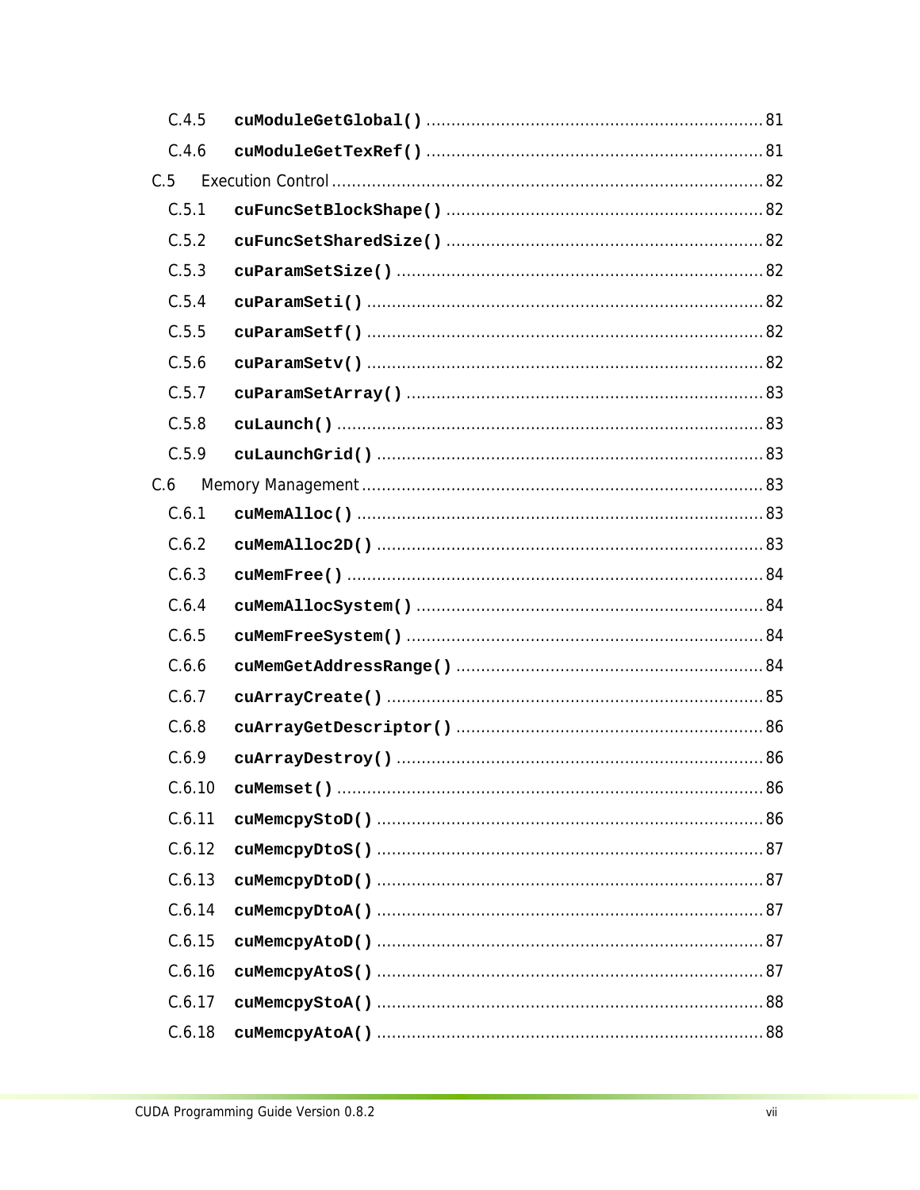C.4.5 **`cuModuleGetGlobal()`** ........ 81

C.4.6 **`cuModuleGetTexRef()`** ........ 81

C.5 Execution Control ........ 82

C.5.1 **`cuFuncSetBlockShape()`** ........ 82

C.5.2 **`cuFuncSetSharedSize()`** ........ 82

C.5.3 **`cuParamSetSize()`** ........ 82

C.5.4 **`cuParamSeti()`** ........ 82

C.5.5 **`cuParamSetf()`** ........ 82

C.5.6 **`cuParamSetv()`** ........ 82

C.5.7 **`cuParamSetArray()`** ........ 83

C.5.8 **`cuLaunch()`** ........ 83

C.5.9 **`cuLaunchGrid()`** ........ 83

C.6 Memory Management ........ 83

C.6.1 **`cuMemAlloc()`** ........ 83

C.6.2 **`cuMemAlloc2D()`** ........ 83

C.6.3 **`cuMemFree()`** ........ 84

C.6.4 **`cuMemAllocSystem()`** ........ 84

C.6.5 **`cuMemFreeSystem()`** ........ 84

C.6.6 **`cuMemGetAddressRange()`** ........ 84

C.6.7 **`cuArrayCreate()`** ........ 85

C.6.8 **`cuArrayGetDescriptor()`** ........ 86

C.6.9 **`cuArrayDestroy()`** ........ 86

C.6.10 **`cuMemset()`** ........ 86

C.6.11 **`cuMemcpyStoD()`** ........ 86

C.6.12 **`cuMemcpyDtoS()`** ........ 87

C.6.13 **`cuMemcpyDtoD()`** ........ 87

C.6.14 **`cuMemcpyDtoA()`** ........ 87

C.6.15 **`cuMemcpyAtoD()`** ........ 87

C.6.16 **`cuMemcpyAtoS()`** ........ 87

C.6.17 **`cuMemcpyStoA()`** ........ 88

C.6.18 **`cuMemcpyAtoA()`** ........ 88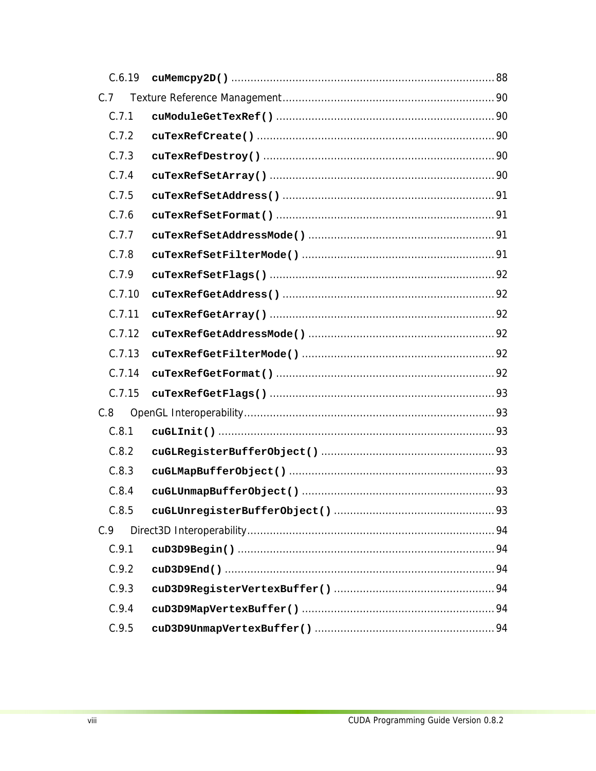C.6.19 **cuMemcpy2D()** .................................................................................... 88

C.7 Texture Reference Management .................................................................... 90

C.7.1 **cuModuleGetTexRef()** .................................................................... 90

C.7.2 **cuTexRefCreate()** .......................................................................... 90

C.7.3 **cuTexRefDestroy()** ........................................................................ 90

C.7.4 **cuTexRefSetArray()** ...................................................................... 90

C.7.5 **cuTexRefSetAddress()** .................................................................. 91

C.7.6 **cuTexRefSetFormat()** .................................................................... 91

C.7.7 **cuTexRefSetAddressMode()** .......................................................... 91

C.7.8 **cuTexRefSetFilterMode()** ............................................................ 91

C.7.9 **cuTexRefSetFlags()** ...................................................................... 92

C.7.10 **cuTexRefGetAddress()** .................................................................. 92

C.7.11 **cuTexRefGetArray()** ...................................................................... 92

C.7.12 **cuTexRefGetAddressMode()** .......................................................... 92

C.7.13 **cuTexRefGetFilterMode()** ............................................................ 92

C.7.14 **cuTexRefGetFormat()** .................................................................... 92

C.7.15 **cuTexRefGetFlags()** ...................................................................... 93

C.8 OpenGL Interoperability ............................................................................... 93

C.8.1 **cuGLInit()** ...................................................................................... 93

C.8.2 **cuGLRegisterBufferObject()** ...................................................... 93

C.8.3 **cuGLMapBufferObject()** ................................................................ 93

C.8.4 **cuGLUnmapBufferObject()** ............................................................ 93

C.8.5 **cuGLUnregisterBufferObject()** .................................................. 93

C.9 Direct3D Interoperability .............................................................................. 94

C.9.1 **cuD3D9Begin()** ................................................................................ 94

C.9.2 **cuD3D9End()** .................................................................................... 94

C.9.3 **cuD3D9RegisterVertexBuffer()** .................................................. 94

C.9.4 **cuD3D9MapVertexBuffer()** ............................................................ 94

C.9.5 **cuD3D9UnmapVertexBuffer()** ........................................................ 94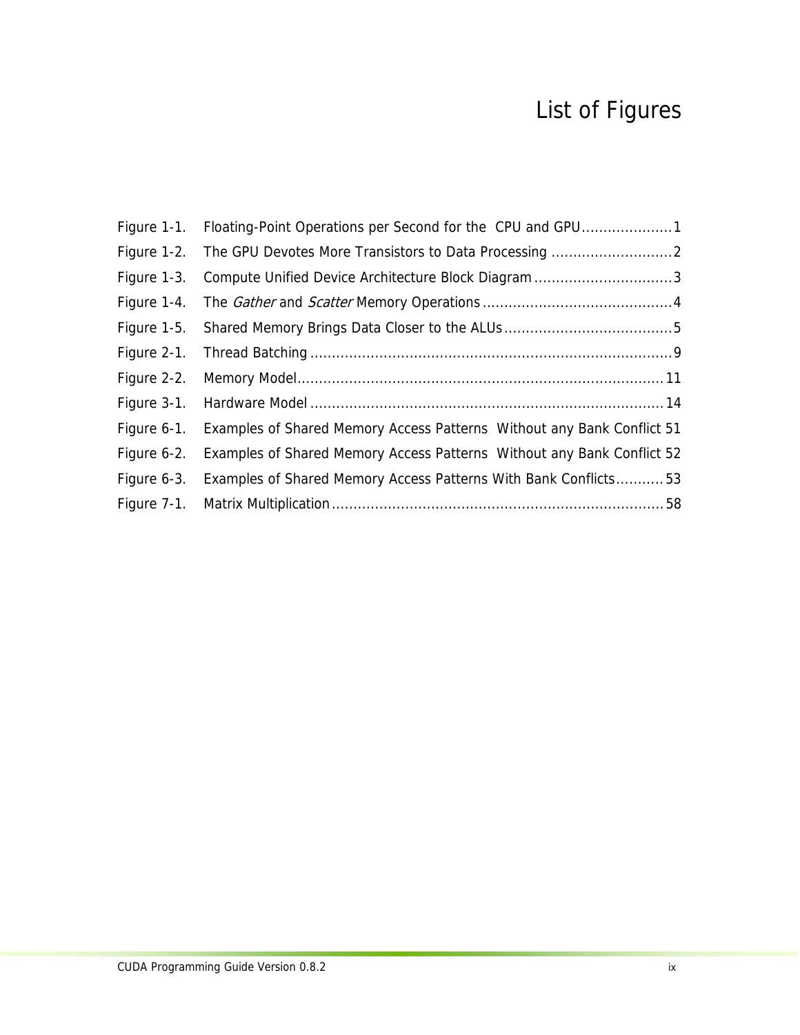# List of Figures

Figure 1-1. Floating-Point Operations per Second for the CPU and GPU ..................... 1
Figure 1-2. The GPU Devotes More Transistors to Data Processing ............................ 2
Figure 1-3. Compute Unified Device Architecture Block Diagram ................................ 3
Figure 1-4. The *Gather* and *Scatter* Memory Operations ............................................ 4
Figure 1-5. Shared Memory Brings Data Closer to the ALUs ....................................... 5
Figure 2-1. Thread Batching .................................................................................... 9
Figure 2-2. Memory Model ..................................................................................... 11
Figure 3-1. Hardware Model .................................................................................. 14
Figure 6-1. Examples of Shared Memory Access Patterns Without any Bank Conflict 51
Figure 6-2. Examples of Shared Memory Access Patterns Without any Bank Conflict 52
Figure 6-3. Examples of Shared Memory Access Patterns With Bank Conflicts ........... 53
Figure 7-1. Matrix Multiplication ............................................................................. 58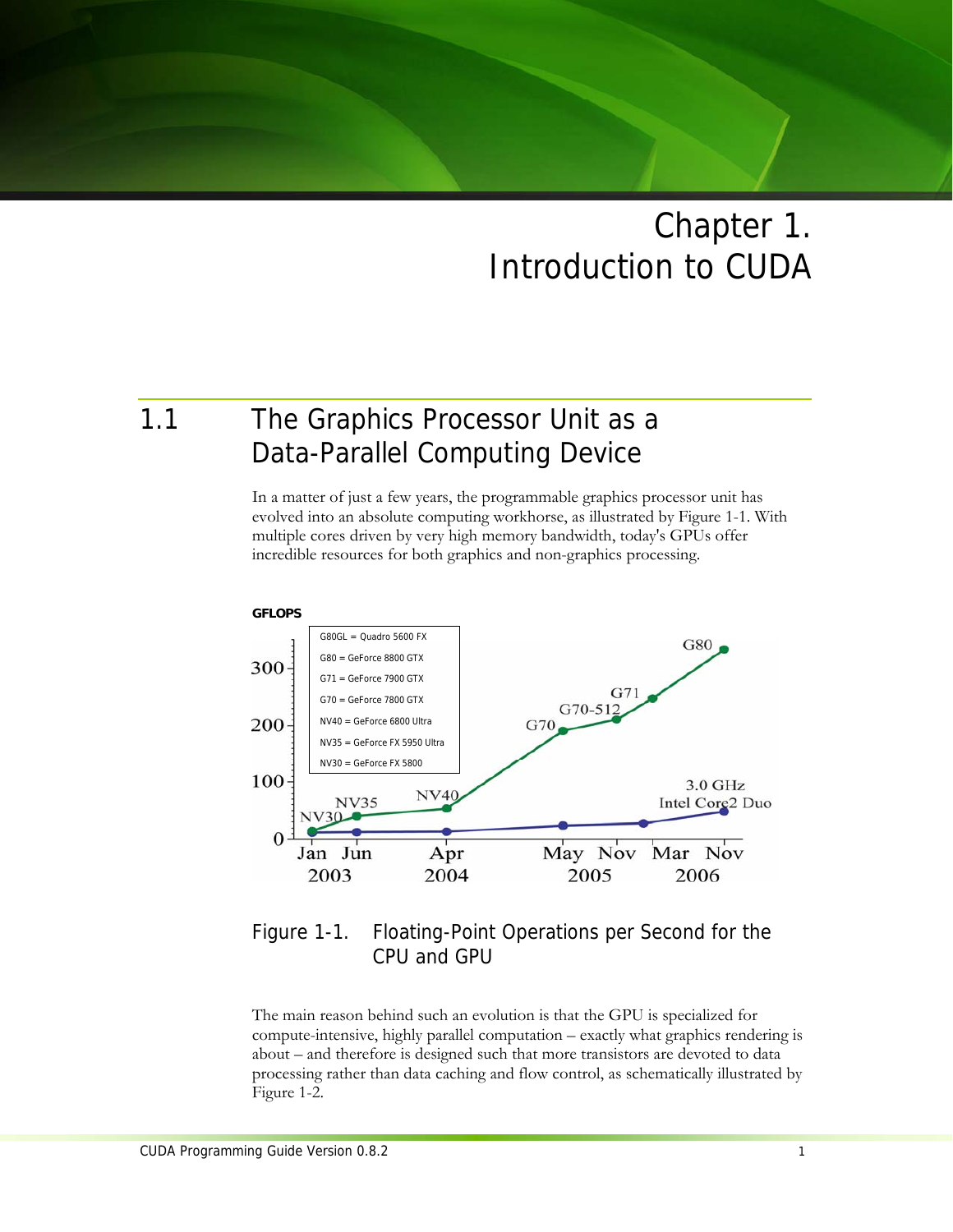# Chapter 1. Introduction to CUDA

## 1.1 The Graphics Processor Unit as a Data-Parallel Computing Device

In a matter of just a few years, the programmable graphics processor unit has evolved into an absolute computing workhorse, as illustrated by Figure 1-1. With multiple cores driven by very high memory bandwidth, today's GPUs offer incredible resources for both graphics and non-graphics processing.

Figure 1-1. Floating-Point Operations per Second for the CPU and GPU

The main reason behind such an evolution is that the GPU is specialized for compute-intensive, highly parallel computation – exactly what graphics rendering is about – and therefore is designed such that more transistors are devoted to data processing rather than data caching and flow control, as schematically illustrated by Figure 1-2.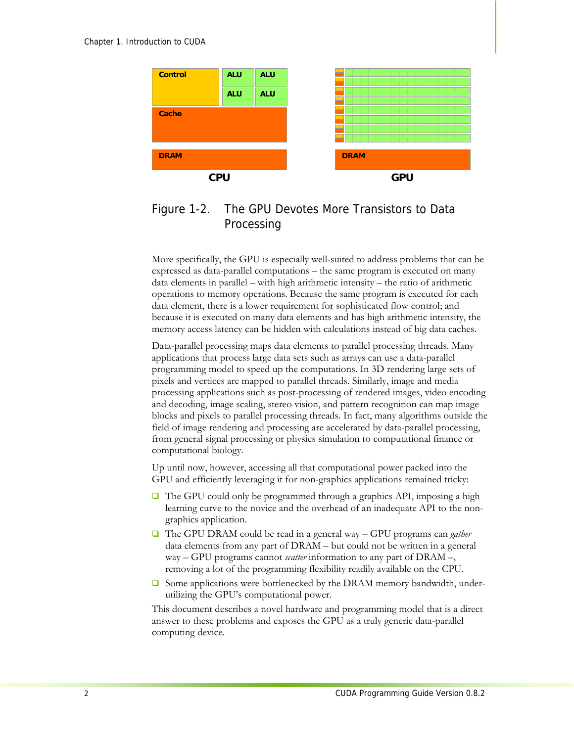Control

ALU

ALU

ALU

ALU

Cache

DRAM

CPU

DRAM

GPU

Figure 1-2. The GPU Devotes More Transistors to Data Processing

More specifically, the GPU is especially well-suited to address problems that can be expressed as data-parallel computations – the same program is executed on many data elements in parallel – with high arithmetic intensity – the ratio of arithmetic operations to memory operations. Because the same program is executed for each data element, there is a lower requirement for sophisticated flow control; and because it is executed on many data elements and has high arithmetic intensity, the memory access latency can be hidden with calculations instead of big data caches.

Data-parallel processing maps data elements to parallel processing threads. Many applications that process large data sets such as arrays can use a data-parallel programming model to speed up the computations. In 3D rendering large sets of pixels and vertices are mapped to parallel threads. Similarly, image and media processing applications such as post-processing of rendered images, video encoding and decoding, image scaling, stereo vision, and pattern recognition can map image blocks and pixels to parallel processing threads. In fact, many algorithms outside the field of image rendering and processing are accelerated by data-parallel processing, from general signal processing or physics simulation to computational finance or computational biology.

Up until now, however, accessing all that computational power packed into the GPU and efficiently leveraging it for non-graphics applications remained tricky:

- The GPU could only be programmed through a graphics API, imposing a high learning curve to the novice and the overhead of an inadequate API to the non-graphics application.
- The GPU DRAM could be read in a general way – GPU programs can *gather* data elements from any part of DRAM – but could not be written in a general way – GPU programs cannot *scatter* information to any part of DRAM –, removing a lot of the programming flexibility readily available on the CPU.
- Some applications were bottlenecked by the DRAM memory bandwidth, under-utilizing the GPU's computational power.

This document describes a novel hardware and programming model that is a direct answer to these problems and exposes the GPU as a truly generic data-parallel computing device.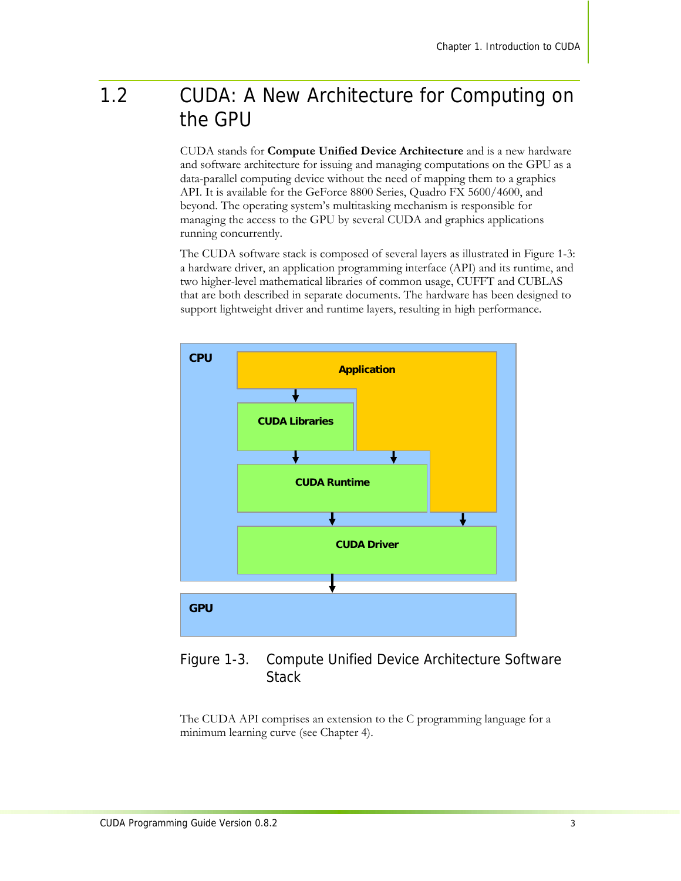## 1.2 CUDA: A New Architecture for Computing on the GPU

CUDA stands for **Compute Unified Device Architecture** and is a new hardware and software architecture for issuing and managing computations on the GPU as a data-parallel computing device without the need of mapping them to a graphics API. It is available for the GeForce 8800 Series, Quadro FX 5600/4600, and beyond. The operating system's multitasking mechanism is responsible for managing the access to the GPU by several CUDA and graphics applications running concurrently.

The CUDA software stack is composed of several layers as illustrated in Figure 1-3: a hardware driver, an application programming interface (API) and its runtime, and two higher-level mathematical libraries of common usage, CUFFT and CUBLAS that are both described in separate documents. The hardware has been designed to support lightweight driver and runtime layers, resulting in high performance.

CPU

Application

CUDA Libraries

CUDA Runtime

CUDA Driver

GPU

Figure 1-3. Compute Unified Device Architecture Software Stack

The CUDA API comprises an extension to the C programming language for a minimum learning curve (see Chapter 4).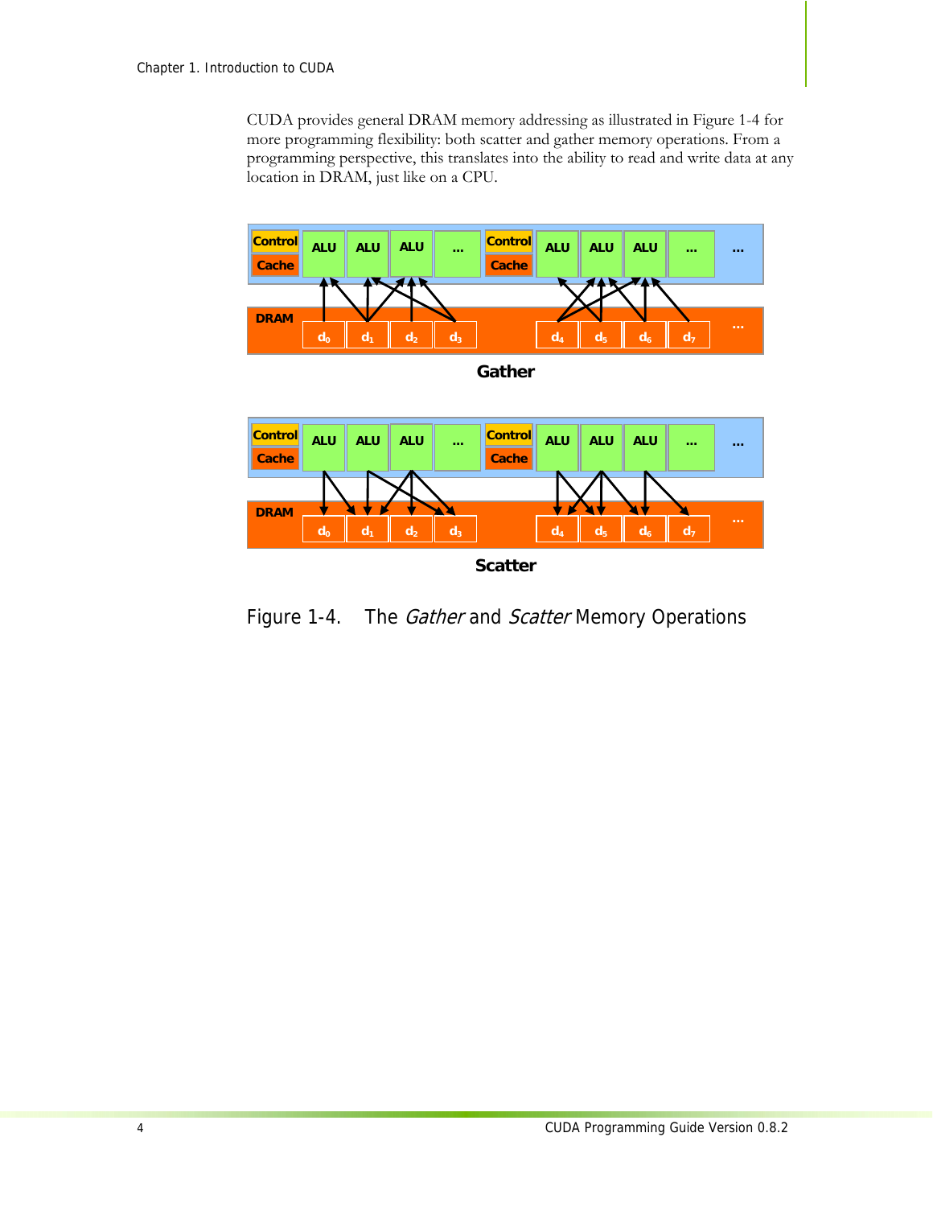CUDA provides general DRAM memory addressing as illustrated in Figure 1-4 for more programming flexibility: both scatter and gather memory operations. From a programming perspective, this translates into the ability to read and write data at any location in DRAM, just like on a CPU.

Figure 1-4. The *Gather* and *Scatter* Memory Operations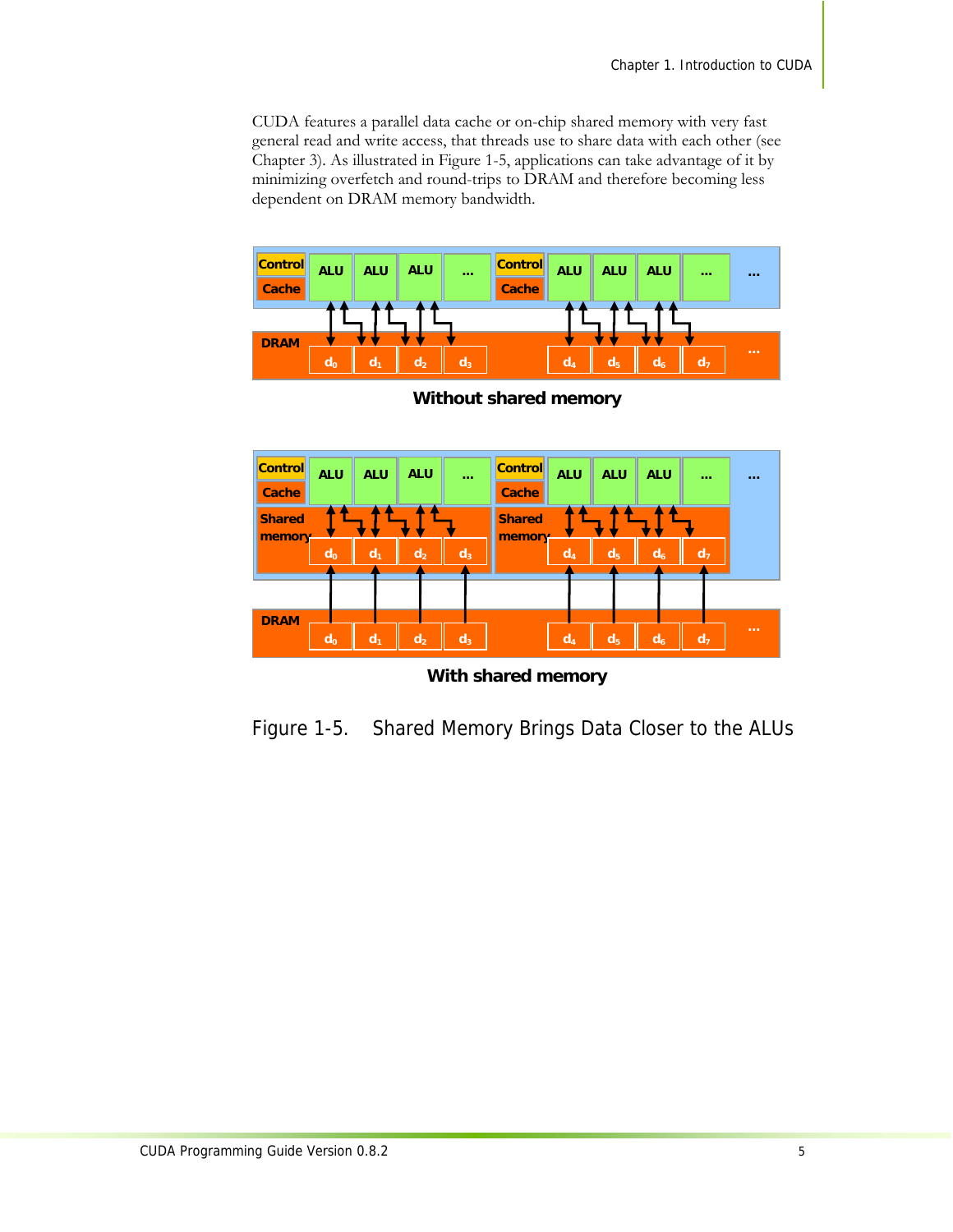CUDA features a parallel data cache or on-chip shared memory with very fast general read and write access, that threads use to share data with each other (see Chapter 3). As illustrated in Figure 1-5, applications can take advantage of it by minimizing overfetch and round-trips to DRAM and therefore becoming less dependent on DRAM memory bandwidth.

**Without shared memory**

**With shared memory**

Figure 1-5. Shared Memory Brings Data Closer to the ALUs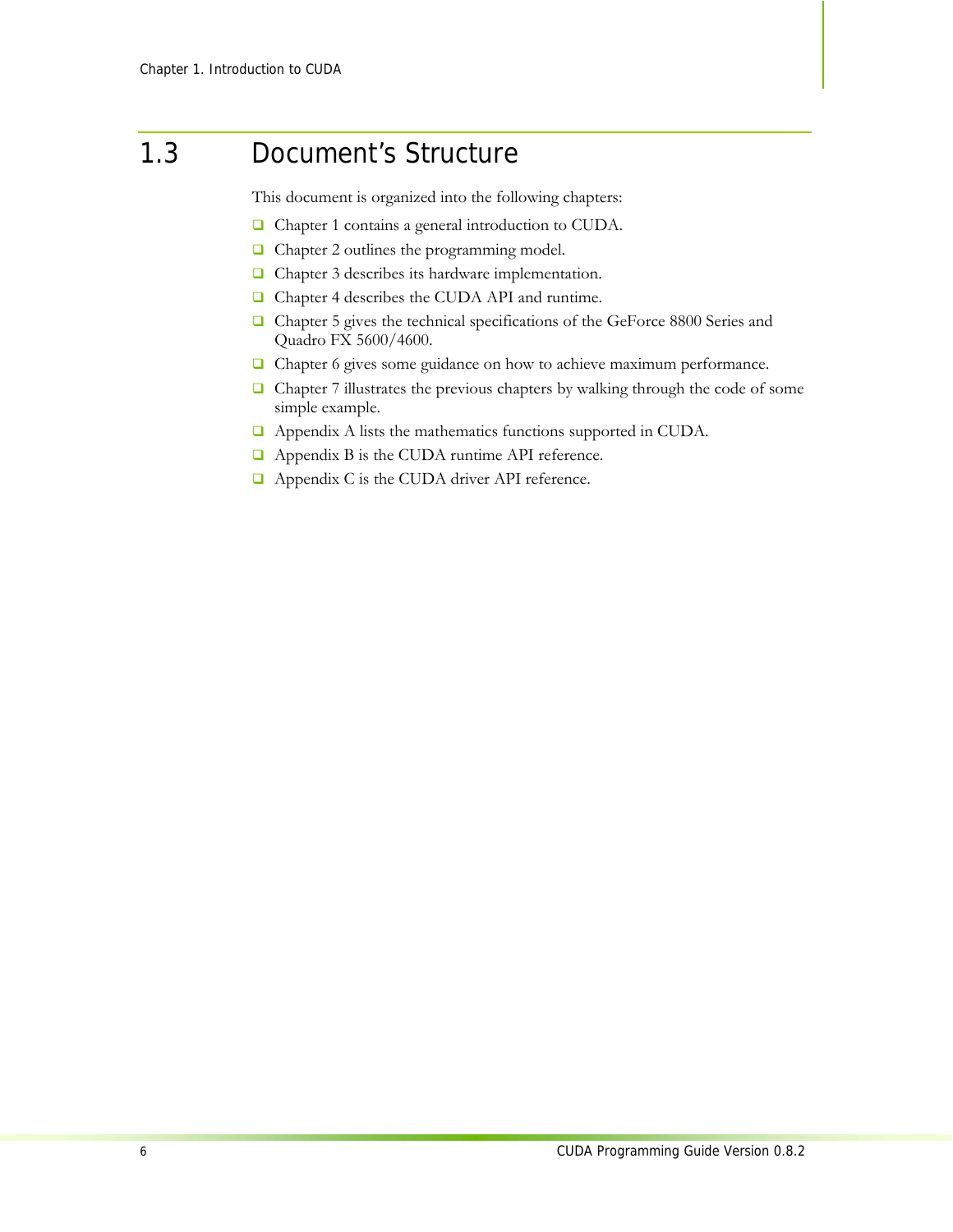## 1.3 Document's Structure

This document is organized into the following chapters:

- Chapter 1 contains a general introduction to CUDA.
- Chapter 2 outlines the programming model.
- Chapter 3 describes its hardware implementation.
- Chapter 4 describes the CUDA API and runtime.
- Chapter 5 gives the technical specifications of the GeForce 8800 Series and Quadro FX 5600/4600.
- Chapter 6 gives some guidance on how to achieve maximum performance.
- Chapter 7 illustrates the previous chapters by walking through the code of some simple example.
- Appendix A lists the mathematics functions supported in CUDA.
- Appendix B is the CUDA runtime API reference.
- Appendix C is the CUDA driver API reference.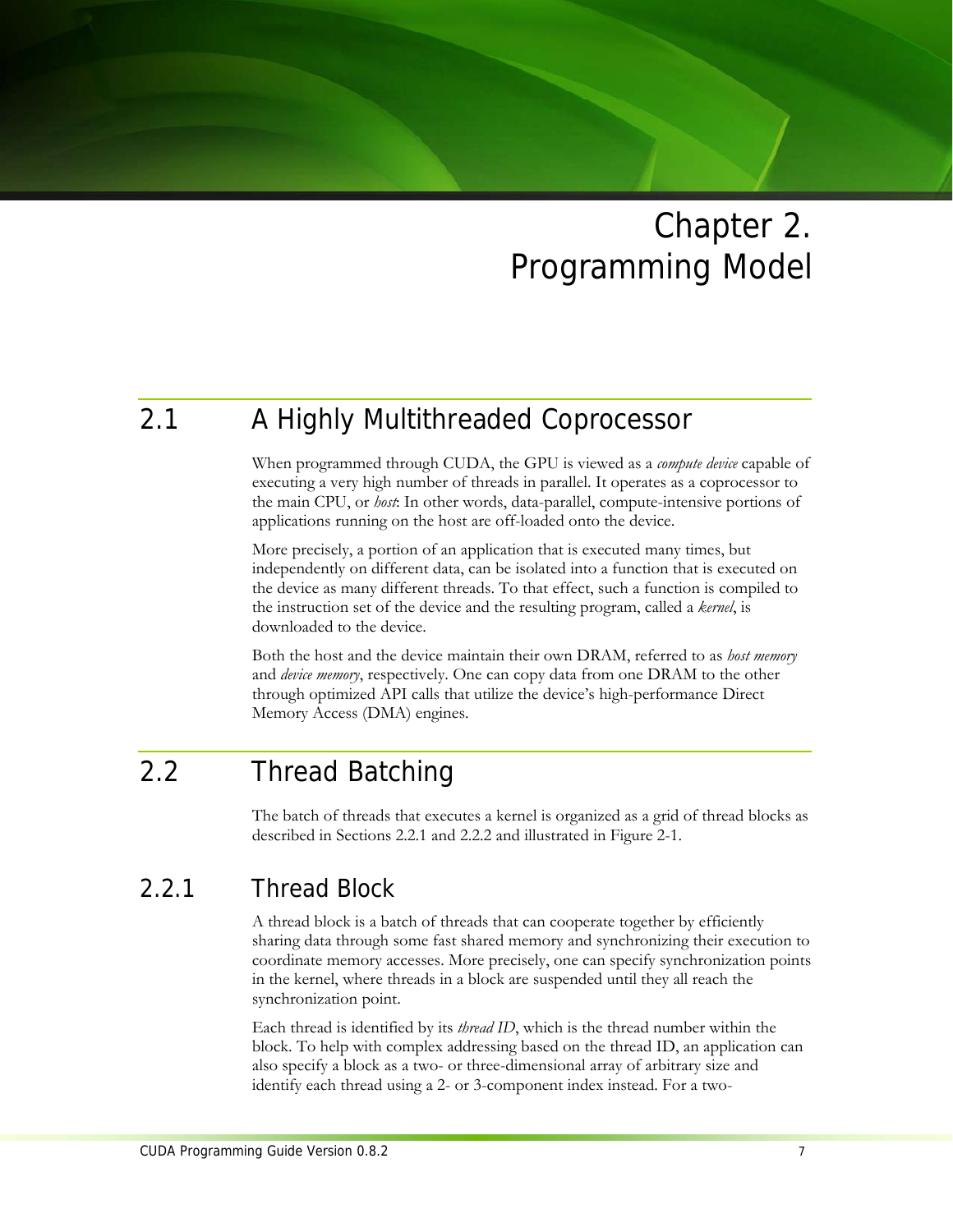# Chapter 2. Programming Model

## 2.1 A Highly Multithreaded Coprocessor

When programmed through CUDA, the GPU is viewed as a *compute device* capable of executing a very high number of threads in parallel. It operates as a coprocessor to the main CPU, or *host*: In other words, data-parallel, compute-intensive portions of applications running on the host are off-loaded onto the device.

More precisely, a portion of an application that is executed many times, but independently on different data, can be isolated into a function that is executed on the device as many different threads. To that effect, such a function is compiled to the instruction set of the device and the resulting program, called a *kernel*, is downloaded to the device.

Both the host and the device maintain their own DRAM, referred to as *host memory* and *device memory*, respectively. One can copy data from one DRAM to the other through optimized API calls that utilize the device's high-performance Direct Memory Access (DMA) engines.

## 2.2 Thread Batching

The batch of threads that executes a kernel is organized as a grid of thread blocks as described in Sections 2.2.1 and 2.2.2 and illustrated in Figure 2-1.

### 2.2.1 Thread Block

A thread block is a batch of threads that can cooperate together by efficiently sharing data through some fast shared memory and synchronizing their execution to coordinate memory accesses. More precisely, one can specify synchronization points in the kernel, where threads in a block are suspended until they all reach the synchronization point.

Each thread is identified by its *thread ID*, which is the thread number within the block. To help with complex addressing based on the thread ID, an application can also specify a block as a two- or three-dimensional array of arbitrary size and identify each thread using a 2- or 3-component index instead. For a two-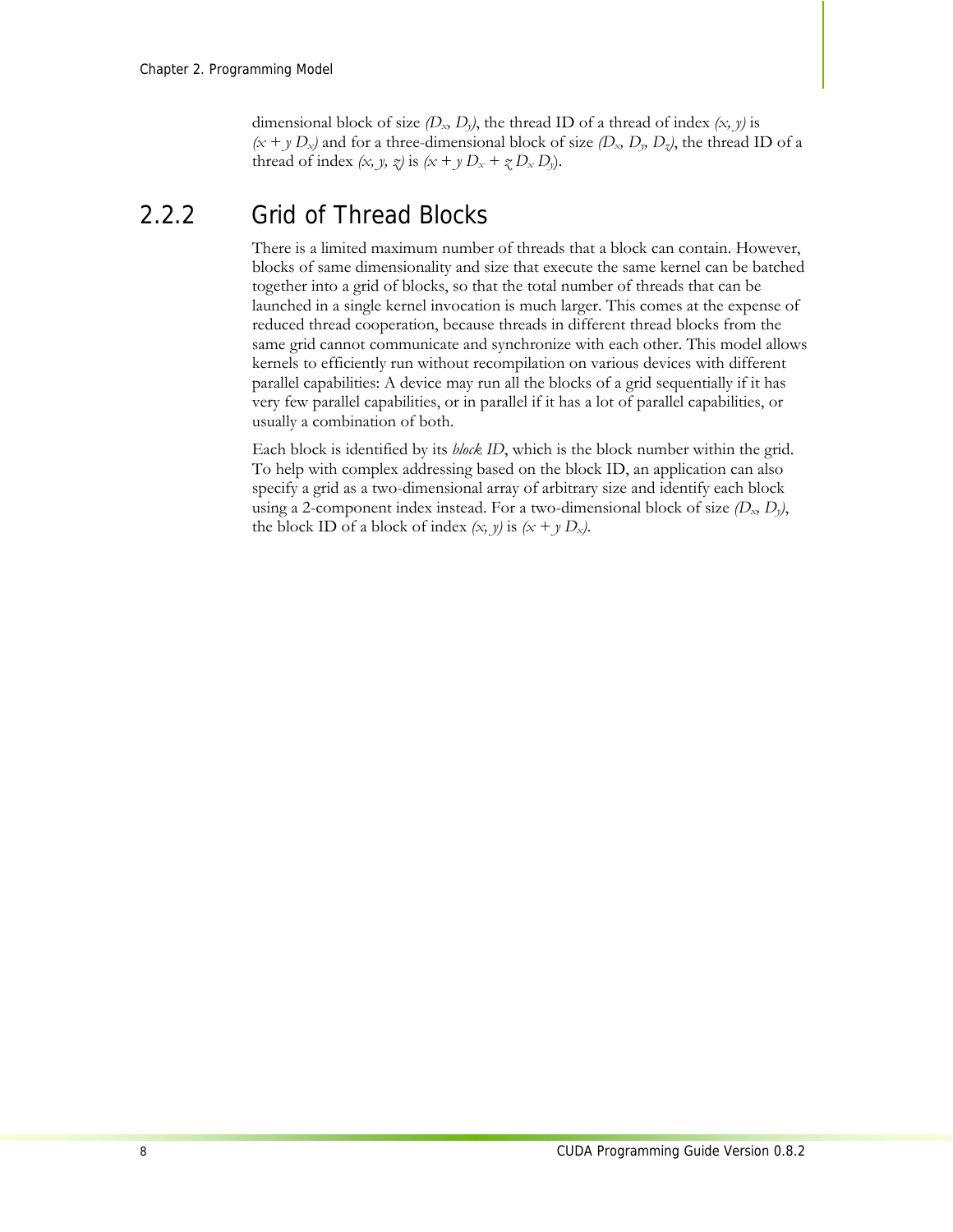dimensional block of size $(D_x, D_y)$, the thread ID of a thread of index $(x, y)$ is $(x + y D_x)$ and for a three-dimensional block of size $(D_x, D_y, D_z)$, the thread ID of a thread of index $(x, y, z)$ is $(x + y D_x + z D_x D_y)$.

### 2.2.2 Grid of Thread Blocks

There is a limited maximum number of threads that a block can contain. However, blocks of same dimensionality and size that execute the same kernel can be batched together into a grid of blocks, so that the total number of threads that can be launched in a single kernel invocation is much larger. This comes at the expense of reduced thread cooperation, because threads in different thread blocks from the same grid cannot communicate and synchronize with each other. This model allows kernels to efficiently run without recompilation on various devices with different parallel capabilities: A device may run all the blocks of a grid sequentially if it has very few parallel capabilities, or in parallel if it has a lot of parallel capabilities, or usually a combination of both.

Each block is identified by its *block ID*, which is the block number within the grid. To help with complex addressing based on the block ID, an application can also specify a grid as a two-dimensional array of arbitrary size and identify each block using a 2-component index instead. For a two-dimensional block of size $(D_x, D_y)$, the block ID of a block of index $(x, y)$ is $(x + y D_x)$.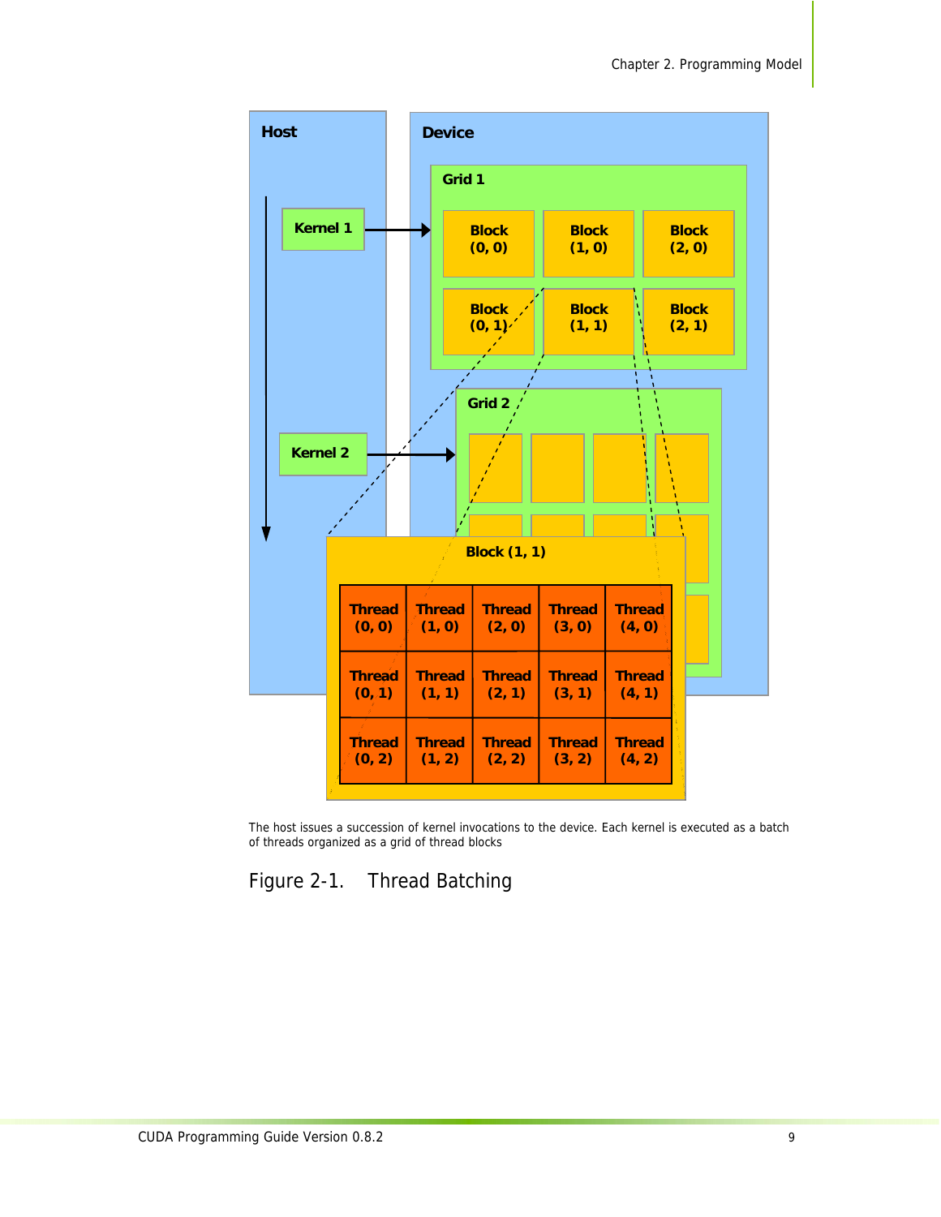The host issues a succession of kernel invocations to the device. Each kernel is executed as a batch of threads organized as a grid of thread blocks

Figure 2-1. Thread Batching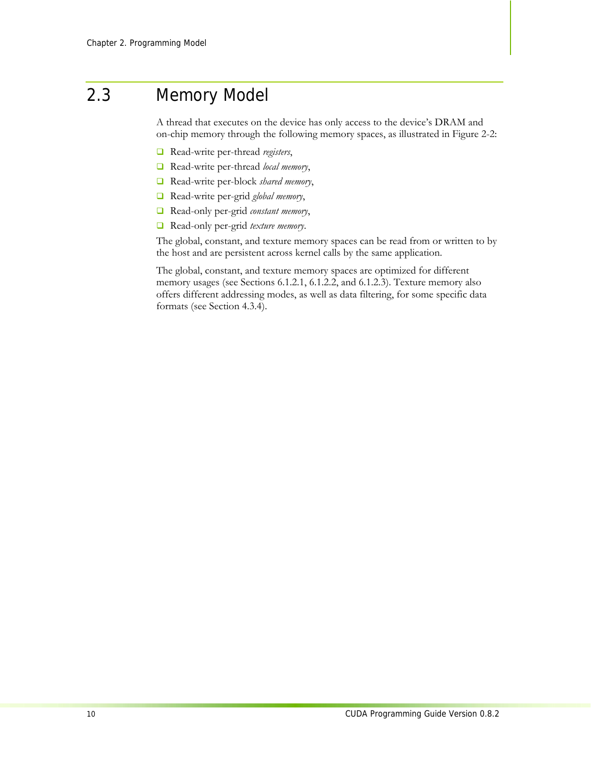## 2.3 Memory Model

A thread that executes on the device has only access to the device's DRAM and on-chip memory through the following memory spaces, as illustrated in Figure 2-2:

- Read-write per-thread *registers*,
- Read-write per-thread *local memory*,
- Read-write per-block *shared memory*,
- Read-write per-grid *global memory*,
- Read-only per-grid *constant memory*,
- Read-only per-grid *texture memory*.

The global, constant, and texture memory spaces can be read from or written to by the host and are persistent across kernel calls by the same application.

The global, constant, and texture memory spaces are optimized for different memory usages (see Sections 6.1.2.1, 6.1.2.2, and 6.1.2.3). Texture memory also offers different addressing modes, as well as data filtering, for some specific data formats (see Section 4.3.4).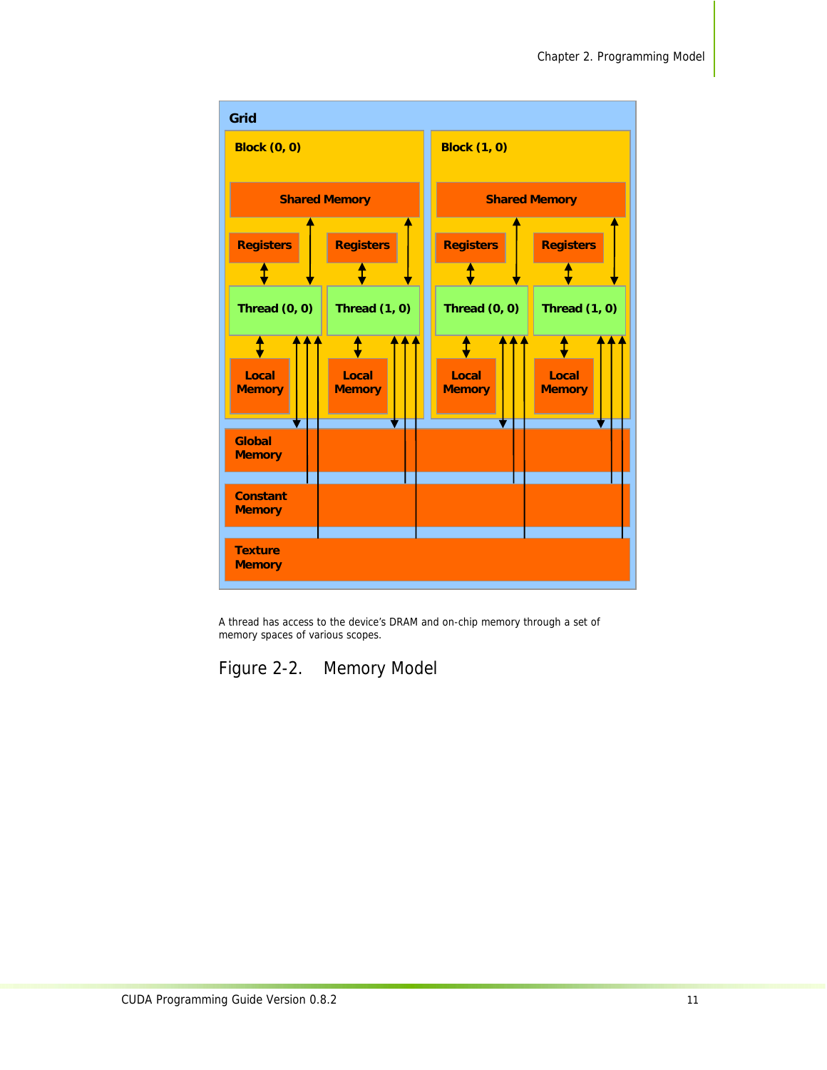A thread has access to the device's DRAM and on-chip memory through a set of memory spaces of various scopes.

Figure 2-2. Memory Model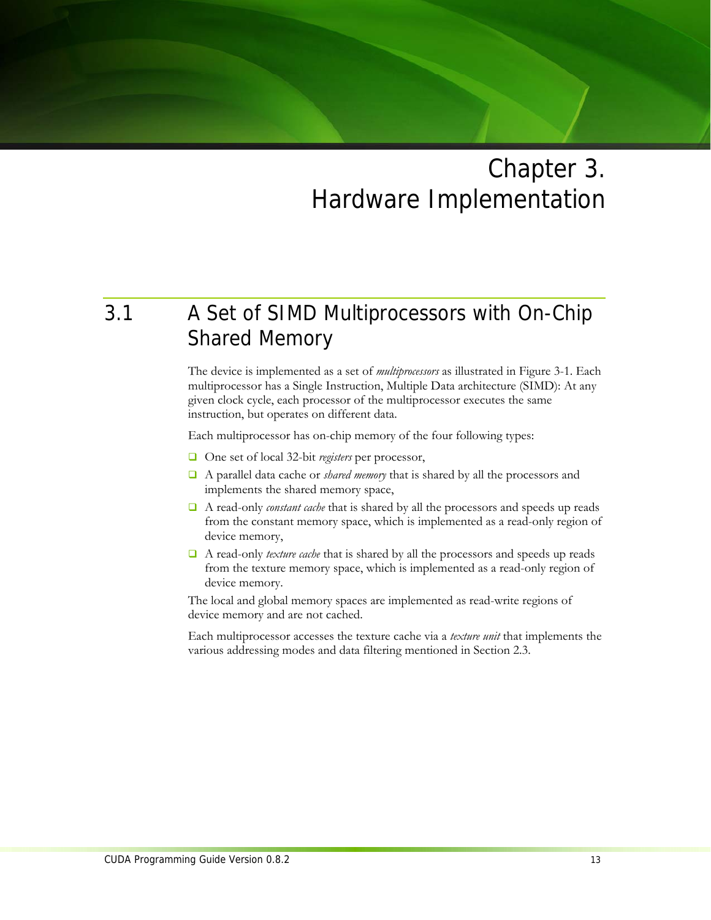# Chapter 3. Hardware Implementation

## 3.1 A Set of SIMD Multiprocessors with On-Chip Shared Memory

The device is implemented as a set of *multiprocessors* as illustrated in Figure 3-1. Each multiprocessor has a Single Instruction, Multiple Data architecture (SIMD): At any given clock cycle, each processor of the multiprocessor executes the same instruction, but operates on different data.

Each multiprocessor has on-chip memory of the four following types:

- One set of local 32-bit *registers* per processor,
- A parallel data cache or *shared memory* that is shared by all the processors and implements the shared memory space,
- A read-only *constant cache* that is shared by all the processors and speeds up reads from the constant memory space, which is implemented as a read-only region of device memory,
- A read-only *texture cache* that is shared by all the processors and speeds up reads from the texture memory space, which is implemented as a read-only region of device memory.

The local and global memory spaces are implemented as read-write regions of device memory and are not cached.

Each multiprocessor accesses the texture cache via a *texture unit* that implements the various addressing modes and data filtering mentioned in Section 2.3.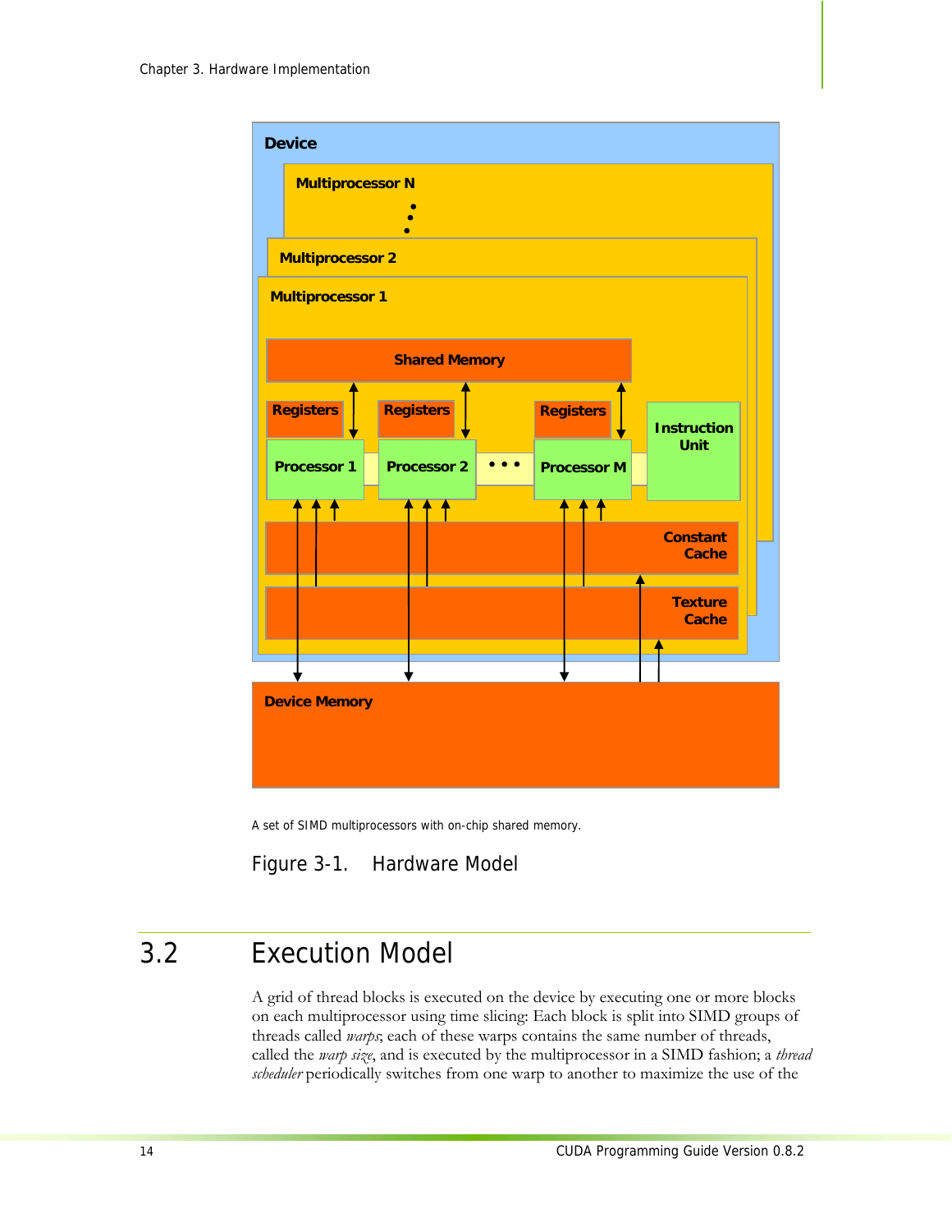A set of SIMD multiprocessors with on-chip shared memory.

Figure 3-1. Hardware Model

## 3.2 Execution Model

A grid of thread blocks is executed on the device by executing one or more blocks on each multiprocessor using time slicing: Each block is split into SIMD groups of threads called *warps*; each of these warps contains the same number of threads, called the *warp size*, and is executed by the multiprocessor in a SIMD fashion; a *thread scheduler* periodically switches from one warp to another to maximize the use of the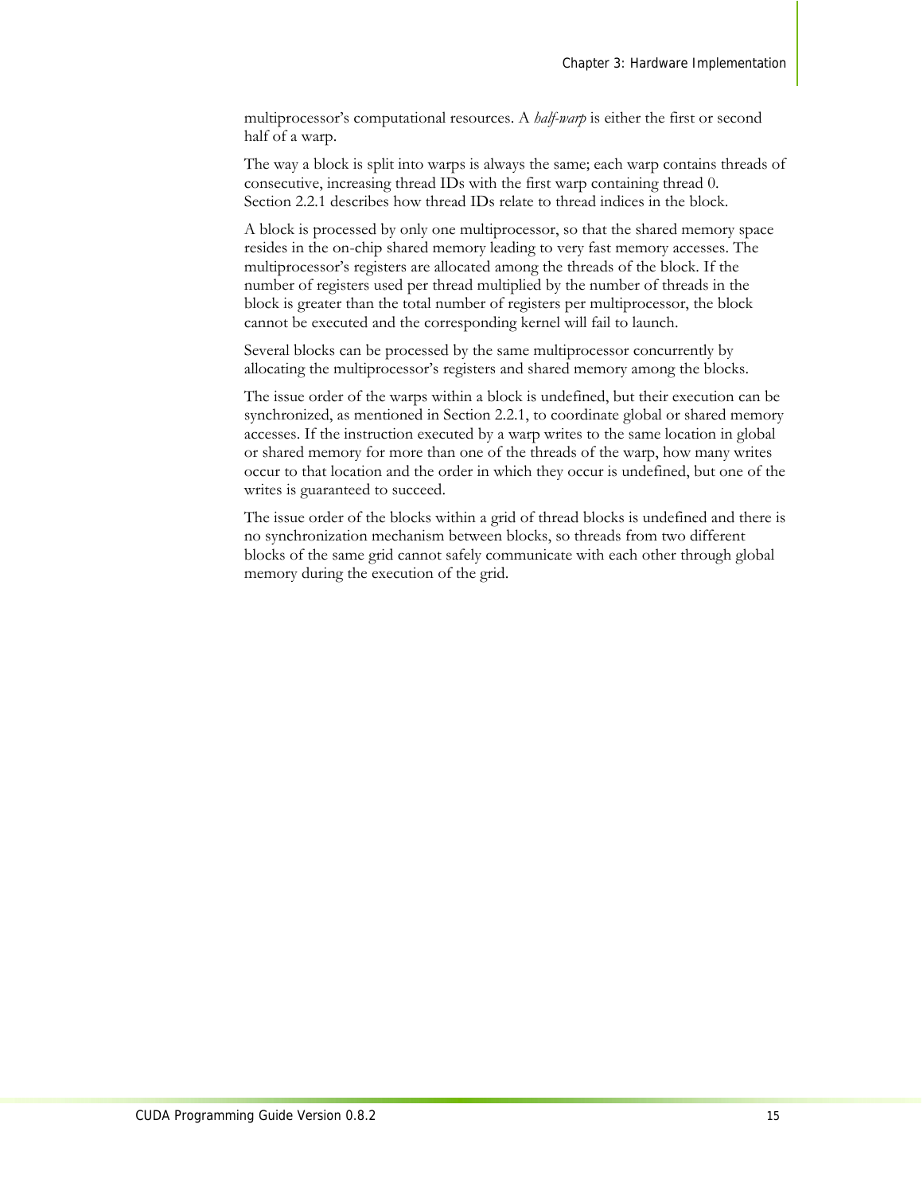multiprocessor's computational resources. A *half-warp* is either the first or second half of a warp.

The way a block is split into warps is always the same; each warp contains threads of consecutive, increasing thread IDs with the first warp containing thread 0. Section 2.2.1 describes how thread IDs relate to thread indices in the block.

A block is processed by only one multiprocessor, so that the shared memory space resides in the on-chip shared memory leading to very fast memory accesses. The multiprocessor's registers are allocated among the threads of the block. If the number of registers used per thread multiplied by the number of threads in the block is greater than the total number of registers per multiprocessor, the block cannot be executed and the corresponding kernel will fail to launch.

Several blocks can be processed by the same multiprocessor concurrently by allocating the multiprocessor's registers and shared memory among the blocks.

The issue order of the warps within a block is undefined, but their execution can be synchronized, as mentioned in Section 2.2.1, to coordinate global or shared memory accesses. If the instruction executed by a warp writes to the same location in global or shared memory for more than one of the threads of the warp, how many writes occur to that location and the order in which they occur is undefined, but one of the writes is guaranteed to succeed.

The issue order of the blocks within a grid of thread blocks is undefined and there is no synchronization mechanism between blocks, so threads from two different blocks of the same grid cannot safely communicate with each other through global memory during the execution of the grid.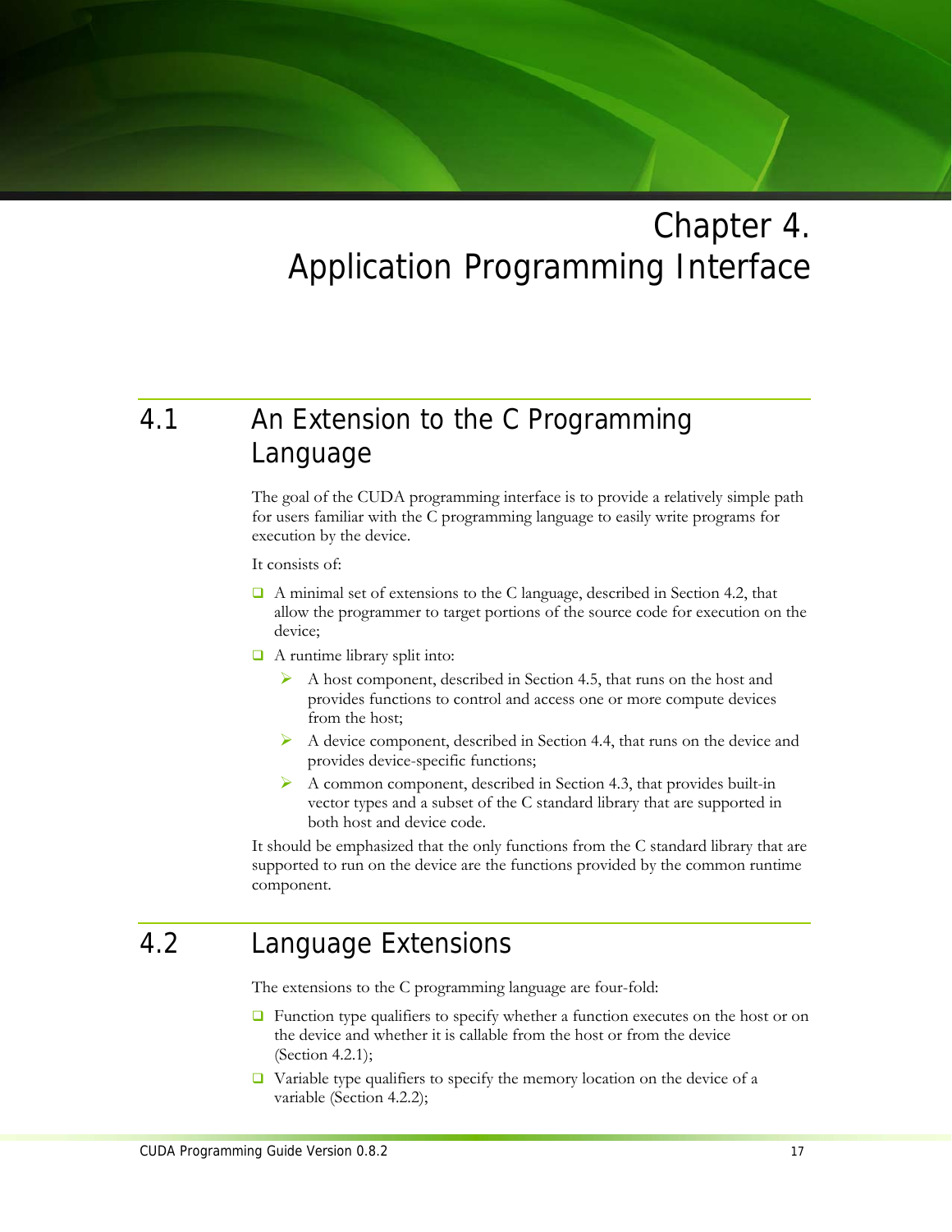# Chapter 4. Application Programming Interface

## 4.1 An Extension to the C Programming Language

The goal of the CUDA programming interface is to provide a relatively simple path for users familiar with the C programming language to easily write programs for execution by the device.

It consists of:

- A minimal set of extensions to the C language, described in Section 4.2, that allow the programmer to target portions of the source code for execution on the device;
- A runtime library split into:
  - A host component, described in Section 4.5, that runs on the host and provides functions to control and access one or more compute devices from the host;
  - A device component, described in Section 4.4, that runs on the device and provides device-specific functions;
  - A common component, described in Section 4.3, that provides built-in vector types and a subset of the C standard library that are supported in both host and device code.

It should be emphasized that the only functions from the C standard library that are supported to run on the device are the functions provided by the common runtime component.

## 4.2 Language Extensions

The extensions to the C programming language are four-fold:

- Function type qualifiers to specify whether a function executes on the host or on the device and whether it is callable from the host or from the device (Section 4.2.1);
- Variable type qualifiers to specify the memory location on the device of a variable (Section 4.2.2);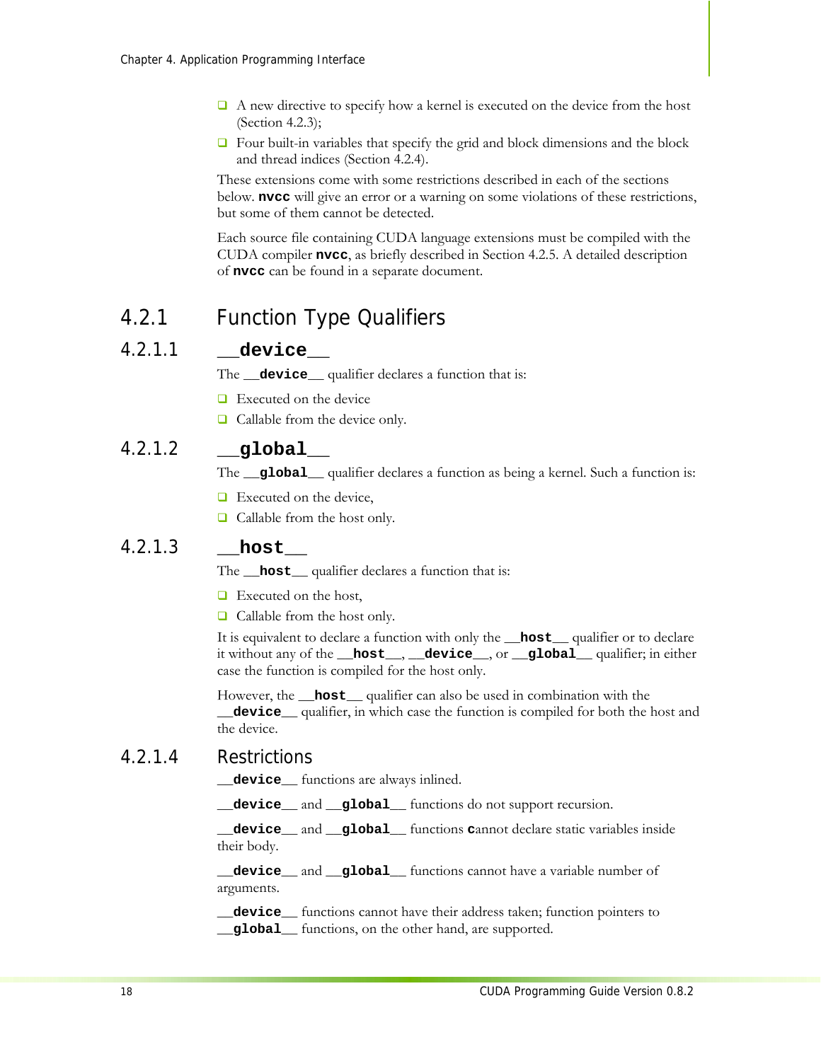- A new directive to specify how a kernel is executed on the device from the host (Section 4.2.3);
- Four built-in variables that specify the grid and block dimensions and the block and thread indices (Section 4.2.4).

These extensions come with some restrictions described in each of the sections below. **nvcc** will give an error or a warning on some violations of these restrictions, but some of them cannot be detected.

Each source file containing CUDA language extensions must be compiled with the CUDA compiler **nvcc**, as briefly described in Section 4.2.5. A detailed description of **nvcc** can be found in a separate document.

## 4.2.1 Function Type Qualifiers

### 4.2.1.1 __device__

The **__device__** qualifier declares a function that is:

- Executed on the device
- Callable from the device only.

### 4.2.1.2 __global__

The **__global__** qualifier declares a function as being a kernel. Such a function is:

- Executed on the device,
- Callable from the host only.

### 4.2.1.3 __host__

The **__host__** qualifier declares a function that is:

- Executed on the host,
- Callable from the host only.

It is equivalent to declare a function with only the **__host__** qualifier or to declare it without any of the **__host__**, **__device__**, or **__global__** qualifier; in either case the function is compiled for the host only.

However, the **__host__** qualifier can also be used in combination with the **__device__** qualifier, in which case the function is compiled for both the host and the device.

### 4.2.1.4 Restrictions

**__device__** functions are always inlined.

**__device__** and **__global__** functions do not support recursion.

**__device__** and **__global__** functions cannot declare static variables inside their body.

**__device__** and **__global__** functions cannot have a variable number of arguments.

**__device__** functions cannot have their address taken; function pointers to **__global__** functions, on the other hand, are supported.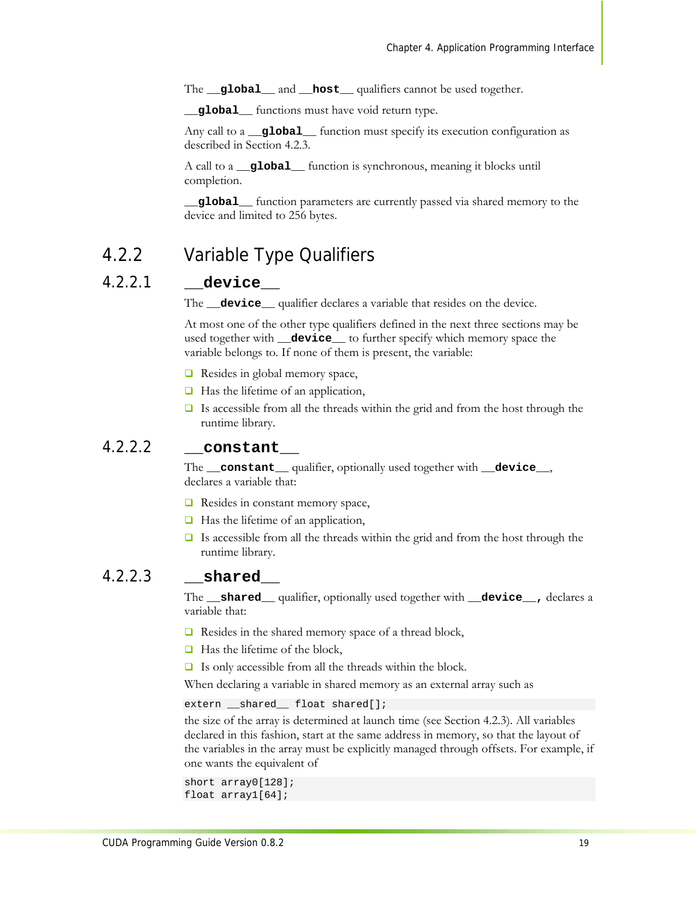The **`__global__`** and **`__host__`** qualifiers cannot be used together.

**`__global__`** functions must have void return type.

Any call to a **`__global__`** function must specify its execution configuration as described in Section 4.2.3.

A call to a **`__global__`** function is synchronous, meaning it blocks until completion.

**`__global__`** function parameters are currently passed via shared memory to the device and limited to 256 bytes.

## 4.2.2 Variable Type Qualifiers

### 4.2.2.1 `__device__`

The **`__device__`** qualifier declares a variable that resides on the device.

At most one of the other type qualifiers defined in the next three sections may be used together with **`__device__`** to further specify which memory space the variable belongs to. If none of them is present, the variable:

- Resides in global memory space,
- Has the lifetime of an application,
- Is accessible from all the threads within the grid and from the host through the runtime library.

### 4.2.2.2 `__constant__`

The **`__constant__`** qualifier, optionally used together with **`__device__`**, declares a variable that:

- Resides in constant memory space,
- Has the lifetime of an application,
- Is accessible from all the threads within the grid and from the host through the runtime library.

### 4.2.2.3 `__shared__`

The **`__shared__`** qualifier, optionally used together with **`__device__`**, declares a variable that:

- Resides in the shared memory space of a thread block,
- Has the lifetime of the block,
- Is only accessible from all the threads within the block.

When declaring a variable in shared memory as an external array such as

```
extern __shared__ float shared[];
```

the size of the array is determined at launch time (see Section 4.2.3). All variables declared in this fashion, start at the same address in memory, so that the layout of the variables in the array must be explicitly managed through offsets. For example, if one wants the equivalent of

```
short array0[128];
float array1[64];
```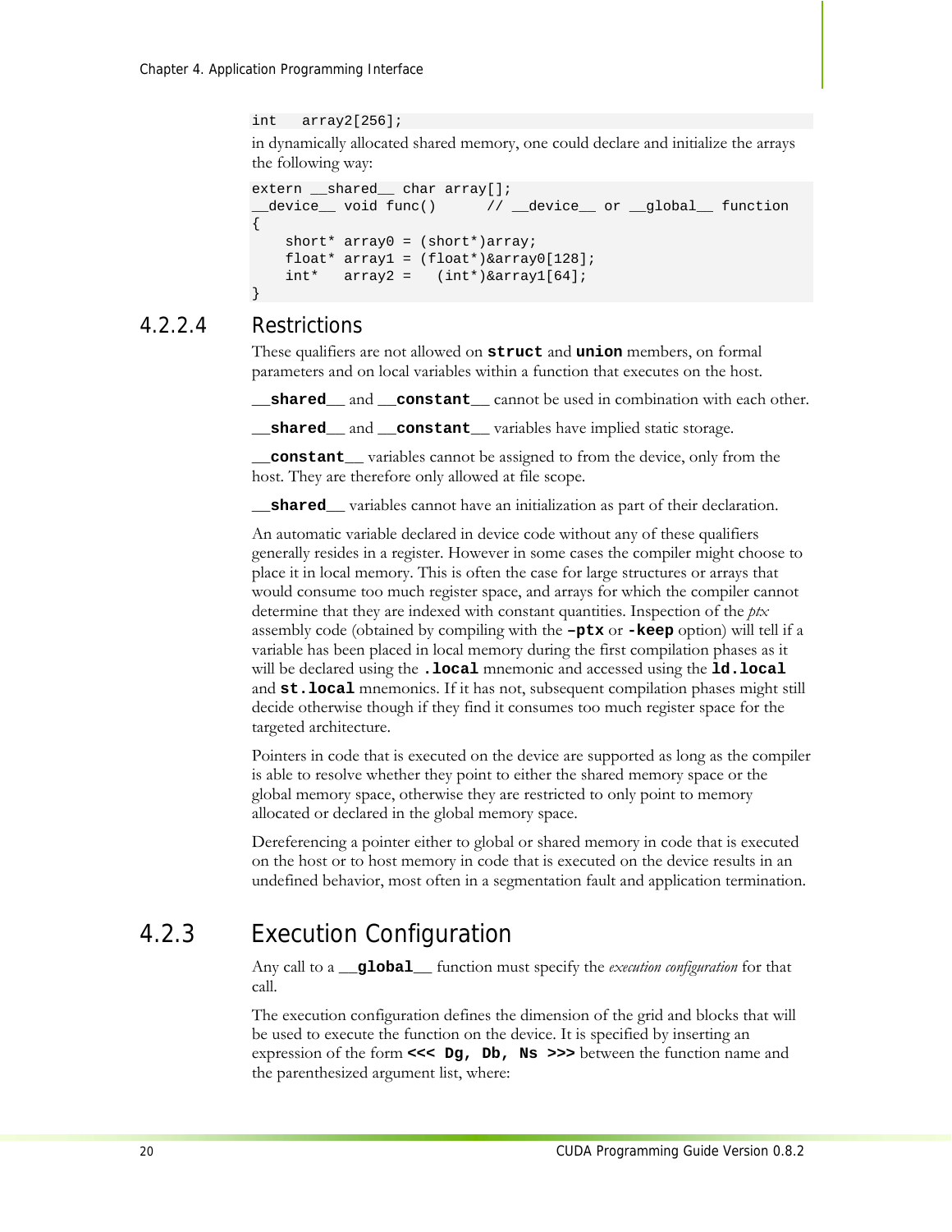```
int   array2[256];
```

in dynamically allocated shared memory, one could declare and initialize the arrays the following way:

```
extern __shared__ char array[];
__device__ void func()      // __device__ or __global__ function
{
    short* array0 = (short*)array;
    float* array1 = (float*)&array0[128];
    int*   array2 =   (int*)&array1[64];
}
```

#### 4.2.2.4 Restrictions

These qualifiers are not allowed on **`struct`** and **`union`** members, on formal parameters and on local variables within a function that executes on the host.

**`__shared__`** and **`__constant__`** cannot be used in combination with each other.

**`__shared__`** and **`__constant__`** variables have implied static storage.

**`__constant__`** variables cannot be assigned to from the device, only from the host. They are therefore only allowed at file scope.

**`__shared__`** variables cannot have an initialization as part of their declaration.

An automatic variable declared in device code without any of these qualifiers generally resides in a register. However in some cases the compiler might choose to place it in local memory. This is often the case for large structures or arrays that would consume too much register space, and arrays for which the compiler cannot determine that they are indexed with constant quantities. Inspection of the *ptx* assembly code (obtained by compiling with the **`–ptx`** or **`-keep`** option) will tell if a variable has been placed in local memory during the first compilation phases as it will be declared using the **`.local`** mnemonic and accessed using the **`ld.local`** and **`st.local`** mnemonics. If it has not, subsequent compilation phases might still decide otherwise though if they find it consumes too much register space for the targeted architecture.

Pointers in code that is executed on the device are supported as long as the compiler is able to resolve whether they point to either the shared memory space or the global memory space, otherwise they are restricted to only point to memory allocated or declared in the global memory space.

Dereferencing a pointer either to global or shared memory in code that is executed on the host or to host memory in code that is executed on the device results in an undefined behavior, most often in a segmentation fault and application termination.

### 4.2.3 Execution Configuration

Any call to a **`__global__`** function must specify the *execution configuration* for that call.

The execution configuration defines the dimension of the grid and blocks that will be used to execute the function on the device. It is specified by inserting an expression of the form **`<<< Dg, Db, Ns >>>`** between the function name and the parenthesized argument list, where: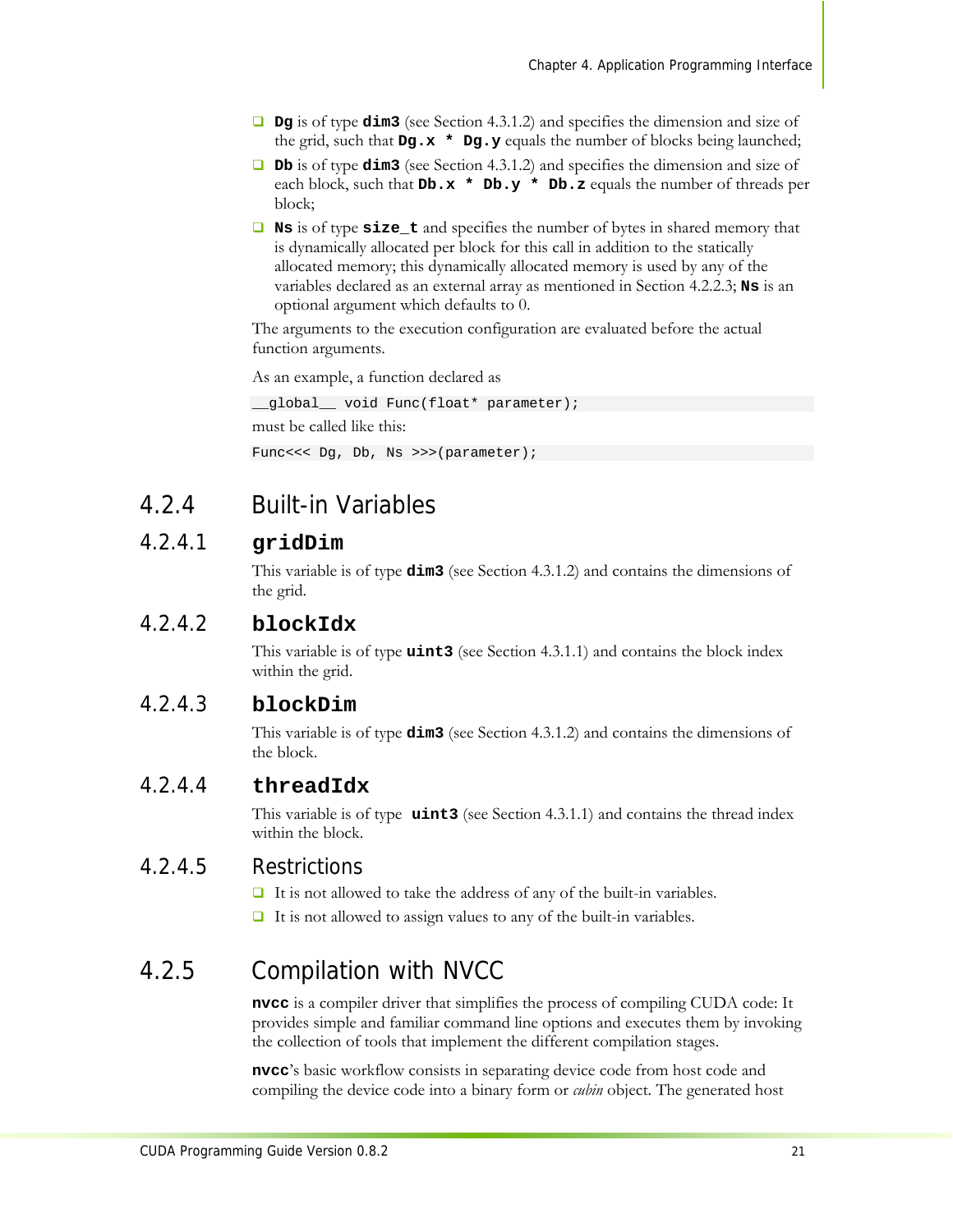- **`Dg`** is of type **`dim3`** (see Section 4.3.1.2) and specifies the dimension and size of the grid, such that **`Dg.x * Dg.y`** equals the number of blocks being launched;
- **`Db`** is of type **`dim3`** (see Section 4.3.1.2) and specifies the dimension and size of each block, such that **`Db.x * Db.y * Db.z`** equals the number of threads per block;
- **`Ns`** is of type **`size_t`** and specifies the number of bytes in shared memory that is dynamically allocated per block for this call in addition to the statically allocated memory; this dynamically allocated memory is used by any of the variables declared as an external array as mentioned in Section 4.2.2.3; **`Ns`** is an optional argument which defaults to 0.

The arguments to the execution configuration are evaluated before the actual function arguments.

As an example, a function declared as

```
__global__ void Func(float* parameter);
```

must be called like this:

```
Func<<< Dg, Db, Ns >>>(parameter);
```

## 4.2.4 Built-in Variables

### 4.2.4.1 `gridDim`

This variable is of type **`dim3`** (see Section 4.3.1.2) and contains the dimensions of the grid.

### 4.2.4.2 `blockIdx`

This variable is of type **`uint3`** (see Section 4.3.1.1) and contains the block index within the grid.

### 4.2.4.3 `blockDim`

This variable is of type **`dim3`** (see Section 4.3.1.2) and contains the dimensions of the block.

### 4.2.4.4 `threadIdx`

This variable is of type **`uint3`** (see Section 4.3.1.1) and contains the thread index within the block.

### 4.2.4.5 Restrictions

- It is not allowed to take the address of any of the built-in variables.
- It is not allowed to assign values to any of the built-in variables.

## 4.2.5 Compilation with NVCC

**`nvcc`** is a compiler driver that simplifies the process of compiling CUDA code: It provides simple and familiar command line options and executes them by invoking the collection of tools that implement the different compilation stages.

**`nvcc`**'s basic workflow consists in separating device code from host code and compiling the device code into a binary form or *cubin* object. The generated host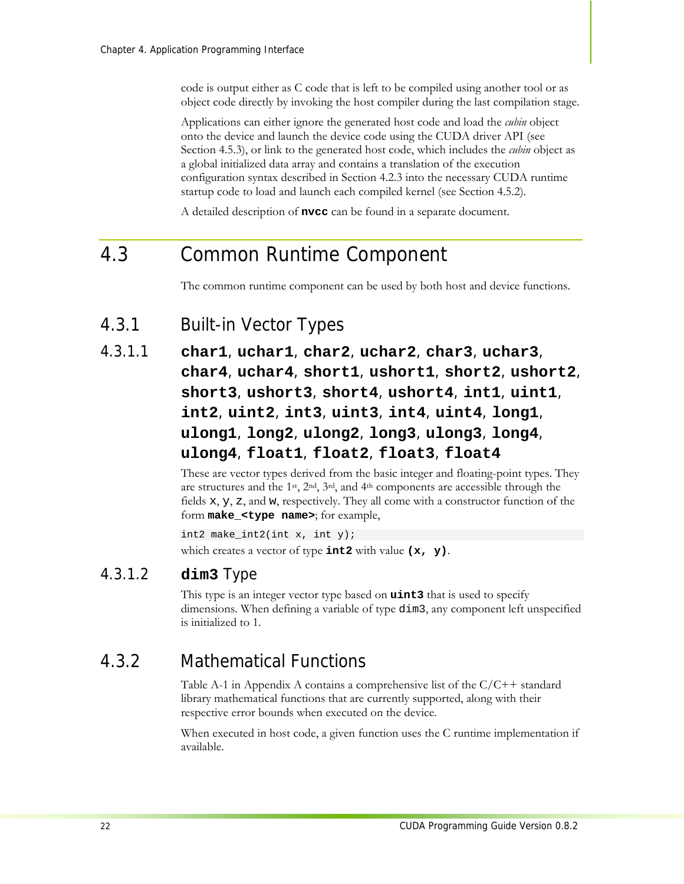code is output either as C code that is left to be compiled using another tool or as object code directly by invoking the host compiler during the last compilation stage.

Applications can either ignore the generated host code and load the *cubin* object onto the device and launch the device code using the CUDA driver API (see Section 4.5.3), or link to the generated host code, which includes the *cubin* object as a global initialized data array and contains a translation of the execution configuration syntax described in Section 4.2.3 into the necessary CUDA runtime startup code to load and launch each compiled kernel (see Section 4.5.2).

A detailed description of **`nvcc`** can be found in a separate document.

## 4.3 Common Runtime Component

The common runtime component can be used by both host and device functions.

### 4.3.1 Built-in Vector Types

#### 4.3.1.1 `char1`, `uchar1`, `char2`, `uchar2`, `char3`, `uchar3`, `char4`, `uchar4`, `short1`, `ushort1`, `short2`, `ushort2`, `short3`, `ushort3`, `short4`, `ushort4`, `int1`, `uint1`, `int2`, `uint2`, `int3`, `uint3`, `int4`, `uint4`, `long1`, `ulong1`, `long2`, `ulong2`, `long3`, `ulong3`, `long4`, `ulong4`, `float1`, `float2`, `float3`, `float4`

These are vector types derived from the basic integer and floating-point types. They are structures and the 1st, 2nd, 3rd, and 4th components are accessible through the fields `x`, `y`, `z`, and `w`, respectively. They all come with a constructor function of the form **`make_<type name>`**; for example,

```
int2 make_int2(int x, int y);
```

which creates a vector of type **`int2`** with value **`(x, y)`**.

#### 4.3.1.2 `dim3` Type

This type is an integer vector type based on **`uint3`** that is used to specify dimensions. When defining a variable of type `dim3`, any component left unspecified is initialized to 1.

### 4.3.2 Mathematical Functions

Table A-1 in Appendix A contains a comprehensive list of the C/C++ standard library mathematical functions that are currently supported, along with their respective error bounds when executed on the device.

When executed in host code, a given function uses the C runtime implementation if available.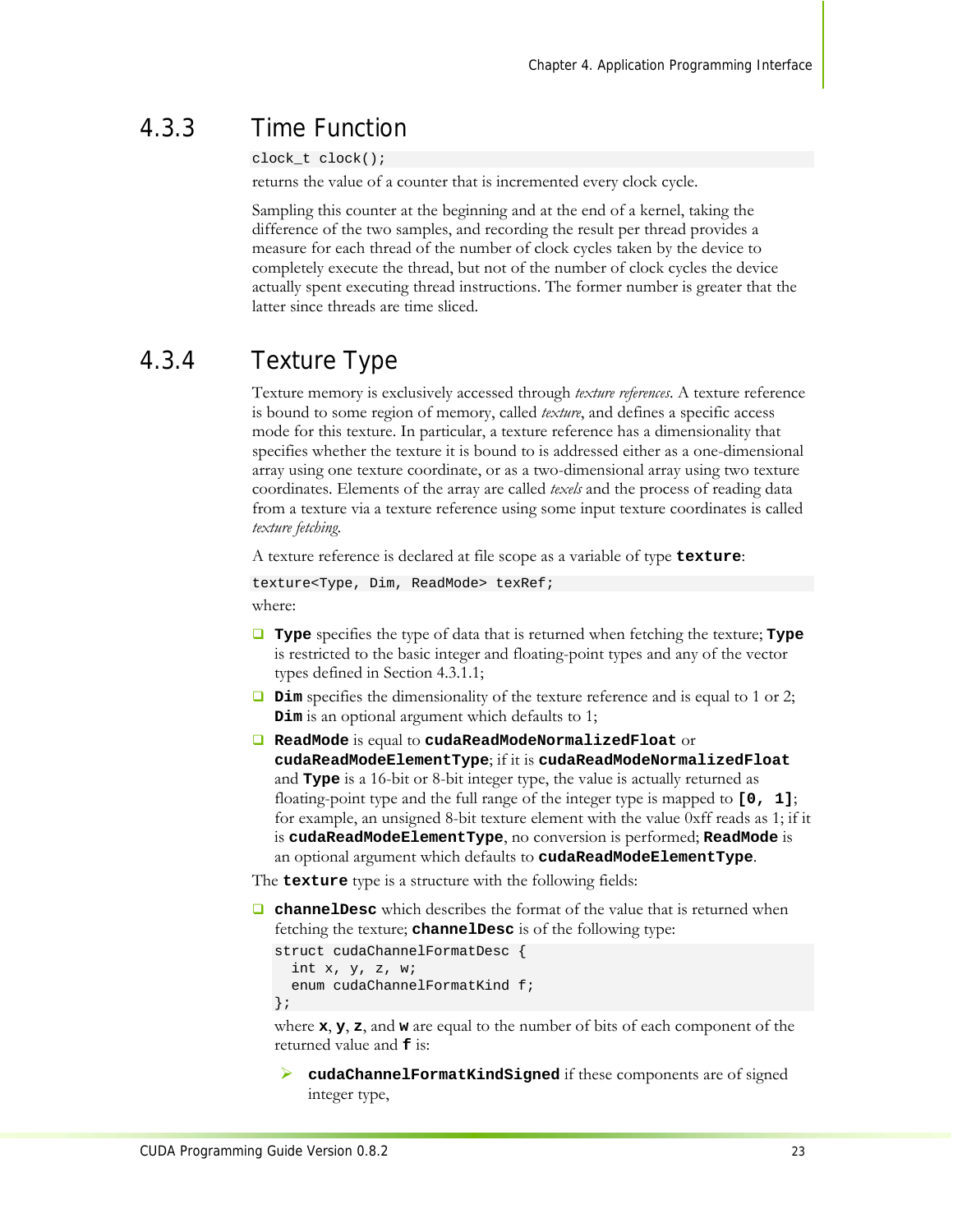### 4.3.3 Time Function

```
clock_t clock();
```

returns the value of a counter that is incremented every clock cycle.

Sampling this counter at the beginning and at the end of a kernel, taking the difference of the two samples, and recording the result per thread provides a measure for each thread of the number of clock cycles taken by the device to completely execute the thread, but not of the number of clock cycles the device actually spent executing thread instructions. The former number is greater that the latter since threads are time sliced.

### 4.3.4 Texture Type

Texture memory is exclusively accessed through *texture references*. A texture reference is bound to some region of memory, called *texture*, and defines a specific access mode for this texture. In particular, a texture reference has a dimensionality that specifies whether the texture it is bound to is addressed either as a one-dimensional array using one texture coordinate, or as a two-dimensional array using two texture coordinates. Elements of the array are called *texels* and the process of reading data from a texture via a texture reference using some input texture coordinates is called *texture fetching*.

A texture reference is declared at file scope as a variable of type **texture**:

```
texture<Type, Dim, ReadMode> texRef;
```

where:

- **Type** specifies the type of data that is returned when fetching the texture; **Type** is restricted to the basic integer and floating-point types and any of the vector types defined in Section 4.3.1.1;
- **Dim** specifies the dimensionality of the texture reference and is equal to 1 or 2; **Dim** is an optional argument which defaults to 1;
- **ReadMode** is equal to **cudaReadModeNormalizedFloat** or **cudaReadModeElementType**; if it is **cudaReadModeNormalizedFloat** and **Type** is a 16-bit or 8-bit integer type, the value is actually returned as floating-point type and the full range of the integer type is mapped to **[0, 1]**; for example, an unsigned 8-bit texture element with the value 0xff reads as 1; if it is **cudaReadModeElementType**, no conversion is performed; **ReadMode** is an optional argument which defaults to **cudaReadModeElementType**.

The **texture** type is a structure with the following fields:

- **channelDesc** which describes the format of the value that is returned when fetching the texture; **channelDesc** is of the following type:

  ```
  struct cudaChannelFormatDesc {
    int x, y, z, w;
    enum cudaChannelFormatKind f;
  };
  ```

  where **x**, **y**, **z**, and **w** are equal to the number of bits of each component of the returned value and **f** is:

  - **cudaChannelFormatKindSigned** if these components are of signed integer type,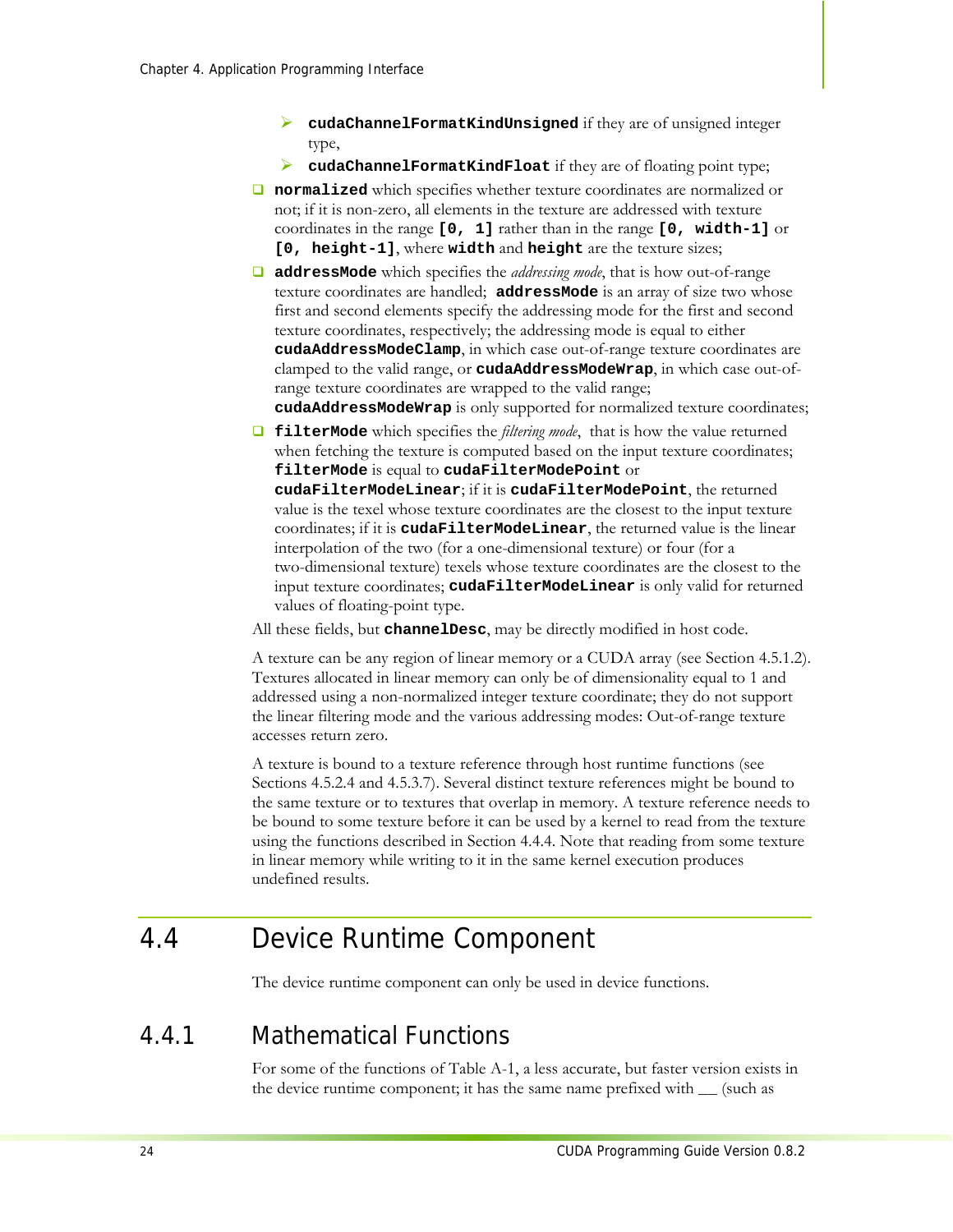- **`cudaChannelFormatKindUnsigned`** if they are of unsigned integer type,
  - **`cudaChannelFormatKindFloat`** if they are of floating point type;
- **`normalized`** which specifies whether texture coordinates are normalized or not; if it is non-zero, all elements in the texture are addressed with texture coordinates in the range **`[0, 1]`** rather than in the range **`[0, width-1]`** or **`[0, height-1]`**, where **`width`** and **`height`** are the texture sizes;
- **`addressMode`** which specifies the *addressing mode*, that is how out-of-range texture coordinates are handled; **`addressMode`** is an array of size two whose first and second elements specify the addressing mode for the first and second texture coordinates, respectively; the addressing mode is equal to either **`cudaAddressModeClamp`**, in which case out-of-range texture coordinates are clamped to the valid range, or **`cudaAddressModeWrap`**, in which case out-of-range texture coordinates are wrapped to the valid range; **`cudaAddressModeWrap`** is only supported for normalized texture coordinates;
- **`filterMode`** which specifies the *filtering mode*, that is how the value returned when fetching the texture is computed based on the input texture coordinates; **`filterMode`** is equal to **`cudaFilterModePoint`** or **`cudaFilterModeLinear`**; if it is **`cudaFilterModePoint`**, the returned value is the texel whose texture coordinates are the closest to the input texture coordinates; if it is **`cudaFilterModeLinear`**, the returned value is the linear interpolation of the two (for a one-dimensional texture) or four (for a two-dimensional texture) texels whose texture coordinates are the closest to the input texture coordinates; **`cudaFilterModeLinear`** is only valid for returned values of floating-point type.

All these fields, but **`channelDesc`**, may be directly modified in host code.

A texture can be any region of linear memory or a CUDA array (see Section 4.5.1.2). Textures allocated in linear memory can only be of dimensionality equal to 1 and addressed using a non-normalized integer texture coordinate; they do not support the linear filtering mode and the various addressing modes: Out-of-range texture accesses return zero.

A texture is bound to a texture reference through host runtime functions (see Sections 4.5.2.4 and 4.5.3.7). Several distinct texture references might be bound to the same texture or to textures that overlap in memory. A texture reference needs to be bound to some texture before it can be used by a kernel to read from the texture using the functions described in Section 4.4.4. Note that reading from some texture in linear memory while writing to it in the same kernel execution produces undefined results.

## 4.4 Device Runtime Component

The device runtime component can only be used in device functions.

### 4.4.1 Mathematical Functions

For some of the functions of Table A-1, a less accurate, but faster version exists in the device runtime component; it has the same name prefixed with __ (such as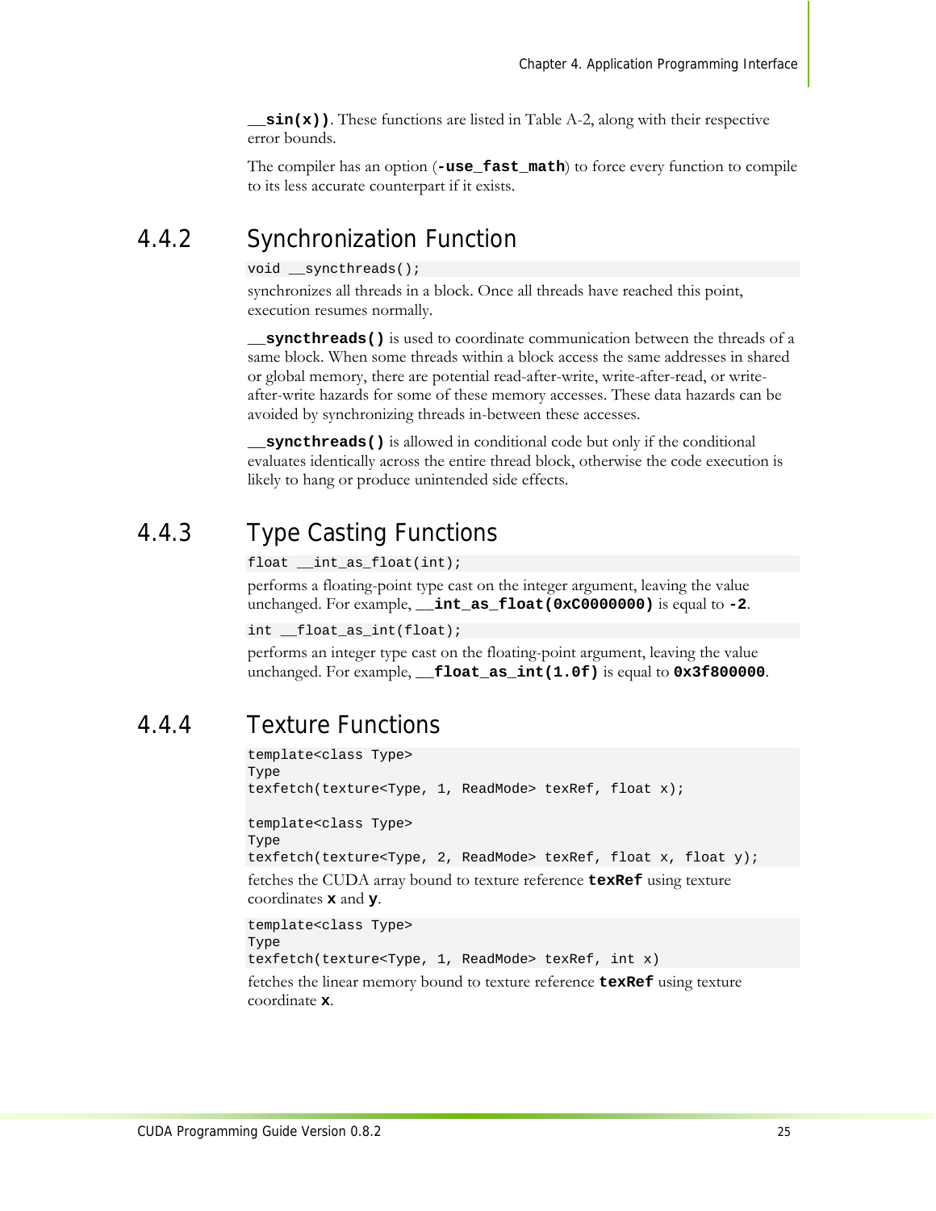**`__sin(x))`**. These functions are listed in Table A-2, along with their respective error bounds.

The compiler has an option (**`-use_fast_math`**) to force every function to compile to its less accurate counterpart if it exists.

### 4.4.2 Synchronization Function

```
void __syncthreads();
```

synchronizes all threads in a block. Once all threads have reached this point, execution resumes normally.

**`__syncthreads()`** is used to coordinate communication between the threads of a same block. When some threads within a block access the same addresses in shared or global memory, there are potential read-after-write, write-after-read, or write-after-write hazards for some of these memory accesses. These data hazards can be avoided by synchronizing threads in-between these accesses.

**`__syncthreads()`** is allowed in conditional code but only if the conditional evaluates identically across the entire thread block, otherwise the code execution is likely to hang or produce unintended side effects.

### 4.4.3 Type Casting Functions

```
float __int_as_float(int);
```

performs a floating-point type cast on the integer argument, leaving the value unchanged. For example, **`__int_as_float(0xC0000000)`** is equal to **`-2`**.

```
int __float_as_int(float);
```

performs an integer type cast on the floating-point argument, leaving the value unchanged. For example, **`__float_as_int(1.0f)`** is equal to **`0x3f800000`**.

### 4.4.4 Texture Functions

```
template<class Type>
Type
texfetch(texture<Type, 1, ReadMode> texRef, float x);

template<class Type>
Type
texfetch(texture<Type, 2, ReadMode> texRef, float x, float y);
```

fetches the CUDA array bound to texture reference **`texRef`** using texture coordinates **`x`** and **`y`**.

```
template<class Type>
Type
texfetch(texture<Type, 1, ReadMode> texRef, int x)
```

fetches the linear memory bound to texture reference **`texRef`** using texture coordinate **`x`**.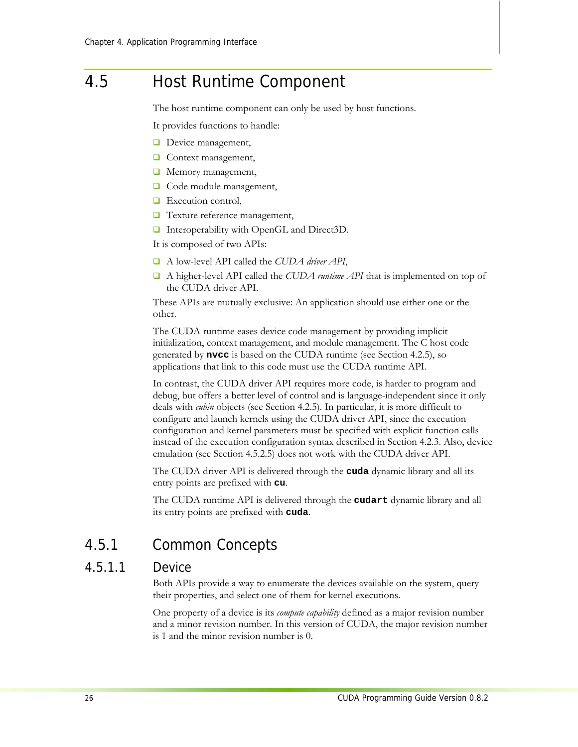## 4.5 Host Runtime Component

The host runtime component can only be used by host functions.

It provides functions to handle:

- Device management,
- Context management,
- Memory management,
- Code module management,
- Execution control,
- Texture reference management,
- Interoperability with OpenGL and Direct3D.

It is composed of two APIs:

- A low-level API called the *CUDA driver API*,
- A higher-level API called the *CUDA runtime API* that is implemented on top of the CUDA driver API.

These APIs are mutually exclusive: An application should use either one or the other.

The CUDA runtime eases device code management by providing implicit initialization, context management, and module management. The C host code generated by **`nvcc`** is based on the CUDA runtime (see Section 4.2.5), so applications that link to this code must use the CUDA runtime API.

In contrast, the CUDA driver API requires more code, is harder to program and debug, but offers a better level of control and is language-independent since it only deals with *cubin* objects (see Section 4.2.5). In particular, it is more difficult to configure and launch kernels using the CUDA driver API, since the execution configuration and kernel parameters must be specified with explicit function calls instead of the execution configuration syntax described in Section 4.2.3. Also, device emulation (see Section 4.5.2.5) does not work with the CUDA driver API.

The CUDA driver API is delivered through the **`cuda`** dynamic library and all its entry points are prefixed with **`cu`**.

The CUDA runtime API is delivered through the **`cudart`** dynamic library and all its entry points are prefixed with **`cuda`**.

### 4.5.1 Common Concepts

#### 4.5.1.1 Device

Both APIs provide a way to enumerate the devices available on the system, query their properties, and select one of them for kernel executions.

One property of a device is its *compute capability* defined as a major revision number and a minor revision number. In this version of CUDA, the major revision number is 1 and the minor revision number is 0.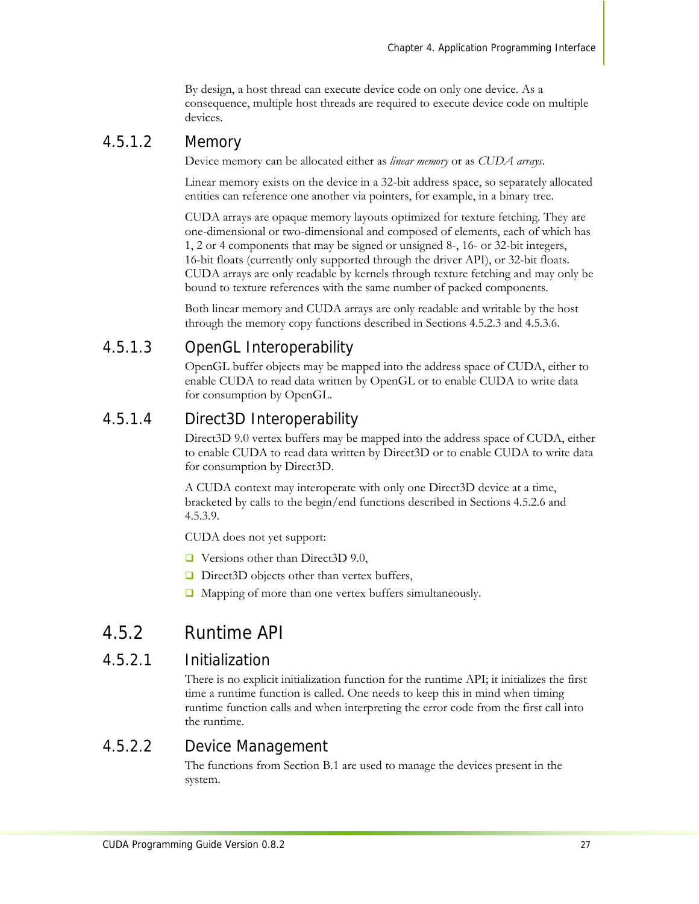By design, a host thread can execute device code on only one device. As a consequence, multiple host threads are required to execute device code on multiple devices.

#### 4.5.1.2 Memory

Device memory can be allocated either as *linear memory* or as *CUDA arrays*.

Linear memory exists on the device in a 32-bit address space, so separately allocated entities can reference one another via pointers, for example, in a binary tree.

CUDA arrays are opaque memory layouts optimized for texture fetching. They are one-dimensional or two-dimensional and composed of elements, each of which has 1, 2 or 4 components that may be signed or unsigned 8-, 16- or 32-bit integers, 16-bit floats (currently only supported through the driver API), or 32-bit floats. CUDA arrays are only readable by kernels through texture fetching and may only be bound to texture references with the same number of packed components.

Both linear memory and CUDA arrays are only readable and writable by the host through the memory copy functions described in Sections 4.5.2.3 and 4.5.3.6.

#### 4.5.1.3 OpenGL Interoperability

OpenGL buffer objects may be mapped into the address space of CUDA, either to enable CUDA to read data written by OpenGL or to enable CUDA to write data for consumption by OpenGL.

#### 4.5.1.4 Direct3D Interoperability

Direct3D 9.0 vertex buffers may be mapped into the address space of CUDA, either to enable CUDA to read data written by Direct3D or to enable CUDA to write data for consumption by Direct3D.

A CUDA context may interoperate with only one Direct3D device at a time, bracketed by calls to the begin/end functions described in Sections 4.5.2.6 and 4.5.3.9.

CUDA does not yet support:

- Versions other than Direct3D 9.0,
- Direct3D objects other than vertex buffers,
- Mapping of more than one vertex buffers simultaneously.

### 4.5.2 Runtime API

#### 4.5.2.1 Initialization

There is no explicit initialization function for the runtime API; it initializes the first time a runtime function is called. One needs to keep this in mind when timing runtime function calls and when interpreting the error code from the first call into the runtime.

#### 4.5.2.2 Device Management

The functions from Section B.1 are used to manage the devices present in the system.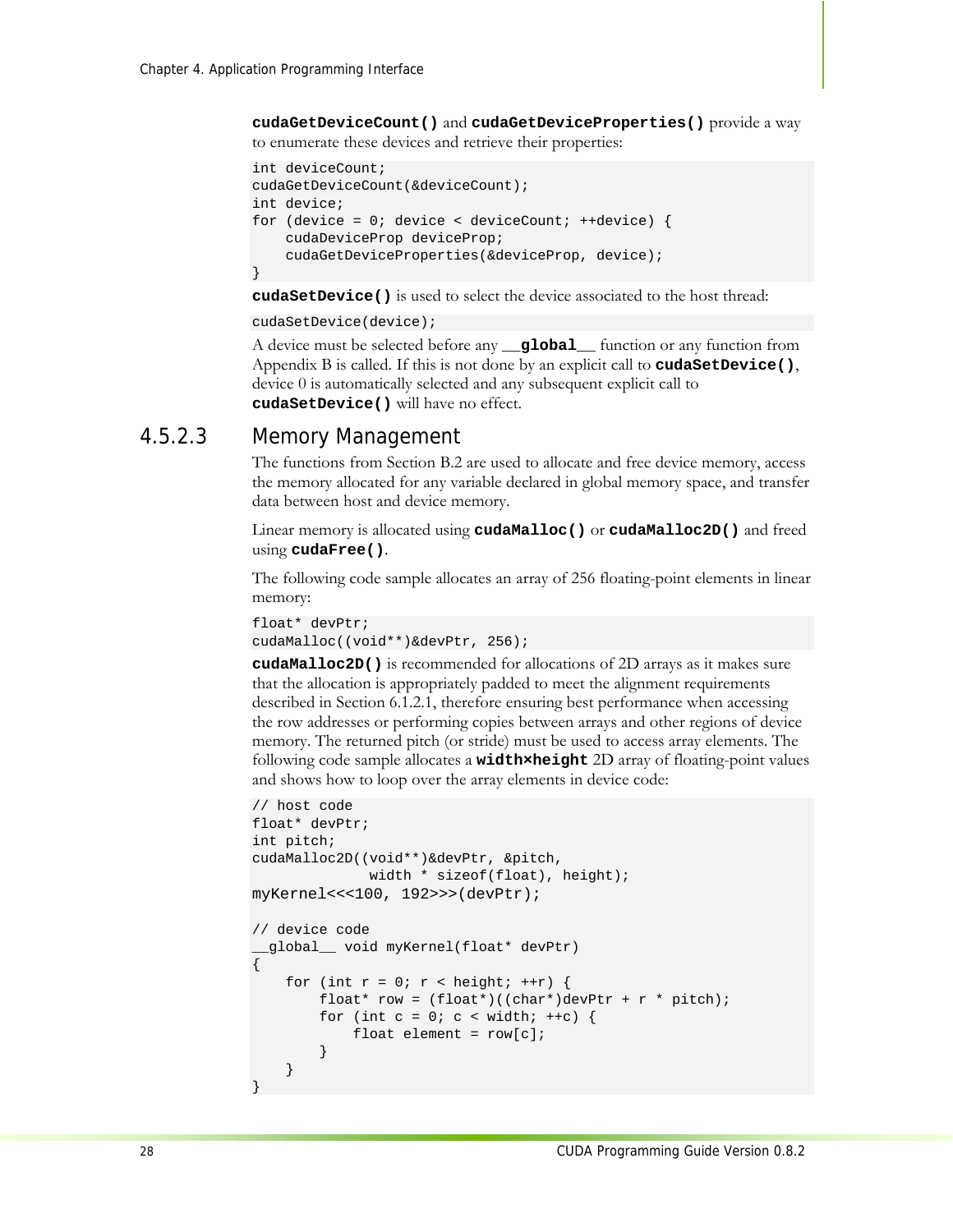**`cudaGetDeviceCount()`** and **`cudaGetDeviceProperties()`** provide a way to enumerate these devices and retrieve their properties:

```
int deviceCount;
cudaGetDeviceCount(&deviceCount);
int device;
for (device = 0; device < deviceCount; ++device) {
    cudaDeviceProp deviceProp;
    cudaGetDeviceProperties(&deviceProp, device);
}
```

**`cudaSetDevice()`** is used to select the device associated to the host thread:

```
cudaSetDevice(device);
```

A device must be selected before any **`__global__`** function or any function from Appendix B is called. If this is not done by an explicit call to **`cudaSetDevice()`**, device 0 is automatically selected and any subsequent explicit call to **`cudaSetDevice()`** will have no effect.

### 4.5.2.3 Memory Management

The functions from Section B.2 are used to allocate and free device memory, access the memory allocated for any variable declared in global memory space, and transfer data between host and device memory.

Linear memory is allocated using **`cudaMalloc()`** or **`cudaMalloc2D()`** and freed using **`cudaFree()`**.

The following code sample allocates an array of 256 floating-point elements in linear memory:

```
float* devPtr;
cudaMalloc((void**)&devPtr, 256);
```

**`cudaMalloc2D()`** is recommended for allocations of 2D arrays as it makes sure that the allocation is appropriately padded to meet the alignment requirements described in Section 6.1.2.1, therefore ensuring best performance when accessing the row addresses or performing copies between arrays and other regions of device memory. The returned pitch (or stride) must be used to access array elements. The following code sample allocates a **`width×height`** 2D array of floating-point values and shows how to loop over the array elements in device code:

```
// host code
float* devPtr;
int pitch;
cudaMalloc2D((void**)&devPtr, &pitch,
              width * sizeof(float), height);
myKernel<<<100, 192>>>(devPtr);

// device code
__global__ void myKernel(float* devPtr)
{
    for (int r = 0; r < height; ++r) {
        float* row = (float*)((char*)devPtr + r * pitch);
        for (int c = 0; c < width; ++c) {
            float element = row[c];
        }
    }
}
```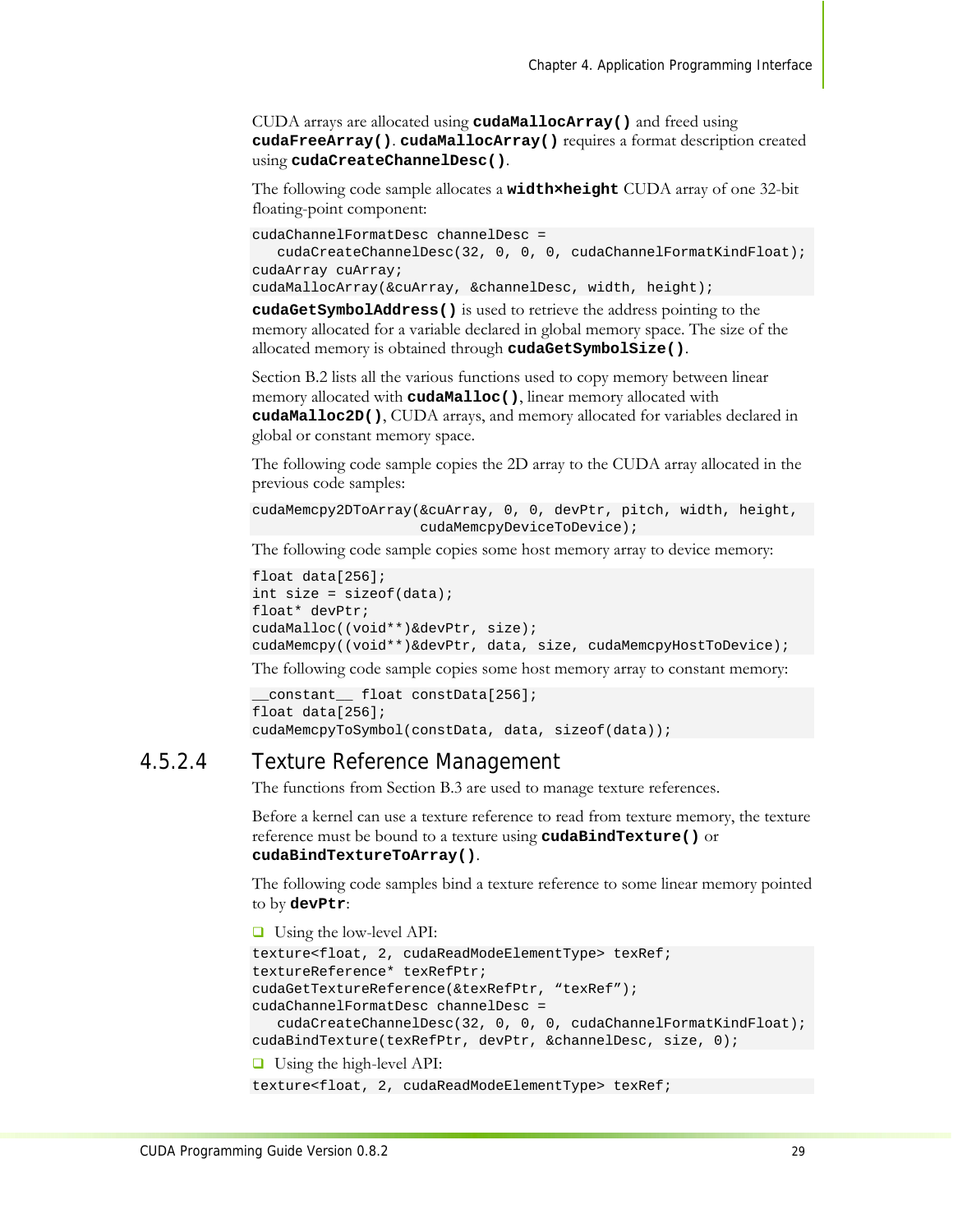CUDA arrays are allocated using **`cudaMallocArray()`** and freed using **`cudaFreeArray()`**. **`cudaMallocArray()`** requires a format description created using **`cudaCreateChannelDesc()`**.

The following code sample allocates a **`width×height`** CUDA array of one 32-bit floating-point component:

```
cudaChannelFormatDesc channelDesc =
   cudaCreateChannelDesc(32, 0, 0, 0, cudaChannelFormatKindFloat);
cudaArray cuArray;
cudaMallocArray(&cuArray, &channelDesc, width, height);
```

**`cudaGetSymbolAddress()`** is used to retrieve the address pointing to the memory allocated for a variable declared in global memory space. The size of the allocated memory is obtained through **`cudaGetSymbolSize()`**.

Section B.2 lists all the various functions used to copy memory between linear memory allocated with **`cudaMalloc()`**, linear memory allocated with **`cudaMalloc2D()`**, CUDA arrays, and memory allocated for variables declared in global or constant memory space.

The following code sample copies the 2D array to the CUDA array allocated in the previous code samples:

```
cudaMemcpy2DToArray(&cuArray, 0, 0, devPtr, pitch, width, height,
                    cudaMemcpyDeviceToDevice);
```

The following code sample copies some host memory array to device memory:

```
float data[256];
int size = sizeof(data);
float* devPtr;
cudaMalloc((void**)&devPtr, size);
cudaMemcpy((void**)&devPtr, data, size, cudaMemcpyHostToDevice);
```

The following code sample copies some host memory array to constant memory:

```
__constant__ float constData[256];
float data[256];
cudaMemcpyToSymbol(constData, data, sizeof(data));
```

### 4.5.2.4 Texture Reference Management

The functions from Section B.3 are used to manage texture references.

Before a kernel can use a texture reference to read from texture memory, the texture reference must be bound to a texture using **`cudaBindTexture()`** or **`cudaBindTextureToArray()`**.

The following code samples bind a texture reference to some linear memory pointed to by **`devPtr`**:

- Using the low-level API:

```
texture<float, 2, cudaReadModeElementType> texRef;
textureReference* texRefPtr;
cudaGetTextureReference(&texRefPtr, “texRef”);
cudaChannelFormatDesc channelDesc =
   cudaCreateChannelDesc(32, 0, 0, 0, cudaChannelFormatKindFloat);
cudaBindTexture(texRefPtr, devPtr, &channelDesc, size, 0);
```

- Using the high-level API:

```
texture<float, 2, cudaReadModeElementType> texRef;
```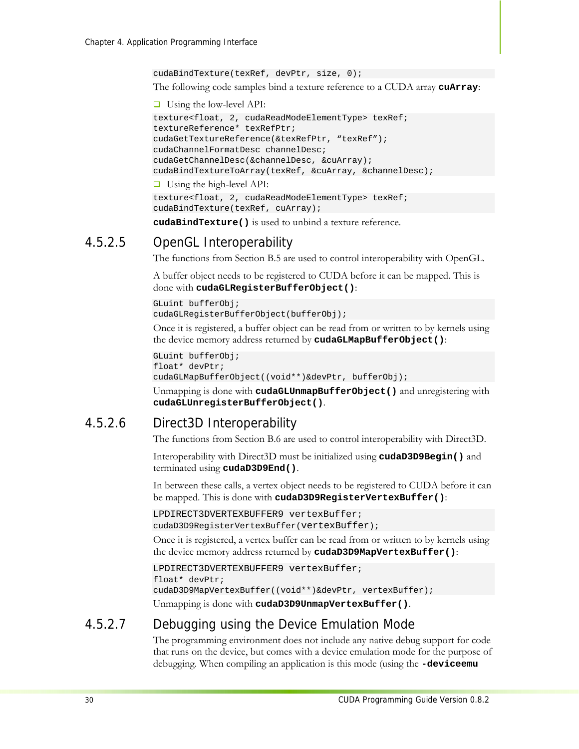```
cudaBindTexture(texRef, devPtr, size, 0);
```

The following code samples bind a texture reference to a CUDA array **cuArray**:

- Using the low-level API:

```
texture<float, 2, cudaReadModeElementType> texRef;
textureReference* texRefPtr;
cudaGetTextureReference(&texRefPtr, "texRef");
cudaChannelFormatDesc channelDesc;
cudaGetChannelDesc(&channelDesc, &cuArray);
cudaBindTextureToArray(texRef, &cuArray, &channelDesc);
```

- Using the high-level API:

```
texture<float, 2, cudaReadModeElementType> texRef;
cudaBindTexture(texRef, cuArray);
```

**cudaBindTexture()** is used to unbind a texture reference.

### 4.5.2.5 OpenGL Interoperability

The functions from Section B.5 are used to control interoperability with OpenGL.

A buffer object needs to be registered to CUDA before it can be mapped. This is done with **cudaGLRegisterBufferObject()**:

```
GLuint bufferObj;
cudaGLRegisterBufferObject(bufferObj);
```

Once it is registered, a buffer object can be read from or written to by kernels using the device memory address returned by **cudaGLMapBufferObject()**:

```
GLuint bufferObj;
float* devPtr;
cudaGLMapBufferObject((void**)&devPtr, bufferObj);
```

Unmapping is done with **cudaGLUnmapBufferObject()** and unregistering with **cudaGLUnregisterBufferObject()**.

### 4.5.2.6 Direct3D Interoperability

The functions from Section B.6 are used to control interoperability with Direct3D.

Interoperability with Direct3D must be initialized using **cudaD3D9Begin()** and terminated using **cudaD3D9End()**.

In between these calls, a vertex object needs to be registered to CUDA before it can be mapped. This is done with **cudaD3D9RegisterVertexBuffer()**:

```
LPDIRECT3DVERTEXBUFFER9 vertexBuffer;
cudaD3D9RegisterVertexBuffer(vertexBuffer);
```

Once it is registered, a vertex buffer can be read from or written to by kernels using the device memory address returned by **cudaD3D9MapVertexBuffer()**:

```
LPDIRECT3DVERTEXBUFFER9 vertexBuffer;
float* devPtr;
cudaD3D9MapVertexBuffer((void**)&devPtr, vertexBuffer);
```

Unmapping is done with **cudaD3D9UnmapVertexBuffer()**.

### 4.5.2.7 Debugging using the Device Emulation Mode

The programming environment does not include any native debug support for code that runs on the device, but comes with a device emulation mode for the purpose of debugging. When compiling an application is this mode (using the **-deviceemu**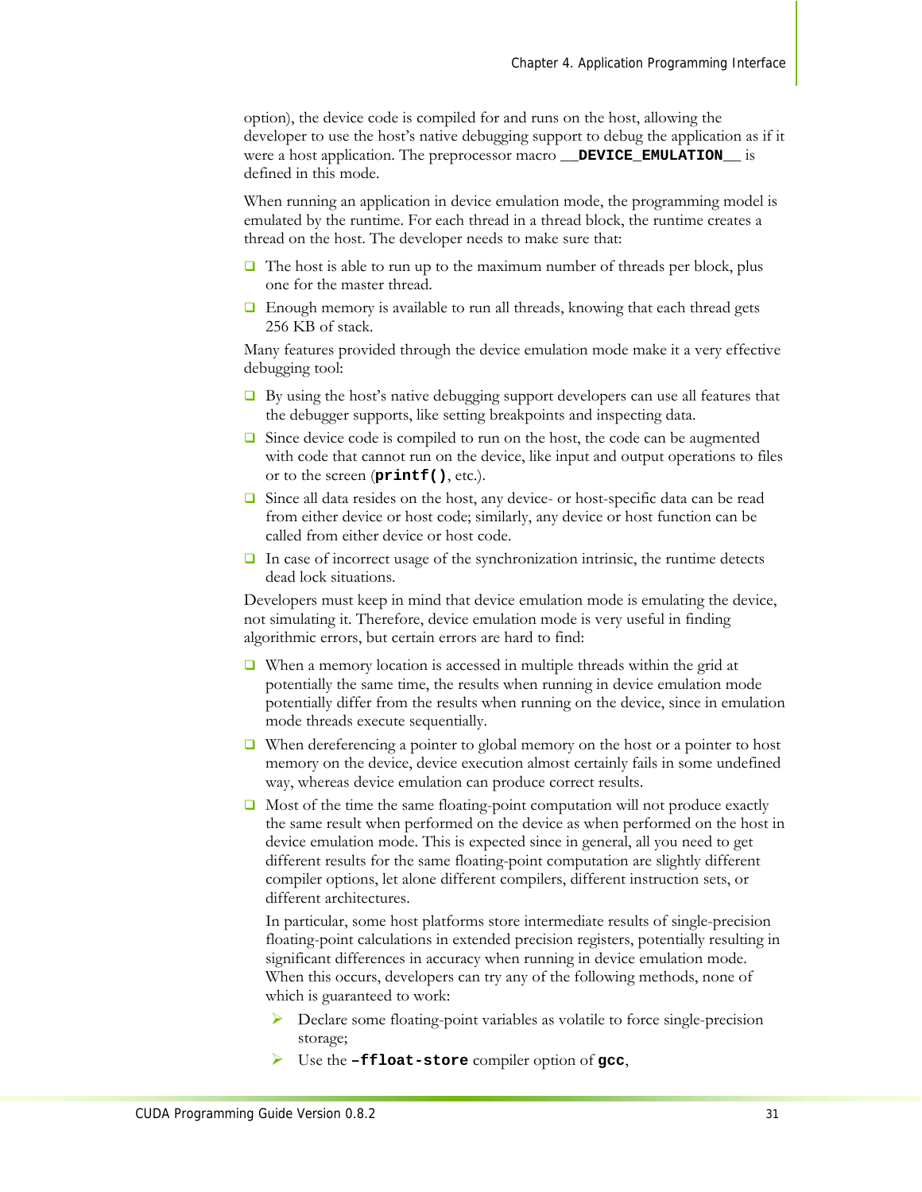option), the device code is compiled for and runs on the host, allowing the developer to use the host's native debugging support to debug the application as if it were a host application. The preprocessor macro **`__DEVICE_EMULATION__`** is defined in this mode.

When running an application in device emulation mode, the programming model is emulated by the runtime. For each thread in a thread block, the runtime creates a thread on the host. The developer needs to make sure that:

- The host is able to run up to the maximum number of threads per block, plus one for the master thread.
- Enough memory is available to run all threads, knowing that each thread gets 256 KB of stack.

Many features provided through the device emulation mode make it a very effective debugging tool:

- By using the host's native debugging support developers can use all features that the debugger supports, like setting breakpoints and inspecting data.
- Since device code is compiled to run on the host, the code can be augmented with code that cannot run on the device, like input and output operations to files or to the screen (**`printf()`**, etc.).
- Since all data resides on the host, any device- or host-specific data can be read from either device or host code; similarly, any device or host function can be called from either device or host code.
- In case of incorrect usage of the synchronization intrinsic, the runtime detects dead lock situations.

Developers must keep in mind that device emulation mode is emulating the device, not simulating it. Therefore, device emulation mode is very useful in finding algorithmic errors, but certain errors are hard to find:

- When a memory location is accessed in multiple threads within the grid at potentially the same time, the results when running in device emulation mode potentially differ from the results when running on the device, since in emulation mode threads execute sequentially.
- When dereferencing a pointer to global memory on the host or a pointer to host memory on the device, device execution almost certainly fails in some undefined way, whereas device emulation can produce correct results.
- Most of the time the same floating-point computation will not produce exactly the same result when performed on the device as when performed on the host in device emulation mode. This is expected since in general, all you need to get different results for the same floating-point computation are slightly different compiler options, let alone different compilers, different instruction sets, or different architectures.

  In particular, some host platforms store intermediate results of single-precision floating-point calculations in extended precision registers, potentially resulting in significant differences in accuracy when running in device emulation mode. When this occurs, developers can try any of the following methods, none of which is guaranteed to work:

  - Declare some floating-point variables as volatile to force single-precision storage;
  - Use the **`–ffloat-store`** compiler option of **`gcc`**,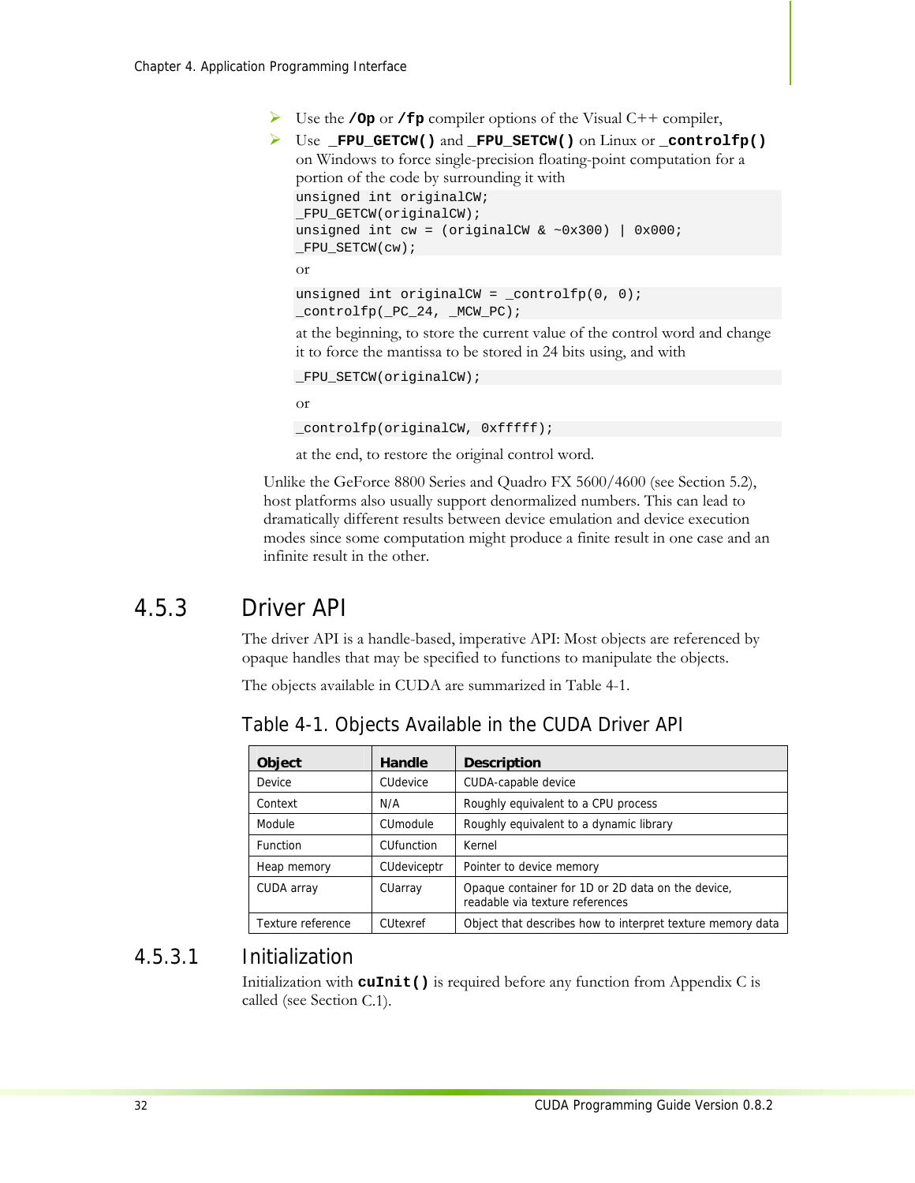- Use the **`/Op`** or **`/fp`** compiler options of the Visual C++ compiler,
- Use **`_FPU_GETCW()`** and **`_FPU_SETCW()`** on Linux or **`_controlfp()`** on Windows to force single-precision floating-point computation for a portion of the code by surrounding it with

  ```
  unsigned int originalCW;
  _FPU_GETCW(originalCW);
  unsigned int cw = (originalCW & ~0x300) | 0x000;
  _FPU_SETCW(cw);
  ```

  or

  ```
  unsigned int originalCW = _controlfp(0, 0);
  _controlfp(_PC_24, _MCW_PC);
  ```

  at the beginning, to store the current value of the control word and change it to force the mantissa to be stored in 24 bits using, and with

  ```
  _FPU_SETCW(originalCW);
  ```

  or

  ```
  _controlfp(originalCW, 0xfffff);
  ```

  at the end, to restore the original control word.

Unlike the GeForce 8800 Series and Quadro FX 5600/4600 (see Section 5.2), host platforms also usually support denormalized numbers. This can lead to dramatically different results between device emulation and device execution modes since some computation might produce a finite result in one case and an infinite result in the other.

## 4.5.3 Driver API

The driver API is a handle-based, imperative API: Most objects are referenced by opaque handles that may be specified to functions to manipulate the objects.

The objects available in CUDA are summarized in Table 4-1.

### Table 4-1. Objects Available in the CUDA Driver API

| Object | Handle | Description |
|---|---|---|
| Device | CUdevice | CUDA-capable device |
| Context | N/A | Roughly equivalent to a CPU process |
| Module | CUmodule | Roughly equivalent to a dynamic library |
| Function | CUfunction | Kernel |
| Heap memory | CUdeviceptr | Pointer to device memory |
| CUDA array | CUarray | Opaque container for 1D or 2D data on the device, readable via texture references |
| Texture reference | CUtexref | Object that describes how to interpret texture memory data |

### 4.5.3.1 Initialization

Initialization with **`cuInit()`** is required before any function from Appendix C is called (see Section C.1).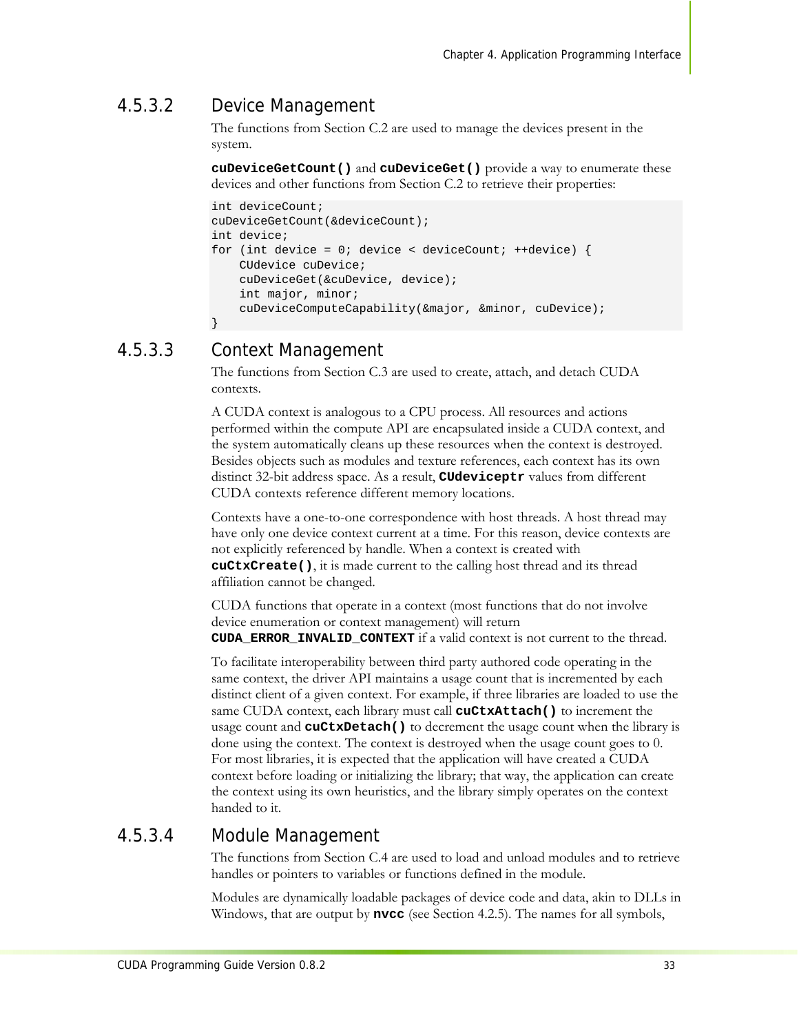#### 4.5.3.2 Device Management

The functions from Section C.2 are used to manage the devices present in the system.

**`cuDeviceGetCount()`** and **`cuDeviceGet()`** provide a way to enumerate these devices and other functions from Section C.2 to retrieve their properties:

```
int deviceCount;
cuDeviceGetCount(&deviceCount);
int device;
for (int device = 0; device < deviceCount; ++device) {
    CUdevice cuDevice;
    cuDeviceGet(&cuDevice, device);
    int major, minor;
    cuDeviceComputeCapability(&major, &minor, cuDevice);
}
```

#### 4.5.3.3 Context Management

The functions from Section C.3 are used to create, attach, and detach CUDA contexts.

A CUDA context is analogous to a CPU process. All resources and actions performed within the compute API are encapsulated inside a CUDA context, and the system automatically cleans up these resources when the context is destroyed. Besides objects such as modules and texture references, each context has its own distinct 32-bit address space. As a result, **`CUdeviceptr`** values from different CUDA contexts reference different memory locations.

Contexts have a one-to-one correspondence with host threads. A host thread may have only one device context current at a time. For this reason, device contexts are not explicitly referenced by handle. When a context is created with **`cuCtxCreate()`**, it is made current to the calling host thread and its thread affiliation cannot be changed.

CUDA functions that operate in a context (most functions that do not involve device enumeration or context management) will return **`CUDA_ERROR_INVALID_CONTEXT`** if a valid context is not current to the thread.

To facilitate interoperability between third party authored code operating in the same context, the driver API maintains a usage count that is incremented by each distinct client of a given context. For example, if three libraries are loaded to use the same CUDA context, each library must call **`cuCtxAttach()`** to increment the usage count and **`cuCtxDetach()`** to decrement the usage count when the library is done using the context. The context is destroyed when the usage count goes to 0. For most libraries, it is expected that the application will have created a CUDA context before loading or initializing the library; that way, the application can create the context using its own heuristics, and the library simply operates on the context handed to it.

#### 4.5.3.4 Module Management

The functions from Section C.4 are used to load and unload modules and to retrieve handles or pointers to variables or functions defined in the module.

Modules are dynamically loadable packages of device code and data, akin to DLLs in Windows, that are output by **`nvcc`** (see Section 4.2.5). The names for all symbols,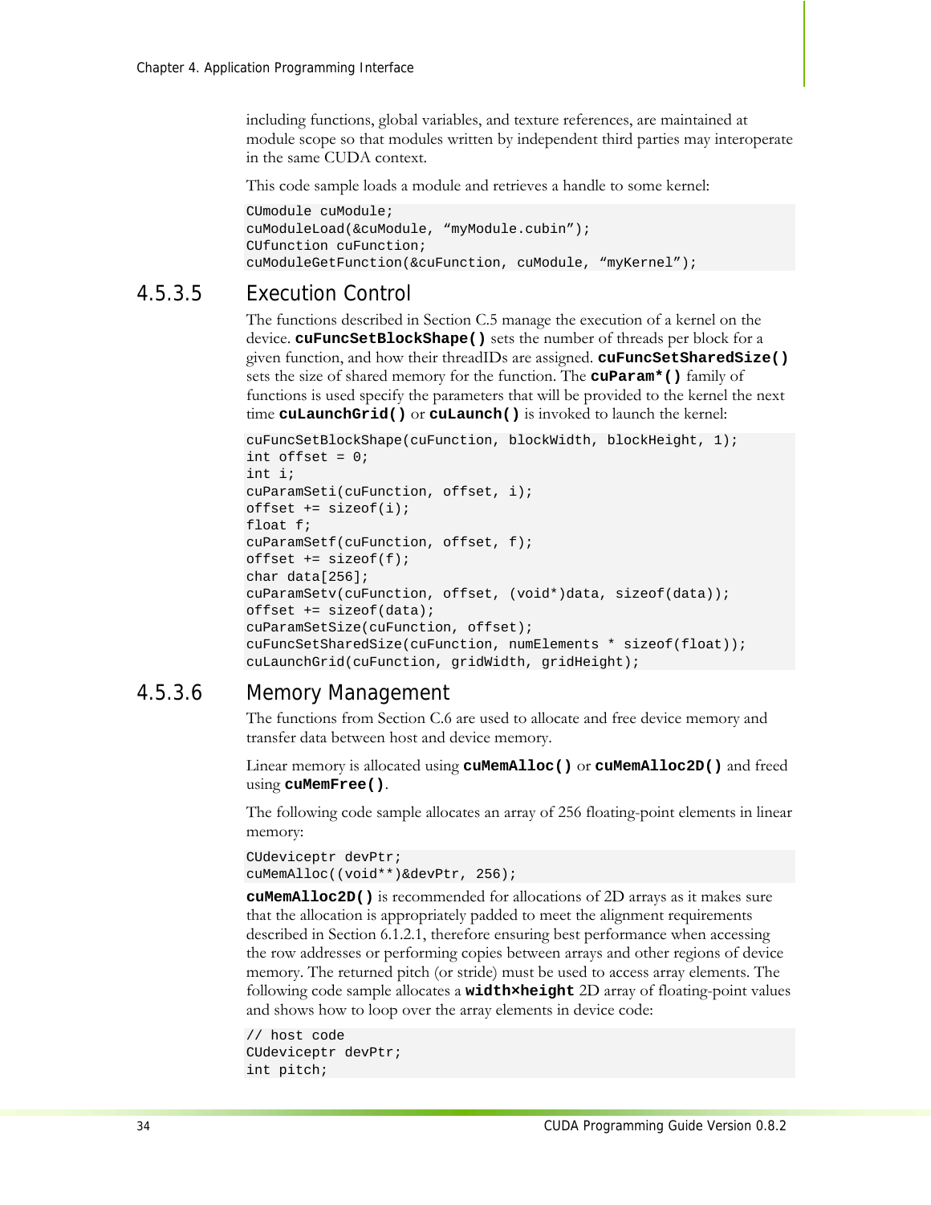including functions, global variables, and texture references, are maintained at module scope so that modules written by independent third parties may interoperate in the same CUDA context.

This code sample loads a module and retrieves a handle to some kernel:

```
CUmodule cuModule;
cuModuleLoad(&cuModule, “myModule.cubin”);
CUfunction cuFunction;
cuModuleGetFunction(&cuFunction, cuModule, “myKernel”);
```

#### 4.5.3.5 Execution Control

The functions described in Section C.5 manage the execution of a kernel on the device. **`cuFuncSetBlockShape()`** sets the number of threads per block for a given function, and how their threadIDs are assigned. **`cuFuncSetSharedSize()`** sets the size of shared memory for the function. The **`cuParam*()`** family of functions is used specify the parameters that will be provided to the kernel the next time **`cuLaunchGrid()`** or **`cuLaunch()`** is invoked to launch the kernel:

```
cuFuncSetBlockShape(cuFunction, blockWidth, blockHeight, 1);
int offset = 0;
int i;
cuParamSeti(cuFunction, offset, i);
offset += sizeof(i);
float f;
cuParamSetf(cuFunction, offset, f);
offset += sizeof(f);
char data[256];
cuParamSetv(cuFunction, offset, (void*)data, sizeof(data));
offset += sizeof(data);
cuParamSetSize(cuFunction, offset);
cuFuncSetSharedSize(cuFunction, numElements * sizeof(float));
cuLaunchGrid(cuFunction, gridWidth, gridHeight);
```

#### 4.5.3.6 Memory Management

The functions from Section C.6 are used to allocate and free device memory and transfer data between host and device memory.

Linear memory is allocated using **`cuMemAlloc()`** or **`cuMemAlloc2D()`** and freed using **`cuMemFree()`**.

The following code sample allocates an array of 256 floating-point elements in linear memory:

```
CUdeviceptr devPtr;
cuMemAlloc((void**)&devPtr, 256);
```

**`cuMemAlloc2D()`** is recommended for allocations of 2D arrays as it makes sure that the allocation is appropriately padded to meet the alignment requirements described in Section 6.1.2.1, therefore ensuring best performance when accessing the row addresses or performing copies between arrays and other regions of device memory. The returned pitch (or stride) must be used to access array elements. The following code sample allocates a **`width×height`** 2D array of floating-point values and shows how to loop over the array elements in device code:

```
// host code
CUdeviceptr devPtr;
int pitch;
```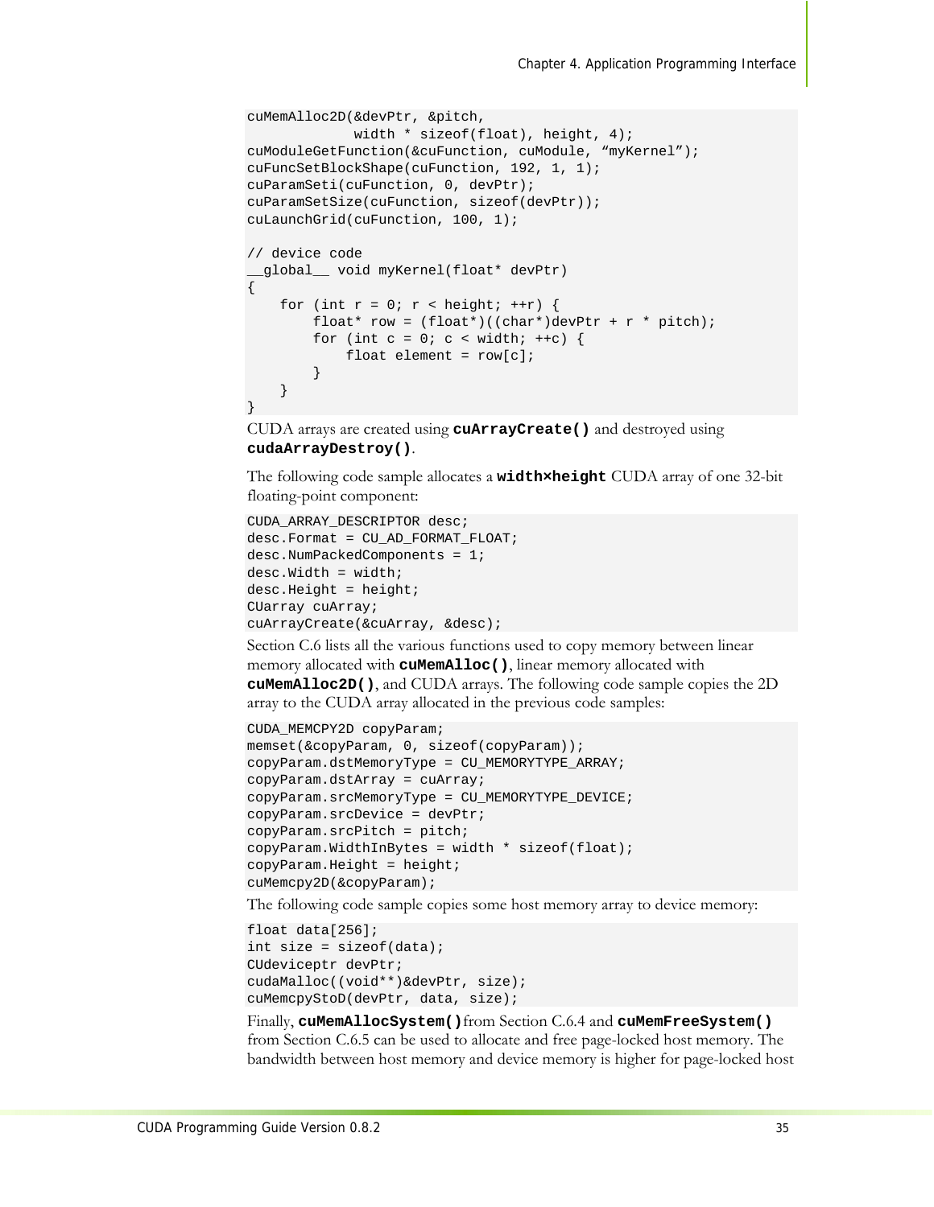```
cuMemAlloc2D(&devPtr, &pitch,
             width * sizeof(float), height, 4);
cuModuleGetFunction(&cuFunction, cuModule, "myKernel");
cuFuncSetBlockShape(cuFunction, 192, 1, 1);
cuParamSeti(cuFunction, 0, devPtr);
cuParamSetSize(cuFunction, sizeof(devPtr));
cuLaunchGrid(cuFunction, 100, 1);

// device code
__global__ void myKernel(float* devPtr)
{
    for (int r = 0; r < height; ++r) {
        float* row = (float*)((char*)devPtr + r * pitch);
        for (int c = 0; c < width; ++c) {
            float element = row[c];
        }
    }
}
```

CUDA arrays are created using **`cuArrayCreate()`** and destroyed using **`cudaArrayDestroy()`**.

The following code sample allocates a **`width×height`** CUDA array of one 32-bit floating-point component:

```
CUDA_ARRAY_DESCRIPTOR desc;
desc.Format = CU_AD_FORMAT_FLOAT;
desc.NumPackedComponents = 1;
desc.Width = width;
desc.Height = height;
CUarray cuArray;
cuArrayCreate(&cuArray, &desc);
```

Section C.6 lists all the various functions used to copy memory between linear memory allocated with **`cuMemAlloc()`**, linear memory allocated with **`cuMemAlloc2D()`**, and CUDA arrays. The following code sample copies the 2D array to the CUDA array allocated in the previous code samples:

```
CUDA_MEMCPY2D copyParam;
memset(&copyParam, 0, sizeof(copyParam));
copyParam.dstMemoryType = CU_MEMORYTYPE_ARRAY;
copyParam.dstArray = cuArray;
copyParam.srcMemoryType = CU_MEMORYTYPE_DEVICE;
copyParam.srcDevice = devPtr;
copyParam.srcPitch = pitch;
copyParam.WidthInBytes = width * sizeof(float);
copyParam.Height = height;
cuMemcpy2D(&copyParam);
```

The following code sample copies some host memory array to device memory:

```
float data[256];
int size = sizeof(data);
CUdeviceptr devPtr;
cudaMalloc((void**)&devPtr, size);
cuMemcpyStoD(devPtr, data, size);
```

Finally, **`cuMemAllocSystem()`** from Section C.6.4 and **`cuMemFreeSystem()`** from Section C.6.5 can be used to allocate and free page-locked host memory. The bandwidth between host memory and device memory is higher for page-locked host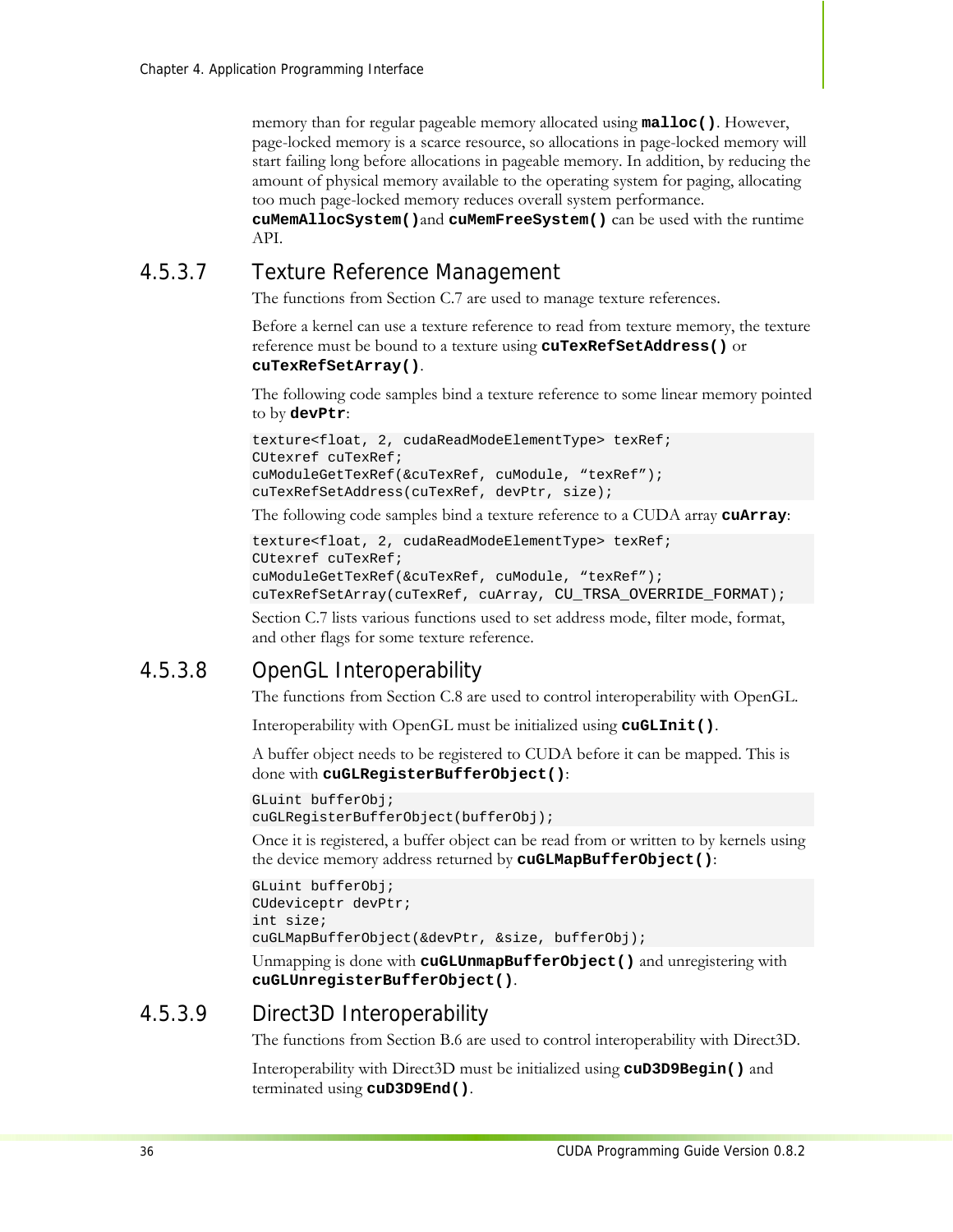memory than for regular pageable memory allocated using **`malloc()`**. However, page-locked memory is a scarce resource, so allocations in page-locked memory will start failing long before allocations in pageable memory. In addition, by reducing the amount of physical memory available to the operating system for paging, allocating too much page-locked memory reduces overall system performance. **`cuMemAllocSystem()`** and **`cuMemFreeSystem()`** can be used with the runtime API.

#### 4.5.3.7 Texture Reference Management

The functions from Section C.7 are used to manage texture references.

Before a kernel can use a texture reference to read from texture memory, the texture reference must be bound to a texture using **`cuTexRefSetAddress()`** or **`cuTexRefSetArray()`**.

The following code samples bind a texture reference to some linear memory pointed to by **`devPtr`**:

```
texture<float, 2, cudaReadModeElementType> texRef;
CUtexref cuTexRef;
cuModuleGetTexRef(&cuTexRef, cuModule, “texRef”);
cuTexRefSetAddress(cuTexRef, devPtr, size);
```

The following code samples bind a texture reference to a CUDA array **`cuArray`**:

```
texture<float, 2, cudaReadModeElementType> texRef;
CUtexref cuTexRef;
cuModuleGetTexRef(&cuTexRef, cuModule, “texRef”);
cuTexRefSetArray(cuTexRef, cuArray, CU_TRSA_OVERRIDE_FORMAT);
```

Section C.7 lists various functions used to set address mode, filter mode, format, and other flags for some texture reference.

#### 4.5.3.8 OpenGL Interoperability

The functions from Section C.8 are used to control interoperability with OpenGL.

Interoperability with OpenGL must be initialized using **`cuGLInit()`**.

A buffer object needs to be registered to CUDA before it can be mapped. This is done with **`cuGLRegisterBufferObject()`**:

```
GLuint bufferObj;
cuGLRegisterBufferObject(bufferObj);
```

Once it is registered, a buffer object can be read from or written to by kernels using the device memory address returned by **`cuGLMapBufferObject()`**:

```
GLuint bufferObj;
CUdeviceptr devPtr;
int size;
cuGLMapBufferObject(&devPtr, &size, bufferObj);
```

Unmapping is done with **`cuGLUnmapBufferObject()`** and unregistering with **`cuGLUnregisterBufferObject()`**.

#### 4.5.3.9 Direct3D Interoperability

The functions from Section B.6 are used to control interoperability with Direct3D.

Interoperability with Direct3D must be initialized using **`cuD3D9Begin()`** and terminated using **`cuD3D9End()`**.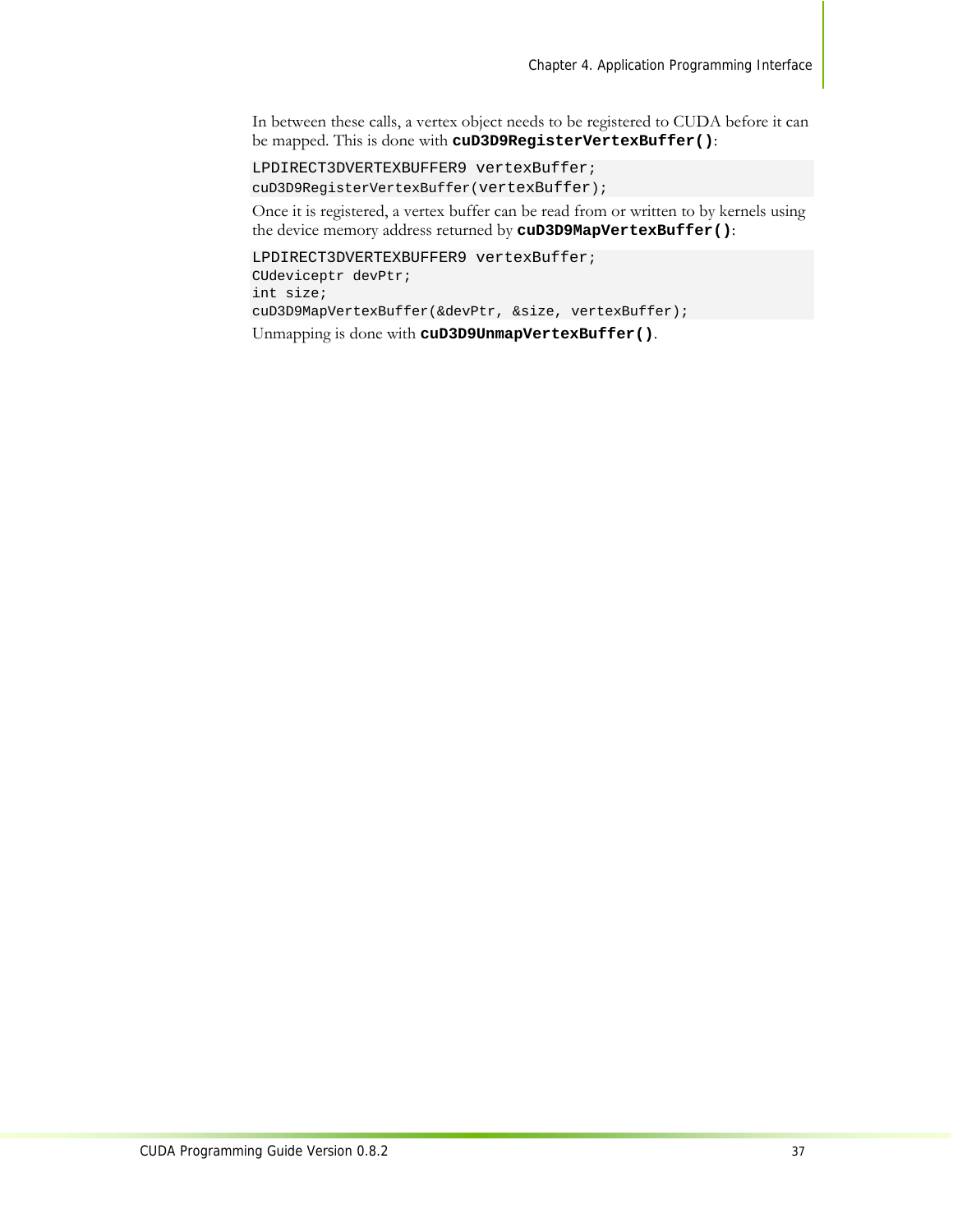In between these calls, a vertex object needs to be registered to CUDA before it can be mapped. This is done with **`cuD3D9RegisterVertexBuffer()`**:

```
LPDIRECT3DVERTEXBUFFER9 vertexBuffer;
cuD3D9RegisterVertexBuffer(vertexBuffer);
```

Once it is registered, a vertex buffer can be read from or written to by kernels using the device memory address returned by **`cuD3D9MapVertexBuffer()`**:

```
LPDIRECT3DVERTEXBUFFER9 vertexBuffer;
CUdeviceptr devPtr;
int size;
cuD3D9MapVertexBuffer(&devPtr, &size, vertexBuffer);
```

Unmapping is done with **`cuD3D9UnmapVertexBuffer()`**.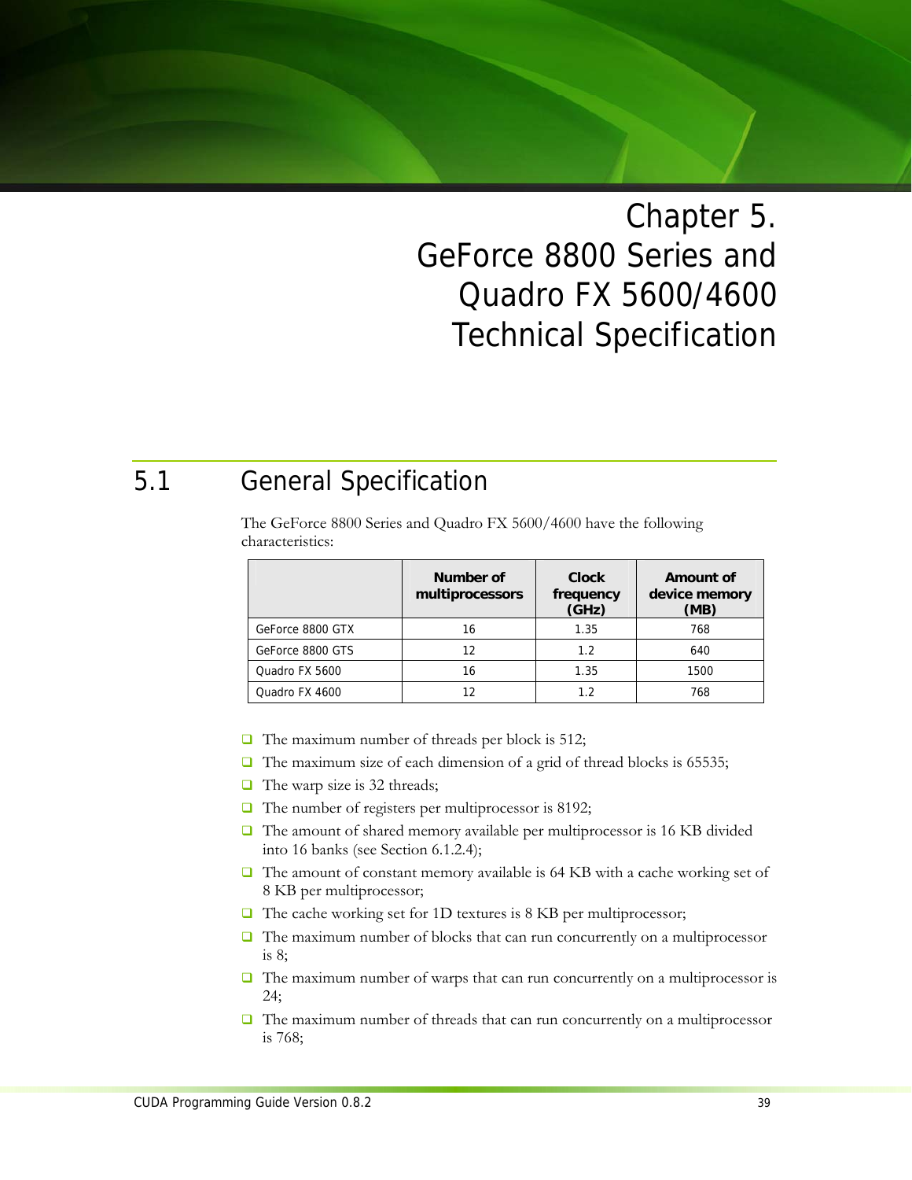# Chapter 5. GeForce 8800 Series and Quadro FX 5600/4600 Technical Specification

## 5.1 General Specification

The GeForce 8800 Series and Quadro FX 5600/4600 have the following characteristics:

| | Number of multiprocessors | Clock frequency (GHz) | Amount of device memory (MB) |
|---|---|---|---|
| GeForce 8800 GTX | 16 | 1.35 | 768 |
| GeForce 8800 GTS | 12 | 1.2 | 640 |
| Quadro FX 5600 | 16 | 1.35 | 1500 |
| Quadro FX 4600 | 12 | 1.2 | 768 |

- The maximum number of threads per block is 512;
- The maximum size of each dimension of a grid of thread blocks is 65535;
- The warp size is 32 threads;
- The number of registers per multiprocessor is 8192;
- The amount of shared memory available per multiprocessor is 16 KB divided into 16 banks (see Section 6.1.2.4);
- The amount of constant memory available is 64 KB with a cache working set of 8 KB per multiprocessor;
- The cache working set for 1D textures is 8 KB per multiprocessor;
- The maximum number of blocks that can run concurrently on a multiprocessor is 8;
- The maximum number of warps that can run concurrently on a multiprocessor is 24;
- The maximum number of threads that can run concurrently on a multiprocessor is 768;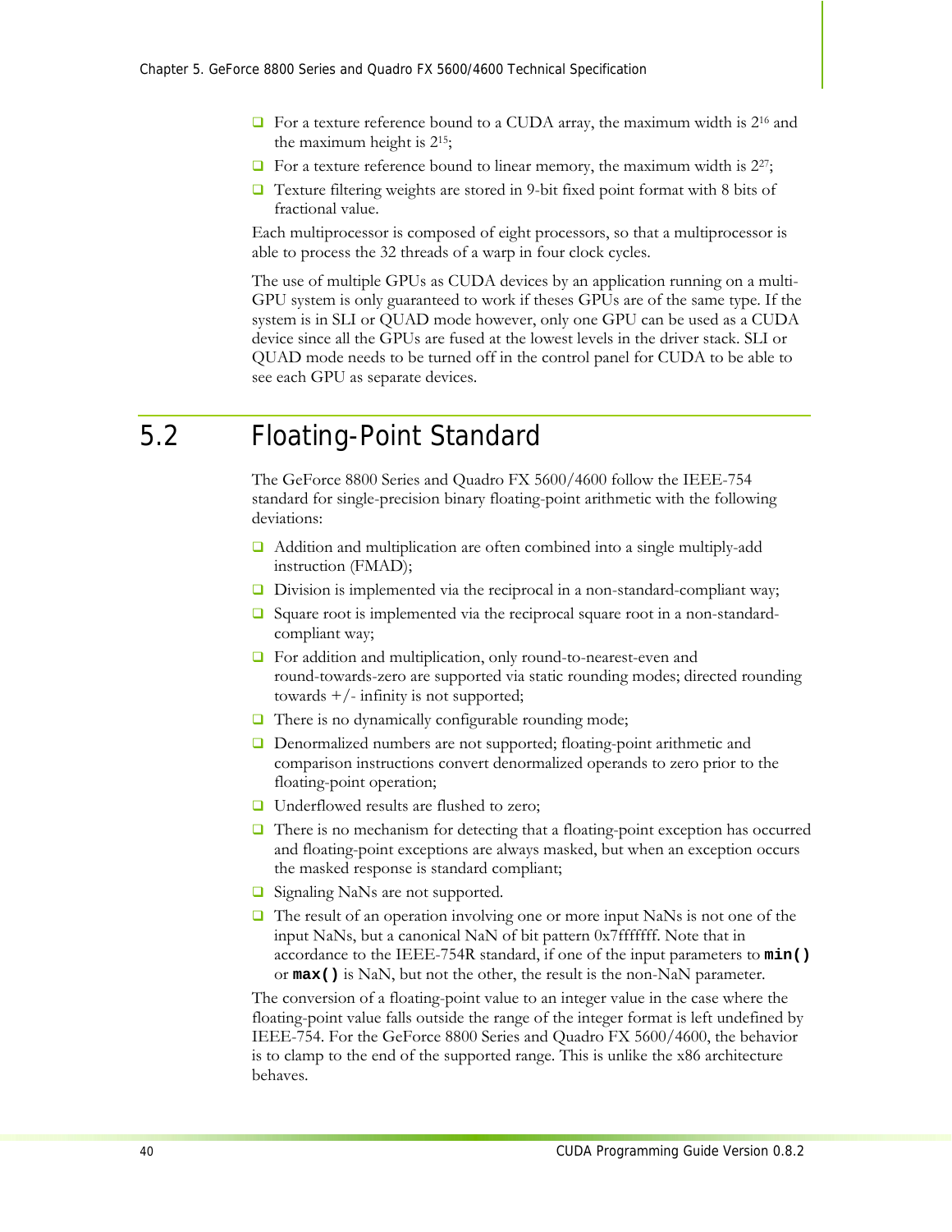- For a texture reference bound to a CUDA array, the maximum width is $2^{16}$ and the maximum height is $2^{15}$;
- For a texture reference bound to linear memory, the maximum width is $2^{27}$;
- Texture filtering weights are stored in 9-bit fixed point format with 8 bits of fractional value.

Each multiprocessor is composed of eight processors, so that a multiprocessor is able to process the 32 threads of a warp in four clock cycles.

The use of multiple GPUs as CUDA devices by an application running on a multi-GPU system is only guaranteed to work if theses GPUs are of the same type. If the system is in SLI or QUAD mode however, only one GPU can be used as a CUDA device since all the GPUs are fused at the lowest levels in the driver stack. SLI or QUAD mode needs to be turned off in the control panel for CUDA to be able to see each GPU as separate devices.

## 5.2 Floating-Point Standard

The GeForce 8800 Series and Quadro FX 5600/4600 follow the IEEE-754 standard for single-precision binary floating-point arithmetic with the following deviations:

- Addition and multiplication are often combined into a single multiply-add instruction (FMAD);
- Division is implemented via the reciprocal in a non-standard-compliant way;
- Square root is implemented via the reciprocal square root in a non-standard-compliant way;
- For addition and multiplication, only round-to-nearest-even and round-towards-zero are supported via static rounding modes; directed rounding towards +/- infinity is not supported;
- There is no dynamically configurable rounding mode;
- Denormalized numbers are not supported; floating-point arithmetic and comparison instructions convert denormalized operands to zero prior to the floating-point operation;
- Underflowed results are flushed to zero;
- There is no mechanism for detecting that a floating-point exception has occurred and floating-point exceptions are always masked, but when an exception occurs the masked response is standard compliant;
- Signaling NaNs are not supported.
- The result of an operation involving one or more input NaNs is not one of the input NaNs, but a canonical NaN of bit pattern 0x7fffffff. Note that in accordance to the IEEE-754R standard, if one of the input parameters to **`min()`** or **`max()`** is NaN, but not the other, the result is the non-NaN parameter.

The conversion of a floating-point value to an integer value in the case where the floating-point value falls outside the range of the integer format is left undefined by IEEE-754. For the GeForce 8800 Series and Quadro FX 5600/4600, the behavior is to clamp to the end of the supported range. This is unlike the x86 architecture behaves.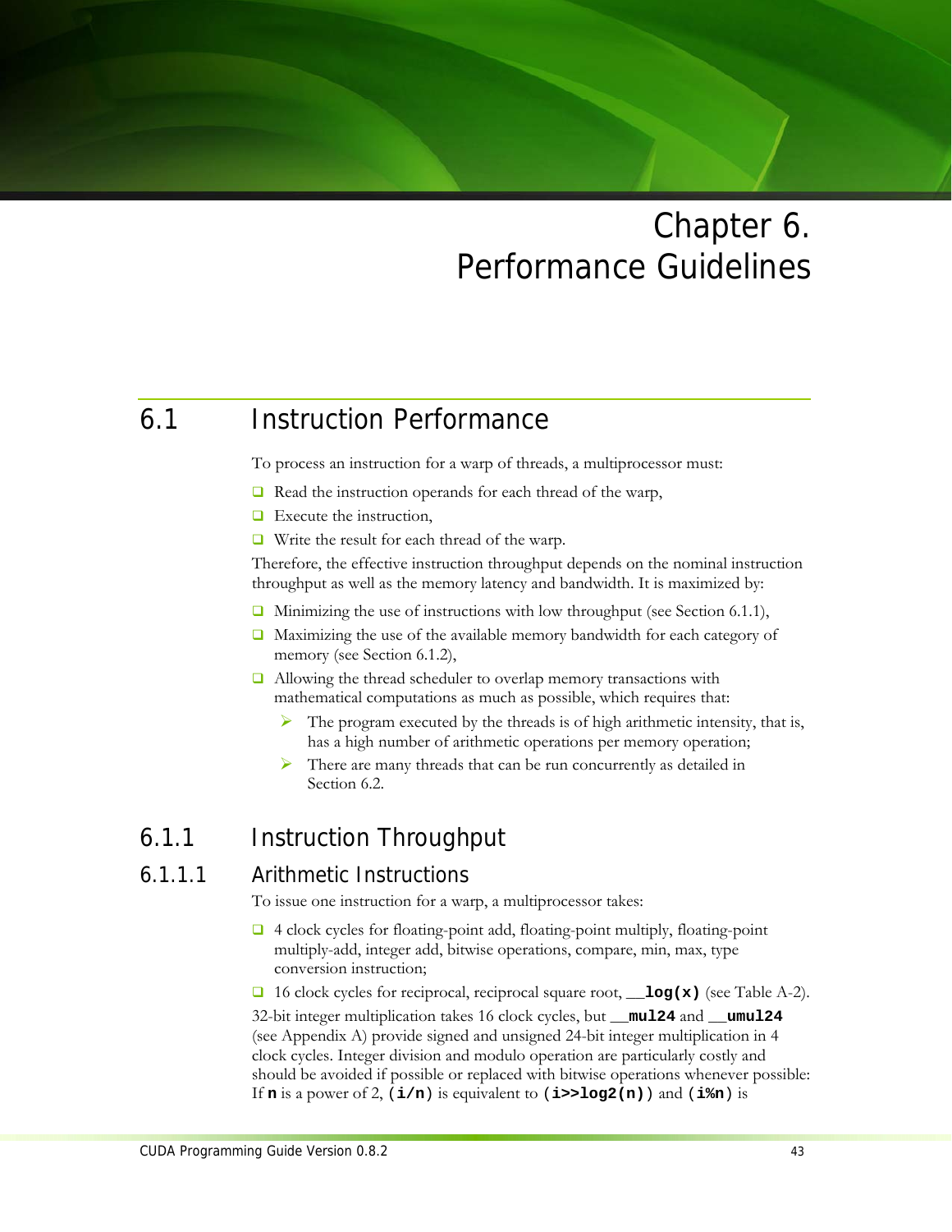# Chapter 6. Performance Guidelines

## 6.1 Instruction Performance

To process an instruction for a warp of threads, a multiprocessor must:

- Read the instruction operands for each thread of the warp,
- Execute the instruction,
- Write the result for each thread of the warp.

Therefore, the effective instruction throughput depends on the nominal instruction throughput as well as the memory latency and bandwidth. It is maximized by:

- Minimizing the use of instructions with low throughput (see Section 6.1.1),
- Maximizing the use of the available memory bandwidth for each category of memory (see Section 6.1.2),
- Allowing the thread scheduler to overlap memory transactions with mathematical computations as much as possible, which requires that:
  - The program executed by the threads is of high arithmetic intensity, that is, has a high number of arithmetic operations per memory operation;
  - There are many threads that can be run concurrently as detailed in Section 6.2.

### 6.1.1 Instruction Throughput

#### 6.1.1.1 Arithmetic Instructions

To issue one instruction for a warp, a multiprocessor takes:

- 4 clock cycles for floating-point add, floating-point multiply, floating-point multiply-add, integer add, bitwise operations, compare, min, max, type conversion instruction;
- 16 clock cycles for reciprocal, reciprocal square root, **`__log(x)`** (see Table A-2).

32-bit integer multiplication takes 16 clock cycles, but **`__mul24`** and **`__umul24`** (see Appendix A) provide signed and unsigned 24-bit integer multiplication in 4 clock cycles. Integer division and modulo operation are particularly costly and should be avoided if possible or replaced with bitwise operations whenever possible: If **`n`** is a power of 2, **`(i/n)`** is equivalent to **`(i>>log2(n))`** and **`(i%n)`** is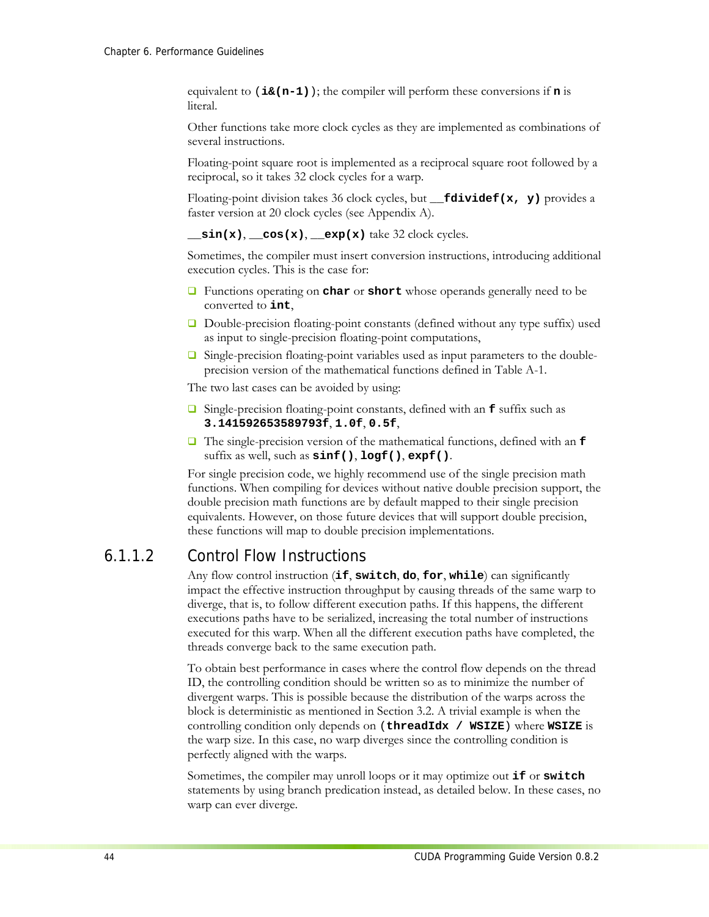equivalent to `(i&(n-1))`; the compiler will perform these conversions if **`n`** is literal.

Other functions take more clock cycles as they are implemented as combinations of several instructions.

Floating-point square root is implemented as a reciprocal square root followed by a reciprocal, so it takes 32 clock cycles for a warp.

Floating-point division takes 36 clock cycles, but **`__fdividef(x, y)`** provides a faster version at 20 clock cycles (see Appendix A).

**`__sin(x)`**, **`__cos(x)`**, **`__exp(x)`** take 32 clock cycles.

Sometimes, the compiler must insert conversion instructions, introducing additional execution cycles. This is the case for:

- Functions operating on **`char`** or **`short`** whose operands generally need to be converted to **`int`**,
- Double-precision floating-point constants (defined without any type suffix) used as input to single-precision floating-point computations,
- Single-precision floating-point variables used as input parameters to the double-precision version of the mathematical functions defined in Table A-1.

The two last cases can be avoided by using:

- Single-precision floating-point constants, defined with an **`f`** suffix such as **`3.141592653589793f`**, **`1.0f`**, **`0.5f`**,
- The single-precision version of the mathematical functions, defined with an **`f`** suffix as well, such as **`sinf()`**, **`logf()`**, **`expf()`**.

For single precision code, we highly recommend use of the single precision math functions. When compiling for devices without native double precision support, the double precision math functions are by default mapped to their single precision equivalents. However, on those future devices that will support double precision, these functions will map to double precision implementations.

#### 6.1.1.2 Control Flow Instructions

Any flow control instruction (**`if`**, **`switch`**, **`do`**, **`for`**, **`while`**) can significantly impact the effective instruction throughput by causing threads of the same warp to diverge, that is, to follow different execution paths. If this happens, the different executions paths have to be serialized, increasing the total number of instructions executed for this warp. When all the different execution paths have completed, the threads converge back to the same execution path.

To obtain best performance in cases where the control flow depends on the thread ID, the controlling condition should be written so as to minimize the number of divergent warps. This is possible because the distribution of the warps across the block is deterministic as mentioned in Section 3.2. A trivial example is when the controlling condition only depends on **`(threadIdx / WSIZE)`** where **`WSIZE`** is the warp size. In this case, no warp diverges since the controlling condition is perfectly aligned with the warps.

Sometimes, the compiler may unroll loops or it may optimize out **`if`** or **`switch`** statements by using branch predication instead, as detailed below. In these cases, no warp can ever diverge.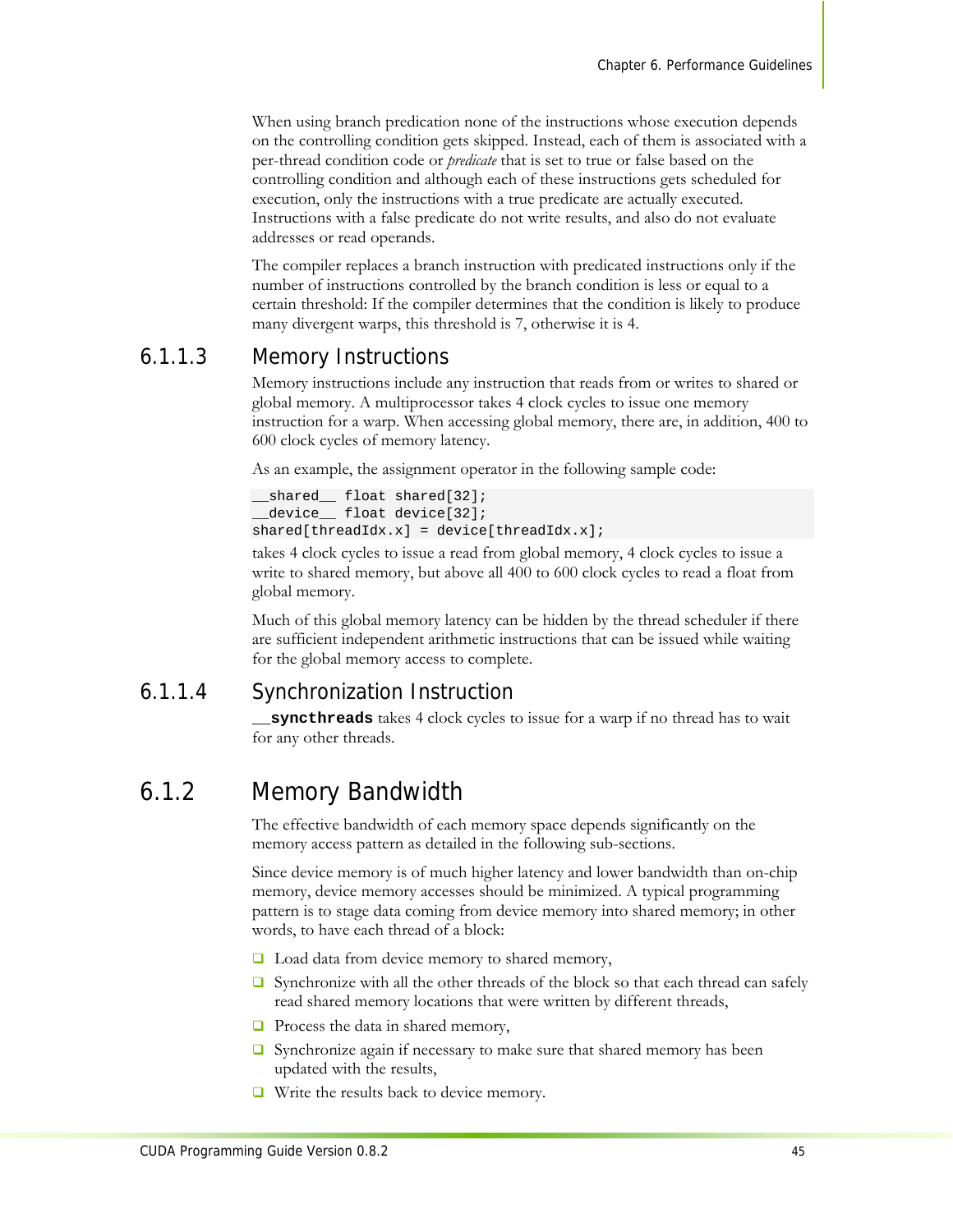When using branch predication none of the instructions whose execution depends on the controlling condition gets skipped. Instead, each of them is associated with a per-thread condition code or *predicate* that is set to true or false based on the controlling condition and although each of these instructions gets scheduled for execution, only the instructions with a true predicate are actually executed. Instructions with a false predicate do not write results, and also do not evaluate addresses or read operands.

The compiler replaces a branch instruction with predicated instructions only if the number of instructions controlled by the branch condition is less or equal to a certain threshold: If the compiler determines that the condition is likely to produce many divergent warps, this threshold is 7, otherwise it is 4.

#### 6.1.1.3 Memory Instructions

Memory instructions include any instruction that reads from or writes to shared or global memory. A multiprocessor takes 4 clock cycles to issue one memory instruction for a warp. When accessing global memory, there are, in addition, 400 to 600 clock cycles of memory latency.

As an example, the assignment operator in the following sample code:

```
__shared__ float shared[32];
__device__ float device[32];
shared[threadIdx.x] = device[threadIdx.x];
```

takes 4 clock cycles to issue a read from global memory, 4 clock cycles to issue a write to shared memory, but above all 400 to 600 clock cycles to read a float from global memory.

Much of this global memory latency can be hidden by the thread scheduler if there are sufficient independent arithmetic instructions that can be issued while waiting for the global memory access to complete.

#### 6.1.1.4 Synchronization Instruction

**`__syncthreads`** takes 4 clock cycles to issue for a warp if no thread has to wait for any other threads.

### 6.1.2 Memory Bandwidth

The effective bandwidth of each memory space depends significantly on the memory access pattern as detailed in the following sub-sections.

Since device memory is of much higher latency and lower bandwidth than on-chip memory, device memory accesses should be minimized. A typical programming pattern is to stage data coming from device memory into shared memory; in other words, to have each thread of a block:

- Load data from device memory to shared memory,
- Synchronize with all the other threads of the block so that each thread can safely read shared memory locations that were written by different threads,
- Process the data in shared memory,
- Synchronize again if necessary to make sure that shared memory has been updated with the results,
- Write the results back to device memory.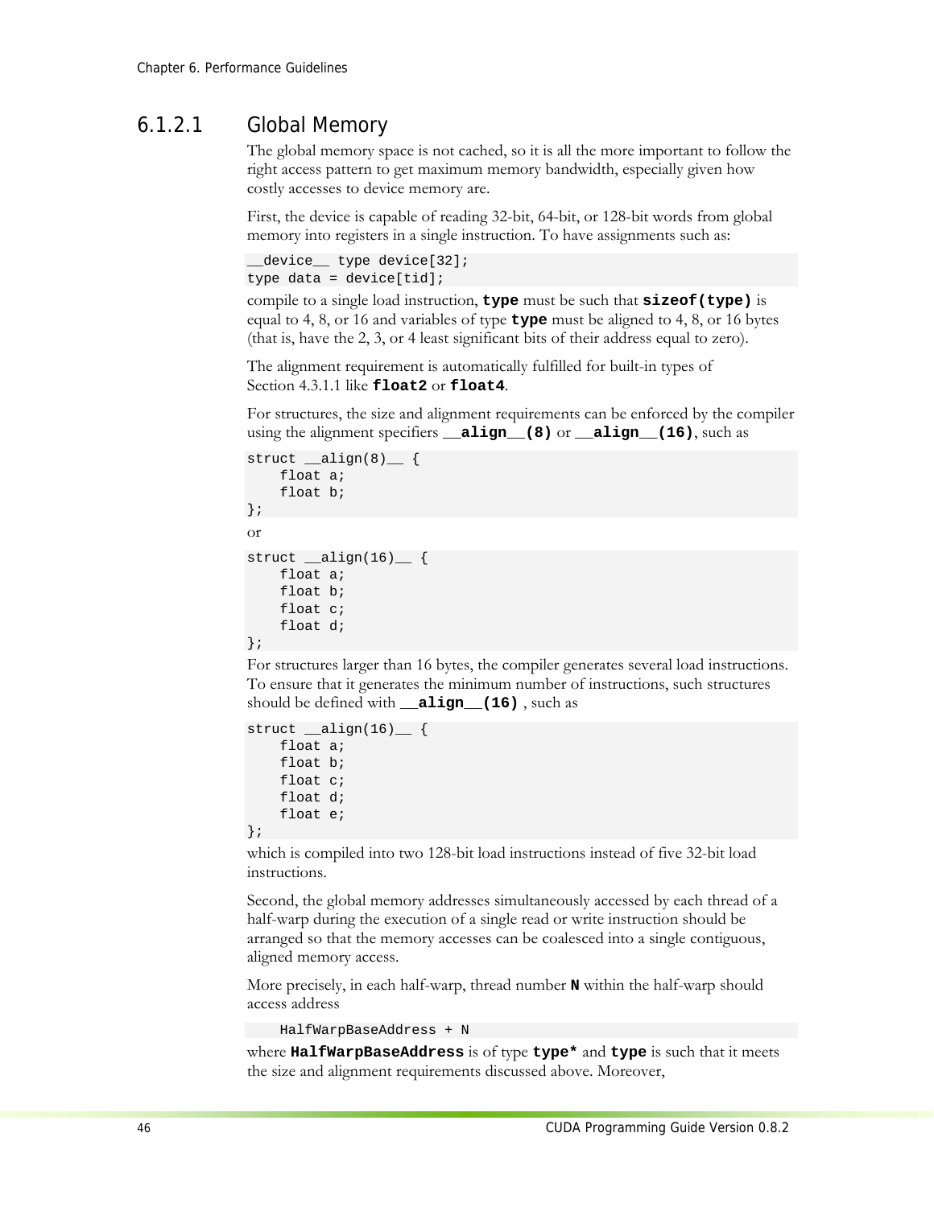#### 6.1.2.1 Global Memory

The global memory space is not cached, so it is all the more important to follow the right access pattern to get maximum memory bandwidth, especially given how costly accesses to device memory are.

First, the device is capable of reading 32-bit, 64-bit, or 128-bit words from global memory into registers in a single instruction. To have assignments such as:

```
__device__ type device[32];
type data = device[tid];
```

compile to a single load instruction, **`type`** must be such that **`sizeof(type)`** is equal to 4, 8, or 16 and variables of type **`type`** must be aligned to 4, 8, or 16 bytes (that is, have the 2, 3, or 4 least significant bits of their address equal to zero).

The alignment requirement is automatically fulfilled for built-in types of Section 4.3.1.1 like **`float2`** or **`float4`**.

For structures, the size and alignment requirements can be enforced by the compiler using the alignment specifiers **`__align__(8)`** or **`__align__(16)`**, such as

```
struct __align(8)__ {
    float a;
    float b;
};
```

or

```
struct __align(16)__ {
    float a;
    float b;
    float c;
    float d;
};
```

For structures larger than 16 bytes, the compiler generates several load instructions. To ensure that it generates the minimum number of instructions, such structures should be defined with **`__align__(16)`** , such as

```
struct __align(16)__ {
    float a;
    float b;
    float c;
    float d;
    float e;
};
```

which is compiled into two 128-bit load instructions instead of five 32-bit load instructions.

Second, the global memory addresses simultaneously accessed by each thread of a half-warp during the execution of a single read or write instruction should be arranged so that the memory accesses can be coalesced into a single contiguous, aligned memory access.

More precisely, in each half-warp, thread number **`N`** within the half-warp should access address

```
    HalfWarpBaseAddress + N
```

where **`HalfWarpBaseAddress`** is of type **`type*`** and **`type`** is such that it meets the size and alignment requirements discussed above. Moreover,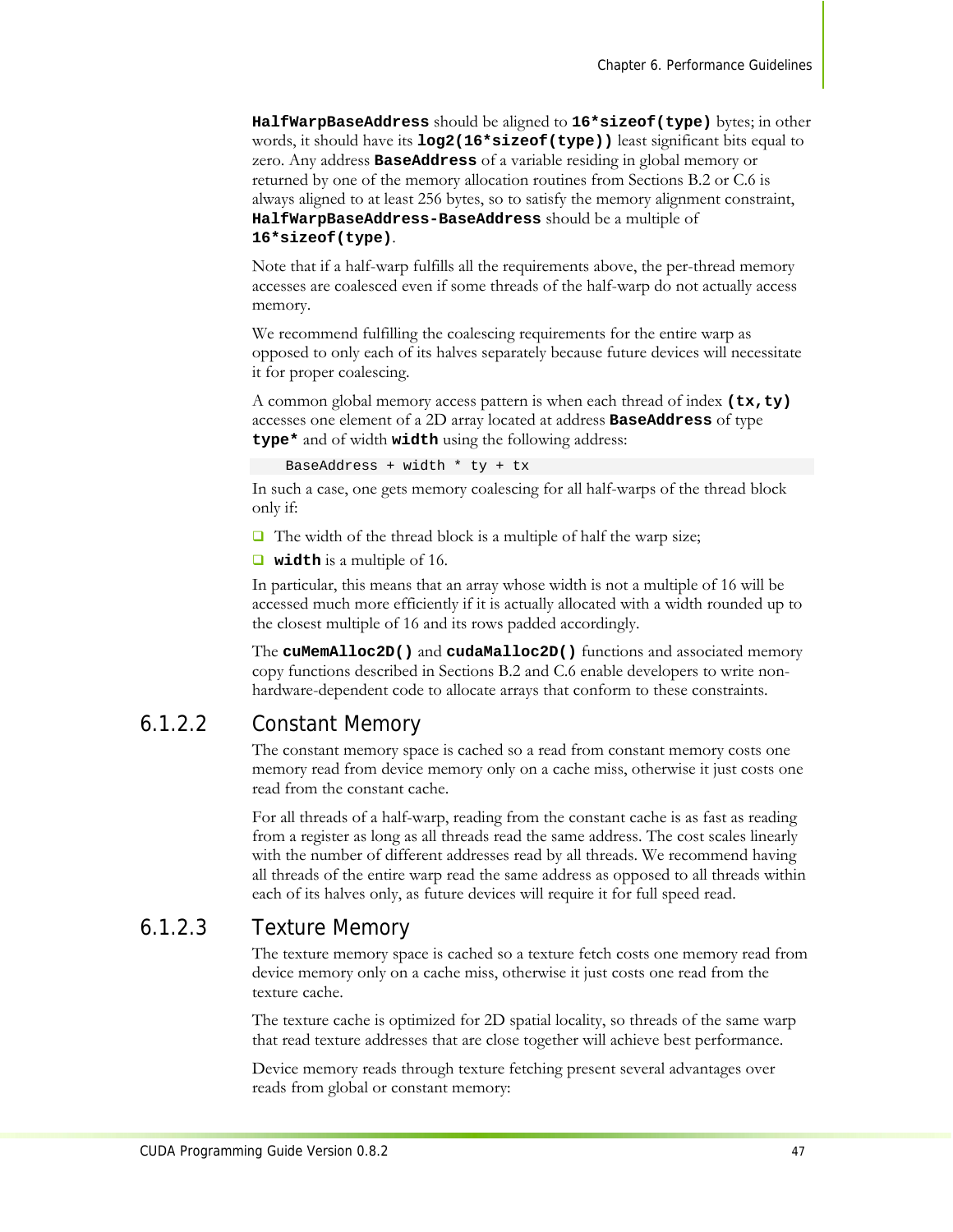**HalfWarpBaseAddress** should be aligned to **16*sizeof(type)** bytes; in other words, it should have its **log2(16*sizeof(type))** least significant bits equal to zero. Any address **BaseAddress** of a variable residing in global memory or returned by one of the memory allocation routines from Sections B.2 or C.6 is always aligned to at least 256 bytes, so to satisfy the memory alignment constraint, **HalfWarpBaseAddress-BaseAddress** should be a multiple of **16*sizeof(type)**.

Note that if a half-warp fulfills all the requirements above, the per-thread memory accesses are coalesced even if some threads of the half-warp do not actually access memory.

We recommend fulfilling the coalescing requirements for the entire warp as opposed to only each of its halves separately because future devices will necessitate it for proper coalescing.

A common global memory access pattern is when each thread of index **(tx,ty)** accesses one element of a 2D array located at address **BaseAddress** of type **type*** and of width **width** using the following address:

```
BaseAddress + width * ty + tx
```

In such a case, one gets memory coalescing for all half-warps of the thread block only if:

- The width of the thread block is a multiple of half the warp size;
- **width** is a multiple of 16.

In particular, this means that an array whose width is not a multiple of 16 will be accessed much more efficiently if it is actually allocated with a width rounded up to the closest multiple of 16 and its rows padded accordingly.

The **cuMemAlloc2D()** and **cudaMalloc2D()** functions and associated memory copy functions described in Sections B.2 and C.6 enable developers to write non-hardware-dependent code to allocate arrays that conform to these constraints.

### 6.1.2.2 Constant Memory

The constant memory space is cached so a read from constant memory costs one memory read from device memory only on a cache miss, otherwise it just costs one read from the constant cache.

For all threads of a half-warp, reading from the constant cache is as fast as reading from a register as long as all threads read the same address. The cost scales linearly with the number of different addresses read by all threads. We recommend having all threads of the entire warp read the same address as opposed to all threads within each of its halves only, as future devices will require it for full speed read.

### 6.1.2.3 Texture Memory

The texture memory space is cached so a texture fetch costs one memory read from device memory only on a cache miss, otherwise it just costs one read from the texture cache.

The texture cache is optimized for 2D spatial locality, so threads of the same warp that read texture addresses that are close together will achieve best performance.

Device memory reads through texture fetching present several advantages over reads from global or constant memory: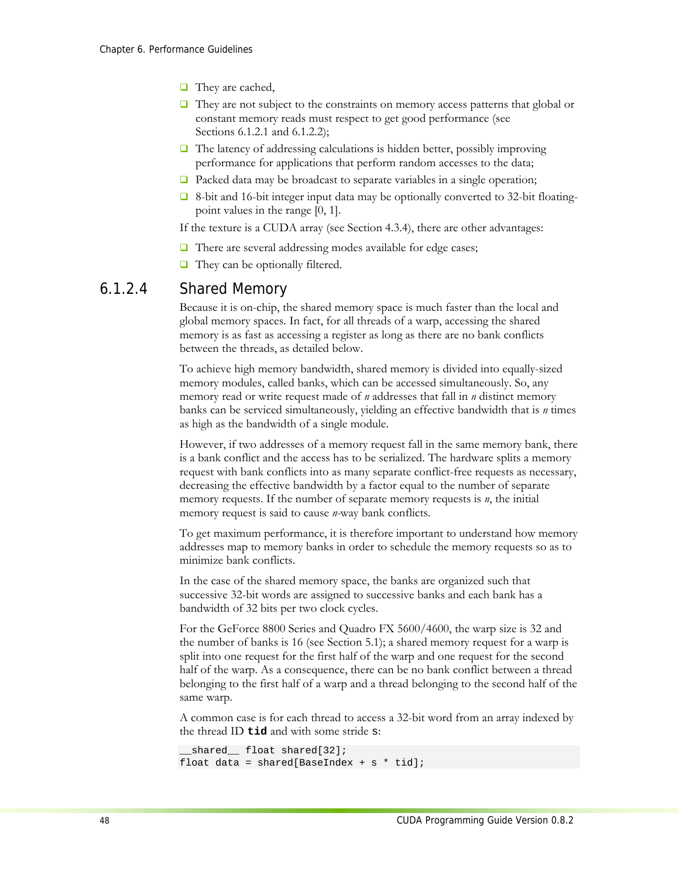- They are cached,
- They are not subject to the constraints on memory access patterns that global or constant memory reads must respect to get good performance (see Sections 6.1.2.1 and 6.1.2.2);
- The latency of addressing calculations is hidden better, possibly improving performance for applications that perform random accesses to the data;
- Packed data may be broadcast to separate variables in a single operation;
- 8-bit and 16-bit integer input data may be optionally converted to 32-bit floating-point values in the range [0, 1].

If the texture is a CUDA array (see Section 4.3.4), there are other advantages:

- There are several addressing modes available for edge cases;
- They can be optionally filtered.

#### 6.1.2.4 Shared Memory

Because it is on-chip, the shared memory space is much faster than the local and global memory spaces. In fact, for all threads of a warp, accessing the shared memory is as fast as accessing a register as long as there are no bank conflicts between the threads, as detailed below.

To achieve high memory bandwidth, shared memory is divided into equally-sized memory modules, called banks, which can be accessed simultaneously. So, any memory read or write request made of $n$ addresses that fall in $n$ distinct memory banks can be serviced simultaneously, yielding an effective bandwidth that is $n$ times as high as the bandwidth of a single module.

However, if two addresses of a memory request fall in the same memory bank, there is a bank conflict and the access has to be serialized. The hardware splits a memory request with bank conflicts into as many separate conflict-free requests as necessary, decreasing the effective bandwidth by a factor equal to the number of separate memory requests. If the number of separate memory requests is $n$, the initial memory request is said to cause $n$-way bank conflicts.

To get maximum performance, it is therefore important to understand how memory addresses map to memory banks in order to schedule the memory requests so as to minimize bank conflicts.

In the case of the shared memory space, the banks are organized such that successive 32-bit words are assigned to successive banks and each bank has a bandwidth of 32 bits per two clock cycles.

For the GeForce 8800 Series and Quadro FX 5600/4600, the warp size is 32 and the number of banks is 16 (see Section 5.1); a shared memory request for a warp is split into one request for the first half of the warp and one request for the second half of the warp. As a consequence, there can be no bank conflict between a thread belonging to the first half of a warp and a thread belonging to the second half of the same warp.

A common case is for each thread to access a 32-bit word from an array indexed by the thread ID **`tid`** and with some stride `s`:

```
__shared__ float shared[32];
float data = shared[BaseIndex + s * tid];
```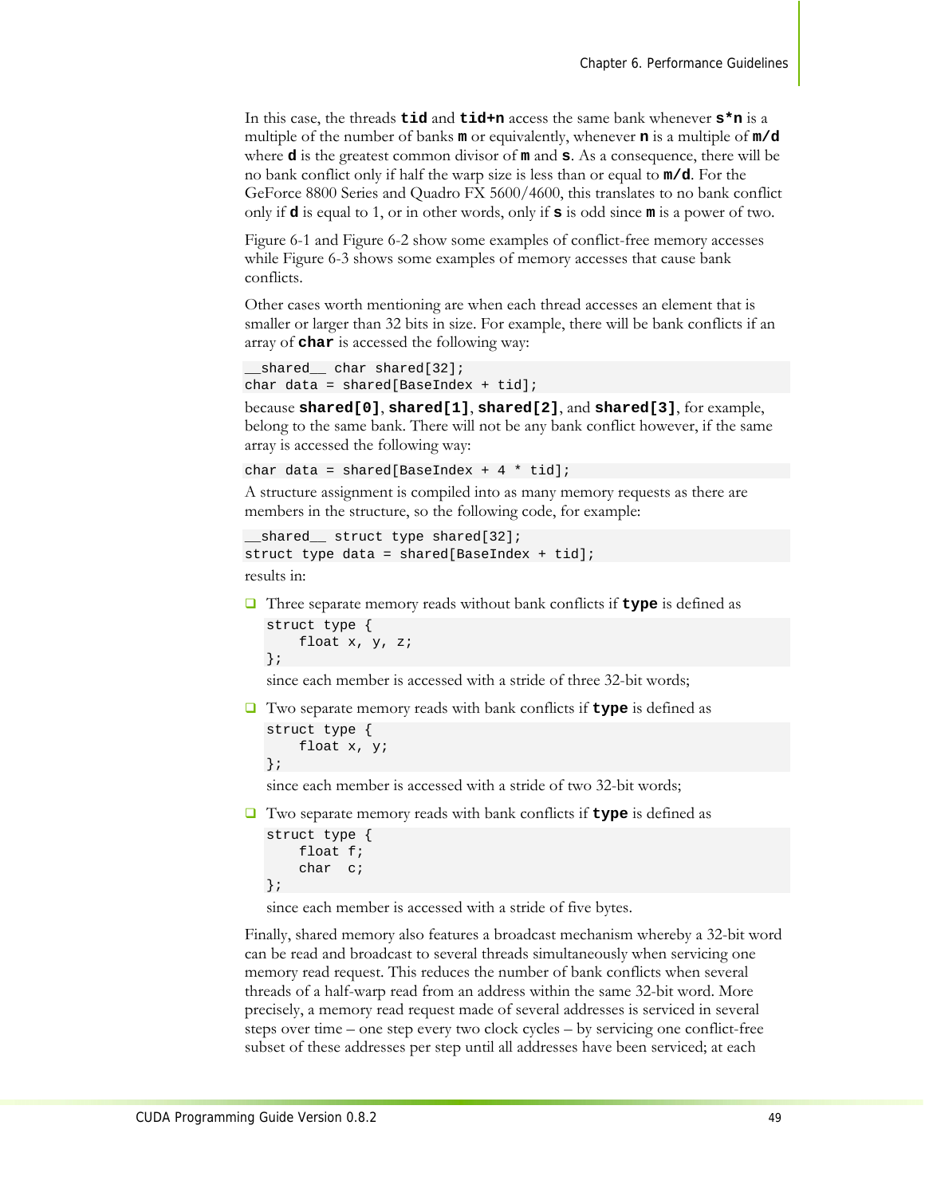In this case, the threads **tid** and **tid+n** access the same bank whenever **s*n** is a multiple of the number of banks **m** or equivalently, whenever **n** is a multiple of **m/d** where **d** is the greatest common divisor of **m** and **s**. As a consequence, there will be no bank conflict only if half the warp size is less than or equal to **m/d**. For the GeForce 8800 Series and Quadro FX 5600/4600, this translates to no bank conflict only if **d** is equal to 1, or in other words, only if **s** is odd since **m** is a power of two.

Figure 6-1 and Figure 6-2 show some examples of conflict-free memory accesses while Figure 6-3 shows some examples of memory accesses that cause bank conflicts.

Other cases worth mentioning are when each thread accesses an element that is smaller or larger than 32 bits in size. For example, there will be bank conflicts if an array of **char** is accessed the following way:

```
__shared__ char shared[32];
char data = shared[BaseIndex + tid];
```

because **shared[0]**, **shared[1]**, **shared[2]**, and **shared[3]**, for example, belong to the same bank. There will not be any bank conflict however, if the same array is accessed the following way:

```
char data = shared[BaseIndex + 4 * tid];
```

A structure assignment is compiled into as many memory requests as there are members in the structure, so the following code, for example:

```
__shared__ struct type shared[32];
struct type data = shared[BaseIndex + tid];
```

results in:

- Three separate memory reads without bank conflicts if **type** is defined as

  ```
  struct type {
      float x, y, z;
  };
  ```

  since each member is accessed with a stride of three 32-bit words;

- Two separate memory reads with bank conflicts if **type** is defined as

  ```
  struct type {
      float x, y;
  };
  ```

  since each member is accessed with a stride of two 32-bit words;

- Two separate memory reads with bank conflicts if **type** is defined as

  ```
  struct type {
      float f;
      char  c;
  };
  ```

  since each member is accessed with a stride of five bytes.

Finally, shared memory also features a broadcast mechanism whereby a 32-bit word can be read and broadcast to several threads simultaneously when servicing one memory read request. This reduces the number of bank conflicts when several threads of a half-warp read from an address within the same 32-bit word. More precisely, a memory read request made of several addresses is serviced in several steps over time – one step every two clock cycles – by servicing one conflict-free subset of these addresses per step until all addresses have been serviced; at each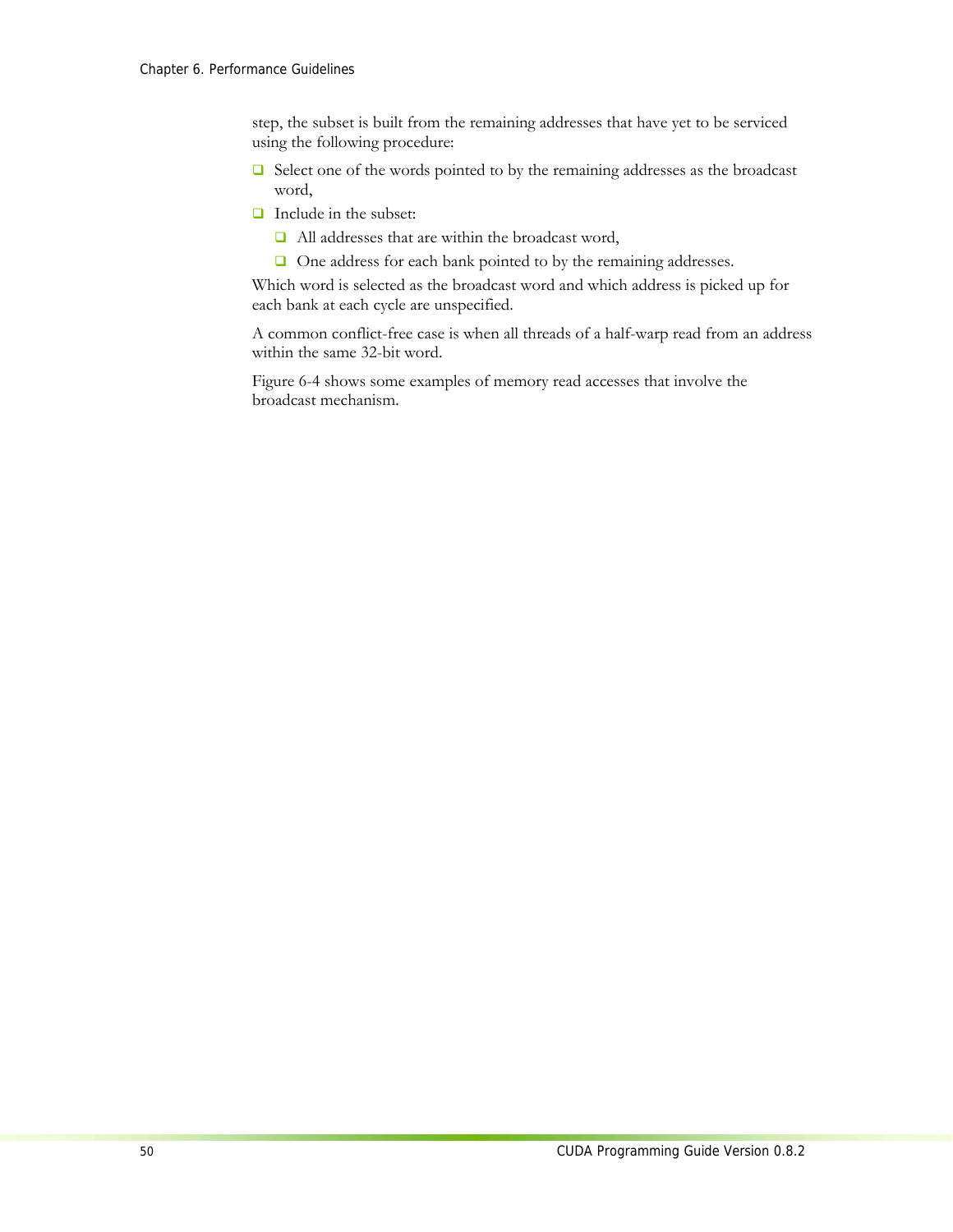step, the subset is built from the remaining addresses that have yet to be serviced using the following procedure:

- Select one of the words pointed to by the remaining addresses as the broadcast word,
- Include in the subset:
  - All addresses that are within the broadcast word,
  - One address for each bank pointed to by the remaining addresses.

Which word is selected as the broadcast word and which address is picked up for each bank at each cycle are unspecified.

A common conflict-free case is when all threads of a half-warp read from an address within the same 32-bit word.

Figure 6-4 shows some examples of memory read accesses that involve the broadcast mechanism.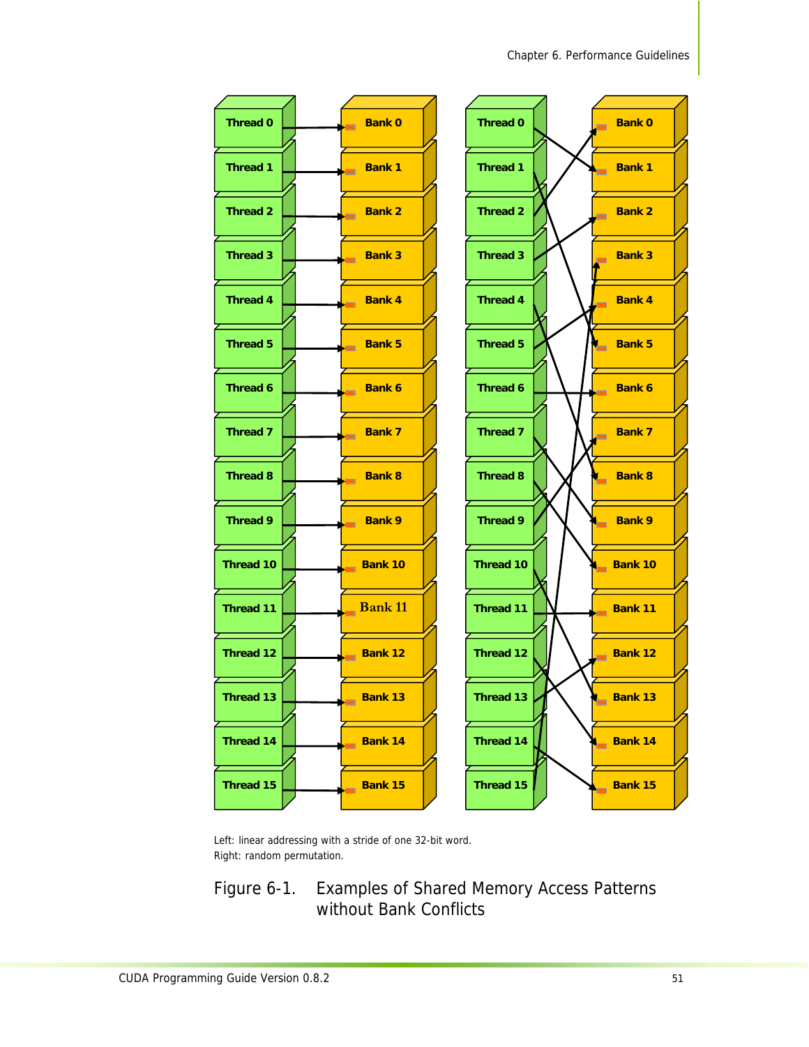Left: linear addressing with a stride of one 32-bit word.

Right: random permutation.

Figure 6-1. Examples of Shared Memory Access Patterns without Bank Conflicts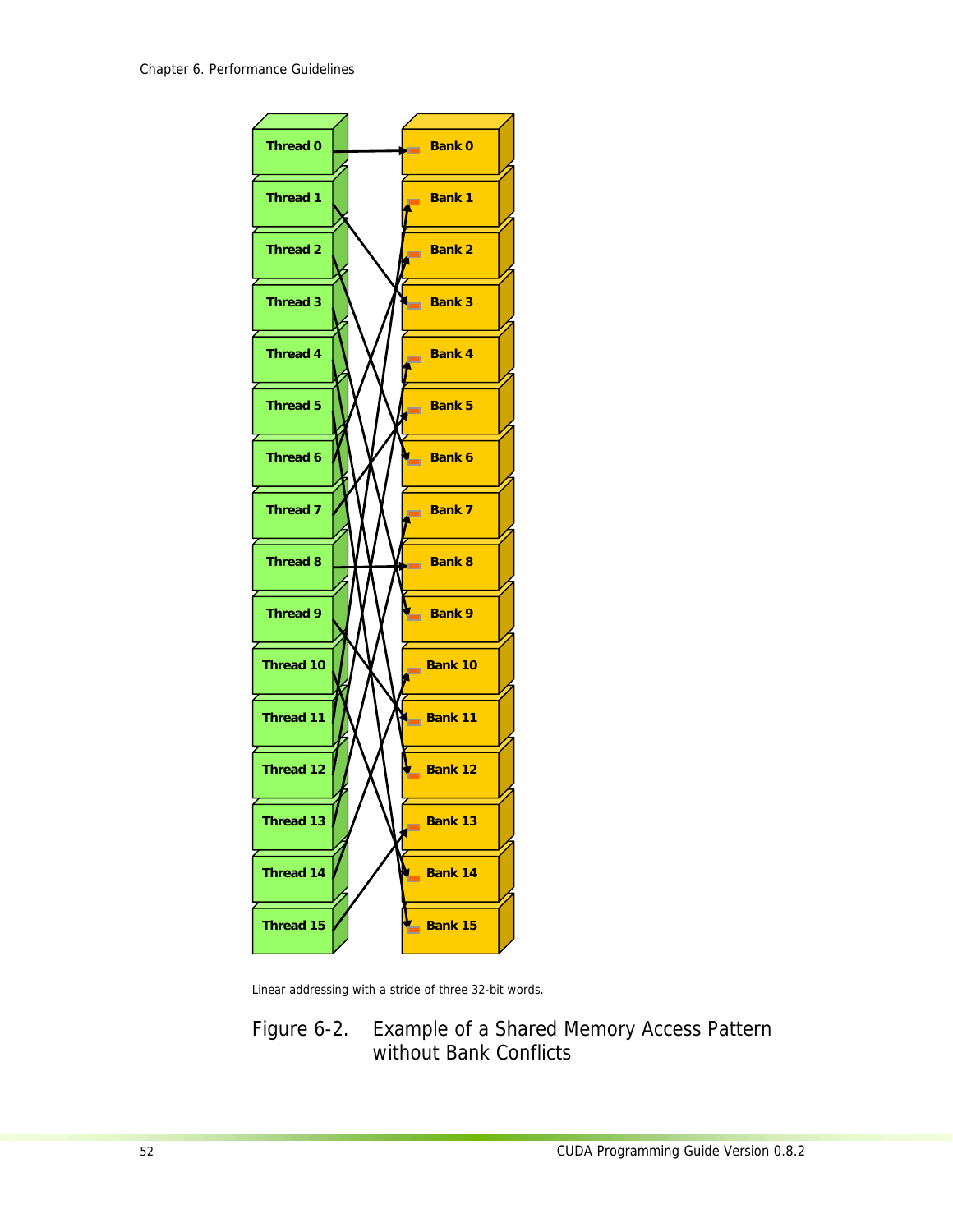Linear addressing with a stride of three 32-bit words.

Figure 6-2. Example of a Shared Memory Access Pattern without Bank Conflicts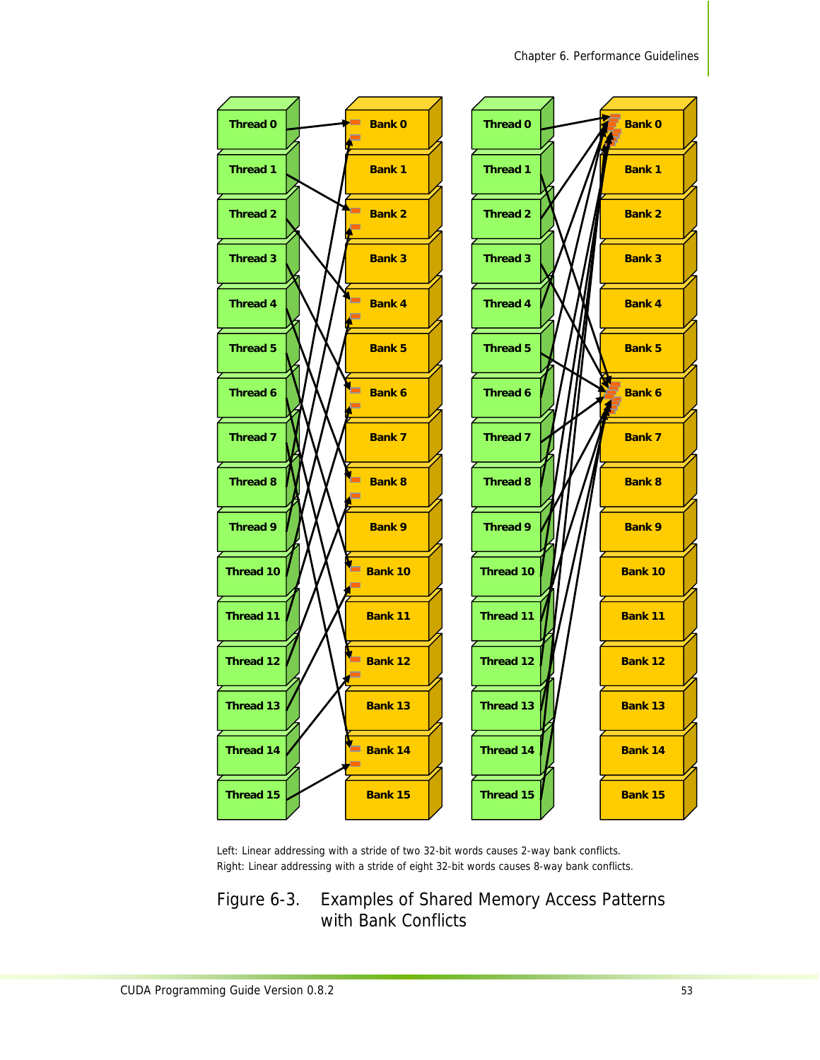Left: Linear addressing with a stride of two 32-bit words causes 2-way bank conflicts.
Right: Linear addressing with a stride of eight 32-bit words causes 8-way bank conflicts.

Figure 6-3. Examples of Shared Memory Access Patterns with Bank Conflicts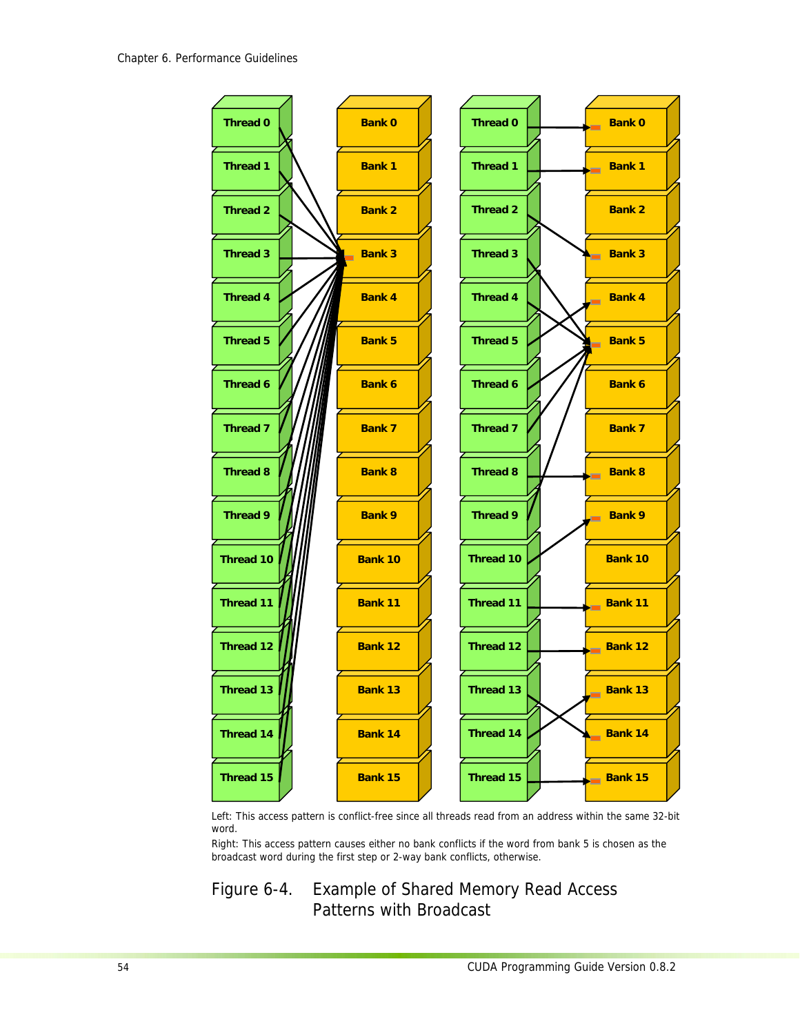Left: This access pattern is conflict-free since all threads read from an address within the same 32-bit word.

Right: This access pattern causes either no bank conflicts if the word from bank 5 is chosen as the broadcast word during the first step or 2-way bank conflicts, otherwise.

Figure 6-4. Example of Shared Memory Read Access Patterns with Broadcast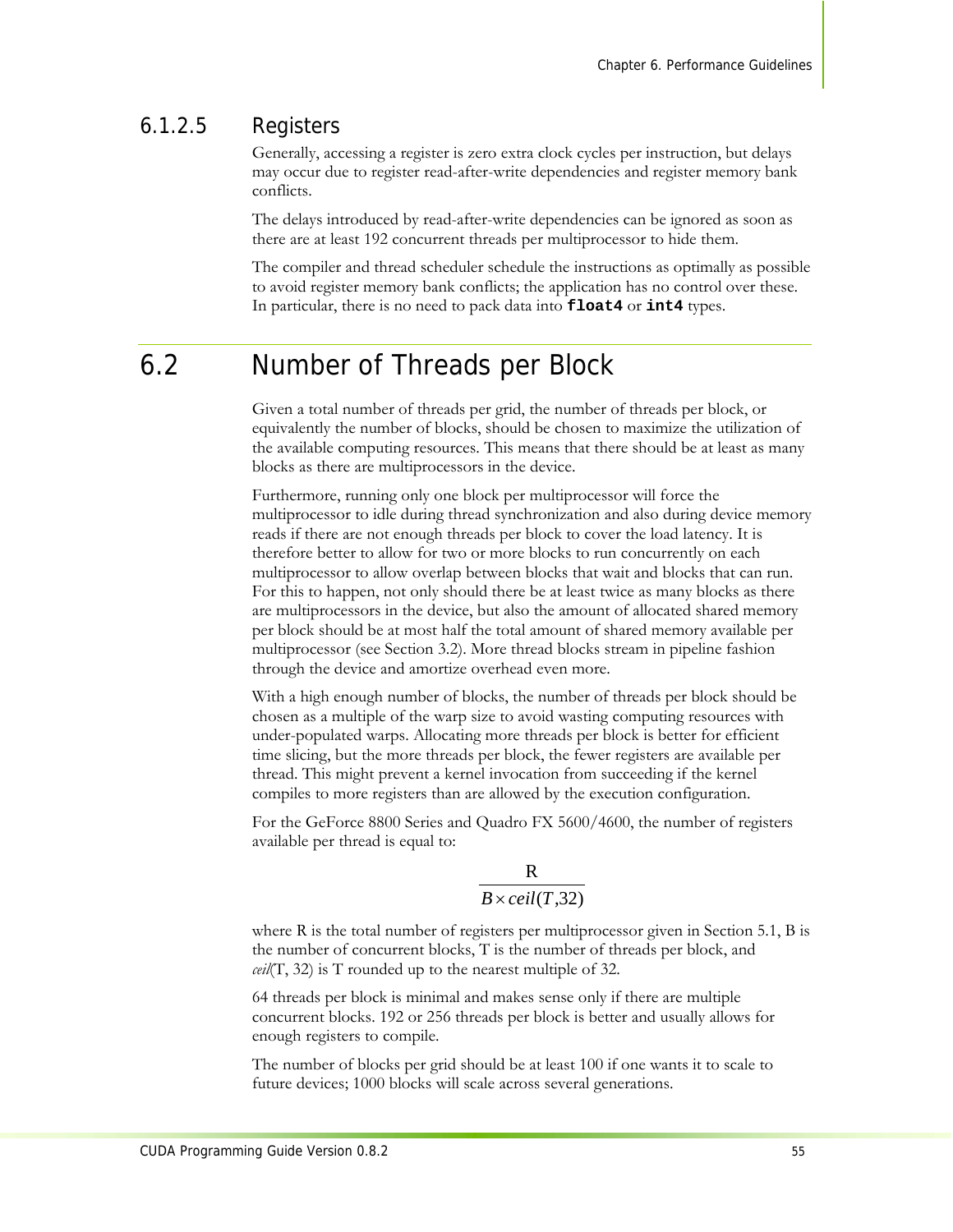#### 6.1.2.5 Registers

Generally, accessing a register is zero extra clock cycles per instruction, but delays may occur due to register read-after-write dependencies and register memory bank conflicts.

The delays introduced by read-after-write dependencies can be ignored as soon as there are at least 192 concurrent threads per multiprocessor to hide them.

The compiler and thread scheduler schedule the instructions as optimally as possible to avoid register memory bank conflicts; the application has no control over these. In particular, there is no need to pack data into **`float4`** or **`int4`** types.

## 6.2 Number of Threads per Block

Given a total number of threads per grid, the number of threads per block, or equivalently the number of blocks, should be chosen to maximize the utilization of the available computing resources. This means that there should be at least as many blocks as there are multiprocessors in the device.

Furthermore, running only one block per multiprocessor will force the multiprocessor to idle during thread synchronization and also during device memory reads if there are not enough threads per block to cover the load latency. It is therefore better to allow for two or more blocks to run concurrently on each multiprocessor to allow overlap between blocks that wait and blocks that can run. For this to happen, not only should there be at least twice as many blocks as there are multiprocessors in the device, but also the amount of allocated shared memory per block should be at most half the total amount of shared memory available per multiprocessor (see Section 3.2). More thread blocks stream in pipeline fashion through the device and amortize overhead even more.

With a high enough number of blocks, the number of threads per block should be chosen as a multiple of the warp size to avoid wasting computing resources with under-populated warps. Allocating more threads per block is better for efficient time slicing, but the more threads per block, the fewer registers are available per thread. This might prevent a kernel invocation from succeeding if the kernel compiles to more registers than are allowed by the execution configuration.

For the GeForce 8800 Series and Quadro FX 5600/4600, the number of registers available per thread is equal to:

$$\frac{\mathrm{R}}{B \times ceil(T, 32)}$$

where R is the total number of registers per multiprocessor given in Section 5.1, B is the number of concurrent blocks, T is the number of threads per block, and *ceil*(T, 32) is T rounded up to the nearest multiple of 32.

64 threads per block is minimal and makes sense only if there are multiple concurrent blocks. 192 or 256 threads per block is better and usually allows for enough registers to compile.

The number of blocks per grid should be at least 100 if one wants it to scale to future devices; 1000 blocks will scale across several generations.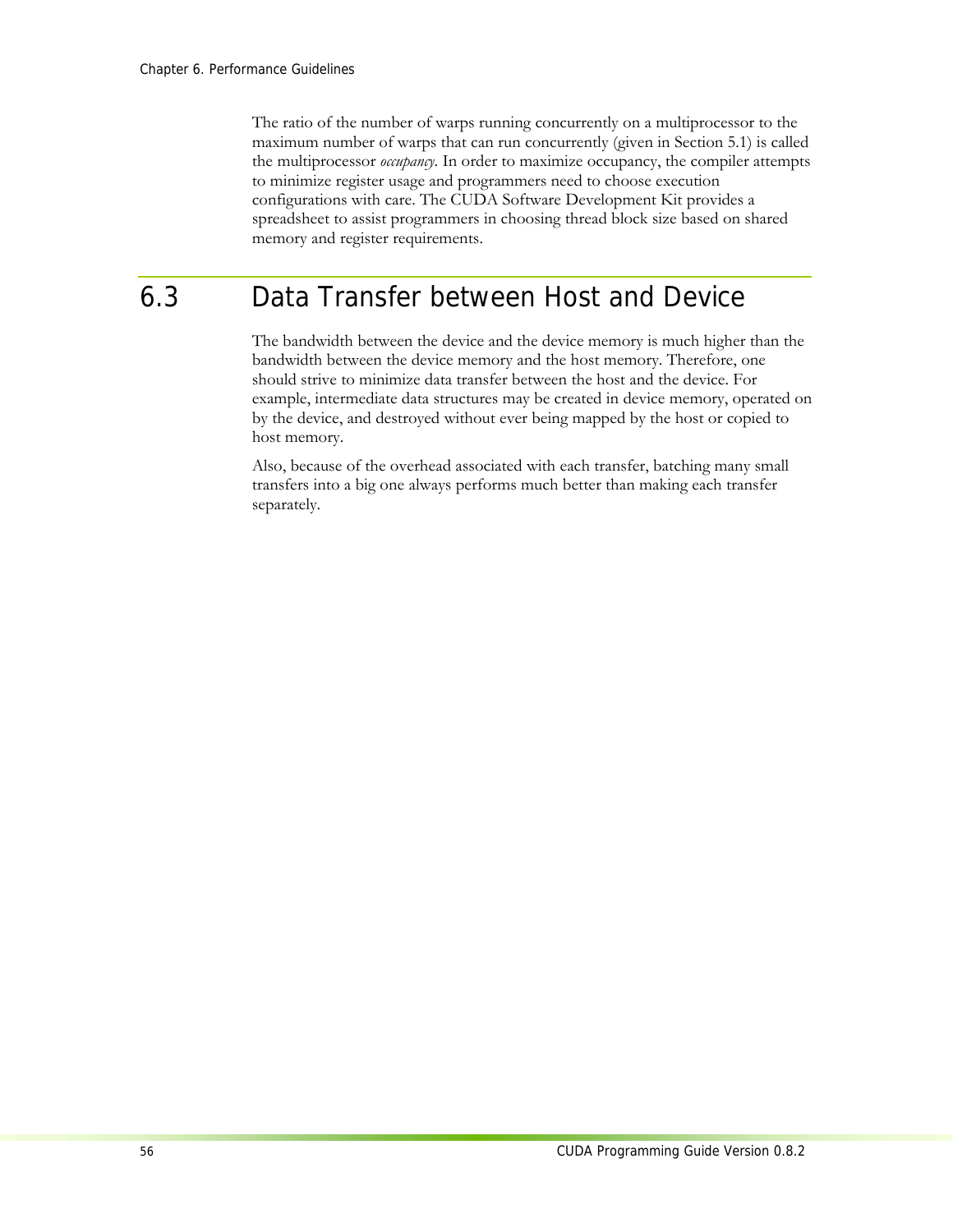The ratio of the number of warps running concurrently on a multiprocessor to the maximum number of warps that can run concurrently (given in Section 5.1) is called the multiprocessor *occupancy*. In order to maximize occupancy, the compiler attempts to minimize register usage and programmers need to choose execution configurations with care. The CUDA Software Development Kit provides a spreadsheet to assist programmers in choosing thread block size based on shared memory and register requirements.

## 6.3 Data Transfer between Host and Device

The bandwidth between the device and the device memory is much higher than the bandwidth between the device memory and the host memory. Therefore, one should strive to minimize data transfer between the host and the device. For example, intermediate data structures may be created in device memory, operated on by the device, and destroyed without ever being mapped by the host or copied to host memory.

Also, because of the overhead associated with each transfer, batching many small transfers into a big one always performs much better than making each transfer separately.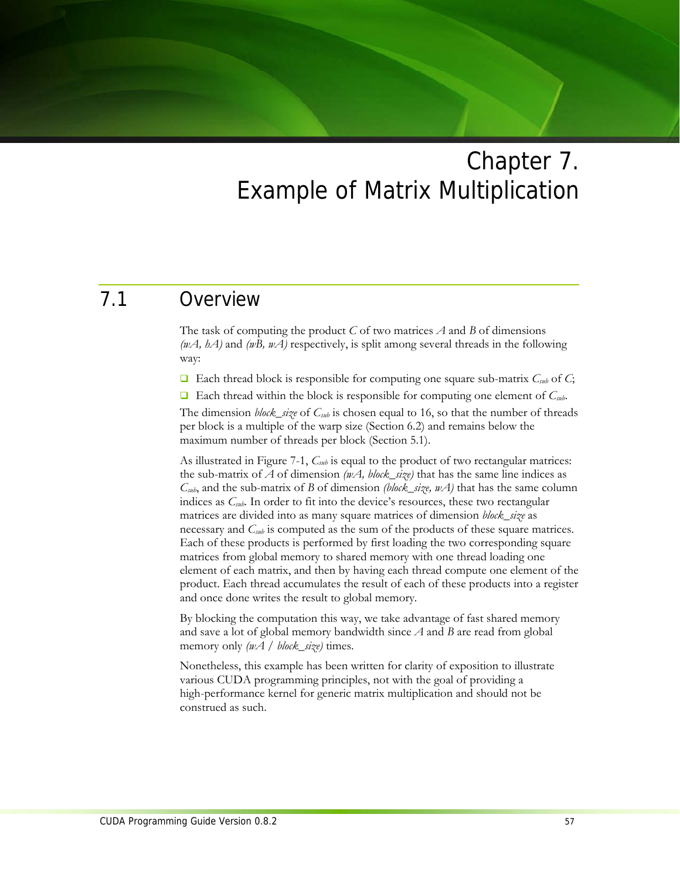# Chapter 7. Example of Matrix Multiplication

## 7.1 Overview

The task of computing the product $C$ of two matrices $A$ and $B$ of dimensions *(wA, hA)* and *(wB, wA)* respectively, is split among several threads in the following way:

- Each thread block is responsible for computing one square sub-matrix $C_{sub}$ of $C$;
- Each thread within the block is responsible for computing one element of $C_{sub}$.

The dimension *block_size* of $C_{sub}$ is chosen equal to 16, so that the number of threads per block is a multiple of the warp size (Section 6.2) and remains below the maximum number of threads per block (Section 5.1).

As illustrated in Figure 7-1, $C_{sub}$ is equal to the product of two rectangular matrices: the sub-matrix of $A$ of dimension *(wA, block_size)* that has the same line indices as $C_{sub}$, and the sub-matrix of $B$ of dimension *(block_size, wA)* that has the same column indices as $C_{sub}$. In order to fit into the device's resources, these two rectangular matrices are divided into as many square matrices of dimension *block_size* as necessary and $C_{sub}$ is computed as the sum of the products of these square matrices. Each of these products is performed by first loading the two corresponding square matrices from global memory to shared memory with one thread loading one element of each matrix, and then by having each thread compute one element of the product. Each thread accumulates the result of each of these products into a register and once done writes the result to global memory.

By blocking the computation this way, we take advantage of fast shared memory and save a lot of global memory bandwidth since $A$ and $B$ are read from global memory only *(wA / block_size)* times.

Nonetheless, this example has been written for clarity of exposition to illustrate various CUDA programming principles, not with the goal of providing a high-performance kernel for generic matrix multiplication and should not be construed as such.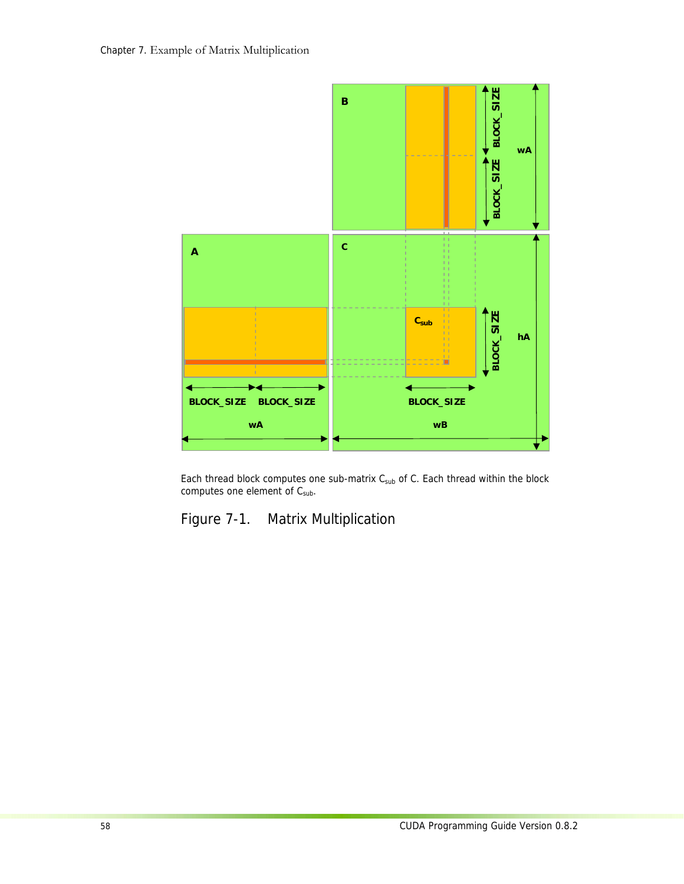Each thread block computes one sub-matrix $C_{sub}$ of C. Each thread within the block computes one element of $C_{sub}$.

Figure 7-1. Matrix Multiplication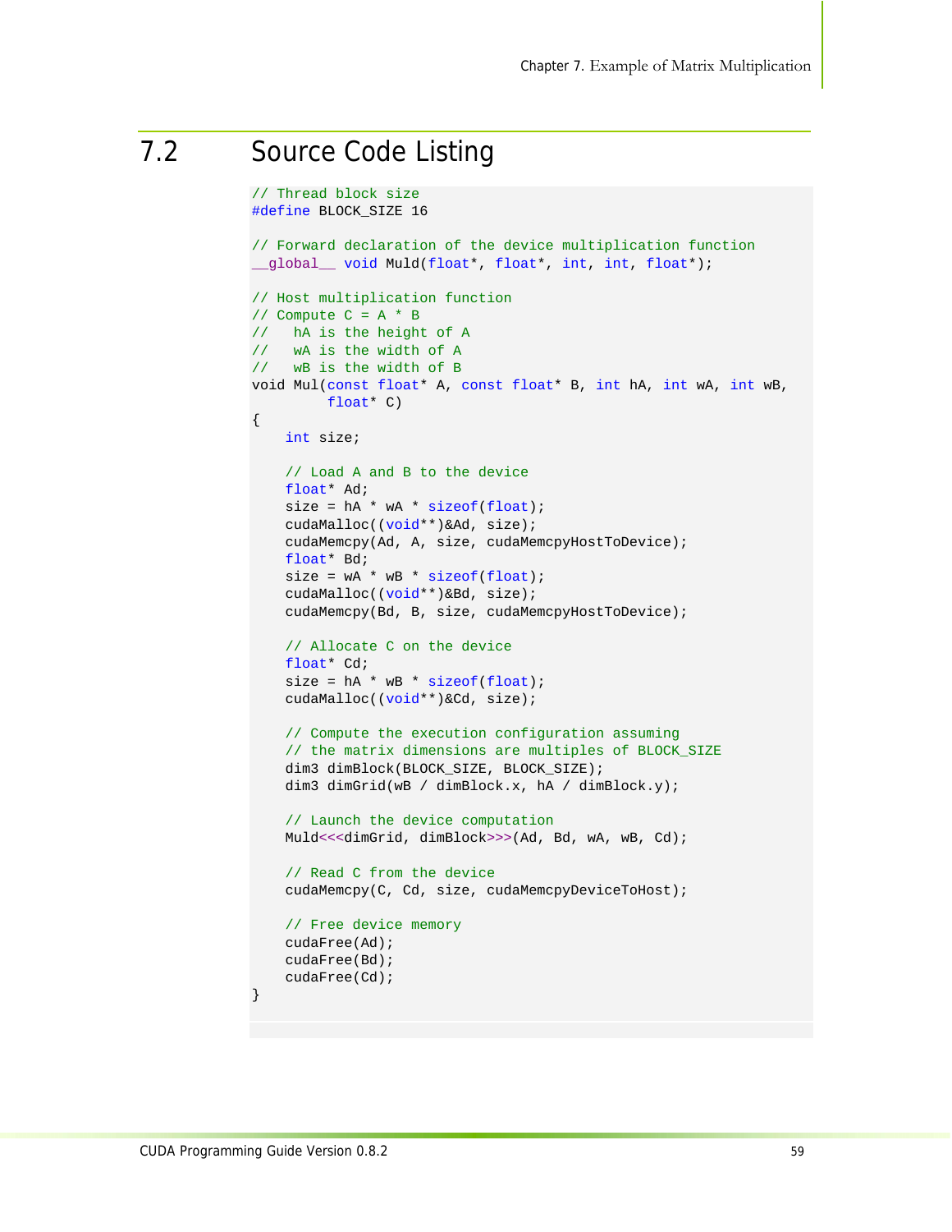## 7.2 Source Code Listing

```
// Thread block size
#define BLOCK_SIZE 16

// Forward declaration of the device multiplication function
__global__ void Muld(float*, float*, int, int, float*);

// Host multiplication function
// Compute C = A * B
//   hA is the height of A
//   wA is the width of A
//   wB is the width of B
void Mul(const float* A, const float* B, int hA, int wA, int wB,
         float* C)
{
    int size;

    // Load A and B to the device
    float* Ad;
    size = hA * wA * sizeof(float);
    cudaMalloc((void**)&Ad, size);
    cudaMemcpy(Ad, A, size, cudaMemcpyHostToDevice);
    float* Bd;
    size = wA * wB * sizeof(float);
    cudaMalloc((void**)&Bd, size);
    cudaMemcpy(Bd, B, size, cudaMemcpyHostToDevice);

    // Allocate C on the device
    float* Cd;
    size = hA * wB * sizeof(float);
    cudaMalloc((void**)&Cd, size);

    // Compute the execution configuration assuming
    // the matrix dimensions are multiples of BLOCK_SIZE
    dim3 dimBlock(BLOCK_SIZE, BLOCK_SIZE);
    dim3 dimGrid(wB / dimBlock.x, hA / dimBlock.y);

    // Launch the device computation
    Muld<<<dimGrid, dimBlock>>>(Ad, Bd, wA, wB, Cd);

    // Read C from the device
    cudaMemcpy(C, Cd, size, cudaMemcpyDeviceToHost);

    // Free device memory
    cudaFree(Ad);
    cudaFree(Bd);
    cudaFree(Cd);
}
```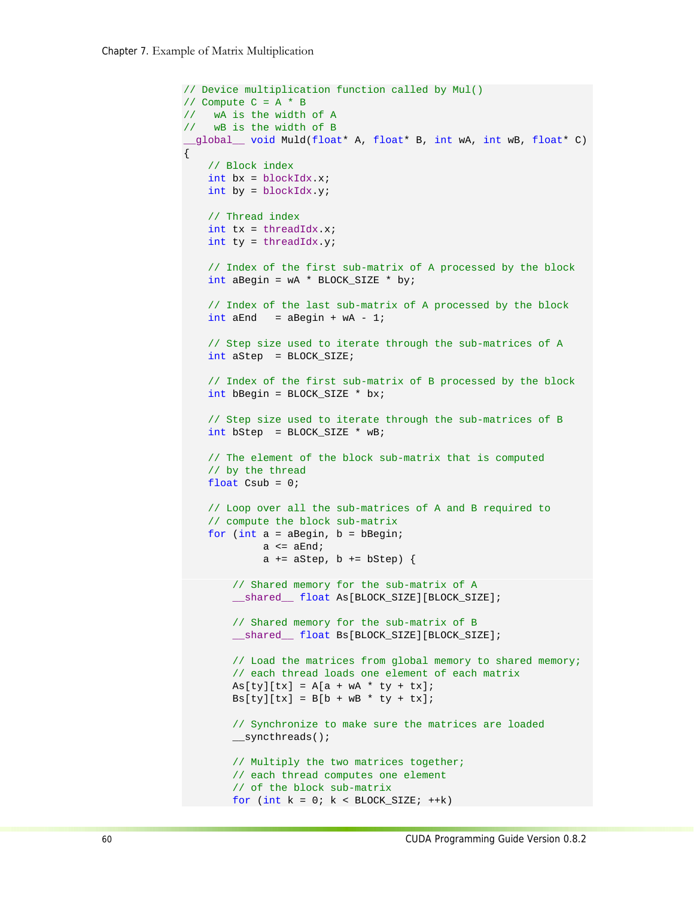```
// Device multiplication function called by Mul()
// Compute C = A * B
//   wA is the width of A
//   wB is the width of B
__global__ void Muld(float* A, float* B, int wA, int wB, float* C)
{
    // Block index
    int bx = blockIdx.x;
    int by = blockIdx.y;

    // Thread index
    int tx = threadIdx.x;
    int ty = threadIdx.y;

    // Index of the first sub-matrix of A processed by the block
    int aBegin = wA * BLOCK_SIZE * by;

    // Index of the last sub-matrix of A processed by the block
    int aEnd   = aBegin + wA - 1;

    // Step size used to iterate through the sub-matrices of A
    int aStep  = BLOCK_SIZE;

    // Index of the first sub-matrix of B processed by the block
    int bBegin = BLOCK_SIZE * bx;

    // Step size used to iterate through the sub-matrices of B
    int bStep  = BLOCK_SIZE * wB;

    // The element of the block sub-matrix that is computed
    // by the thread
    float Csub = 0;

    // Loop over all the sub-matrices of A and B required to
    // compute the block sub-matrix
    for (int a = aBegin, b = bBegin;
             a <= aEnd;
             a += aStep, b += bStep) {

        // Shared memory for the sub-matrix of A
        __shared__ float As[BLOCK_SIZE][BLOCK_SIZE];

        // Shared memory for the sub-matrix of B
        __shared__ float Bs[BLOCK_SIZE][BLOCK_SIZE];

        // Load the matrices from global memory to shared memory;
        // each thread loads one element of each matrix
        As[ty][tx] = A[a + wA * ty + tx];
        Bs[ty][tx] = B[b + wB * ty + tx];

        // Synchronize to make sure the matrices are loaded
        __syncthreads();

        // Multiply the two matrices together;
        // each thread computes one element
        // of the block sub-matrix
        for (int k = 0; k < BLOCK_SIZE; ++k)
```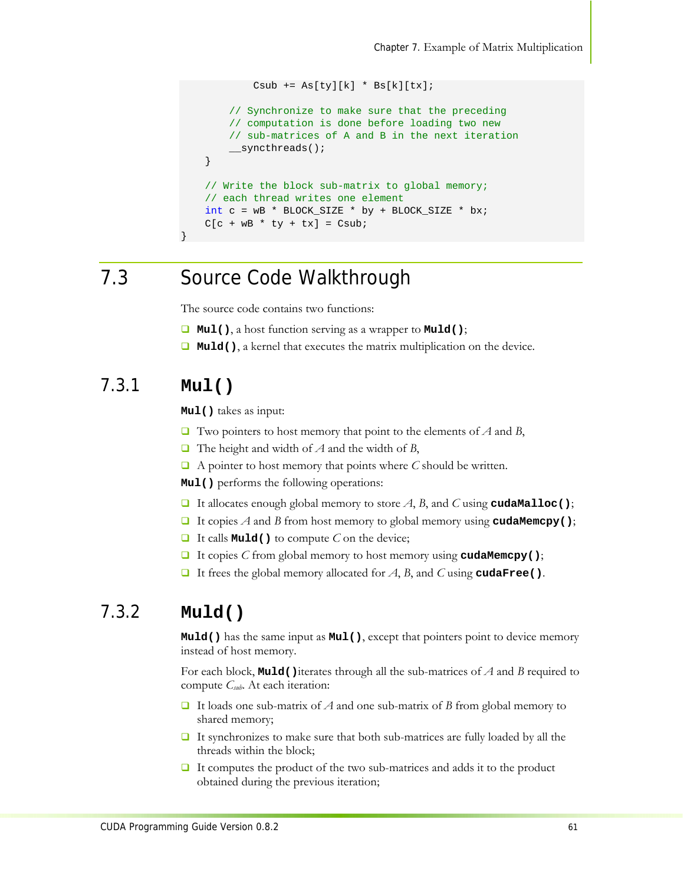```
            Csub += As[ty][k] * Bs[k][tx];

        // Synchronize to make sure that the preceding
        // computation is done before loading two new
        // sub-matrices of A and B in the next iteration
        __syncthreads();
    }

    // Write the block sub-matrix to global memory;
    // each thread writes one element
    int c = wB * BLOCK_SIZE * by + BLOCK_SIZE * bx;
    C[c + wB * ty + tx] = Csub;
}
```

## 7.3 Source Code Walkthrough

The source code contains two functions:

- **`Mul()`**, a host function serving as a wrapper to **`Muld()`**;
- **`Muld()`**, a kernel that executes the matrix multiplication on the device.

### 7.3.1 `Mul()`

**`Mul()`** takes as input:

- Two pointers to host memory that point to the elements of *A* and *B*,
- The height and width of *A* and the width of *B*,
- A pointer to host memory that points where *C* should be written.

**`Mul()`** performs the following operations:

- It allocates enough global memory to store *A*, *B*, and *C* using **`cudaMalloc()`**;
- It copies *A* and *B* from host memory to global memory using **`cudaMemcpy()`**;
- It calls **`Muld()`** to compute *C* on the device;
- It copies *C* from global memory to host memory using **`cudaMemcpy()`**;
- It frees the global memory allocated for *A*, *B*, and *C* using **`cudaFree()`**.

### 7.3.2 `Muld()`

**`Muld()`** has the same input as **`Mul()`**, except that pointers point to device memory instead of host memory.

For each block, **`Muld()`**iterates through all the sub-matrices of *A* and *B* required to compute $C_{sub}$. At each iteration:

- It loads one sub-matrix of *A* and one sub-matrix of *B* from global memory to shared memory;
- It synchronizes to make sure that both sub-matrices are fully loaded by all the threads within the block;
- It computes the product of the two sub-matrices and adds it to the product obtained during the previous iteration;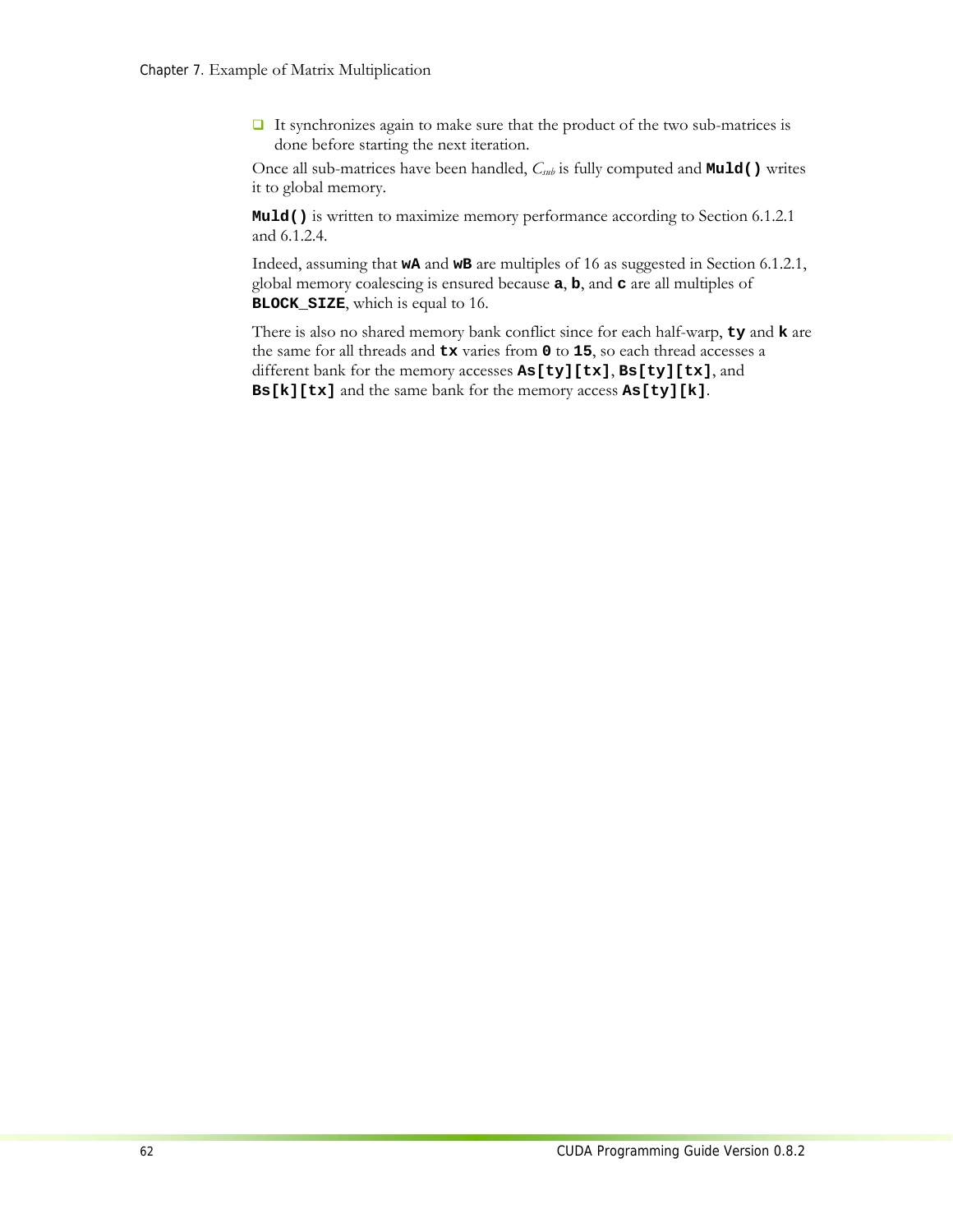- It synchronizes again to make sure that the product of the two sub-matrices is done before starting the next iteration.

Once all sub-matrices have been handled, $C_{sub}$ is fully computed and **`Muld()`** writes it to global memory.

**`Muld()`** is written to maximize memory performance according to Section 6.1.2.1 and 6.1.2.4.

Indeed, assuming that **`wA`** and **`wB`** are multiples of 16 as suggested in Section 6.1.2.1, global memory coalescing is ensured because **`a`**, **`b`**, and **`c`** are all multiples of **`BLOCK_SIZE`**, which is equal to 16.

There is also no shared memory bank conflict since for each half-warp, **`ty`** and **`k`** are the same for all threads and **`tx`** varies from **`0`** to **`15`**, so each thread accesses a different bank for the memory accesses **`As[ty][tx]`**, **`Bs[ty][tx]`**, and **`Bs[k][tx]`** and the same bank for the memory access **`As[ty][k]`**.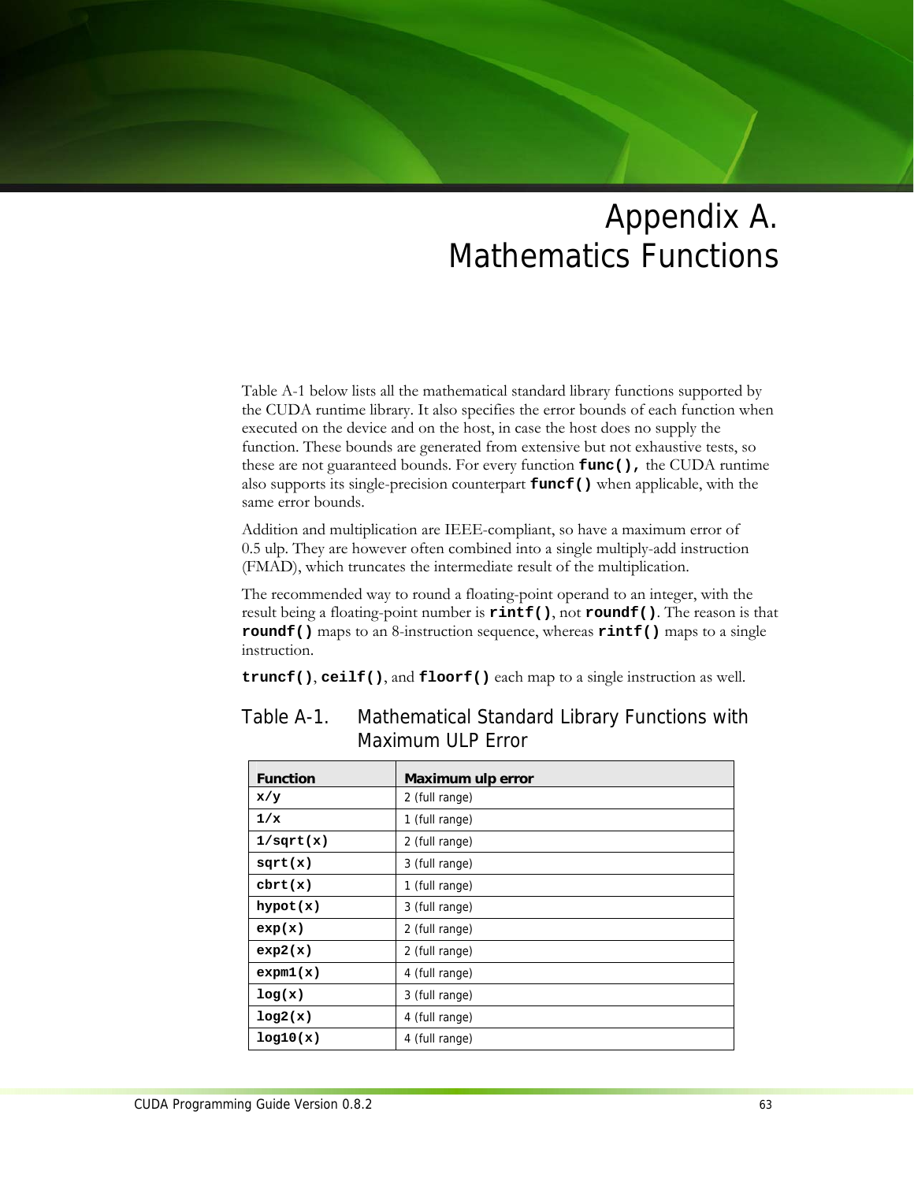# Appendix A. Mathematics Functions

Table A-1 below lists all the mathematical standard library functions supported by the CUDA runtime library. It also specifies the error bounds of each function when executed on the device and on the host, in case the host does no supply the function. These bounds are generated from extensive but not exhaustive tests, so these are not guaranteed bounds. For every function **`func()`**, the CUDA runtime also supports its single-precision counterpart **`funcf()`** when applicable, with the same error bounds.

Addition and multiplication are IEEE-compliant, so have a maximum error of 0.5 ulp. They are however often combined into a single multiply-add instruction (FMAD), which truncates the intermediate result of the multiplication.

The recommended way to round a floating-point operand to an integer, with the result being a floating-point number is **`rintf()`**, not **`roundf()`**. The reason is that **`roundf()`** maps to an 8-instruction sequence, whereas **`rintf()`** maps to a single instruction.

**`truncf()`**, **`ceilf()`**, and **`floorf()`** each map to a single instruction as well.

Table A-1. Mathematical Standard Library Functions with Maximum ULP Error

| Function | Maximum ulp error |
|---|---|
| **`x/y`** | 2 (full range) |
| **`1/x`** | 1 (full range) |
| **`1/sqrt(x)`** | 2 (full range) |
| **`sqrt(x)`** | 3 (full range) |
| **`cbrt(x)`** | 1 (full range) |
| **`hypot(x)`** | 3 (full range) |
| **`exp(x)`** | 2 (full range) |
| **`exp2(x)`** | 2 (full range) |
| **`expm1(x)`** | 4 (full range) |
| **`log(x)`** | 3 (full range) |
| **`log2(x)`** | 4 (full range) |
| **`log10(x)`** | 4 (full range) |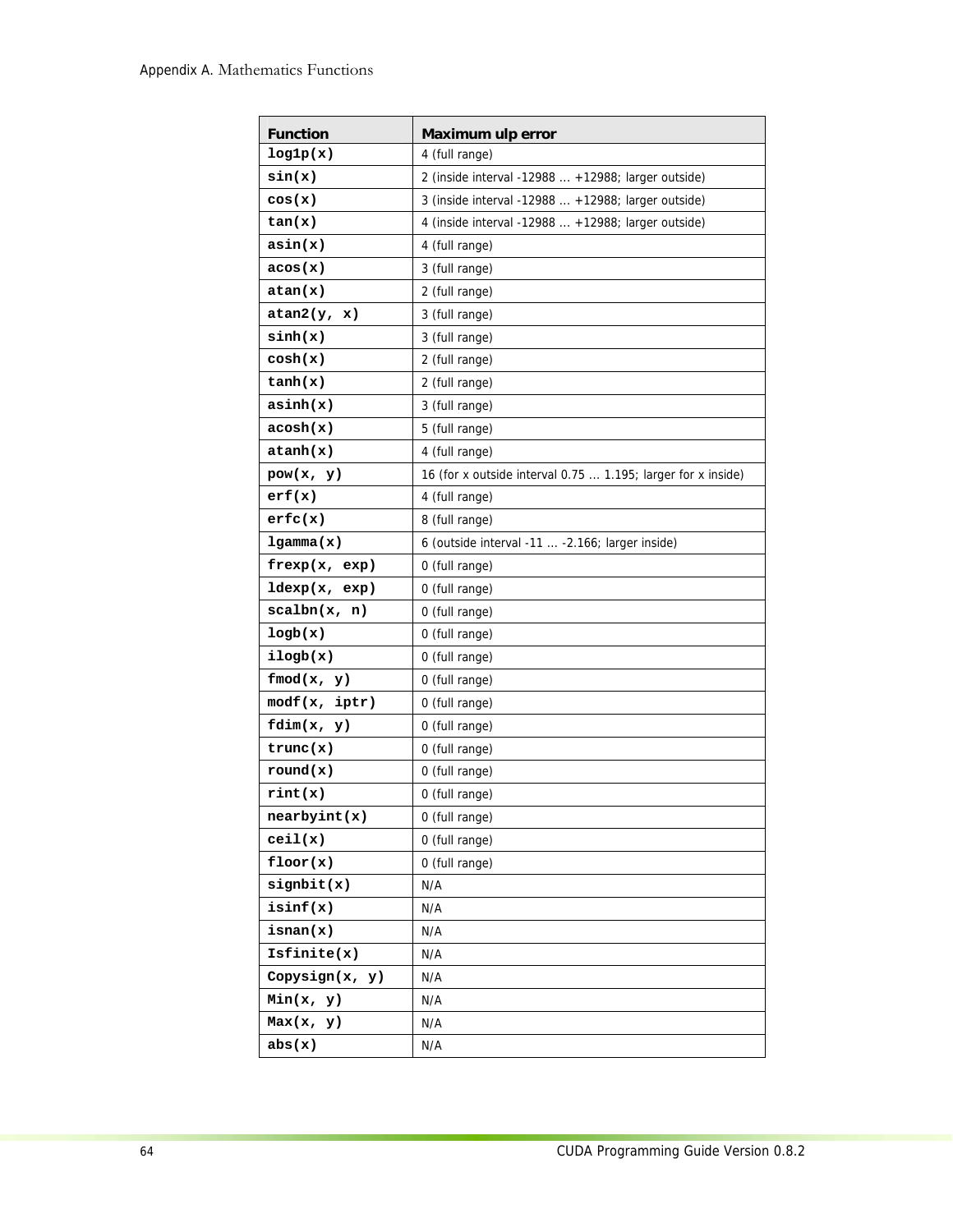| Function | Maximum ulp error |
|---|---|
| `log1p(x)` | 4 (full range) |
| `sin(x)` | 2 (inside interval -12988 … +12988; larger outside) |
| `cos(x)` | 3 (inside interval -12988 … +12988; larger outside) |
| `tan(x)` | 4 (inside interval -12988 … +12988; larger outside) |
| `asin(x)` | 4 (full range) |
| `acos(x)` | 3 (full range) |
| `atan(x)` | 2 (full range) |
| `atan2(y, x)` | 3 (full range) |
| `sinh(x)` | 3 (full range) |
| `cosh(x)` | 2 (full range) |
| `tanh(x)` | 2 (full range) |
| `asinh(x)` | 3 (full range) |
| `acosh(x)` | 5 (full range) |
| `atanh(x)` | 4 (full range) |
| `pow(x, y)` | 16 (for x outside interval 0.75 … 1.195; larger for x inside) |
| `erf(x)` | 4 (full range) |
| `erfc(x)` | 8 (full range) |
| `lgamma(x)` | 6 (outside interval -11 … -2.166; larger inside) |
| `frexp(x, exp)` | 0 (full range) |
| `ldexp(x, exp)` | 0 (full range) |
| `scalbn(x, n)` | 0 (full range) |
| `logb(x)` | 0 (full range) |
| `ilogb(x)` | 0 (full range) |
| `fmod(x, y)` | 0 (full range) |
| `modf(x, iptr)` | 0 (full range) |
| `fdim(x, y)` | 0 (full range) |
| `trunc(x)` | 0 (full range) |
| `round(x)` | 0 (full range) |
| `rint(x)` | 0 (full range) |
| `nearbyint(x)` | 0 (full range) |
| `ceil(x)` | 0 (full range) |
| `floor(x)` | 0 (full range) |
| `signbit(x)` | N/A |
| `isinf(x)` | N/A |
| `isnan(x)` | N/A |
| `Isfinite(x)` | N/A |
| `Copysign(x, y)` | N/A |
| `Min(x, y)` | N/A |
| `Max(x, y)` | N/A |
| `abs(x)` | N/A |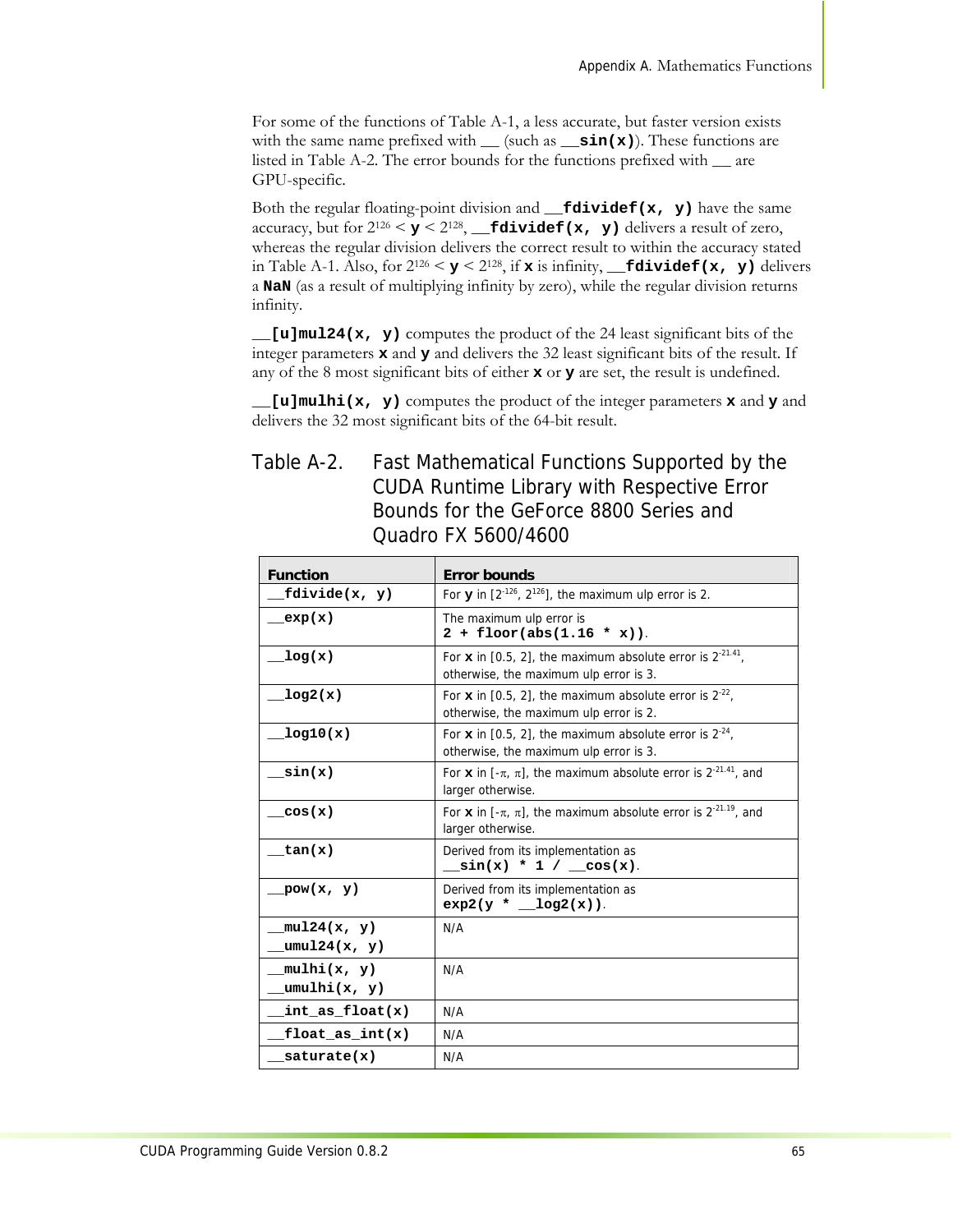For some of the functions of Table A-1, a less accurate, but faster version exists with the same name prefixed with __ (such as `__sin(x)`). These functions are listed in Table A-2. The error bounds for the functions prefixed with __ are GPU-specific.

Both the regular floating-point division and `__fdividef(x, y)` have the same accuracy, but for $2^{126} <$ **y** $< 2^{128}$, `__fdividef(x, y)` delivers a result of zero, whereas the regular division delivers the correct result to within the accuracy stated in Table A-1. Also, for $2^{126} <$ **y** $< 2^{128}$, if **x** is infinity, `__fdividef(x, y)` delivers a **NaN** (as a result of multiplying infinity by zero), while the regular division returns infinity.

`__[u]mul24(x, y)` computes the product of the 24 least significant bits of the integer parameters **x** and **y** and delivers the 32 least significant bits of the result. If any of the 8 most significant bits of either **x** or **y** are set, the result is undefined.

`__[u]mulhi(x, y)` computes the product of the integer parameters **x** and **y** and delivers the 32 most significant bits of the 64-bit result.

Table A-2. Fast Mathematical Functions Supported by the CUDA Runtime Library with Respective Error Bounds for the GeForce 8800 Series and Quadro FX 5600/4600

| Function | Error bounds |
|---|---|
| `__fdivide(x, y)` | For **y** in [$2^{-126}$, $2^{126}$], the maximum ulp error is 2. |
| `__exp(x)` | The maximum ulp error is `2 + floor(abs(1.16 * x))`. |
| `__log(x)` | For **x** in [0.5, 2], the maximum absolute error is $2^{-21.41}$, otherwise, the maximum ulp error is 3. |
| `__log2(x)` | For **x** in [0.5, 2], the maximum absolute error is $2^{-22}$, otherwise, the maximum ulp error is 2. |
| `__log10(x)` | For **x** in [0.5, 2], the maximum absolute error is $2^{-24}$, otherwise, the maximum ulp error is 3. |
| `__sin(x)` | For **x** in [$-\pi$, $\pi$], the maximum absolute error is $2^{-21.41}$, and larger otherwise. |
| `__cos(x)` | For **x** in [$-\pi$, $\pi$], the maximum absolute error is $2^{-21.19}$, and larger otherwise. |
| `__tan(x)` | Derived from its implementation as `__sin(x) * 1 / __cos(x)`. |
| `__pow(x, y)` | Derived from its implementation as `exp2(y * __log2(x))`. |
| `__mul24(x, y)` `__umul24(x, y)` | N/A |
| `__mulhi(x, y)` `__umulhi(x, y)` | N/A |
| `__int_as_float(x)` | N/A |
| `__float_as_int(x)` | N/A |
| `__saturate(x)` | N/A |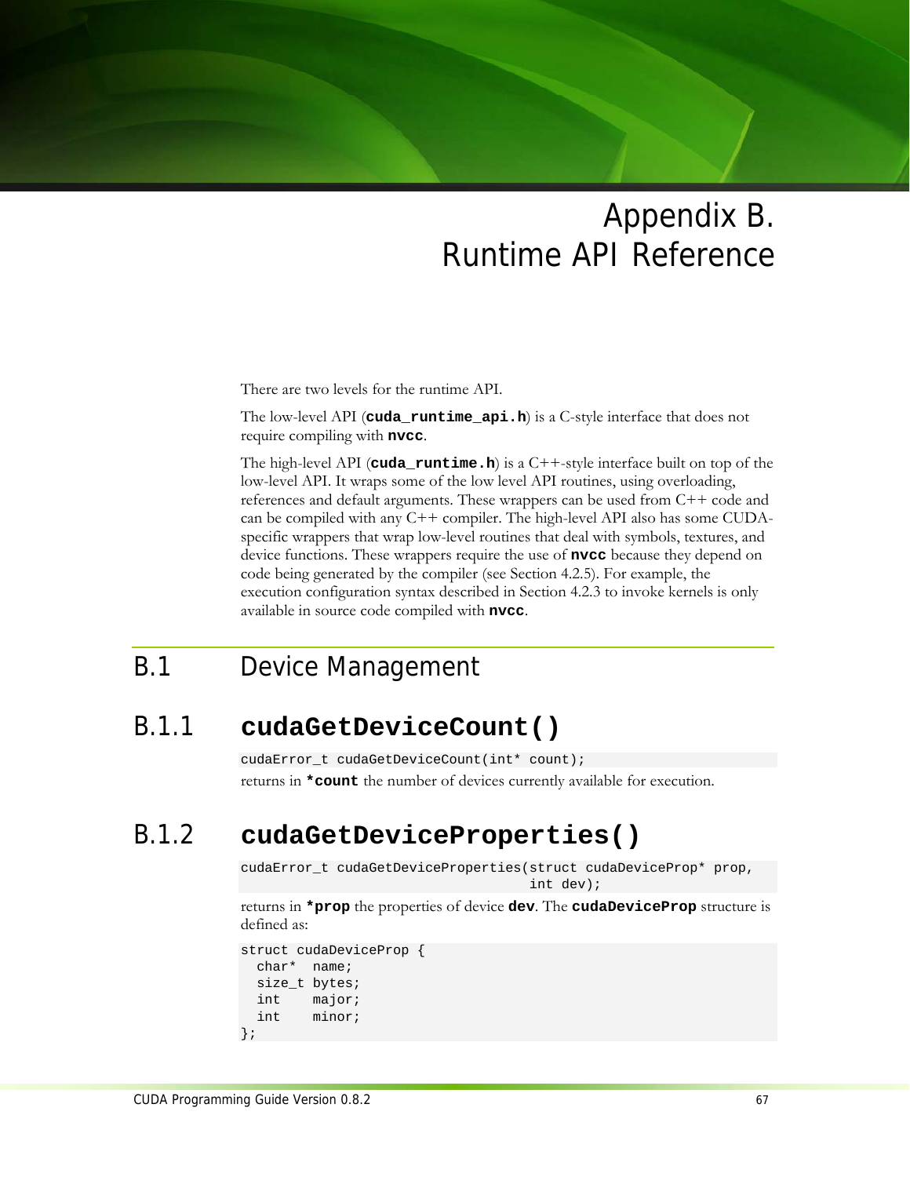# Appendix B. Runtime API Reference

There are two levels for the runtime API.

The low-level API (**`cuda_runtime_api.h`**) is a C-style interface that does not require compiling with **`nvcc`**.

The high-level API (**`cuda_runtime.h`**) is a C++-style interface built on top of the low-level API. It wraps some of the low level API routines, using overloading, references and default arguments. These wrappers can be used from C++ code and can be compiled with any C++ compiler. The high-level API also has some CUDA-specific wrappers that wrap low-level routines that deal with symbols, textures, and device functions. These wrappers require the use of **`nvcc`** because they depend on code being generated by the compiler (see Section 4.2.5). For example, the execution configuration syntax described in Section 4.2.3 to invoke kernels is only available in source code compiled with **`nvcc`**.

## B.1 Device Management

### B.1.1 `cudaGetDeviceCount()`

```
cudaError_t cudaGetDeviceCount(int* count);
```

returns in **`*count`** the number of devices currently available for execution.

### B.1.2 `cudaGetDeviceProperties()`

```
cudaError_t cudaGetDeviceProperties(struct cudaDeviceProp* prop,
                                    int dev);
```

returns in **`*prop`** the properties of device **`dev`**. The **`cudaDeviceProp`** structure is defined as:

```
struct cudaDeviceProp {
  char*  name;
  size_t bytes;
  int    major;
  int    minor;
};
```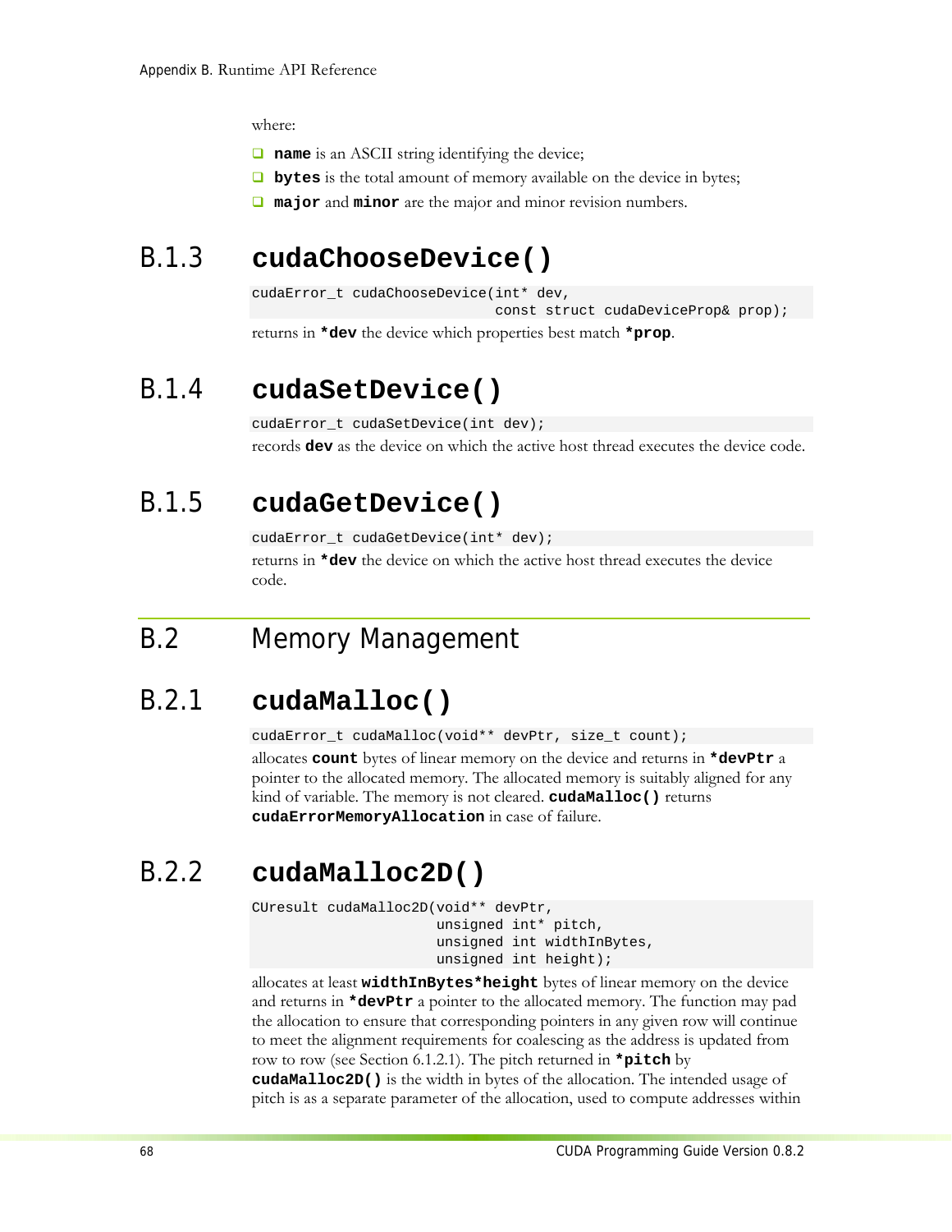where:

- **name** is an ASCII string identifying the device;
- **bytes** is the total amount of memory available on the device in bytes;
- **major** and **minor** are the major and minor revision numbers.

### B.1.3 cudaChooseDevice()

```
cudaError_t cudaChooseDevice(int* dev,
                             const struct cudaDeviceProp& prop);
```

returns in ***dev** the device which properties best match ***prop**.

### B.1.4 cudaSetDevice()

```
cudaError_t cudaSetDevice(int dev);
```

records **dev** as the device on which the active host thread executes the device code.

### B.1.5 cudaGetDevice()

```
cudaError_t cudaGetDevice(int* dev);
```

returns in ***dev** the device on which the active host thread executes the device code.

## B.2 Memory Management

### B.2.1 cudaMalloc()

```
cudaError_t cudaMalloc(void** devPtr, size_t count);
```

allocates **count** bytes of linear memory on the device and returns in ***devPtr** a pointer to the allocated memory. The allocated memory is suitably aligned for any kind of variable. The memory is not cleared. **cudaMalloc()** returns **cudaErrorMemoryAllocation** in case of failure.

### B.2.2 cudaMalloc2D()

```
CUresult cudaMalloc2D(void** devPtr,
                      unsigned int* pitch,
                      unsigned int widthInBytes,
                      unsigned int height);
```

allocates at least **widthInBytes*height** bytes of linear memory on the device and returns in ***devPtr** a pointer to the allocated memory. The function may pad the allocation to ensure that corresponding pointers in any given row will continue to meet the alignment requirements for coalescing as the address is updated from row to row (see Section 6.1.2.1). The pitch returned in ***pitch** by **cudaMalloc2D()** is the width in bytes of the allocation. The intended usage of pitch is as a separate parameter of the allocation, used to compute addresses within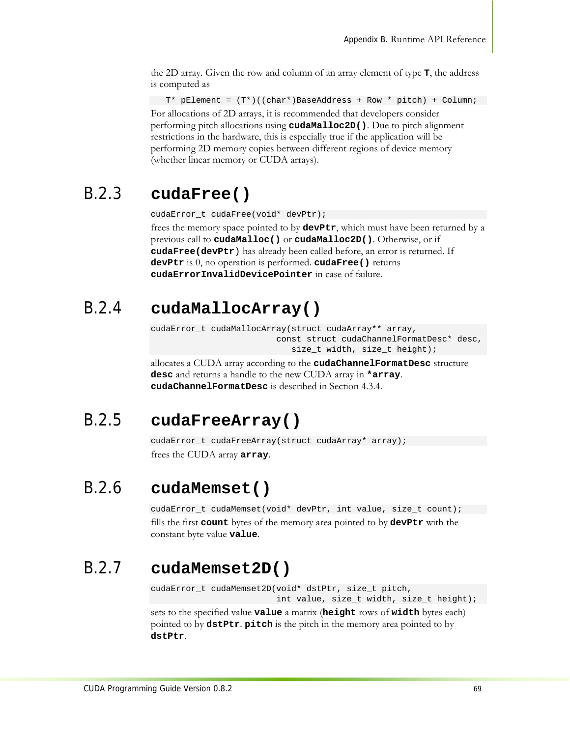the 2D array. Given the row and column of an array element of type **T**, the address is computed as

```
T* pElement = (T*)((char*)BaseAddress + Row * pitch) + Column;
```

For allocations of 2D arrays, it is recommended that developers consider performing pitch allocations using **cudaMalloc2D()**. Due to pitch alignment restrictions in the hardware, this is especially true if the application will be performing 2D memory copies between different regions of device memory (whether linear memory or CUDA arrays).

### B.2.3 cudaFree()

```
cudaError_t cudaFree(void* devPtr);
```

frees the memory space pointed to by **devPtr**, which must have been returned by a previous call to **cudaMalloc()** or **cudaMalloc2D()**. Otherwise, or if **cudaFree(devPtr)** has already been called before, an error is returned. If **devPtr** is 0, no operation is performed. **cudaFree()** returns **cudaErrorInvalidDevicePointer** in case of failure.

### B.2.4 cudaMallocArray()

```
cudaError_t cudaMallocArray(struct cudaArray** array,
                            const struct cudaChannelFormatDesc* desc,
                               size_t width, size_t height);
```

allocates a CUDA array according to the **cudaChannelFormatDesc** structure **desc** and returns a handle to the new CUDA array in ***array**. **cudaChannelFormatDesc** is described in Section 4.3.4.

### B.2.5 cudaFreeArray()

```
cudaError_t cudaFreeArray(struct cudaArray* array);
```

frees the CUDA array **array**.

### B.2.6 cudaMemset()

```
cudaError_t cudaMemset(void* devPtr, int value, size_t count);
```

fills the first **count** bytes of the memory area pointed to by **devPtr** with the constant byte value **value**.

### B.2.7 cudaMemset2D()

```
cudaError_t cudaMemset2D(void* dstPtr, size_t pitch,
                         int value, size_t width, size_t height);
```

sets to the specified value **value** a matrix (**height** rows of **width** bytes each) pointed to by **dstPtr**. **pitch** is the pitch in the memory area pointed to by **dstPtr**.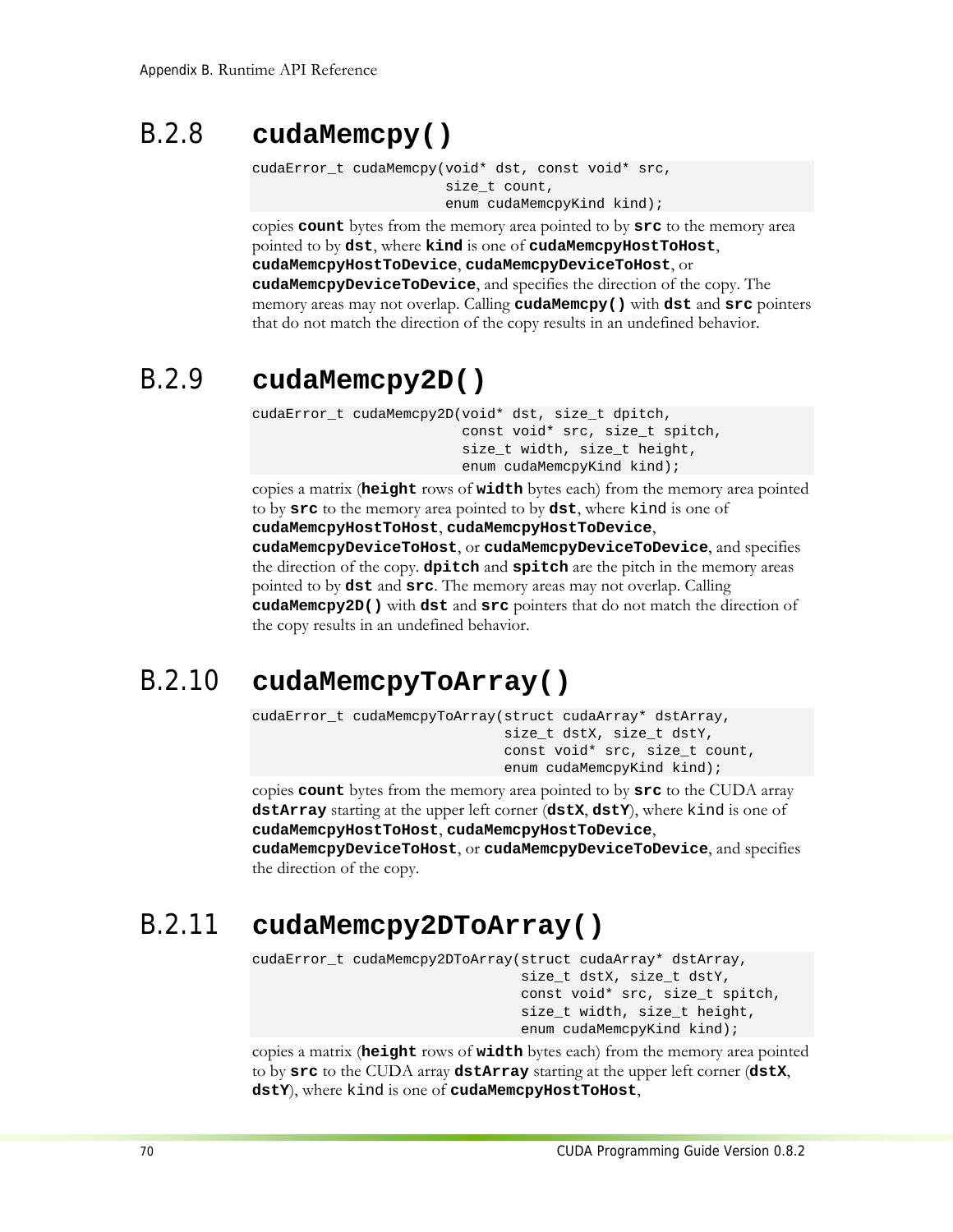## B.2.8 cudaMemcpy()

```
cudaError_t cudaMemcpy(void* dst, const void* src,
                       size_t count,
                       enum cudaMemcpyKind kind);
```

copies **count** bytes from the memory area pointed to by **src** to the memory area pointed to by **dst**, where **kind** is one of **cudaMemcpyHostToHost**, **cudaMemcpyHostToDevice**, **cudaMemcpyDeviceToHost**, or **cudaMemcpyDeviceToDevice**, and specifies the direction of the copy. The memory areas may not overlap. Calling **cudaMemcpy()** with **dst** and **src** pointers that do not match the direction of the copy results in an undefined behavior.

## B.2.9 cudaMemcpy2D()

```
cudaError_t cudaMemcpy2D(void* dst, size_t dpitch,
                         const void* src, size_t spitch,
                         size_t width, size_t height,
                         enum cudaMemcpyKind kind);
```

copies a matrix (**height** rows of **width** bytes each) from the memory area pointed to by **src** to the memory area pointed to by **dst**, where kind is one of **cudaMemcpyHostToHost**, **cudaMemcpyHostToDevice**, **cudaMemcpyDeviceToHost**, or **cudaMemcpyDeviceToDevice**, and specifies the direction of the copy. **dpitch** and **spitch** are the pitch in the memory areas pointed to by **dst** and **src**. The memory areas may not overlap. Calling **cudaMemcpy2D()** with **dst** and **src** pointers that do not match the direction of the copy results in an undefined behavior.

## B.2.10 cudaMemcpyToArray()

```
cudaError_t cudaMemcpyToArray(struct cudaArray* dstArray,
                              size_t dstX, size_t dstY,
                              const void* src, size_t count,
                              enum cudaMemcpyKind kind);
```

copies **count** bytes from the memory area pointed to by **src** to the CUDA array **dstArray** starting at the upper left corner (**dstX**, **dstY**), where kind is one of **cudaMemcpyHostToHost**, **cudaMemcpyHostToDevice**, **cudaMemcpyDeviceToHost**, or **cudaMemcpyDeviceToDevice**, and specifies the direction of the copy.

## B.2.11 cudaMemcpy2DToArray()

```
cudaError_t cudaMemcpy2DToArray(struct cudaArray* dstArray,
                                size_t dstX, size_t dstY,
                                const void* src, size_t spitch,
                                size_t width, size_t height,
                                enum cudaMemcpyKind kind);
```

copies a matrix (**height** rows of **width** bytes each) from the memory area pointed to by **src** to the CUDA array **dstArray** starting at the upper left corner (**dstX**, **dstY**), where kind is one of **cudaMemcpyHostToHost**,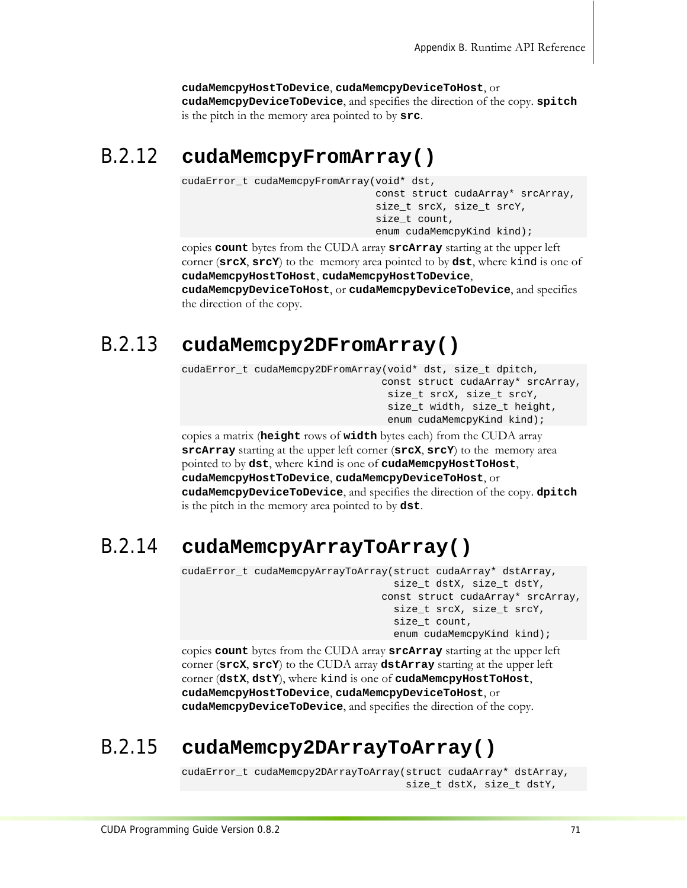**cudaMemcpyHostToDevice**, **cudaMemcpyDeviceToHost**, or **cudaMemcpyDeviceToDevice**, and specifies the direction of the copy. **spitch** is the pitch in the memory area pointed to by **src**.

### B.2.12 cudaMemcpyFromArray()

```
cudaError_t cudaMemcpyFromArray(void* dst,
                                const struct cudaArray* srcArray,
                                size_t srcX, size_t srcY,
                                size_t count,
                                enum cudaMemcpyKind kind);
```

copies **count** bytes from the CUDA array **srcArray** starting at the upper left corner (**srcX**, **srcY**) to the memory area pointed to by **dst**, where kind is one of **cudaMemcpyHostToHost**, **cudaMemcpyHostToDevice**, **cudaMemcpyDeviceToHost**, or **cudaMemcpyDeviceToDevice**, and specifies the direction of the copy.

### B.2.13 cudaMemcpy2DFromArray()

```
cudaError_t cudaMemcpy2DFromArray(void* dst, size_t dpitch,
                                  const struct cudaArray* srcArray,
                                   size_t srcX, size_t srcY,
                                   size_t width, size_t height,
                                   enum cudaMemcpyKind kind);
```

copies a matrix (**height** rows of **width** bytes each) from the CUDA array **srcArray** starting at the upper left corner (**srcX**, **srcY**) to the memory area pointed to by **dst**, where kind is one of **cudaMemcpyHostToHost**, **cudaMemcpyHostToDevice**, **cudaMemcpyDeviceToHost**, or **cudaMemcpyDeviceToDevice**, and specifies the direction of the copy. **dpitch** is the pitch in the memory area pointed to by **dst**.

### B.2.14 cudaMemcpyArrayToArray()

```
cudaError_t cudaMemcpyArrayToArray(struct cudaArray* dstArray,
                                    size_t dstX, size_t dstY,
                                  const struct cudaArray* srcArray,
                                    size_t srcX, size_t srcY,
                                    size_t count,
                                    enum cudaMemcpyKind kind);
```

copies **count** bytes from the CUDA array **srcArray** starting at the upper left corner (**srcX**, **srcY**) to the CUDA array **dstArray** starting at the upper left corner (**dstX**, **dstY**), where kind is one of **cudaMemcpyHostToHost**, **cudaMemcpyHostToDevice**, **cudaMemcpyDeviceToHost**, or **cudaMemcpyDeviceToDevice**, and specifies the direction of the copy.

### B.2.15 cudaMemcpy2DArrayToArray()

```
cudaError_t cudaMemcpy2DArrayToArray(struct cudaArray* dstArray,
                                      size_t dstX, size_t dstY,
```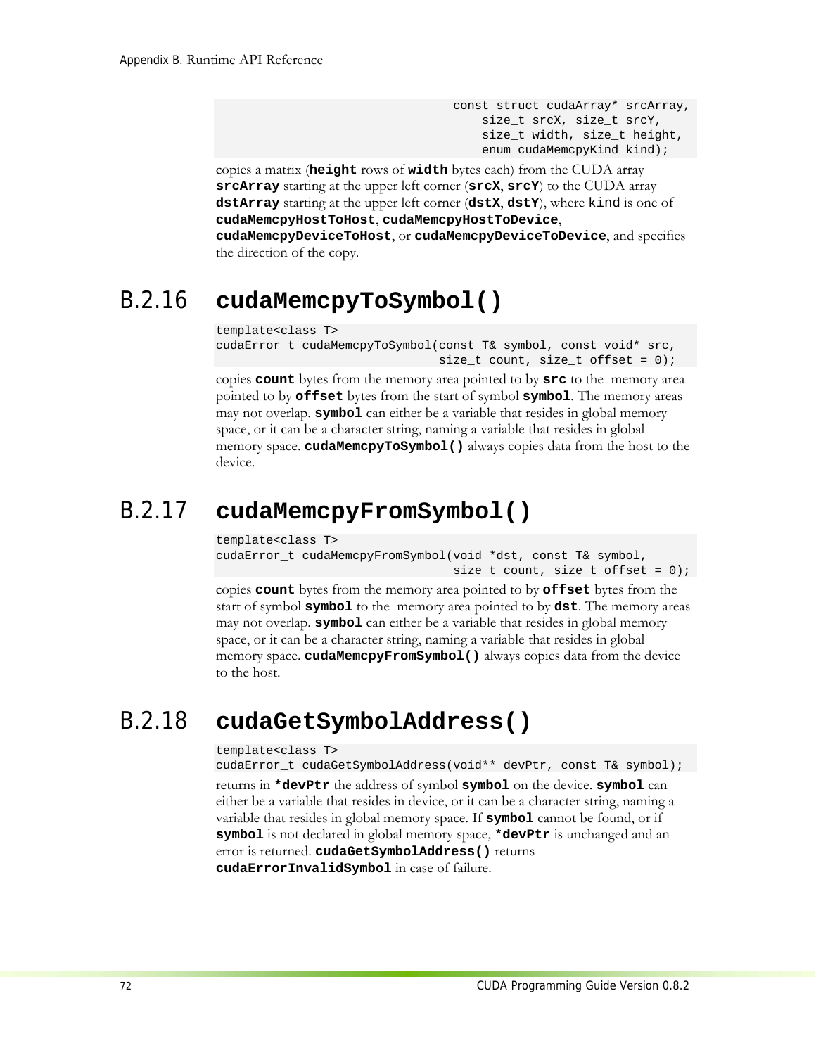```
                                    const struct cudaArray* srcArray,
                                        size_t srcX, size_t srcY,
                                        size_t width, size_t height,
                                        enum cudaMemcpyKind kind);
```

copies a matrix (**height** rows of **width** bytes each) from the CUDA array **srcArray** starting at the upper left corner (**srcX**, **srcY**) to the CUDA array **dstArray** starting at the upper left corner (**dstX**, **dstY**), where kind is one of **cudaMemcpyHostToHost**, **cudaMemcpyHostToDevice**, **cudaMemcpyDeviceToHost**, or **cudaMemcpyDeviceToDevice**, and specifies the direction of the copy.

## B.2.16 cudaMemcpyToSymbol()

```
template<class T>
cudaError_t cudaMemcpyToSymbol(const T& symbol, const void* src,
                               size_t count, size_t offset = 0);
```

copies **count** bytes from the memory area pointed to by **src** to the memory area pointed to by **offset** bytes from the start of symbol **symbol**. The memory areas may not overlap. **symbol** can either be a variable that resides in global memory space, or it can be a character string, naming a variable that resides in global memory space. **cudaMemcpyToSymbol()** always copies data from the host to the device.

## B.2.17 cudaMemcpyFromSymbol()

```
template<class T>
cudaError_t cudaMemcpyFromSymbol(void *dst, const T& symbol,
                                 size_t count, size_t offset = 0);
```

copies **count** bytes from the memory area pointed to by **offset** bytes from the start of symbol **symbol** to the memory area pointed to by **dst**. The memory areas may not overlap. **symbol** can either be a variable that resides in global memory space, or it can be a character string, naming a variable that resides in global memory space. **cudaMemcpyFromSymbol()** always copies data from the device to the host.

## B.2.18 cudaGetSymbolAddress()

```
template<class T>
cudaError_t cudaGetSymbolAddress(void** devPtr, const T& symbol);
```

returns in ***devPtr** the address of symbol **symbol** on the device. **symbol** can either be a variable that resides in device, or it can be a character string, naming a variable that resides in global memory space. If **symbol** cannot be found, or if **symbol** is not declared in global memory space, ***devPtr** is unchanged and an error is returned. **cudaGetSymbolAddress()** returns **cudaErrorInvalidSymbol** in case of failure.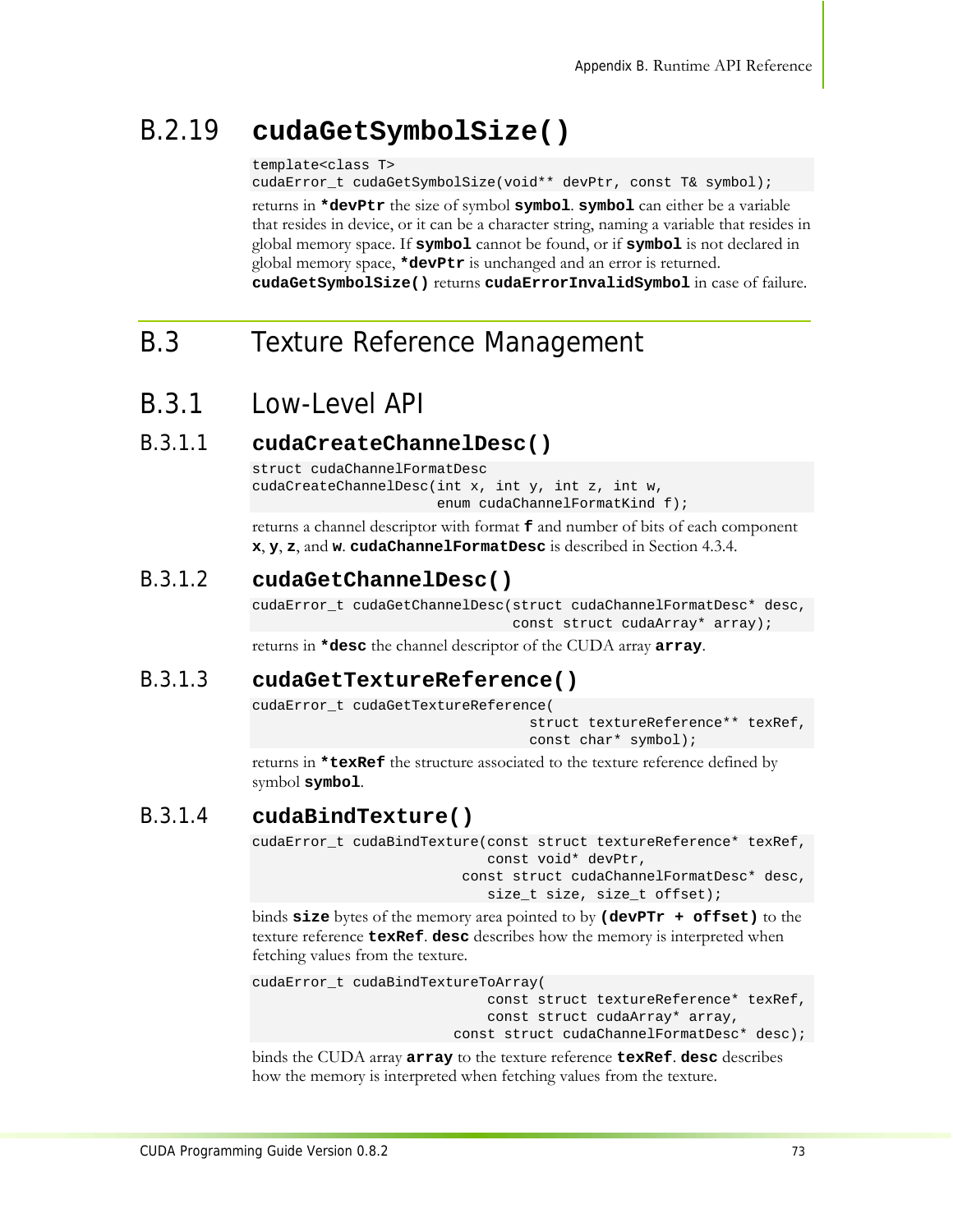### B.2.19 **cudaGetSymbolSize()**

```
template<class T>
cudaError_t cudaGetSymbolSize(void** devPtr, const T& symbol);
```

returns in **\*devPtr** the size of symbol **symbol**. **symbol** can either be a variable that resides in device, or it can be a character string, naming a variable that resides in global memory space. If **symbol** cannot be found, or if **symbol** is not declared in global memory space, **\*devPtr** is unchanged and an error is returned. **cudaGetSymbolSize()** returns **cudaErrorInvalidSymbol** in case of failure.

## B.3 Texture Reference Management

### B.3.1 Low-Level API

#### B.3.1.1 **cudaCreateChannelDesc()**

```
struct cudaChannelFormatDesc
cudaCreateChannelDesc(int x, int y, int z, int w,
                      enum cudaChannelFormatKind f);
```

returns a channel descriptor with format **f** and number of bits of each component **x**, **y**, **z**, and **w**. **cudaChannelFormatDesc** is described in Section 4.3.4.

#### B.3.1.2 **cudaGetChannelDesc()**

```
cudaError_t cudaGetChannelDesc(struct cudaChannelFormatDesc* desc,
                               const struct cudaArray* array);
```

returns in **\*desc** the channel descriptor of the CUDA array **array**.

#### B.3.1.3 **cudaGetTextureReference()**

```
cudaError_t cudaGetTextureReference(
                                 struct textureReference** texRef,
                                 const char* symbol);
```

returns in **\*texRef** the structure associated to the texture reference defined by symbol **symbol**.

#### B.3.1.4 **cudaBindTexture()**

```
cudaError_t cudaBindTexture(const struct textureReference* texRef,
                            const void* devPtr,
                         const struct cudaChannelFormatDesc* desc,
                            size_t size, size_t offset);
```

binds **size** bytes of the memory area pointed to by **(devPTr + offset)** to the texture reference **texRef**. **desc** describes how the memory is interpreted when fetching values from the texture.

```
cudaError_t cudaBindTextureToArray(
                            const struct textureReference* texRef,
                            const struct cudaArray* array,
                        const struct cudaChannelFormatDesc* desc);
```

binds the CUDA array **array** to the texture reference **texRef**. **desc** describes how the memory is interpreted when fetching values from the texture.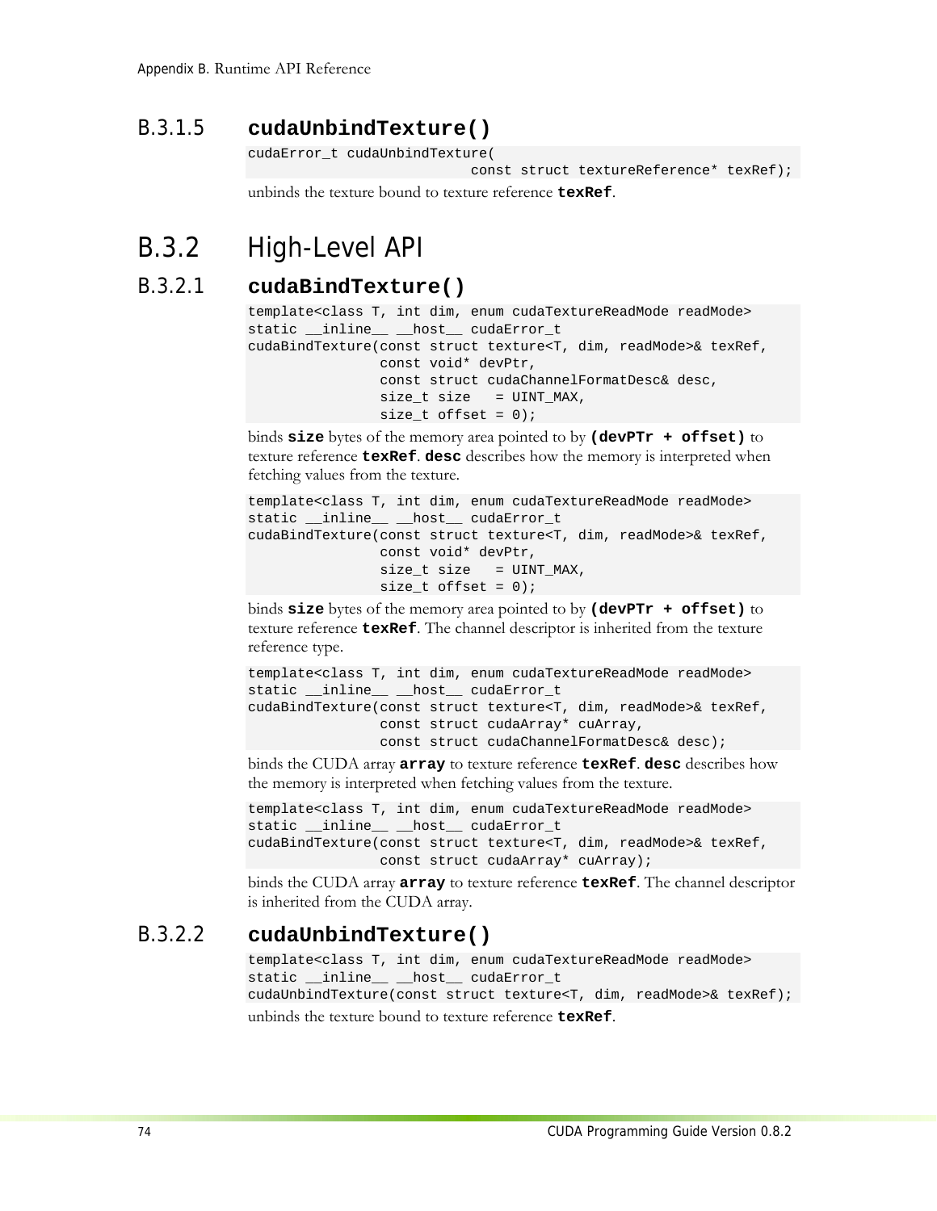#### B.3.1.5 **cudaUnbindTexture()**

```
cudaError_t cudaUnbindTexture(
                              const struct textureReference* texRef);
```

unbinds the texture bound to texture reference **texRef**.

### B.3.2 High-Level API

#### B.3.2.1 **cudaBindTexture()**

```
template<class T, int dim, enum cudaTextureReadMode readMode>
static __inline__ __host__ cudaError_t
cudaBindTexture(const struct texture<T, dim, readMode>& texRef,
                const void* devPtr,
                const struct cudaChannelFormatDesc& desc,
                size_t size   = UINT_MAX,
                size_t offset = 0);
```

binds **size** bytes of the memory area pointed to by **(devPTr + offset)** to texture reference **texRef**. **desc** describes how the memory is interpreted when fetching values from the texture.

```
template<class T, int dim, enum cudaTextureReadMode readMode>
static __inline__ __host__ cudaError_t
cudaBindTexture(const struct texture<T, dim, readMode>& texRef,
                const void* devPtr,
                size_t size   = UINT_MAX,
                size_t offset = 0);
```

binds **size** bytes of the memory area pointed to by **(devPTr + offset)** to texture reference **texRef**. The channel descriptor is inherited from the texture reference type.

```
template<class T, int dim, enum cudaTextureReadMode readMode>
static __inline__ __host__ cudaError_t
cudaBindTexture(const struct texture<T, dim, readMode>& texRef,
                const struct cudaArray* cuArray,
                const struct cudaChannelFormatDesc& desc);
```

binds the CUDA array **array** to texture reference **texRef**. **desc** describes how the memory is interpreted when fetching values from the texture.

```
template<class T, int dim, enum cudaTextureReadMode readMode>
static __inline__ __host__ cudaError_t
cudaBindTexture(const struct texture<T, dim, readMode>& texRef,
                const struct cudaArray* cuArray);
```

binds the CUDA array **array** to texture reference **texRef**. The channel descriptor is inherited from the CUDA array.

#### B.3.2.2 **cudaUnbindTexture()**

```
template<class T, int dim, enum cudaTextureReadMode readMode>
static __inline__ __host__ cudaError_t
cudaUnbindTexture(const struct texture<T, dim, readMode>& texRef);
```

unbinds the texture bound to texture reference **texRef**.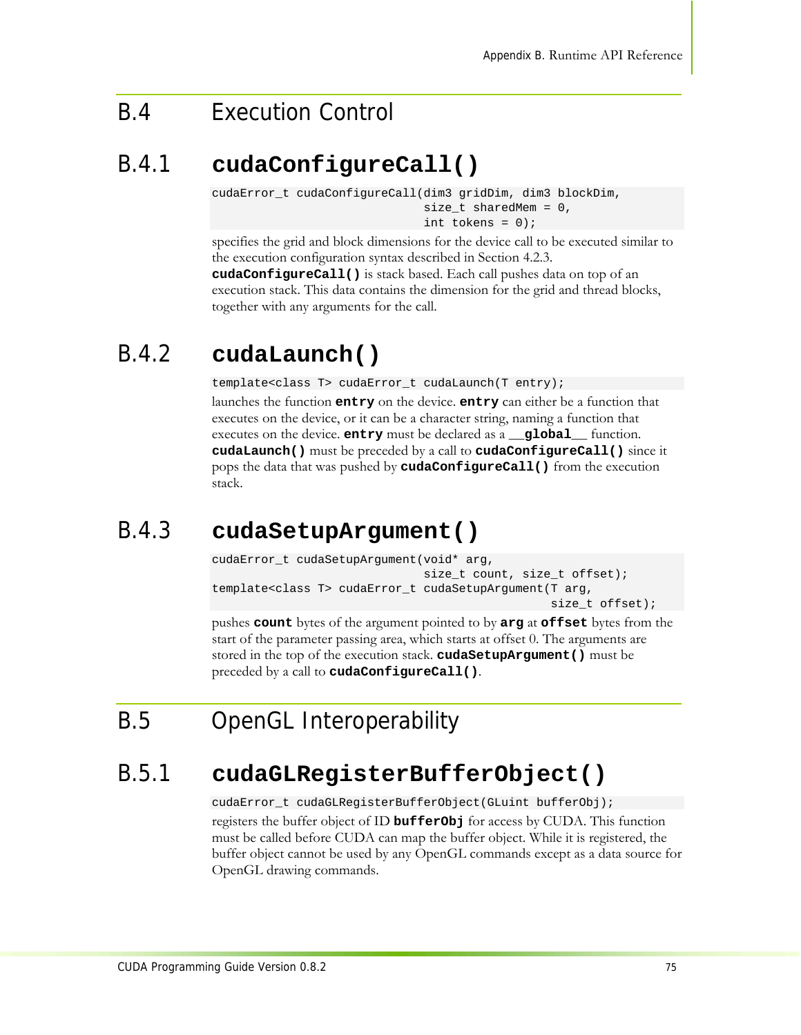## B.4 Execution Control

### B.4.1 cudaConfigureCall()

```
cudaError_t cudaConfigureCall(dim3 gridDim, dim3 blockDim,
                              size_t sharedMem = 0,
                              int tokens = 0);
```

specifies the grid and block dimensions for the device call to be executed similar to the execution configuration syntax described in Section 4.2.3.
**`cudaConfigureCall()`** is stack based. Each call pushes data on top of an execution stack. This data contains the dimension for the grid and thread blocks, together with any arguments for the call.

### B.4.2 cudaLaunch()

```
template<class T> cudaError_t cudaLaunch(T entry);
```

launches the function **`entry`** on the device. **`entry`** can either be a function that executes on the device, or it can be a character string, naming a function that executes on the device. **`entry`** must be declared as a **`__global__`** function. **`cudaLaunch()`** must be preceded by a call to **`cudaConfigureCall()`** since it pops the data that was pushed by **`cudaConfigureCall()`** from the execution stack.

### B.4.3 cudaSetupArgument()

```
cudaError_t cudaSetupArgument(void* arg,
                              size_t count, size_t offset);
template<class T> cudaError_t cudaSetupArgument(T arg,
                                                size_t offset);
```

pushes **`count`** bytes of the argument pointed to by **`arg`** at **`offset`** bytes from the start of the parameter passing area, which starts at offset 0. The arguments are stored in the top of the execution stack. **`cudaSetupArgument()`** must be preceded by a call to **`cudaConfigureCall()`**.

## B.5 OpenGL Interoperability

### B.5.1 cudaGLRegisterBufferObject()

```
cudaError_t cudaGLRegisterBufferObject(GLuint bufferObj);
```

registers the buffer object of ID **`bufferObj`** for access by CUDA. This function must be called before CUDA can map the buffer object. While it is registered, the buffer object cannot be used by any OpenGL commands except as a data source for OpenGL drawing commands.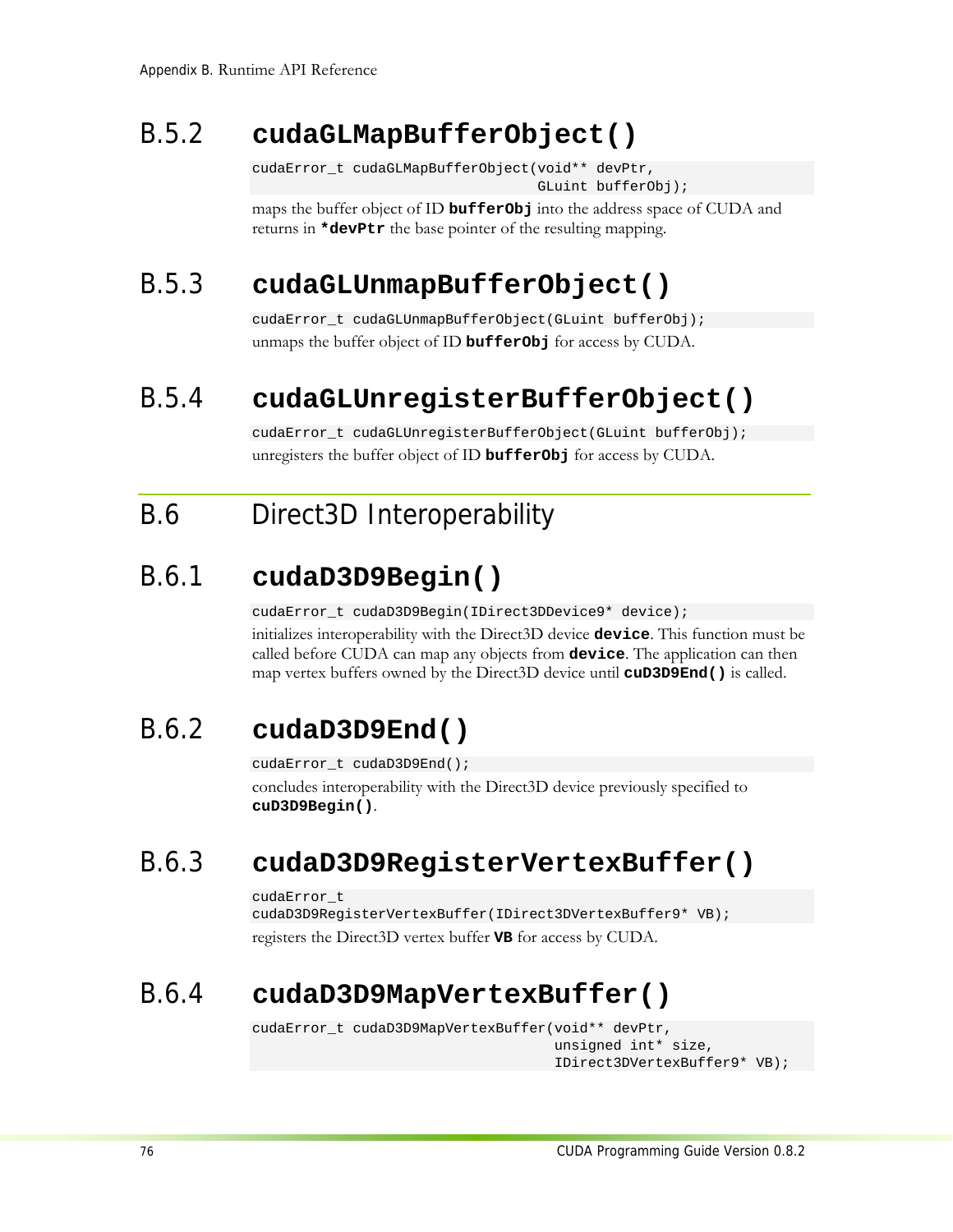## B.5.2 cudaGLMapBufferObject()

```
cudaError_t cudaGLMapBufferObject(void** devPtr,
                                  GLuint bufferObj);
```

maps the buffer object of ID **bufferObj** into the address space of CUDA and returns in ***devPtr** the base pointer of the resulting mapping.

## B.5.3 cudaGLUnmapBufferObject()

```
cudaError_t cudaGLUnmapBufferObject(GLuint bufferObj);
```

unmaps the buffer object of ID **bufferObj** for access by CUDA.

## B.5.4 cudaGLUnregisterBufferObject()

```
cudaError_t cudaGLUnregisterBufferObject(GLuint bufferObj);
```

unregisters the buffer object of ID **bufferObj** for access by CUDA.

# B.6 Direct3D Interoperability

## B.6.1 cudaD3D9Begin()

```
cudaError_t cudaD3D9Begin(IDirect3DDevice9* device);
```

initializes interoperability with the Direct3D device **device**. This function must be called before CUDA can map any objects from **device**. The application can then map vertex buffers owned by the Direct3D device until **cuD3D9End()** is called.

## B.6.2 cudaD3D9End()

```
cudaError_t cudaD3D9End();
```

concludes interoperability with the Direct3D device previously specified to **cuD3D9Begin()**.

## B.6.3 cudaD3D9RegisterVertexBuffer()

```
cudaError_t
cudaD3D9RegisterVertexBuffer(IDirect3DVertexBuffer9* VB);
```

registers the Direct3D vertex buffer **VB** for access by CUDA.

## B.6.4 cudaD3D9MapVertexBuffer()

```
cudaError_t cudaD3D9MapVertexBuffer(void** devPtr,
                                    unsigned int* size,
                                    IDirect3DVertexBuffer9* VB);
```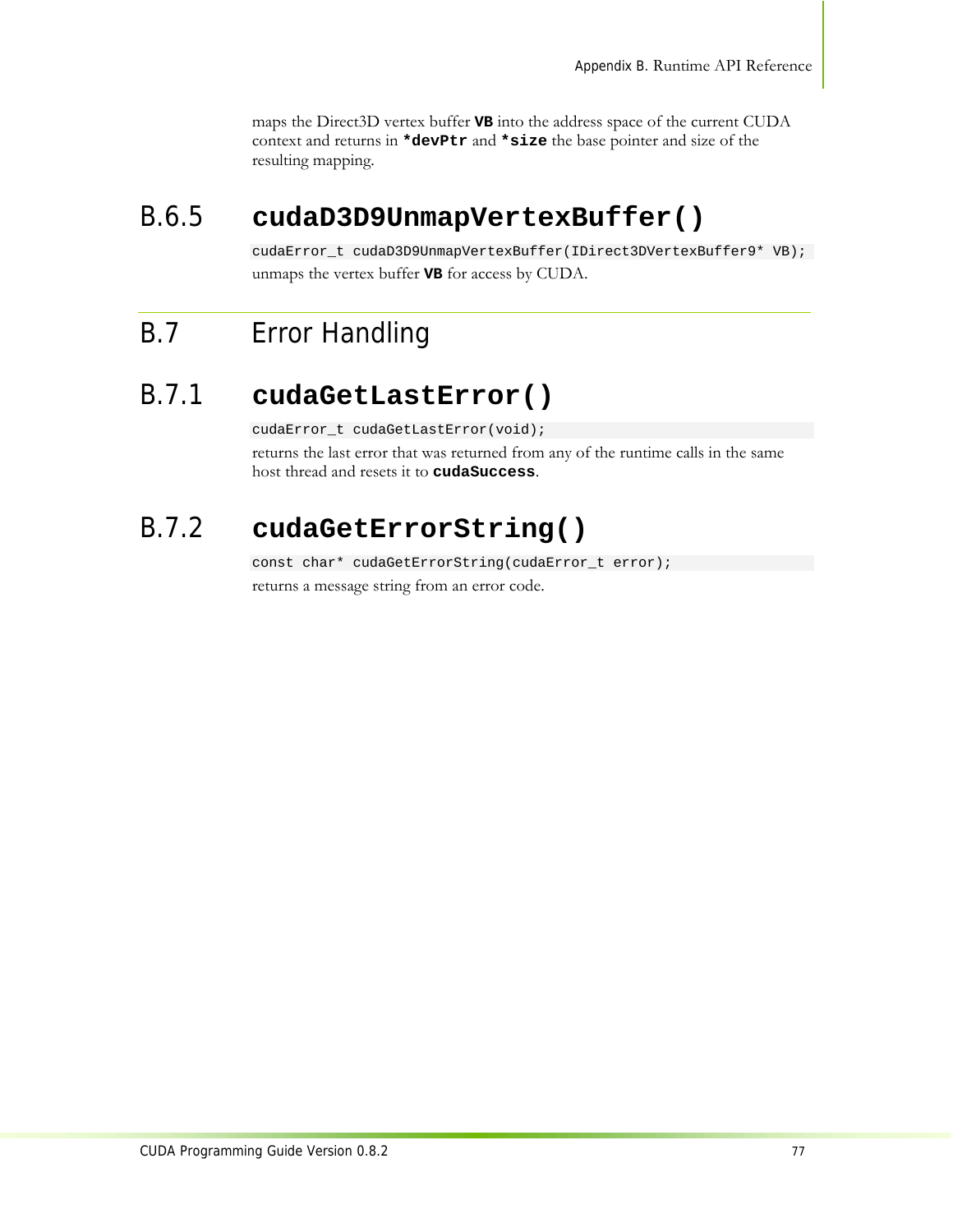maps the Direct3D vertex buffer **VB** into the address space of the current CUDA context and returns in ***devPtr** and ***size** the base pointer and size of the resulting mapping.

### B.6.5 cudaD3D9UnmapVertexBuffer()

```
cudaError_t cudaD3D9UnmapVertexBuffer(IDirect3DVertexBuffer9* VB);
```

unmaps the vertex buffer **VB** for access by CUDA.

## B.7 Error Handling

### B.7.1 cudaGetLastError()

```
cudaError_t cudaGetLastError(void);
```

returns the last error that was returned from any of the runtime calls in the same host thread and resets it to **cudaSuccess**.

### B.7.2 cudaGetErrorString()

```
const char* cudaGetErrorString(cudaError_t error);
```

returns a message string from an error code.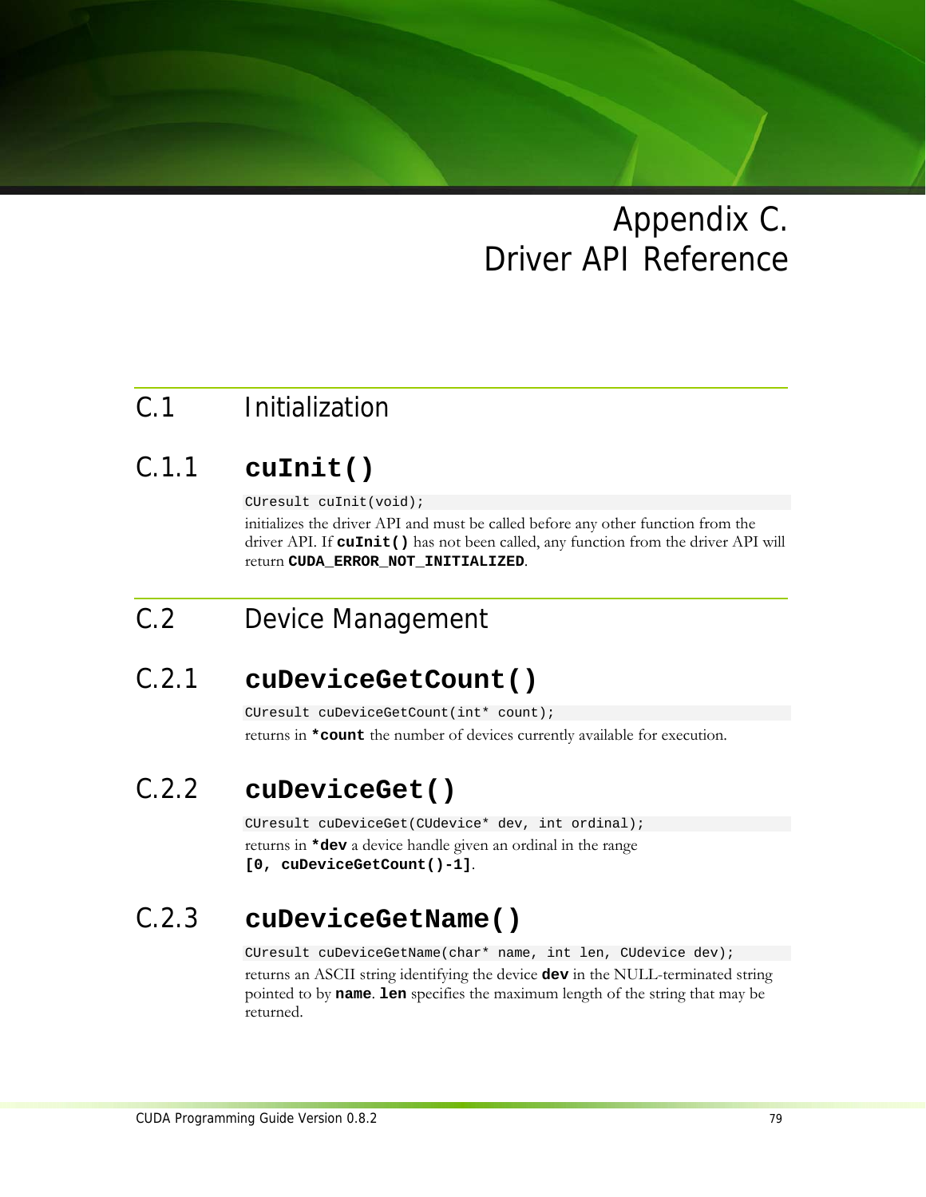# Appendix C. Driver API Reference

## C.1 Initialization

### C.1.1 **cuInit()**

```
CUresult cuInit(void);
```

initializes the driver API and must be called before any other function from the driver API. If **cuInit()** has not been called, any function from the driver API will return **CUDA_ERROR_NOT_INITIALIZED**.

## C.2 Device Management

### C.2.1 **cuDeviceGetCount()**

```
CUresult cuDeviceGetCount(int* count);
```

returns in ***count** the number of devices currently available for execution.

### C.2.2 **cuDeviceGet()**

```
CUresult cuDeviceGet(CUdevice* dev, int ordinal);
```

returns in ***dev** a device handle given an ordinal in the range
**[0, cuDeviceGetCount()-1]**.

### C.2.3 **cuDeviceGetName()**

```
CUresult cuDeviceGetName(char* name, int len, CUdevice dev);
```

returns an ASCII string identifying the device **dev** in the NULL-terminated string pointed to by **name**. **len** specifies the maximum length of the string that may be returned.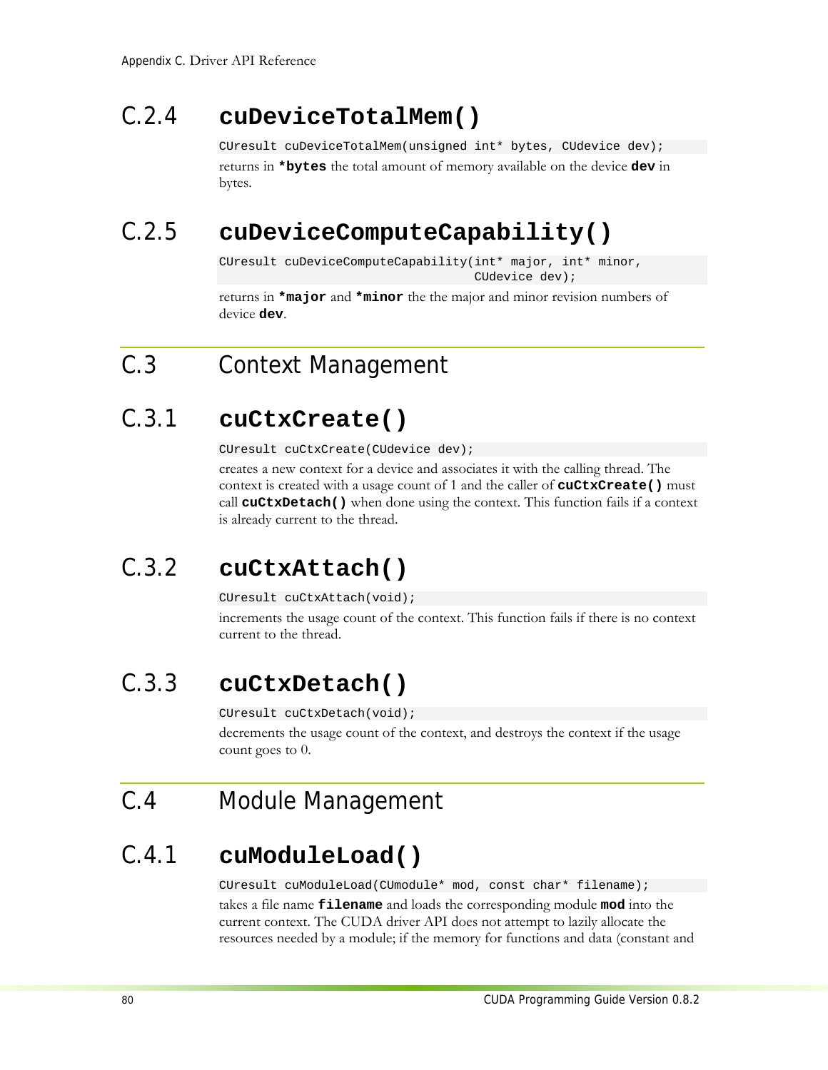### C.2.4 cuDeviceTotalMem()

```
CUresult cuDeviceTotalMem(unsigned int* bytes, CUdevice dev);
```

returns in **`*bytes`** the total amount of memory available on the device **`dev`** in bytes.

### C.2.5 cuDeviceComputeCapability()

```
CUresult cuDeviceComputeCapability(int* major, int* minor,
                                   CUdevice dev);
```

returns in **`*major`** and **`*minor`** the the major and minor revision numbers of device **`dev`**.

## C.3 Context Management

### C.3.1 cuCtxCreate()

```
CUresult cuCtxCreate(CUdevice dev);
```

creates a new context for a device and associates it with the calling thread. The context is created with a usage count of 1 and the caller of **`cuCtxCreate()`** must call **`cuCtxDetach()`** when done using the context. This function fails if a context is already current to the thread.

### C.3.2 cuCtxAttach()

```
CUresult cuCtxAttach(void);
```

increments the usage count of the context. This function fails if there is no context current to the thread.

### C.3.3 cuCtxDetach()

```
CUresult cuCtxDetach(void);
```

decrements the usage count of the context, and destroys the context if the usage count goes to 0.

## C.4 Module Management

### C.4.1 cuModuleLoad()

```
CUresult cuModuleLoad(CUmodule* mod, const char* filename);
```

takes a file name **`filename`** and loads the corresponding module **`mod`** into the current context. The CUDA driver API does not attempt to lazily allocate the resources needed by a module; if the memory for functions and data (constant and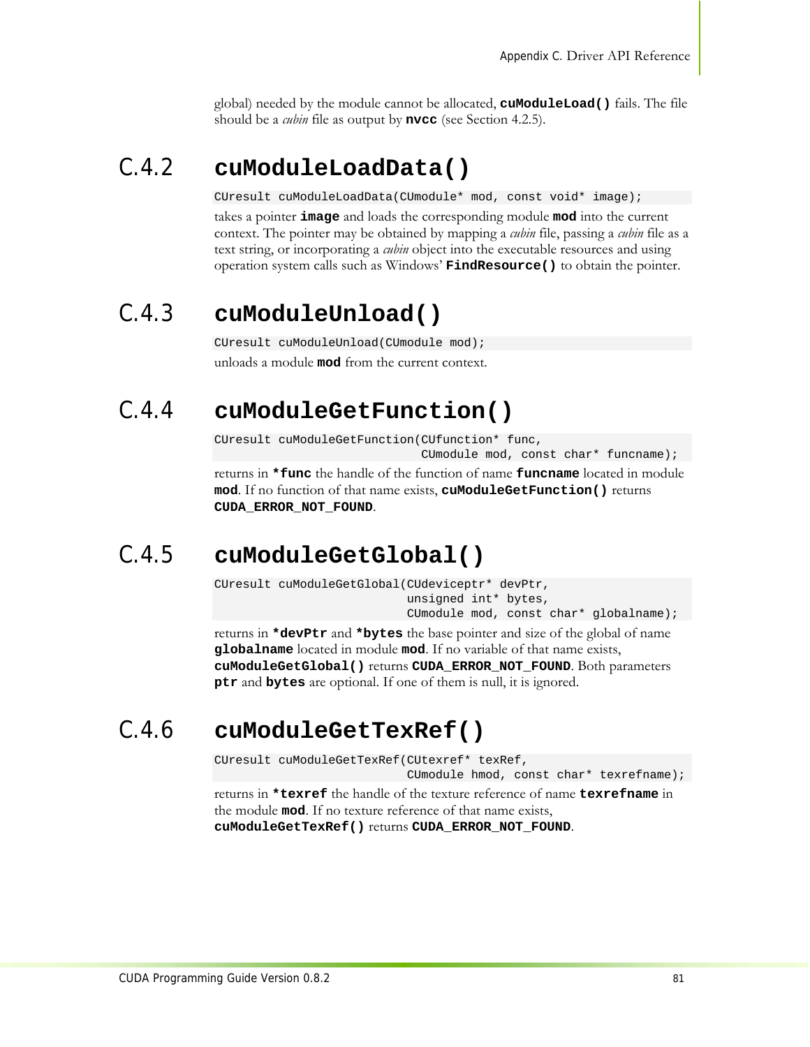global) needed by the module cannot be allocated, **`cuModuleLoad()`** fails. The file should be a *cubin* file as output by **`nvcc`** (see Section 4.2.5).

## C.4.2 cuModuleLoadData()

```
CUresult cuModuleLoadData(CUmodule* mod, const void* image);
```

takes a pointer **`image`** and loads the corresponding module **`mod`** into the current context. The pointer may be obtained by mapping a *cubin* file, passing a *cubin* file as a text string, or incorporating a *cubin* object into the executable resources and using operation system calls such as Windows' **`FindResource()`** to obtain the pointer.

## C.4.3 cuModuleUnload()

```
CUresult cuModuleUnload(CUmodule mod);
```

unloads a module **`mod`** from the current context.

## C.4.4 cuModuleGetFunction()

```
CUresult cuModuleGetFunction(CUfunction* func,
                             CUmodule mod, const char* funcname);
```

returns in **`*func`** the handle of the function of name **`funcname`** located in module **`mod`**. If no function of that name exists, **`cuModuleGetFunction()`** returns **`CUDA_ERROR_NOT_FOUND`**.

## C.4.5 cuModuleGetGlobal()

```
CUresult cuModuleGetGlobal(CUdeviceptr* devPtr,
                           unsigned int* bytes,
                           CUmodule mod, const char* globalname);
```

returns in **`*devPtr`** and **`*bytes`** the base pointer and size of the global of name **`globalname`** located in module **`mod`**. If no variable of that name exists, **`cuModuleGetGlobal()`** returns **`CUDA_ERROR_NOT_FOUND`**. Both parameters **`ptr`** and **`bytes`** are optional. If one of them is null, it is ignored.

## C.4.6 cuModuleGetTexRef()

```
CUresult cuModuleGetTexRef(CUtexref* texRef,
                           CUmodule hmod, const char* texrefname);
```

returns in **`*texref`** the handle of the texture reference of name **`texrefname`** in the module **`mod`**. If no texture reference of that name exists, **`cuModuleGetTexRef()`** returns **`CUDA_ERROR_NOT_FOUND`**.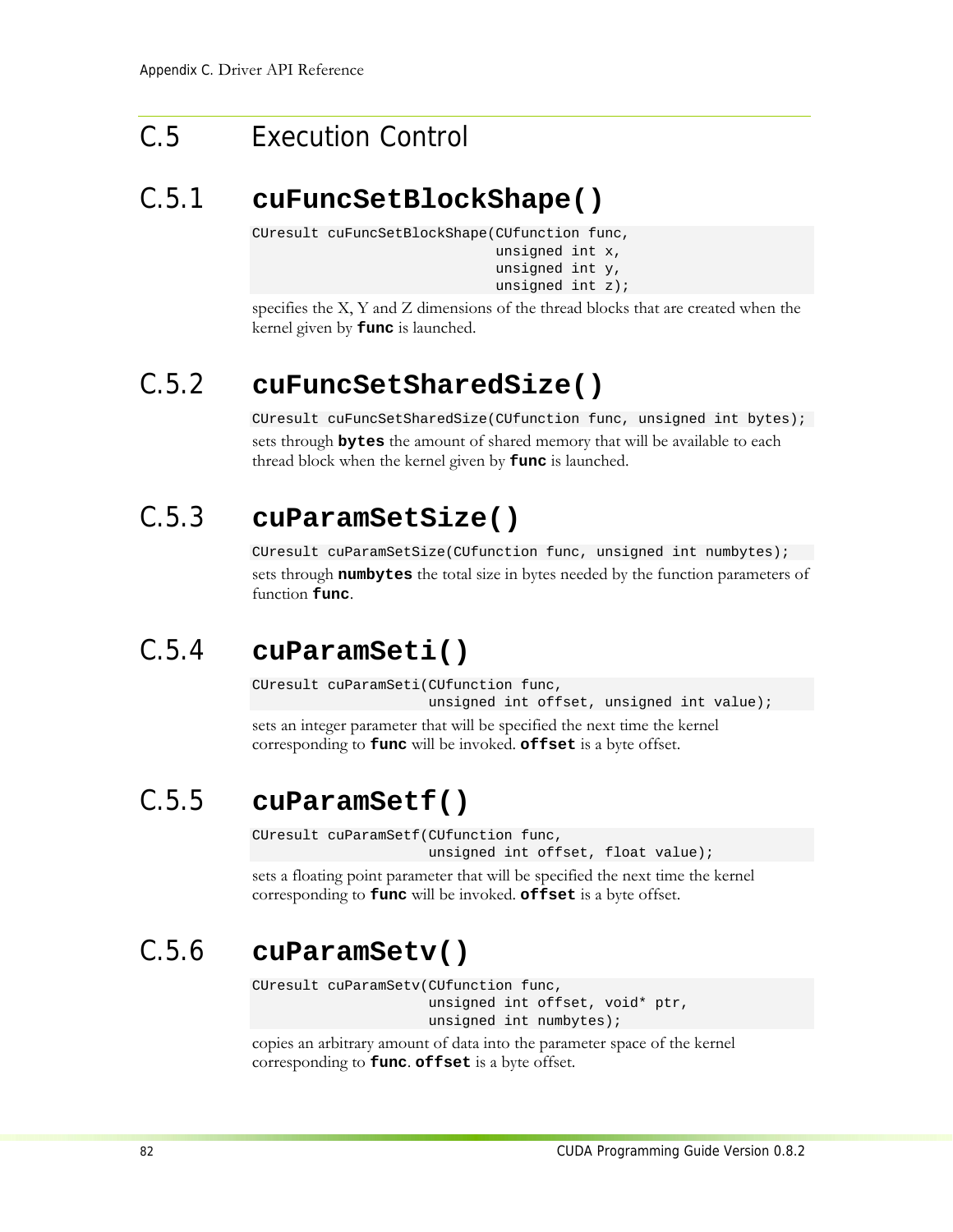## C.5 Execution Control

### C.5.1 cuFuncSetBlockShape()

```
CUresult cuFuncSetBlockShape(CUfunction func,
                             unsigned int x,
                             unsigned int y,
                             unsigned int z);
```

specifies the X, Y and Z dimensions of the thread blocks that are created when the kernel given by **func** is launched.

### C.5.2 cuFuncSetSharedSize()

```
CUresult cuFuncSetSharedSize(CUfunction func, unsigned int bytes);
```

sets through **bytes** the amount of shared memory that will be available to each thread block when the kernel given by **func** is launched.

### C.5.3 cuParamSetSize()

```
CUresult cuParamSetSize(CUfunction func, unsigned int numbytes);
```

sets through **numbytes** the total size in bytes needed by the function parameters of function **func**.

### C.5.4 cuParamSeti()

```
CUresult cuParamSeti(CUfunction func,
                     unsigned int offset, unsigned int value);
```

sets an integer parameter that will be specified the next time the kernel corresponding to **func** will be invoked. **offset** is a byte offset.

### C.5.5 cuParamSetf()

```
CUresult cuParamSetf(CUfunction func,
                     unsigned int offset, float value);
```

sets a floating point parameter that will be specified the next time the kernel corresponding to **func** will be invoked. **offset** is a byte offset.

### C.5.6 cuParamSetv()

```
CUresult cuParamSetv(CUfunction func,
                     unsigned int offset, void* ptr,
                     unsigned int numbytes);
```

copies an arbitrary amount of data into the parameter space of the kernel corresponding to **func**. **offset** is a byte offset.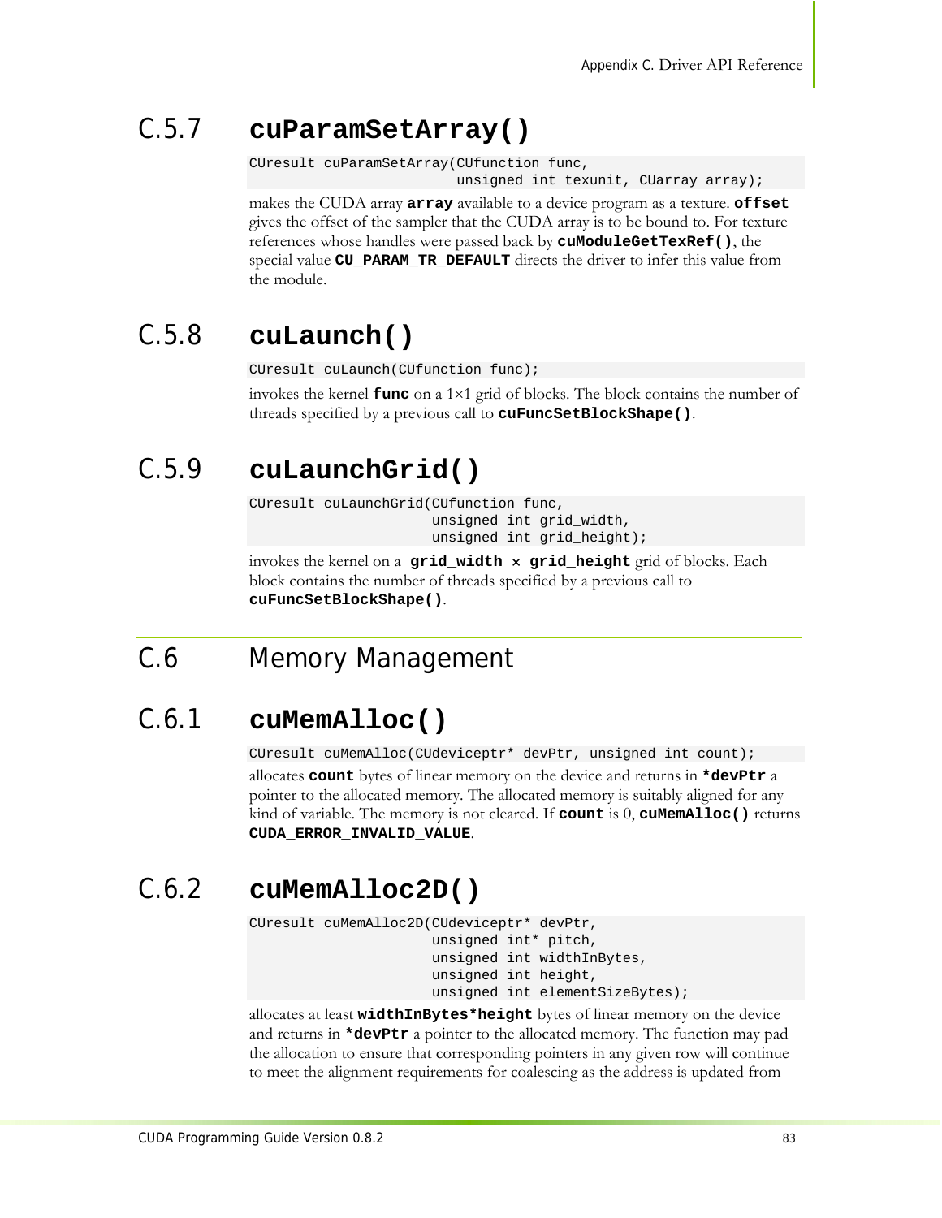## C.5.7 cuParamSetArray()

```
CUresult cuParamSetArray(CUfunction func,
                         unsigned int texunit, CUarray array);
```

makes the CUDA array **array** available to a device program as a texture. **offset** gives the offset of the sampler that the CUDA array is to be bound to. For texture references whose handles were passed back by **cuModuleGetTexRef()**, the special value **CU_PARAM_TR_DEFAULT** directs the driver to infer this value from the module.

## C.5.8 cuLaunch()

```
CUresult cuLaunch(CUfunction func);
```

invokes the kernel **func** on a 1×1 grid of blocks. The block contains the number of threads specified by a previous call to **cuFuncSetBlockShape()**.

## C.5.9 cuLaunchGrid()

```
CUresult cuLaunchGrid(CUfunction func,
                      unsigned int grid_width,
                      unsigned int grid_height);
```

invokes the kernel on a **grid_width × grid_height** grid of blocks. Each block contains the number of threads specified by a previous call to **cuFuncSetBlockShape()**.

# C.6 Memory Management

## C.6.1 cuMemAlloc()

```
CUresult cuMemAlloc(CUdeviceptr* devPtr, unsigned int count);
```

allocates **count** bytes of linear memory on the device and returns in **\*devPtr** a pointer to the allocated memory. The allocated memory is suitably aligned for any kind of variable. The memory is not cleared. If **count** is 0, **cuMemAlloc()** returns **CUDA_ERROR_INVALID_VALUE**.

## C.6.2 cuMemAlloc2D()

```
CUresult cuMemAlloc2D(CUdeviceptr* devPtr,
                      unsigned int* pitch,
                      unsigned int widthInBytes,
                      unsigned int height,
                      unsigned int elementSizeBytes);
```

allocates at least **widthInBytes*height** bytes of linear memory on the device and returns in **\*devPtr** a pointer to the allocated memory. The function may pad the allocation to ensure that corresponding pointers in any given row will continue to meet the alignment requirements for coalescing as the address is updated from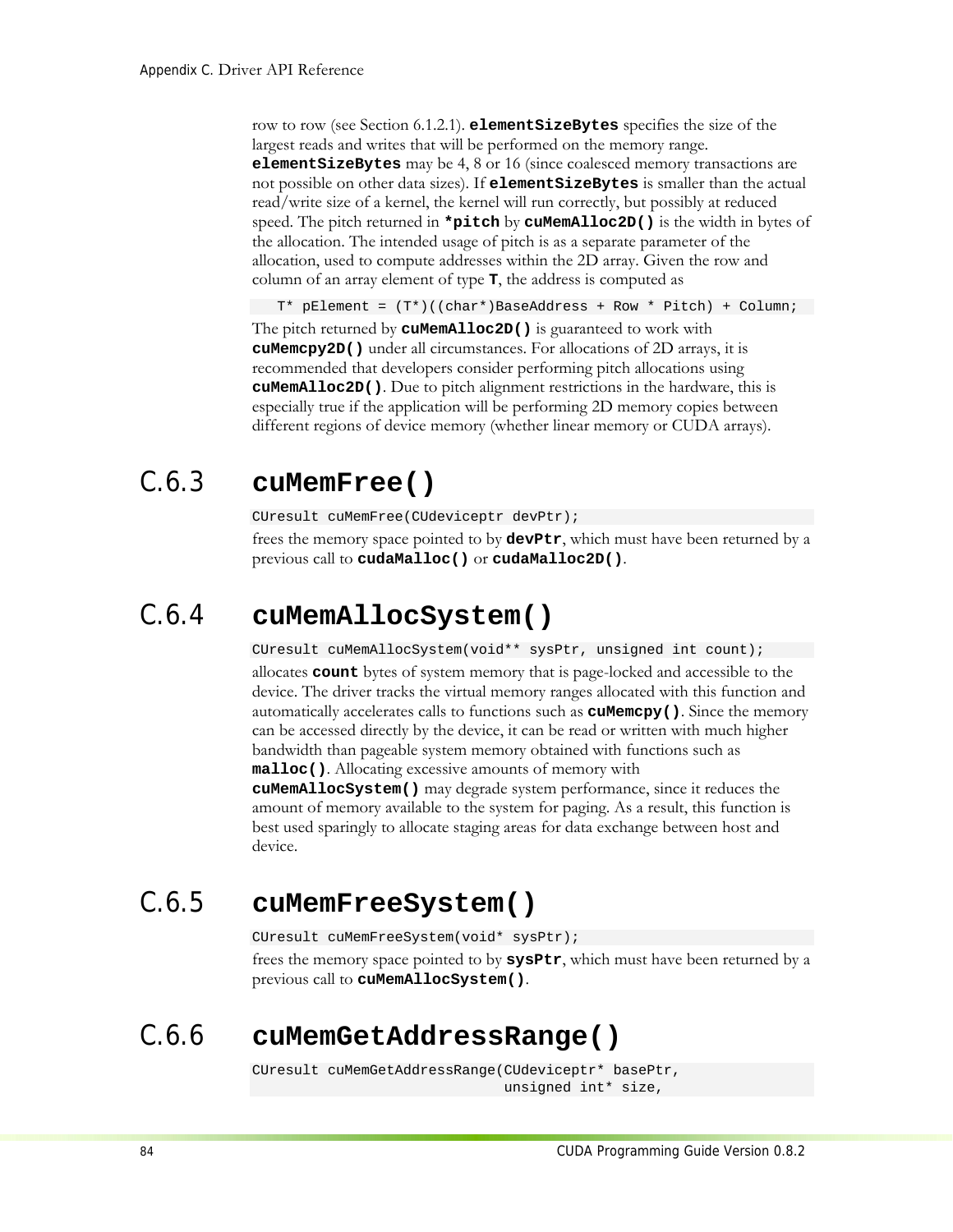row to row (see Section 6.1.2.1). **elementSizeBytes** specifies the size of the largest reads and writes that will be performed on the memory range. **elementSizeBytes** may be 4, 8 or 16 (since coalesced memory transactions are not possible on other data sizes). If **elementSizeBytes** is smaller than the actual read/write size of a kernel, the kernel will run correctly, but possibly at reduced speed. The pitch returned in ***pitch** by **cuMemAlloc2D()** is the width in bytes of the allocation. The intended usage of pitch is as a separate parameter of the allocation, used to compute addresses within the 2D array. Given the row and column of an array element of type **T**, the address is computed as

```
T* pElement = (T*)((char*)BaseAddress + Row * Pitch) + Column;
```

The pitch returned by **cuMemAlloc2D()** is guaranteed to work with **cuMemcpy2D()** under all circumstances. For allocations of 2D arrays, it is recommended that developers consider performing pitch allocations using **cuMemAlloc2D()**. Due to pitch alignment restrictions in the hardware, this is especially true if the application will be performing 2D memory copies between different regions of device memory (whether linear memory or CUDA arrays).

## C.6.3 cuMemFree()

```
CUresult cuMemFree(CUdeviceptr devPtr);
```

frees the memory space pointed to by **devPtr**, which must have been returned by a previous call to **cudaMalloc()** or **cudaMalloc2D()**.

## C.6.4 cuMemAllocSystem()

```
CUresult cuMemAllocSystem(void** sysPtr, unsigned int count);
```

allocates **count** bytes of system memory that is page-locked and accessible to the device. The driver tracks the virtual memory ranges allocated with this function and automatically accelerates calls to functions such as **cuMemcpy()**. Since the memory can be accessed directly by the device, it can be read or written with much higher bandwidth than pageable system memory obtained with functions such as **malloc()**. Allocating excessive amounts of memory with **cuMemAllocSystem()** may degrade system performance, since it reduces the amount of memory available to the system for paging. As a result, this function is best used sparingly to allocate staging areas for data exchange between host and device.

## C.6.5 cuMemFreeSystem()

```
CUresult cuMemFreeSystem(void* sysPtr);
```

frees the memory space pointed to by **sysPtr**, which must have been returned by a previous call to **cuMemAllocSystem()**.

## C.6.6 cuMemGetAddressRange()

```
CUresult cuMemGetAddressRange(CUdeviceptr* basePtr,
                              unsigned int* size,
```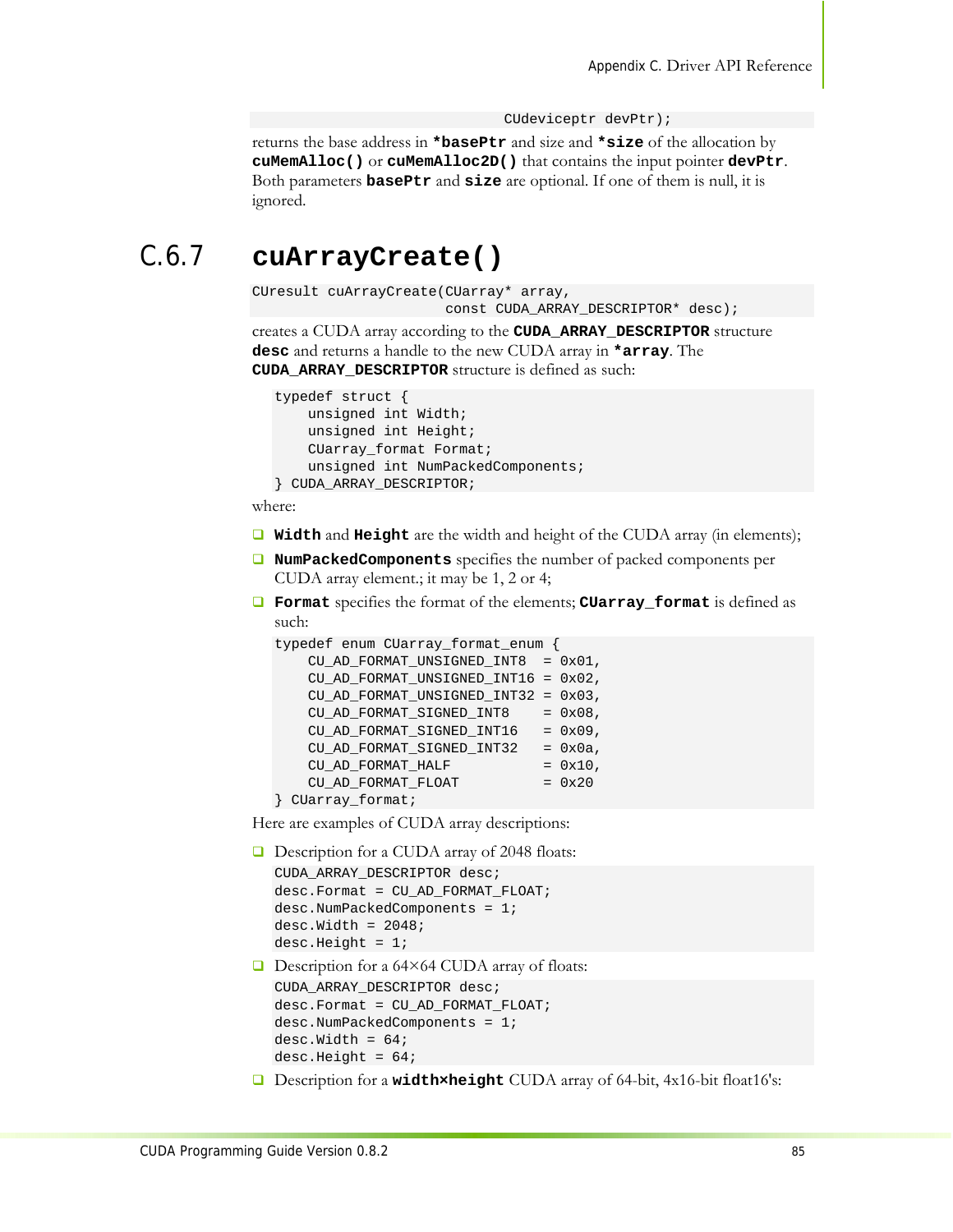```
                              CUdeviceptr devPtr);
```

returns the base address in **`*basePtr`** and size and **`*size`** of the allocation by **`cuMemAlloc()`** or **`cuMemAlloc2D()`** that contains the input pointer **`devPtr`**. Both parameters **`basePtr`** and **`size`** are optional. If one of them is null, it is ignored.

## C.6.7 `cuArrayCreate()`

```
CUresult cuArrayCreate(CUarray* array,
                       const CUDA_ARRAY_DESCRIPTOR* desc);
```

creates a CUDA array according to the **`CUDA_ARRAY_DESCRIPTOR`** structure **`desc`** and returns a handle to the new CUDA array in **`*array`**. The **`CUDA_ARRAY_DESCRIPTOR`** structure is defined as such:

```
typedef struct {
    unsigned int Width;
    unsigned int Height;
    CUarray_format Format;
    unsigned int NumPackedComponents;
} CUDA_ARRAY_DESCRIPTOR;
```

where:

- **`Width`** and **`Height`** are the width and height of the CUDA array (in elements);
- **`NumPackedComponents`** specifies the number of packed components per CUDA array element.; it may be 1, 2 or 4;
- **`Format`** specifies the format of the elements; **`CUarray_format`** is defined as such:

```
typedef enum CUarray_format_enum {
    CU_AD_FORMAT_UNSIGNED_INT8  = 0x01,
    CU_AD_FORMAT_UNSIGNED_INT16 = 0x02,
    CU_AD_FORMAT_UNSIGNED_INT32 = 0x03,
    CU_AD_FORMAT_SIGNED_INT8    = 0x08,
    CU_AD_FORMAT_SIGNED_INT16   = 0x09,
    CU_AD_FORMAT_SIGNED_INT32   = 0x0a,
    CU_AD_FORMAT_HALF           = 0x10,
    CU_AD_FORMAT_FLOAT          = 0x20
} CUarray_format;
```

Here are examples of CUDA array descriptions:

- Description for a CUDA array of 2048 floats:

```
CUDA_ARRAY_DESCRIPTOR desc;
desc.Format = CU_AD_FORMAT_FLOAT;
desc.NumPackedComponents = 1;
desc.Width = 2048;
desc.Height = 1;
```

- Description for a 64×64 CUDA array of floats:

```
CUDA_ARRAY_DESCRIPTOR desc;
desc.Format = CU_AD_FORMAT_FLOAT;
desc.NumPackedComponents = 1;
desc.Width = 64;
desc.Height = 64;
```

- Description for a **`width×height`** CUDA array of 64-bit, 4x16-bit float16's: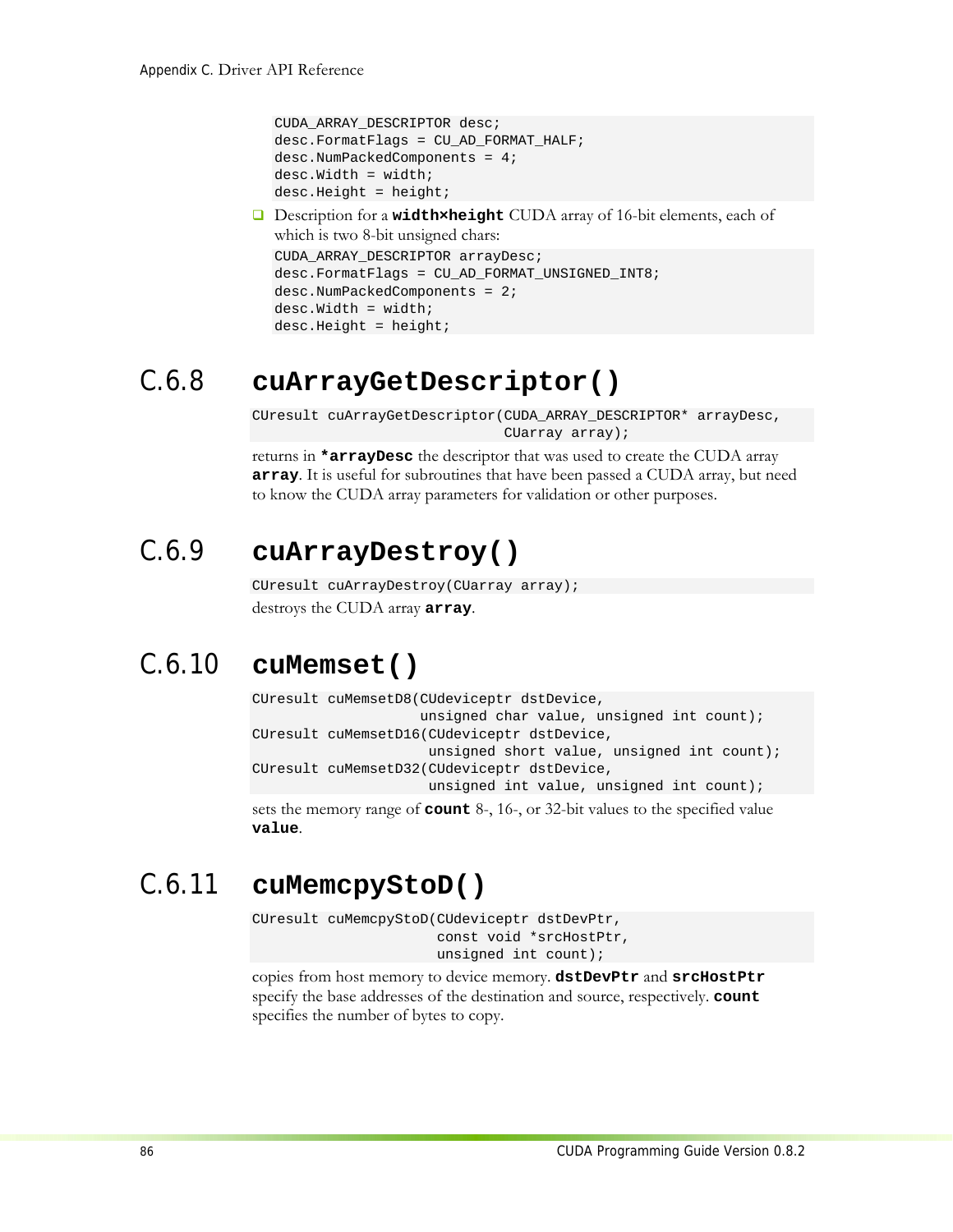```
CUDA_ARRAY_DESCRIPTOR desc;
desc.FormatFlags = CU_AD_FORMAT_HALF;
desc.NumPackedComponents = 4;
desc.Width = width;
desc.Height = height;
```

- Description for a **`width×height`** CUDA array of 16-bit elements, each of which is two 8-bit unsigned chars:

```
CUDA_ARRAY_DESCRIPTOR arrayDesc;
desc.FormatFlags = CU_AD_FORMAT_UNSIGNED_INT8;
desc.NumPackedComponents = 2;
desc.Width = width;
desc.Height = height;
```

### C.6.8 cuArrayGetDescriptor()

```
CUresult cuArrayGetDescriptor(CUDA_ARRAY_DESCRIPTOR* arrayDesc,
                              CUarray array);
```

returns in **`*arrayDesc`** the descriptor that was used to create the CUDA array **`array`**. It is useful for subroutines that have been passed a CUDA array, but need to know the CUDA array parameters for validation or other purposes.

### C.6.9 cuArrayDestroy()

```
CUresult cuArrayDestroy(CUarray array);
```

destroys the CUDA array **`array`**.

### C.6.10 cuMemset()

```
CUresult cuMemsetD8(CUdeviceptr dstDevice,
                    unsigned char value, unsigned int count);
CUresult cuMemsetD16(CUdeviceptr dstDevice,
                     unsigned short value, unsigned int count);
CUresult cuMemsetD32(CUdeviceptr dstDevice,
                     unsigned int value, unsigned int count);
```

sets the memory range of **`count`** 8-, 16-, or 32-bit values to the specified value **`value`**.

### C.6.11 cuMemcpyStoD()

```
CUresult cuMemcpyStoD(CUdeviceptr dstDevPtr,
                      const void *srcHostPtr,
                      unsigned int count);
```

copies from host memory to device memory. **`dstDevPtr`** and **`srcHostPtr`** specify the base addresses of the destination and source, respectively. **`count`** specifies the number of bytes to copy.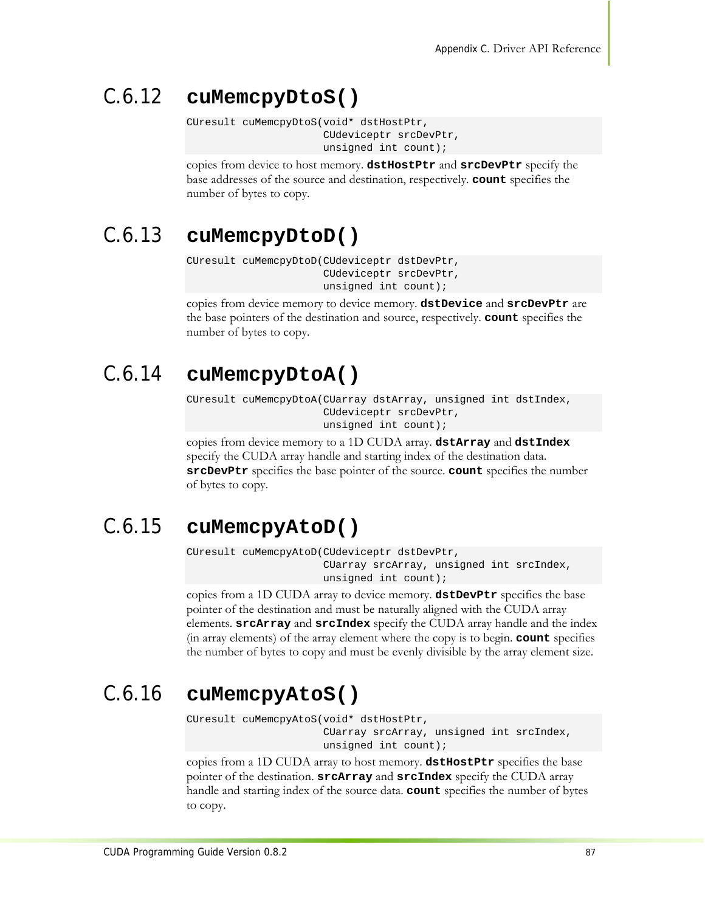### C.6.12 cuMemcpyDtoS()

```
CUresult cuMemcpyDtoS(void* dstHostPtr,
                      CUdeviceptr srcDevPtr,
                      unsigned int count);
```

copies from device to host memory. **dstHostPtr** and **srcDevPtr** specify the base addresses of the source and destination, respectively. **count** specifies the number of bytes to copy.

### C.6.13 cuMemcpyDtoD()

```
CUresult cuMemcpyDtoD(CUdeviceptr dstDevPtr,
                      CUdeviceptr srcDevPtr,
                      unsigned int count);
```

copies from device memory to device memory. **dstDevice** and **srcDevPtr** are the base pointers of the destination and source, respectively. **count** specifies the number of bytes to copy.

### C.6.14 cuMemcpyDtoA()

```
CUresult cuMemcpyDtoA(CUarray dstArray, unsigned int dstIndex,
                      CUdeviceptr srcDevPtr,
                      unsigned int count);
```

copies from device memory to a 1D CUDA array. **dstArray** and **dstIndex** specify the CUDA array handle and starting index of the destination data. **srcDevPtr** specifies the base pointer of the source. **count** specifies the number of bytes to copy.

### C.6.15 cuMemcpyAtoD()

```
CUresult cuMemcpyAtoD(CUdeviceptr dstDevPtr,
                      CUarray srcArray, unsigned int srcIndex,
                      unsigned int count);
```

copies from a 1D CUDA array to device memory. **dstDevPtr** specifies the base pointer of the destination and must be naturally aligned with the CUDA array elements. **srcArray** and **srcIndex** specify the CUDA array handle and the index (in array elements) of the array element where the copy is to begin. **count** specifies the number of bytes to copy and must be evenly divisible by the array element size.

### C.6.16 cuMemcpyAtoS()

```
CUresult cuMemcpyAtoS(void* dstHostPtr,
                      CUarray srcArray, unsigned int srcIndex,
                      unsigned int count);
```

copies from a 1D CUDA array to host memory. **dstHostPtr** specifies the base pointer of the destination. **srcArray** and **srcIndex** specify the CUDA array handle and starting index of the source data. **count** specifies the number of bytes to copy.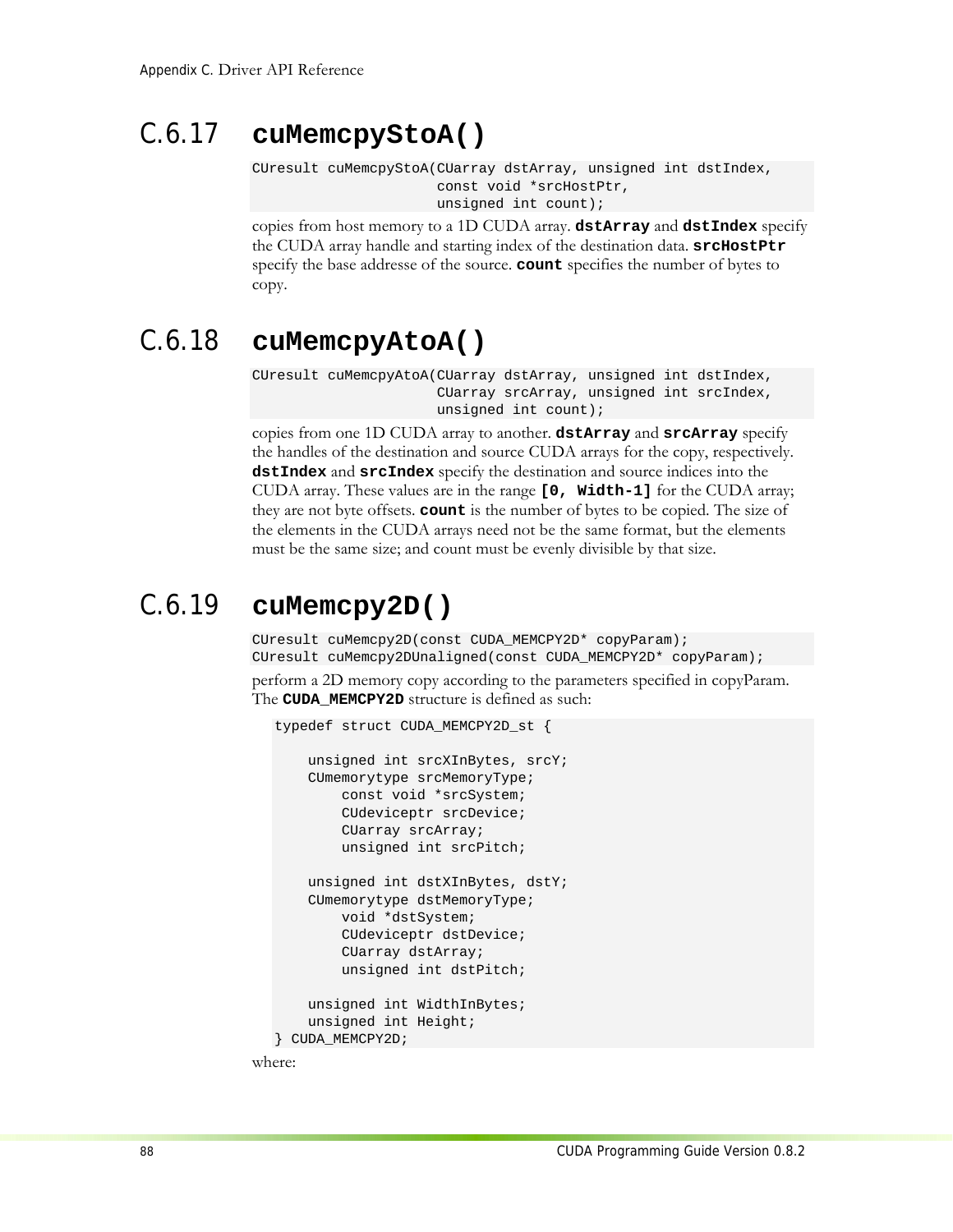## C.6.17 cuMemcpyStoA()

```
CUresult cuMemcpyStoA(CUarray dstArray, unsigned int dstIndex,
                      const void *srcHostPtr,
                      unsigned int count);
```

copies from host memory to a 1D CUDA array. **dstArray** and **dstIndex** specify the CUDA array handle and starting index of the destination data. **srcHostPtr** specify the base addresse of the source. **count** specifies the number of bytes to copy.

## C.6.18 cuMemcpyAtoA()

```
CUresult cuMemcpyAtoA(CUarray dstArray, unsigned int dstIndex,
                      CUarray srcArray, unsigned int srcIndex,
                      unsigned int count);
```

copies from one 1D CUDA array to another. **dstArray** and **srcArray** specify the handles of the destination and source CUDA arrays for the copy, respectively. **dstIndex** and **srcIndex** specify the destination and source indices into the CUDA array. These values are in the range **[0, Width-1]** for the CUDA array; they are not byte offsets. **count** is the number of bytes to be copied. The size of the elements in the CUDA arrays need not be the same format, but the elements must be the same size; and count must be evenly divisible by that size.

## C.6.19 cuMemcpy2D()

```
CUresult cuMemcpy2D(const CUDA_MEMCPY2D* copyParam);
CUresult cuMemcpy2DUnaligned(const CUDA_MEMCPY2D* copyParam);
```

perform a 2D memory copy according to the parameters specified in copyParam. The **CUDA_MEMCPY2D** structure is defined as such:

```
typedef struct CUDA_MEMCPY2D_st {

    unsigned int srcXInBytes, srcY;
    CUmemorytype srcMemoryType;
        const void *srcSystem;
        CUdeviceptr srcDevice;
        CUarray srcArray;
        unsigned int srcPitch;

    unsigned int dstXInBytes, dstY;
    CUmemorytype dstMemoryType;
        void *dstSystem;
        CUdeviceptr dstDevice;
        CUarray dstArray;
        unsigned int dstPitch;

    unsigned int WidthInBytes;
    unsigned int Height;
} CUDA_MEMCPY2D;
```

where: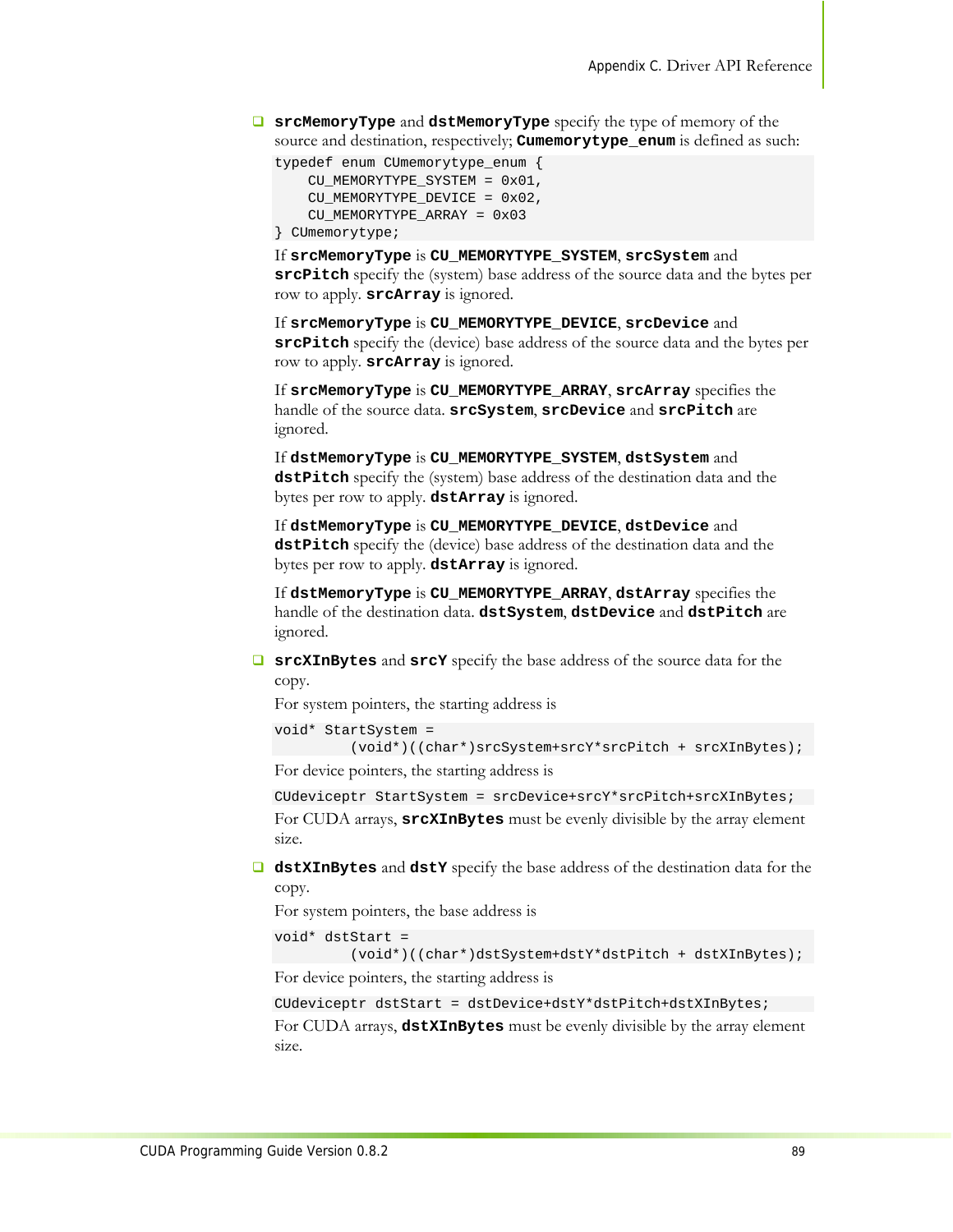- **srcMemoryType** and **dstMemoryType** specify the type of memory of the source and destination, respectively; **Cumemorytype_enum** is defined as such:

  ```
  typedef enum CUmemorytype_enum {
      CU_MEMORYTYPE_SYSTEM = 0x01,
      CU_MEMORYTYPE_DEVICE = 0x02,
      CU_MEMORYTYPE_ARRAY = 0x03
  } CUmemorytype;
  ```

  If **srcMemoryType** is **CU_MEMORYTYPE_SYSTEM**, **srcSystem** and **srcPitch** specify the (system) base address of the source data and the bytes per row to apply. **srcArray** is ignored.

  If **srcMemoryType** is **CU_MEMORYTYPE_DEVICE**, **srcDevice** and **srcPitch** specify the (device) base address of the source data and the bytes per row to apply. **srcArray** is ignored.

  If **srcMemoryType** is **CU_MEMORYTYPE_ARRAY**, **srcArray** specifies the handle of the source data. **srcSystem**, **srcDevice** and **srcPitch** are ignored.

  If **dstMemoryType** is **CU_MEMORYTYPE_SYSTEM**, **dstSystem** and **dstPitch** specify the (system) base address of the destination data and the bytes per row to apply. **dstArray** is ignored.

  If **dstMemoryType** is **CU_MEMORYTYPE_DEVICE**, **dstDevice** and **dstPitch** specify the (device) base address of the destination data and the bytes per row to apply. **dstArray** is ignored.

  If **dstMemoryType** is **CU_MEMORYTYPE_ARRAY**, **dstArray** specifies the handle of the destination data. **dstSystem**, **dstDevice** and **dstPitch** are ignored.

- **srcXInBytes** and **srcY** specify the base address of the source data for the copy.

  For system pointers, the starting address is

  ```
  void* StartSystem =
          (void*)((char*)srcSystem+srcY*srcPitch + srcXInBytes);
  ```

  For device pointers, the starting address is

  ```
  CUdeviceptr StartSystem = srcDevice+srcY*srcPitch+srcXInBytes;
  ```

  For CUDA arrays, **srcXInBytes** must be evenly divisible by the array element size.

- **dstXInBytes** and **dstY** specify the base address of the destination data for the copy.

  For system pointers, the base address is

  ```
  void* dstStart =
          (void*)((char*)dstSystem+dstY*dstPitch + dstXInBytes);
  ```

  For device pointers, the starting address is

  ```
  CUdeviceptr dstStart = dstDevice+dstY*dstPitch+dstXInBytes;
  ```

  For CUDA arrays, **dstXInBytes** must be evenly divisible by the array element size.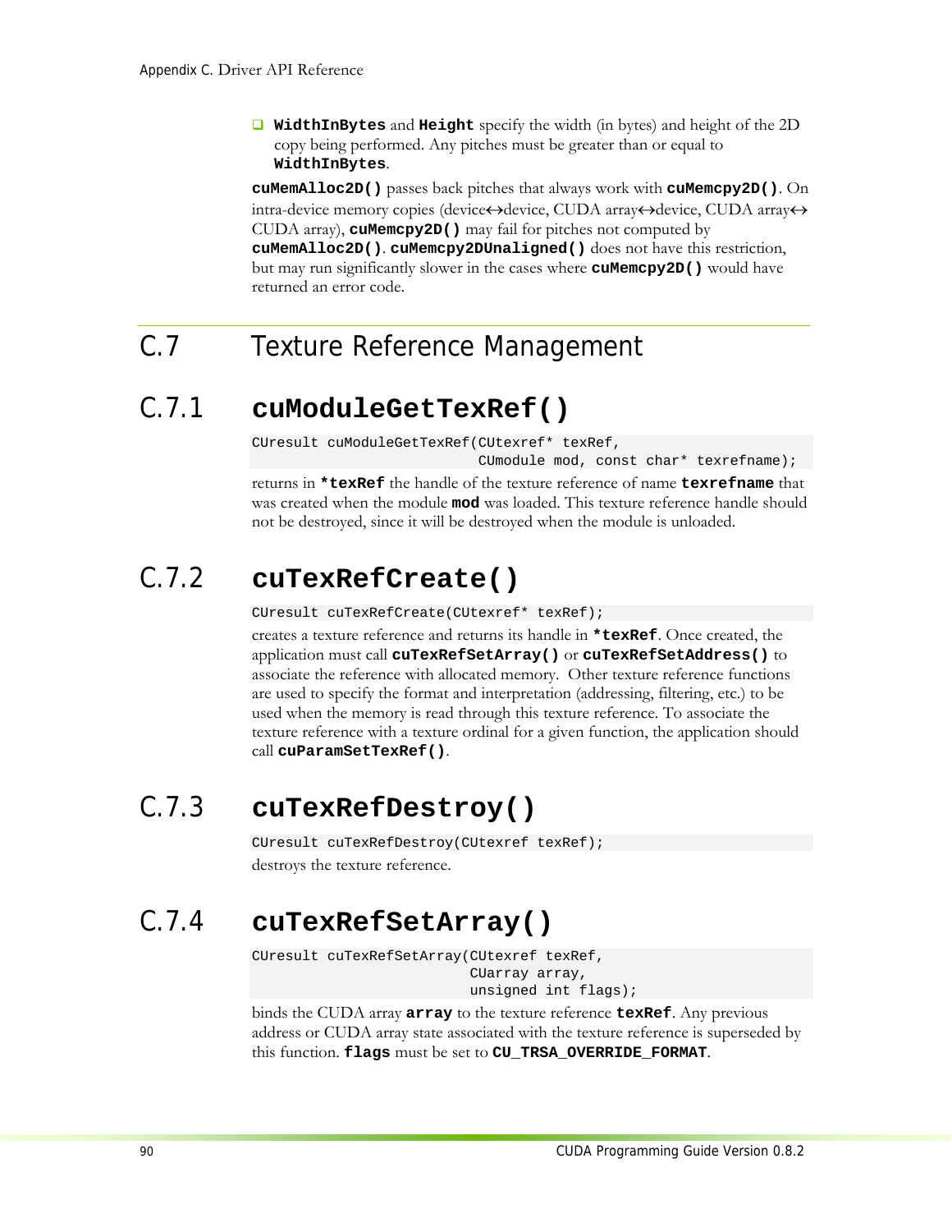- **WidthInBytes** and **Height** specify the width (in bytes) and height of the 2D copy being performed. Any pitches must be greater than or equal to **WidthInBytes**.

**cuMemAlloc2D()** passes back pitches that always work with **cuMemcpy2D()**. On intra-device memory copies (device↔device, CUDA array↔device, CUDA array↔ CUDA array), **cuMemcpy2D()** may fail for pitches not computed by **cuMemAlloc2D()**. **cuMemcpy2DUnaligned()** does not have this restriction, but may run significantly slower in the cases where **cuMemcpy2D()** would have returned an error code.

## C.7 Texture Reference Management

### C.7.1 cuModuleGetTexRef()

```
CUresult cuModuleGetTexRef(CUtexref* texRef,
                           CUmodule mod, const char* texrefname);
```

returns in **\*texRef** the handle of the texture reference of name **texrefname** that was created when the module **mod** was loaded. This texture reference handle should not be destroyed, since it will be destroyed when the module is unloaded.

### C.7.2 cuTexRefCreate()

```
CUresult cuTexRefCreate(CUtexref* texRef);
```

creates a texture reference and returns its handle in **\*texRef**. Once created, the application must call **cuTexRefSetArray()** or **cuTexRefSetAddress()** to associate the reference with allocated memory. Other texture reference functions are used to specify the format and interpretation (addressing, filtering, etc.) to be used when the memory is read through this texture reference. To associate the texture reference with a texture ordinal for a given function, the application should call **cuParamSetTexRef()**.

### C.7.3 cuTexRefDestroy()

```
CUresult cuTexRefDestroy(CUtexref texRef);
```

destroys the texture reference.

### C.7.4 cuTexRefSetArray()

```
CUresult cuTexRefSetArray(CUtexref texRef,
                          CUarray array,
                          unsigned int flags);
```

binds the CUDA array **array** to the texture reference **texRef**. Any previous address or CUDA array state associated with the texture reference is superseded by this function. **flags** must be set to **CU_TRSA_OVERRIDE_FORMAT**.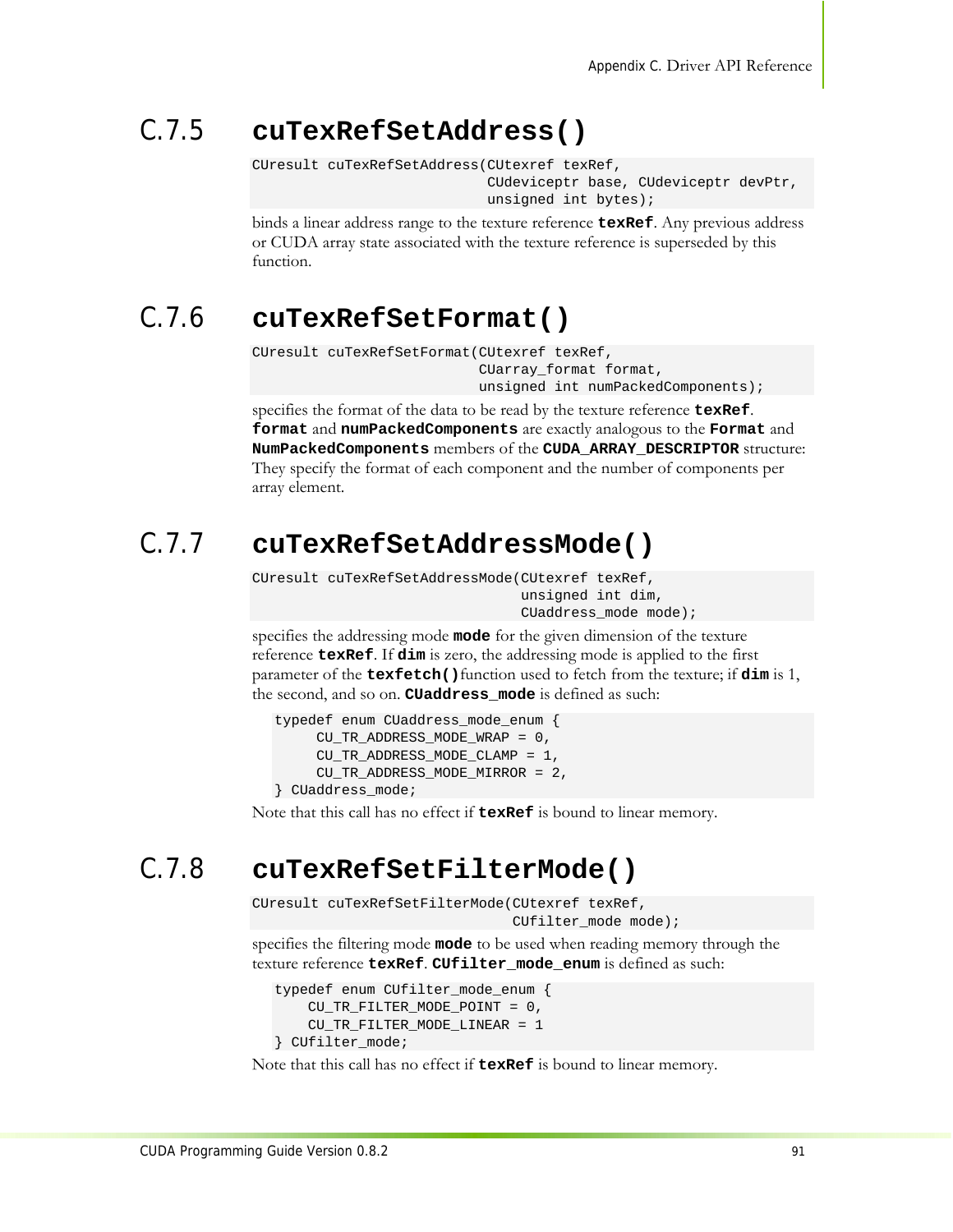### C.7.5 **cuTexRefSetAddress()**

```
CUresult cuTexRefSetAddress(CUtexref texRef,
                            CUdeviceptr base, CUdeviceptr devPtr,
                            unsigned int bytes);
```

binds a linear address range to the texture reference **texRef**. Any previous address or CUDA array state associated with the texture reference is superseded by this function.

### C.7.6 **cuTexRefSetFormat()**

```
CUresult cuTexRefSetFormat(CUtexref texRef,
                           CUarray_format format,
                           unsigned int numPackedComponents);
```

specifies the format of the data to be read by the texture reference **texRef**. **format** and **numPackedComponents** are exactly analogous to the **Format** and **NumPackedComponents** members of the **CUDA_ARRAY_DESCRIPTOR** structure: They specify the format of each component and the number of components per array element.

### C.7.7 **cuTexRefSetAddressMode()**

```
CUresult cuTexRefSetAddressMode(CUtexref texRef,
                                unsigned int dim,
                                CUaddress_mode mode);
```

specifies the addressing mode **mode** for the given dimension of the texture reference **texRef**. If **dim** is zero, the addressing mode is applied to the first parameter of the **texfetch()** function used to fetch from the texture; if **dim** is 1, the second, and so on. **CUaddress_mode** is defined as such:

```
typedef enum CUaddress_mode_enum {
     CU_TR_ADDRESS_MODE_WRAP = 0,
     CU_TR_ADDRESS_MODE_CLAMP = 1,
     CU_TR_ADDRESS_MODE_MIRROR = 2,
} CUaddress_mode;
```

Note that this call has no effect if **texRef** is bound to linear memory.

### C.7.8 **cuTexRefSetFilterMode()**

```
CUresult cuTexRefSetFilterMode(CUtexref texRef,
                               CUfilter_mode mode);
```

specifies the filtering mode **mode** to be used when reading memory through the texture reference **texRef**. **CUfilter_mode_enum** is defined as such:

```
typedef enum CUfilter_mode_enum {
    CU_TR_FILTER_MODE_POINT = 0,
    CU_TR_FILTER_MODE_LINEAR = 1
} CUfilter_mode;
```

Note that this call has no effect if **texRef** is bound to linear memory.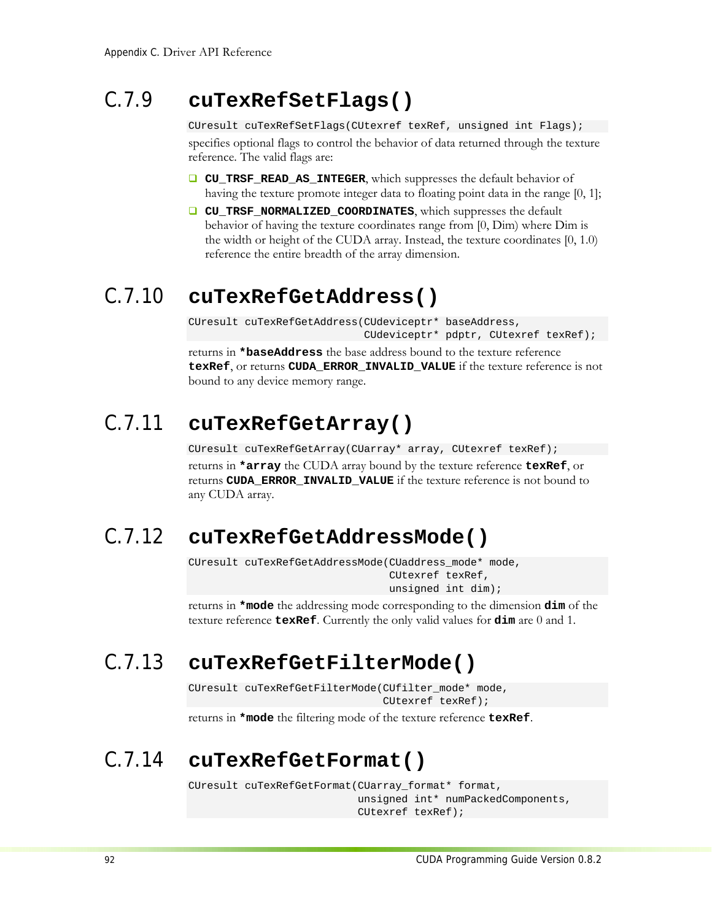### C.7.9 cuTexRefSetFlags()

```
CUresult cuTexRefSetFlags(CUtexref texRef, unsigned int Flags);
```

specifies optional flags to control the behavior of data returned through the texture reference. The valid flags are:

- **CU_TRSF_READ_AS_INTEGER**, which suppresses the default behavior of having the texture promote integer data to floating point data in the range [0, 1];
- **CU_TRSF_NORMALIZED_COORDINATES**, which suppresses the default behavior of having the texture coordinates range from [0, Dim) where Dim is the width or height of the CUDA array. Instead, the texture coordinates [0, 1.0) reference the entire breadth of the array dimension.

### C.7.10 cuTexRefGetAddress()

```
CUresult cuTexRefGetAddress(CUdeviceptr* baseAddress,
                            CUdeviceptr* pdptr, CUtexref texRef);
```

returns in **`*baseAddress`** the base address bound to the texture reference **`texRef`**, or returns **`CUDA_ERROR_INVALID_VALUE`** if the texture reference is not bound to any device memory range.

### C.7.11 cuTexRefGetArray()

```
CUresult cuTexRefGetArray(CUarray* array, CUtexref texRef);
```

returns in **`*array`** the CUDA array bound by the texture reference **`texRef`**, or returns **`CUDA_ERROR_INVALID_VALUE`** if the texture reference is not bound to any CUDA array.

### C.7.12 cuTexRefGetAddressMode()

```
CUresult cuTexRefGetAddressMode(CUaddress_mode* mode,
                                CUtexref texRef,
                                unsigned int dim);
```

returns in **`*mode`** the addressing mode corresponding to the dimension **`dim`** of the texture reference **`texRef`**. Currently the only valid values for **`dim`** are 0 and 1.

### C.7.13 cuTexRefGetFilterMode()

```
CUresult cuTexRefGetFilterMode(CUfilter_mode* mode,
                               CUtexref texRef);
```

returns in **`*mode`** the filtering mode of the texture reference **`texRef`**.

### C.7.14 cuTexRefGetFormat()

```
CUresult cuTexRefGetFormat(CUarray_format* format,
                           unsigned int* numPackedComponents,
                           CUtexref texRef);
```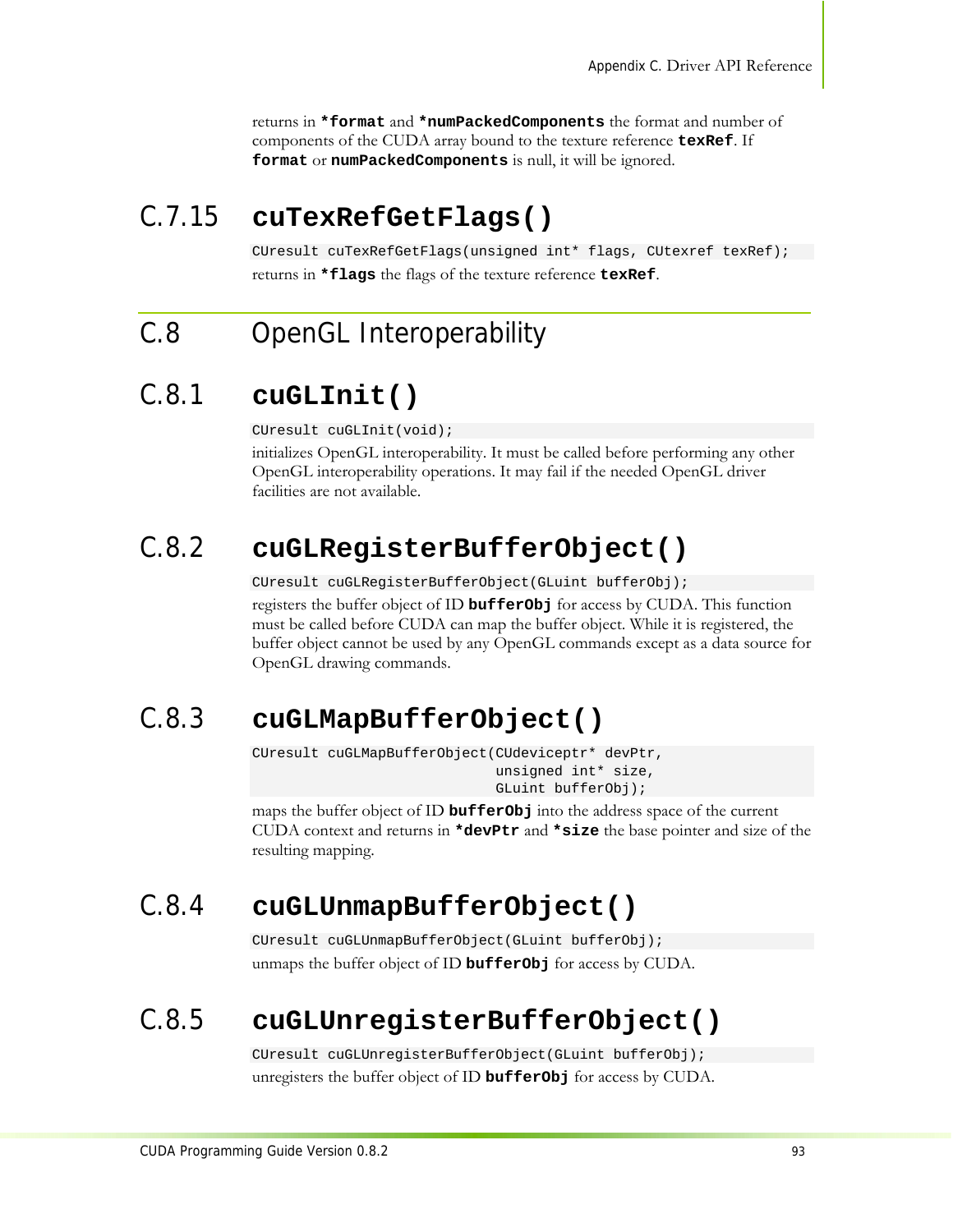returns in **`*format`** and **`*numPackedComponents`** the format and number of components of the CUDA array bound to the texture reference **`texRef`**. If **`format`** or **`numPackedComponents`** is null, it will be ignored.

### C.7.15 cuTexRefGetFlags()

```
CUresult cuTexRefGetFlags(unsigned int* flags, CUtexref texRef);
```

returns in **`*flags`** the flags of the texture reference **`texRef`**.

## C.8 OpenGL Interoperability

### C.8.1 cuGLInit()

```
CUresult cuGLInit(void);
```

initializes OpenGL interoperability. It must be called before performing any other OpenGL interoperability operations. It may fail if the needed OpenGL driver facilities are not available.

### C.8.2 cuGLRegisterBufferObject()

```
CUresult cuGLRegisterBufferObject(GLuint bufferObj);
```

registers the buffer object of ID **`bufferObj`** for access by CUDA. This function must be called before CUDA can map the buffer object. While it is registered, the buffer object cannot be used by any OpenGL commands except as a data source for OpenGL drawing commands.

### C.8.3 cuGLMapBufferObject()

```
CUresult cuGLMapBufferObject(CUdeviceptr* devPtr,
                             unsigned int* size,
                             GLuint bufferObj);
```

maps the buffer object of ID **`bufferObj`** into the address space of the current CUDA context and returns in **`*devPtr`** and **`*size`** the base pointer and size of the resulting mapping.

### C.8.4 cuGLUnmapBufferObject()

```
CUresult cuGLUnmapBufferObject(GLuint bufferObj);
```

unmaps the buffer object of ID **`bufferObj`** for access by CUDA.

### C.8.5 cuGLUnregisterBufferObject()

```
CUresult cuGLUnregisterBufferObject(GLuint bufferObj);
```

unregisters the buffer object of ID **`bufferObj`** for access by CUDA.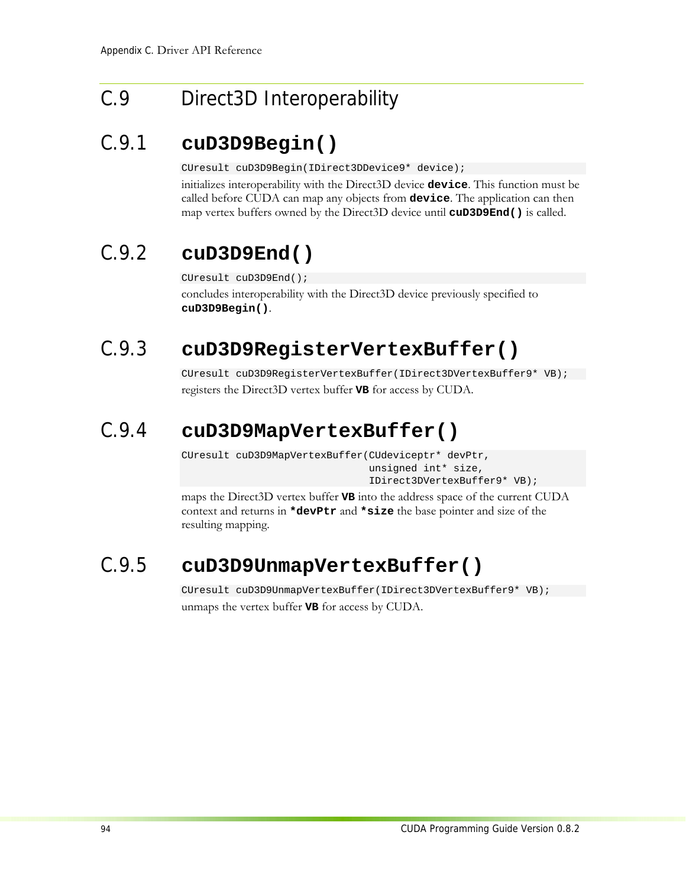## C.9 Direct3D Interoperability

### C.9.1 cuD3D9Begin()

```
CUresult cuD3D9Begin(IDirect3DDevice9* device);
```

initializes interoperability with the Direct3D device **device**. This function must be called before CUDA can map any objects from **device**. The application can then map vertex buffers owned by the Direct3D device until **cuD3D9End()** is called.

### C.9.2 cuD3D9End()

```
CUresult cuD3D9End();
```

concludes interoperability with the Direct3D device previously specified to **cuD3D9Begin()**.

### C.9.3 cuD3D9RegisterVertexBuffer()

```
CUresult cuD3D9RegisterVertexBuffer(IDirect3DVertexBuffer9* VB);
```

registers the Direct3D vertex buffer **VB** for access by CUDA.

### C.9.4 cuD3D9MapVertexBuffer()

```
CUresult cuD3D9MapVertexBuffer(CUdeviceptr* devPtr,
                               unsigned int* size,
                               IDirect3DVertexBuffer9* VB);
```

maps the Direct3D vertex buffer **VB** into the address space of the current CUDA context and returns in ***devPtr** and ***size** the base pointer and size of the resulting mapping.

### C.9.5 cuD3D9UnmapVertexBuffer()

```
CUresult cuD3D9UnmapVertexBuffer(IDirect3DVertexBuffer9* VB);
```

unmaps the vertex buffer **VB** for access by CUDA.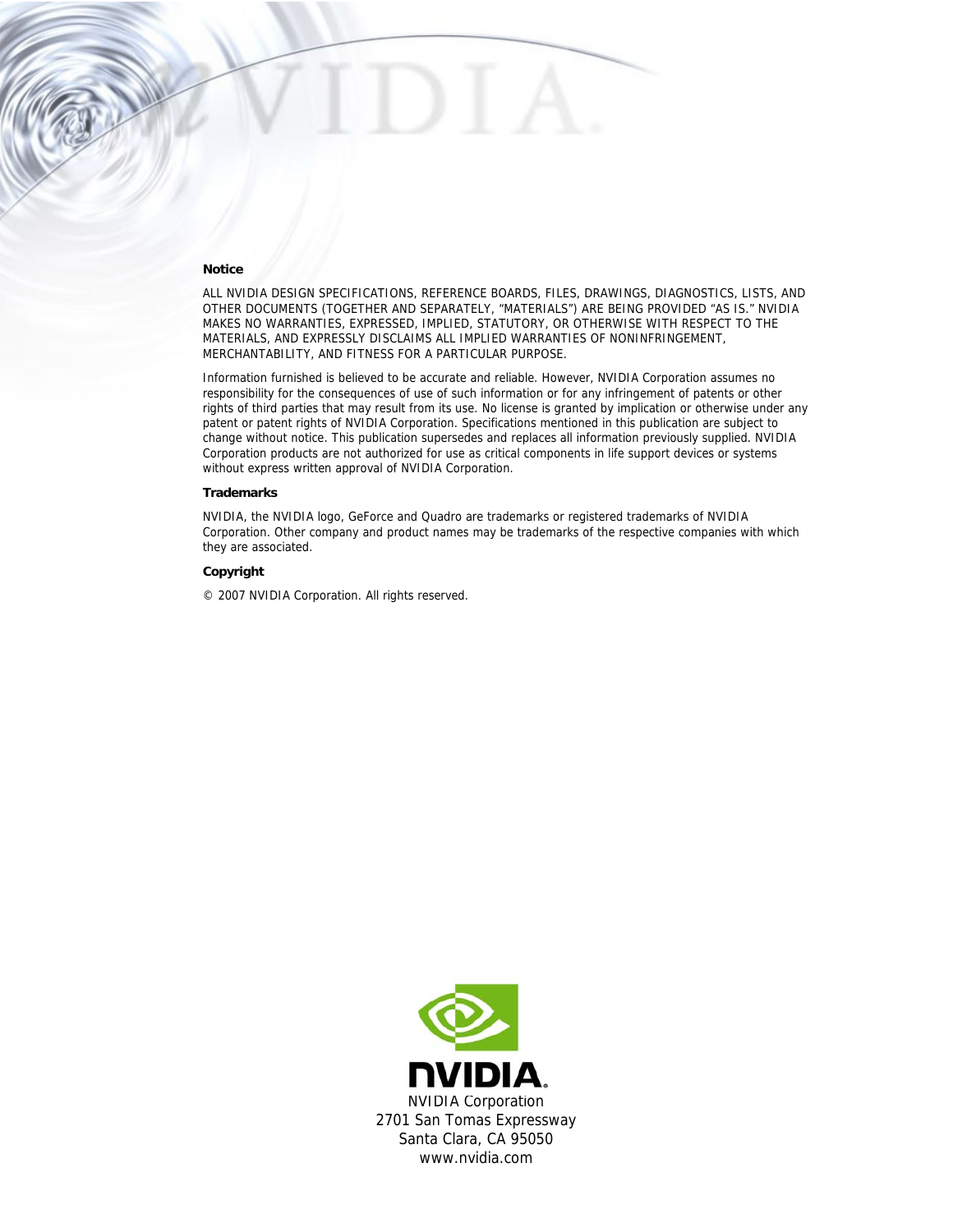**Notice**

ALL NVIDIA DESIGN SPECIFICATIONS, REFERENCE BOARDS, FILES, DRAWINGS, DIAGNOSTICS, LISTS, AND OTHER DOCUMENTS (TOGETHER AND SEPARATELY, "MATERIALS") ARE BEING PROVIDED "AS IS." NVIDIA MAKES NO WARRANTIES, EXPRESSED, IMPLIED, STATUTORY, OR OTHERWISE WITH RESPECT TO THE MATERIALS, AND EXPRESSLY DISCLAIMS ALL IMPLIED WARRANTIES OF NONINFRINGEMENT, MERCHANTABILITY, AND FITNESS FOR A PARTICULAR PURPOSE.

Information furnished is believed to be accurate and reliable. However, NVIDIA Corporation assumes no responsibility for the consequences of use of such information or for any infringement of patents or other rights of third parties that may result from its use. No license is granted by implication or otherwise under any patent or patent rights of NVIDIA Corporation. Specifications mentioned in this publication are subject to change without notice. This publication supersedes and replaces all information previously supplied. NVIDIA Corporation products are not authorized for use as critical components in life support devices or systems without express written approval of NVIDIA Corporation.

**Trademarks**

NVIDIA, the NVIDIA logo, GeForce and Quadro are trademarks or registered trademarks of NVIDIA Corporation. Other company and product names may be trademarks of the respective companies with which they are associated.

**Copyright**

© 2007 NVIDIA Corporation. All rights reserved.

NVIDIA Corporation
2701 San Tomas Expressway
Santa Clara, CA 95050
www.nvidia.com